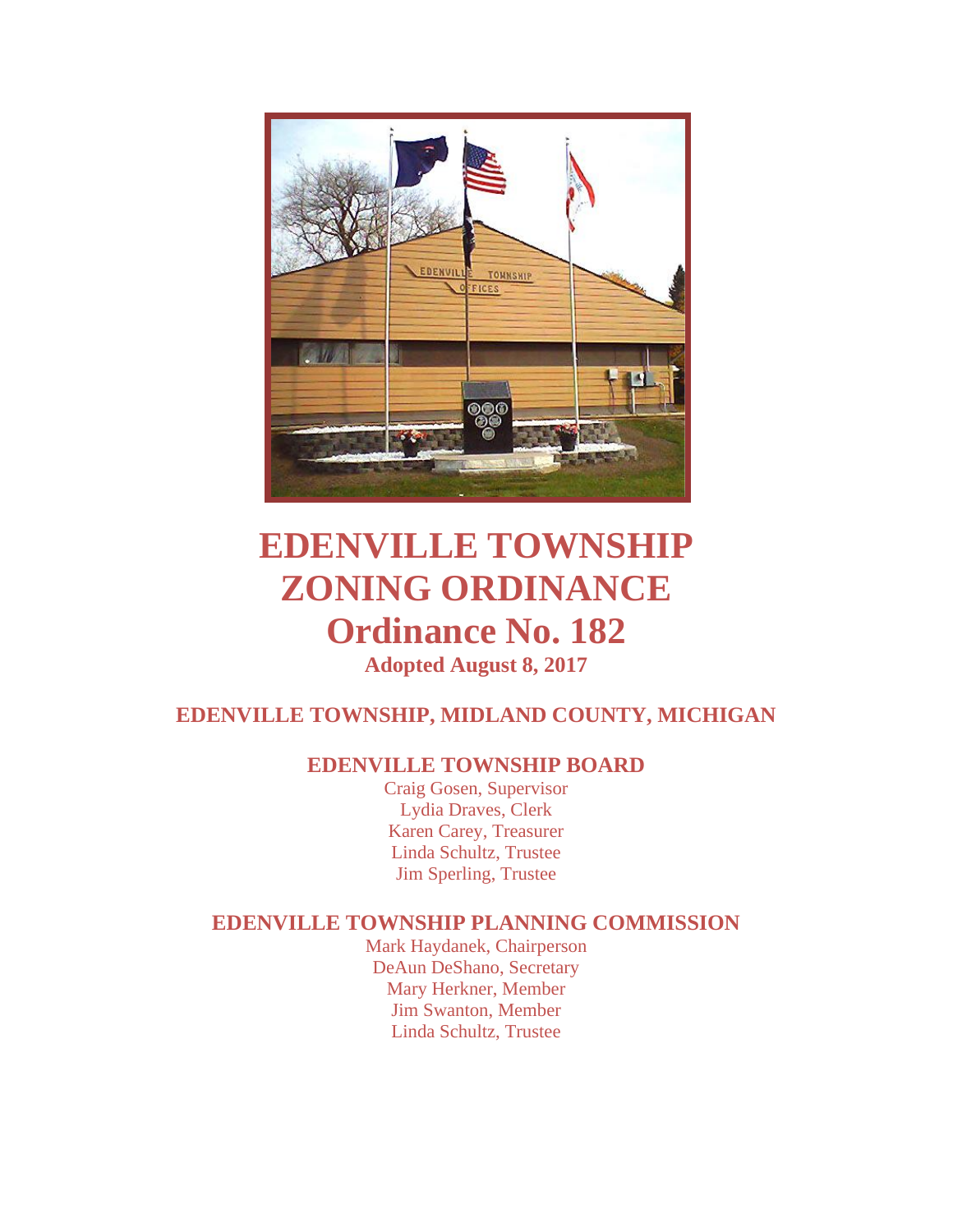# EDENVILLE TOWNSHIP ZONING ORDINANCE

# Ordinance No. 182

**Adopted August 8, 2017**

## EDENVILLE TOWNSHIP, MIDLAND COUNTY, MICHIGAN

### EDENVILLE TOWNSHIP BOARD

Craig Gosen, Supervisor
Lydia Draves, Clerk
Karen Carey, Treasurer
Linda Schultz, Trustee
Jim Sperling, Trustee

### EDENVILLE TOWNSHIP PLANNING COMMISSION

Mark Haydanek, Chairperson
DeAun DeShano, Secretary
Mary Herkner, Member
Jim Swanton, Member
Linda Schultz, Trustee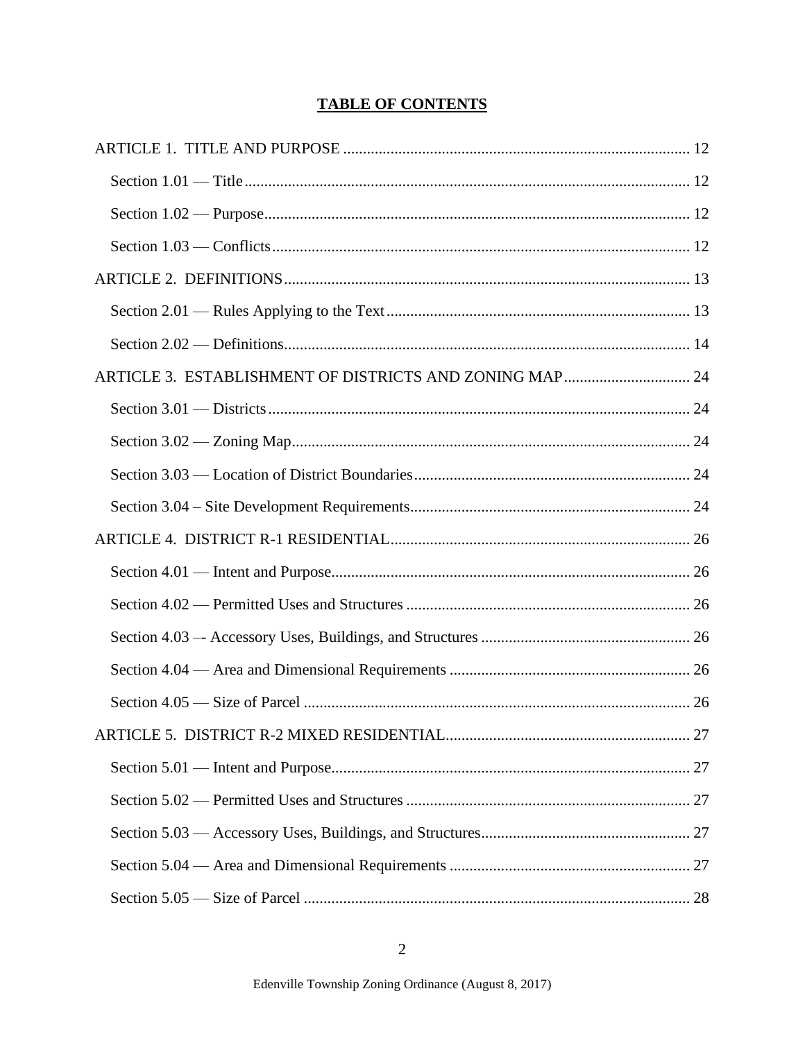# TABLE OF CONTENTS

ARTICLE 1. TITLE AND PURPOSE ........................................................................................ 12

Section 1.01 — Title ................................................................................................................ 12

Section 1.02 — Purpose ........................................................................................................... 12

Section 1.03 — Conflicts ......................................................................................................... 12

ARTICLE 2. DEFINITIONS ...................................................................................................... 13

Section 2.01 — Rules Applying to the Text ............................................................................ 13

Section 2.02 — Definitions ...................................................................................................... 14

ARTICLE 3. ESTABLISHMENT OF DISTRICTS AND ZONING MAP ................................ 24

Section 3.01 — Districts .......................................................................................................... 24

Section 3.02 — Zoning Map .................................................................................................... 24

Section 3.03 — Location of District Boundaries ..................................................................... 24

Section 3.04 – Site Development Requirements ...................................................................... 24

ARTICLE 4. DISTRICT R-1 RESIDENTIAL ............................................................................ 26

Section 4.01 — Intent and Purpose .......................................................................................... 26

Section 4.02 — Permitted Uses and Structures ........................................................................ 26

Section 4.03 –- Accessory Uses, Buildings, and Structures ..................................................... 26

Section 4.04 — Area and Dimensional Requirements ............................................................. 26

Section 4.05 — Size of Parcel .................................................................................................. 26

ARTICLE 5. DISTRICT R-2 MIXED RESIDENTIAL .............................................................. 27

Section 5.01 — Intent and Purpose .......................................................................................... 27

Section 5.02 — Permitted Uses and Structures ........................................................................ 27

Section 5.03 — Accessory Uses, Buildings, and Structures ..................................................... 27

Section 5.04 — Area and Dimensional Requirements ............................................................. 27

Section 5.05 — Size of Parcel .................................................................................................. 28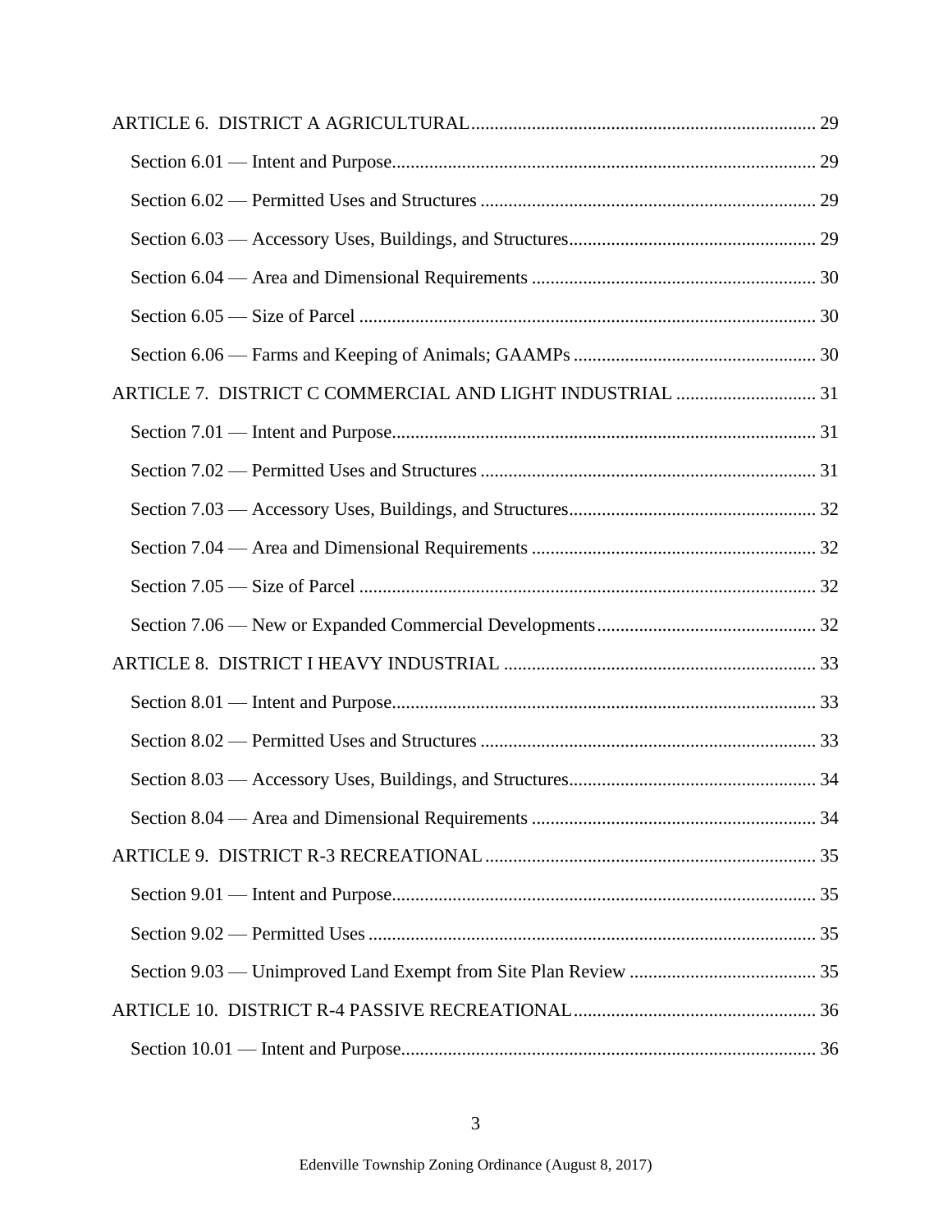ARTICLE 6. DISTRICT A AGRICULTURAL ........................................................................ 29

Section 6.01 — Intent and Purpose ........................................................................ 29

Section 6.02 — Permitted Uses and Structures ........................................................ 29

Section 6.03 — Accessory Uses, Buildings, and Structures ...................................... 29

Section 6.04 — Area and Dimensional Requirements ................................................ 30

Section 6.05 — Size of Parcel .................................................................................. 30

Section 6.06 — Farms and Keeping of Animals; GAAMPs ....................................... 30

ARTICLE 7. DISTRICT C COMMERCIAL AND LIGHT INDUSTRIAL ............................ 31

Section 7.01 — Intent and Purpose ........................................................................ 31

Section 7.02 — Permitted Uses and Structures ........................................................ 31

Section 7.03 — Accessory Uses, Buildings, and Structures ...................................... 32

Section 7.04 — Area and Dimensional Requirements ................................................ 32

Section 7.05 — Size of Parcel .................................................................................. 32

Section 7.06 — New or Expanded Commercial Developments .................................. 32

ARTICLE 8. DISTRICT I HEAVY INDUSTRIAL ............................................................. 33

Section 8.01 — Intent and Purpose ........................................................................ 33

Section 8.02 — Permitted Uses and Structures ........................................................ 33

Section 8.03 — Accessory Uses, Buildings, and Structures ...................................... 34

Section 8.04 — Area and Dimensional Requirements ................................................ 34

ARTICLE 9. DISTRICT R-3 RECREATIONAL ................................................................ 35

Section 9.01 — Intent and Purpose ........................................................................ 35

Section 9.02 — Permitted Uses ................................................................................ 35

Section 9.03 — Unimproved Land Exempt from Site Plan Review ........................... 35

ARTICLE 10. DISTRICT R-4 PASSIVE RECREATIONAL ................................................ 36

Section 10.01 — Intent and Purpose ...................................................................... 36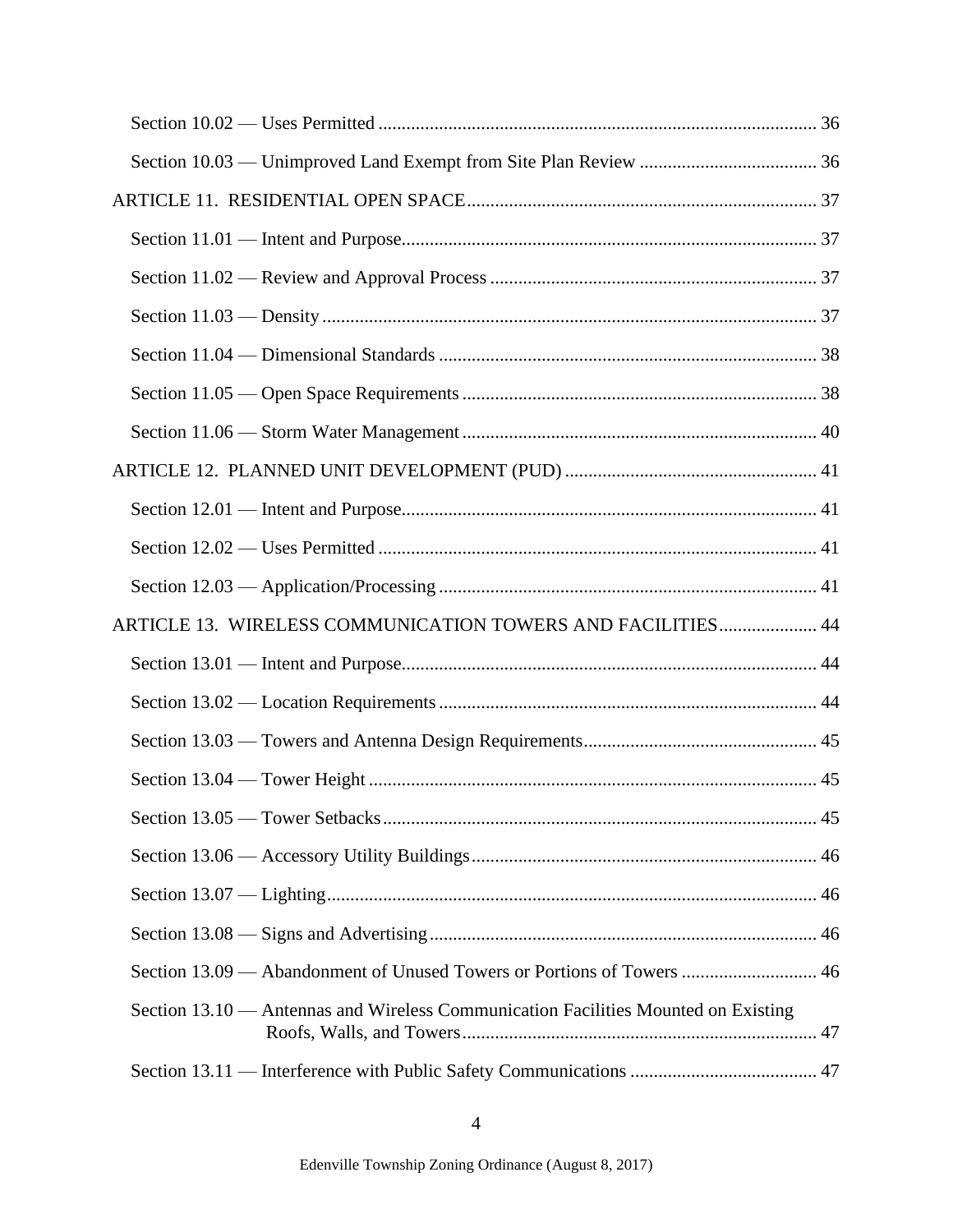Section 10.02 — Uses Permitted ............................................................................................. 36

Section 10.03 — Unimproved Land Exempt from Site Plan Review ...................................... 36

ARTICLE 11. RESIDENTIAL OPEN SPACE........................................................................... 37

Section 11.01 — Intent and Purpose......................................................................................... 37

Section 11.02 — Review and Approval Process ...................................................................... 37

Section 11.03 — Density .......................................................................................................... 37

Section 11.04 — Dimensional Standards ................................................................................. 38

Section 11.05 — Open Space Requirements ............................................................................ 38

Section 11.06 — Storm Water Management ............................................................................ 40

ARTICLE 12. PLANNED UNIT DEVELOPMENT (PUD) ...................................................... 41

Section 12.01 — Intent and Purpose......................................................................................... 41

Section 12.02 — Uses Permitted .............................................................................................. 41

Section 12.03 — Application/Processing ................................................................................. 41

ARTICLE 13. WIRELESS COMMUNICATION TOWERS AND FACILITIES..................... 44

Section 13.01 — Intent and Purpose......................................................................................... 44

Section 13.02 — Location Requirements ................................................................................. 44

Section 13.03 — Towers and Antenna Design Requirements.................................................. 45

Section 13.04 — Tower Height ................................................................................................ 45

Section 13.05 — Tower Setbacks............................................................................................. 45

Section 13.06 — Accessory Utility Buildings.......................................................................... 46

Section 13.07 — Lighting......................................................................................................... 46

Section 13.08 — Signs and Advertising................................................................................... 46

Section 13.09 — Abandonment of Unused Towers or Portions of Towers ............................. 46

Section 13.10 — Antennas and Wireless Communication Facilities Mounted on Existing Roofs, Walls, and Towers............................................................................ 47

Section 13.11 — Interference with Public Safety Communications ........................................ 47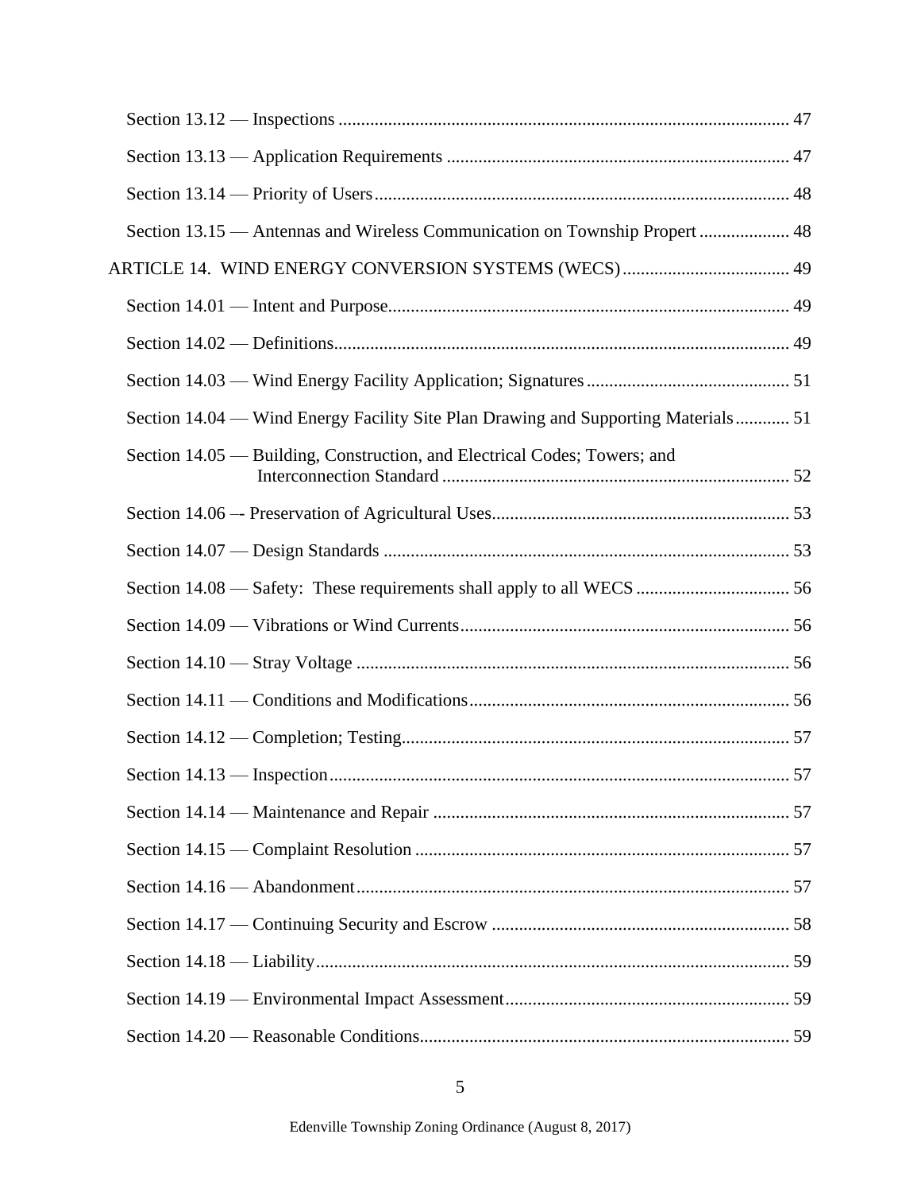Section 13.12 — Inspections ................................................................................................... 47

Section 13.13 — Application Requirements ........................................................................... 47

Section 13.14 — Priority of Users........................................................................................... 48

Section 13.15 — Antennas and Wireless Communication on Township Propert .................... 48

ARTICLE 14. WIND ENERGY CONVERSION SYSTEMS (WECS)..................................... 49

Section 14.01 — Intent and Purpose........................................................................................ 49

Section 14.02 — Definitions.................................................................................................... 49

Section 14.03 — Wind Energy Facility Application; Signatures ............................................ 51

Section 14.04 — Wind Energy Facility Site Plan Drawing and Supporting Materials............ 51

Section 14.05 — Building, Construction, and Electrical Codes; Towers; and Interconnection Standard ............................................................................ 52

Section 14.06 –- Preservation of Agricultural Uses................................................................. 53

Section 14.07 — Design Standards ......................................................................................... 53

Section 14.08 — Safety: These requirements shall apply to all WECS .................................. 56

Section 14.09 — Vibrations or Wind Currents........................................................................ 56

Section 14.10 — Stray Voltage ............................................................................................... 56

Section 14.11 — Conditions and Modifications...................................................................... 56

Section 14.12 — Completion; Testing..................................................................................... 57

Section 14.13 — Inspection..................................................................................................... 57

Section 14.14 — Maintenance and Repair .............................................................................. 57

Section 14.15 — Complaint Resolution .................................................................................. 57

Section 14.16 — Abandonment............................................................................................... 57

Section 14.17 — Continuing Security and Escrow ................................................................. 58

Section 14.18 — Liability........................................................................................................ 59

Section 14.19 — Environmental Impact Assessment.............................................................. 59

Section 14.20 — Reasonable Conditions................................................................................. 59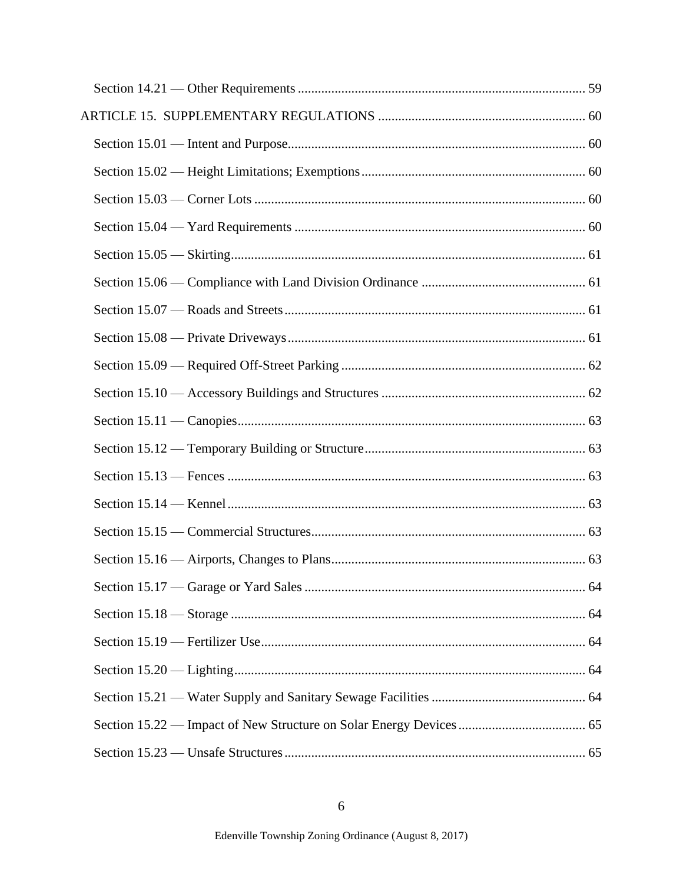Section 14.21 — Other Requirements ..................................................................................... 59

ARTICLE 15. SUPPLEMENTARY REGULATIONS ............................................................. 60

Section 15.01 — Intent and Purpose......................................................................................... 60

Section 15.02 — Height Limitations; Exemptions.................................................................... 60

Section 15.03 — Corner Lots ................................................................................................... 60

Section 15.04 — Yard Requirements ....................................................................................... 60

Section 15.05 — Skirting.......................................................................................................... 61

Section 15.06 — Compliance with Land Division Ordinance .................................................. 61

Section 15.07 — Roads and Streets.......................................................................................... 61

Section 15.08 — Private Driveways......................................................................................... 61

Section 15.09 — Required Off-Street Parking ......................................................................... 62

Section 15.10 — Accessory Buildings and Structures ............................................................. 62

Section 15.11 — Canopies........................................................................................................ 63

Section 15.12 — Temporary Building or Structure.................................................................. 63

Section 15.13 — Fences ........................................................................................................... 63

Section 15.14 — Kennel........................................................................................................... 63

Section 15.15 — Commercial Structures.................................................................................. 63

Section 15.16 — Airports, Changes to Plans............................................................................ 63

Section 15.17 — Garage or Yard Sales .................................................................................... 64

Section 15.18 — Storage .......................................................................................................... 64

Section 15.19 — Fertilizer Use................................................................................................. 64

Section 15.20 — Lighting......................................................................................................... 64

Section 15.21 — Water Supply and Sanitary Sewage Facilities .............................................. 64

Section 15.22 — Impact of New Structure on Solar Energy Devices....................................... 65

Section 15.23 — Unsafe Structures.......................................................................................... 65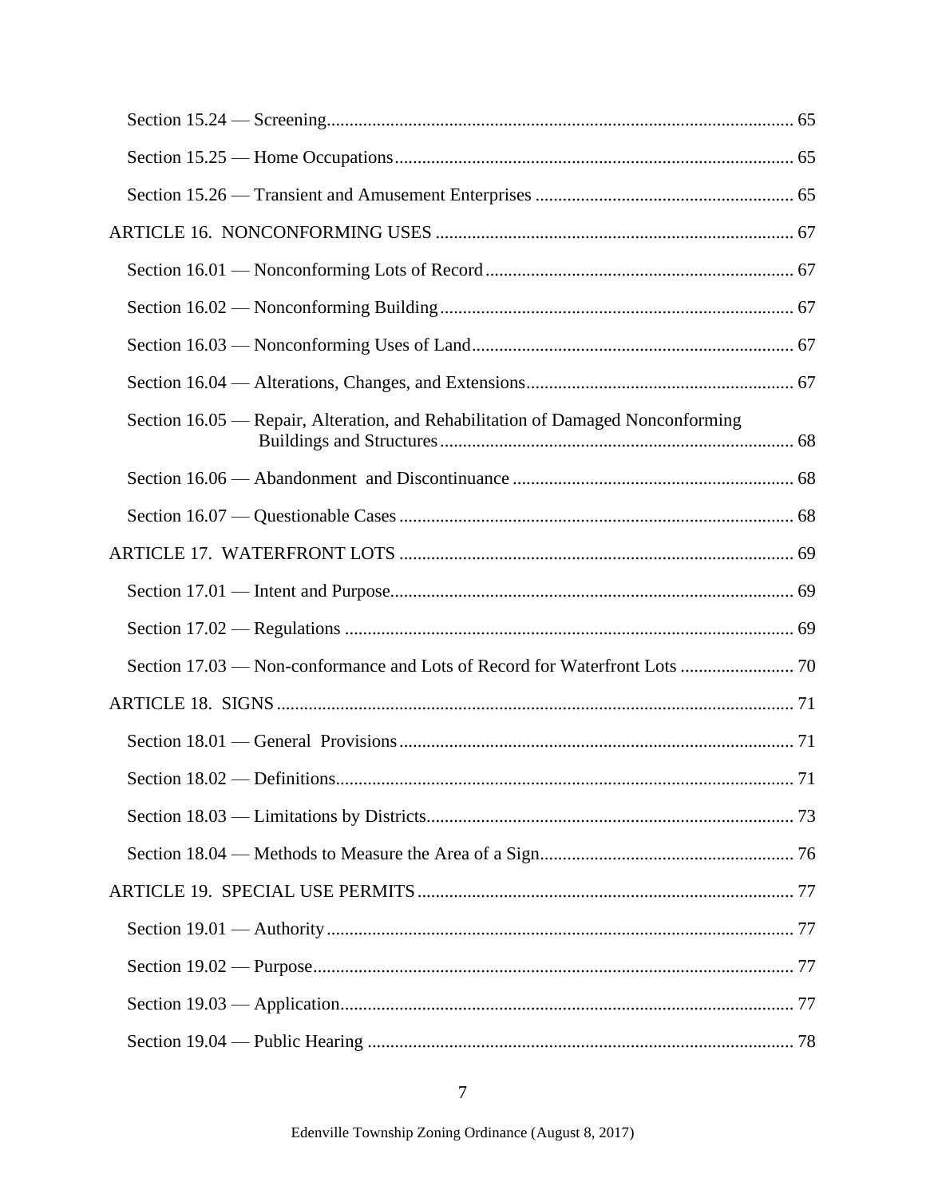Section 15.24 — Screening ..... 65

Section 15.25 — Home Occupations ..... 65

Section 15.26 — Transient and Amusement Enterprises ..... 65

ARTICLE 16. NONCONFORMING USES ..... 67

Section 16.01 — Nonconforming Lots of Record ..... 67

Section 16.02 — Nonconforming Building ..... 67

Section 16.03 — Nonconforming Uses of Land ..... 67

Section 16.04 — Alterations, Changes, and Extensions ..... 67

Section 16.05 — Repair, Alteration, and Rehabilitation of Damaged Nonconforming Buildings and Structures ..... 68

Section 16.06 — Abandonment and Discontinuance ..... 68

Section 16.07 — Questionable Cases ..... 68

ARTICLE 17. WATERFRONT LOTS ..... 69

Section 17.01 — Intent and Purpose ..... 69

Section 17.02 — Regulations ..... 69

Section 17.03 — Non-conformance and Lots of Record for Waterfront Lots ..... 70

ARTICLE 18. SIGNS ..... 71

Section 18.01 — General Provisions ..... 71

Section 18.02 — Definitions ..... 71

Section 18.03 — Limitations by Districts ..... 73

Section 18.04 — Methods to Measure the Area of a Sign ..... 76

ARTICLE 19. SPECIAL USE PERMITS ..... 77

Section 19.01 — Authority ..... 77

Section 19.02 — Purpose ..... 77

Section 19.03 — Application ..... 77

Section 19.04 — Public Hearing ..... 78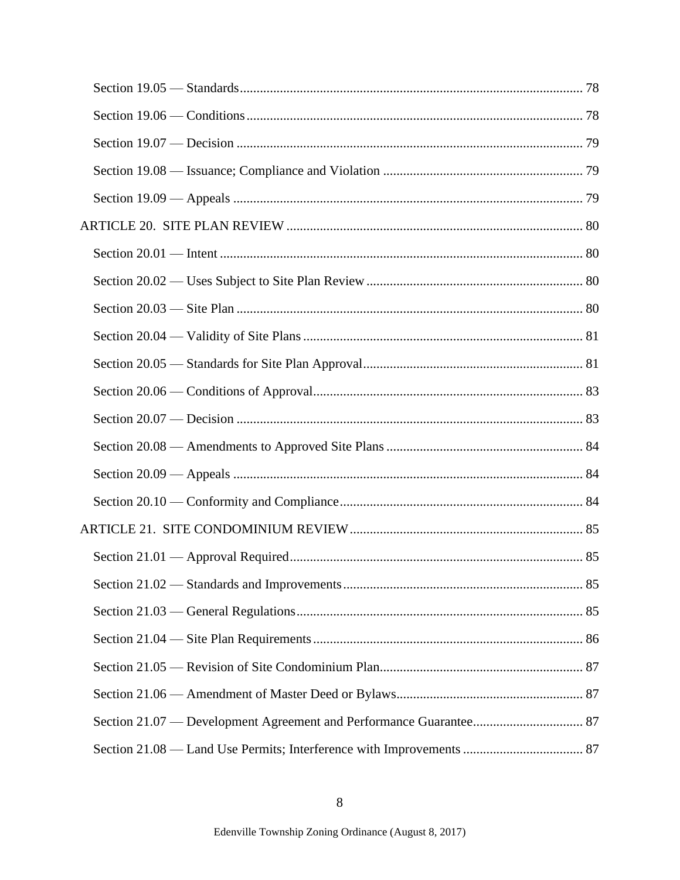Section 19.05 — Standards ........................................................................................................ 78

Section 19.06 — Conditions ....................................................................................................... 78

Section 19.07 — Decision .......................................................................................................... 79

Section 19.08 — Issuance; Compliance and Violation .............................................................. 79

Section 19.09 — Appeals ........................................................................................................... 79

ARTICLE 20. SITE PLAN REVIEW ........................................................................................... 80

Section 20.01 — Intent ............................................................................................................... 80

Section 20.02 — Uses Subject to Site Plan Review .................................................................... 80

Section 20.03 — Site Plan ........................................................................................................... 80

Section 20.04 — Validity of Site Plans ....................................................................................... 81

Section 20.05 — Standards for Site Plan Approval .................................................................... 81

Section 20.06 — Conditions of Approval ................................................................................... 83

Section 20.07 — Decision ........................................................................................................... 83

Section 20.08 — Amendments to Approved Site Plans .............................................................. 84

Section 20.09 — Appeals ............................................................................................................ 84

Section 20.10 — Conformity and Compliance ............................................................................ 84

ARTICLE 21. SITE CONDOMINIUM REVIEW ......................................................................... 85

Section 21.01 — Approval Required .......................................................................................... 85

Section 21.02 — Standards and Improvements .......................................................................... 85

Section 21.03 — General Regulations ........................................................................................ 85

Section 21.04 — Site Plan Requirements ................................................................................... 86

Section 21.05 — Revision of Site Condominium Plan ................................................................ 87

Section 21.06 — Amendment of Master Deed or Bylaws ........................................................... 87

Section 21.07 — Development Agreement and Performance Guarantee .................................... 87

Section 21.08 — Land Use Permits; Interference with Improvements ....................................... 87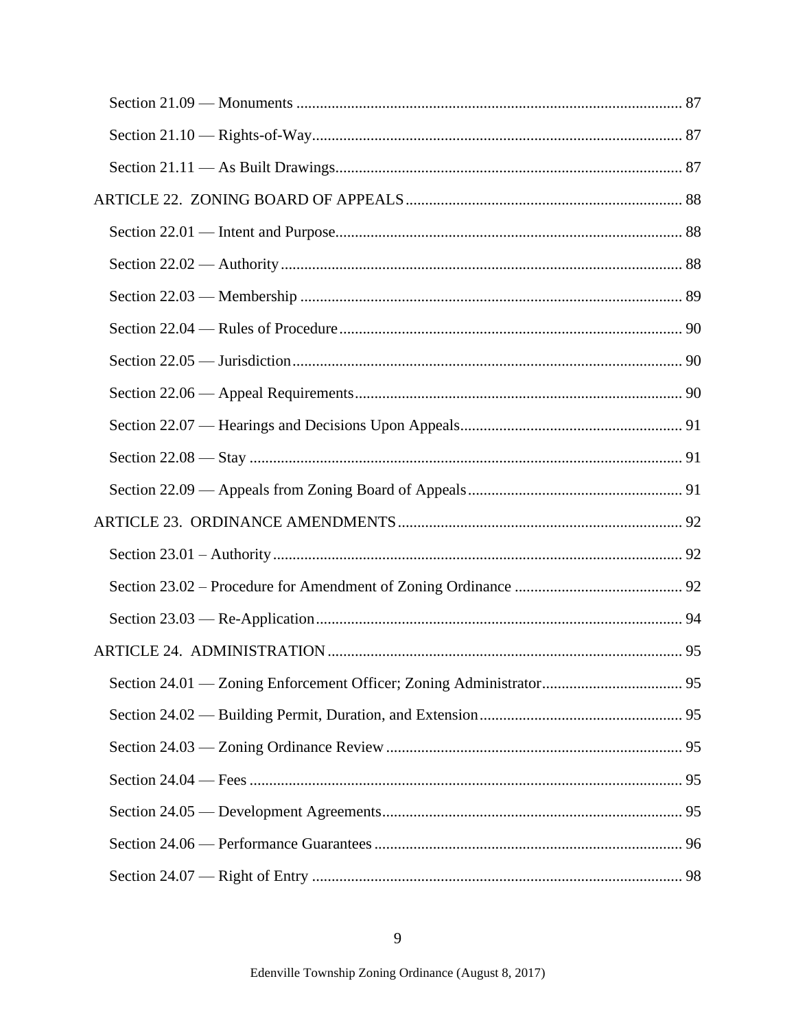Section 21.09 — Monuments ................................................................................................ 87

Section 21.10 — Rights-of-Way.............................................................................................. 87

Section 21.11 — As Built Drawings......................................................................................... 87

ARTICLE 22. ZONING BOARD OF APPEALS ...................................................................... 88

Section 22.01 — Intent and Purpose........................................................................................ 88

Section 22.02 — Authority ...................................................................................................... 88

Section 22.03 — Membership ................................................................................................. 89

Section 22.04 — Rules of Procedure ....................................................................................... 90

Section 22.05 — Jurisdiction.................................................................................................... 90

Section 22.06 — Appeal Requirements ................................................................................... 90

Section 22.07 — Hearings and Decisions Upon Appeals......................................................... 91

Section 22.08 — Stay .............................................................................................................. 91

Section 22.09 — Appeals from Zoning Board of Appeals ....................................................... 91

ARTICLE 23. ORDINANCE AMENDMENTS ........................................................................ 92

Section 23.01 – Authority......................................................................................................... 92

Section 23.02 – Procedure for Amendment of Zoning Ordinance ........................................... 92

Section 23.03 — Re-Application.............................................................................................. 94

ARTICLE 24. ADMINISTRATION .......................................................................................... 95

Section 24.01 — Zoning Enforcement Officer; Zoning Administrator.................................... 95

Section 24.02 — Building Permit, Duration, and Extension .................................................... 95

Section 24.03 — Zoning Ordinance Review ............................................................................ 95

Section 24.04 — Fees ............................................................................................................... 95

Section 24.05 — Development Agreements............................................................................. 95

Section 24.06 — Performance Guarantees ............................................................................... 96

Section 24.07 — Right of Entry ............................................................................................... 98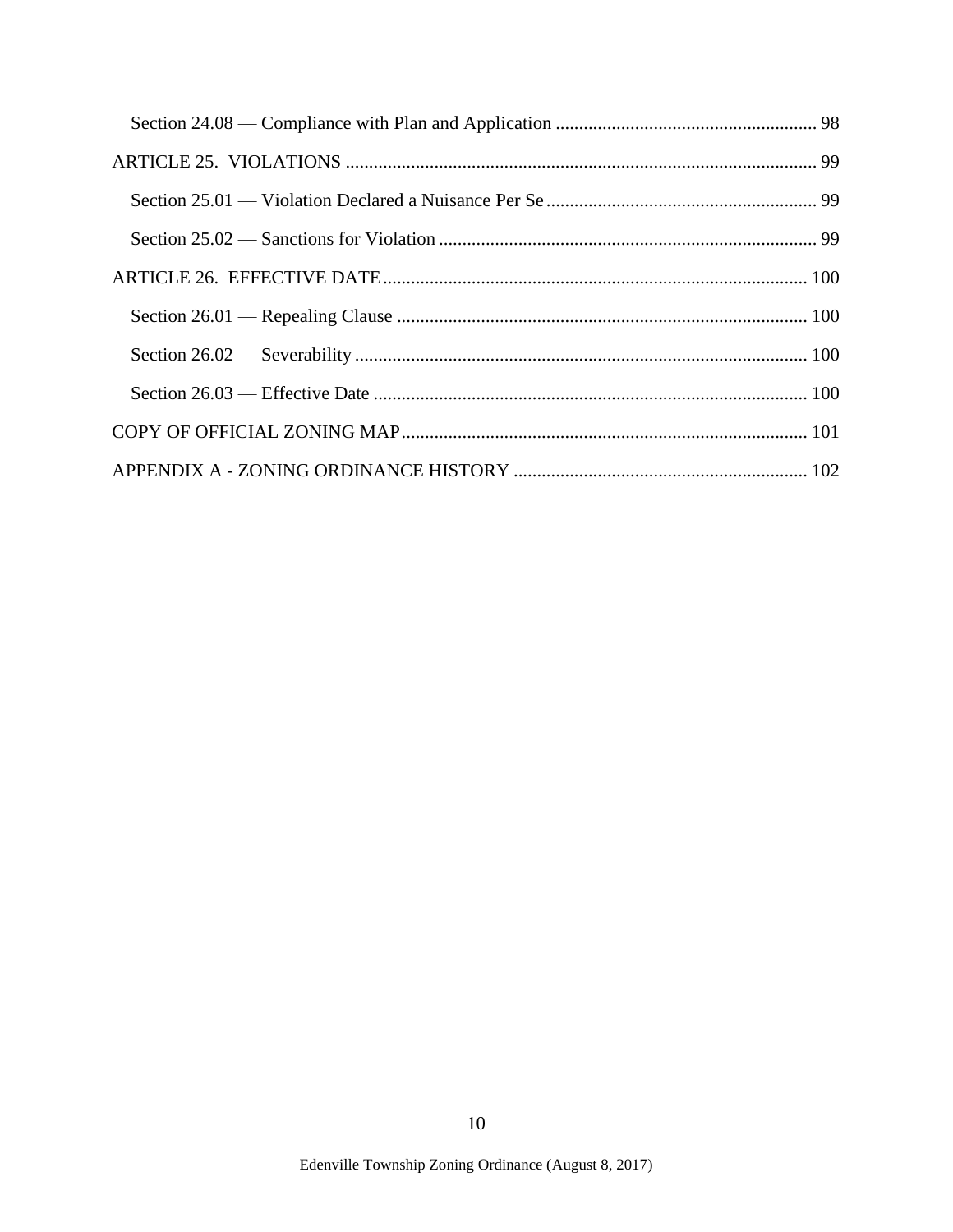Section 24.08 — Compliance with Plan and Application ........................................................ 98

ARTICLE 25. VIOLATIONS ..................................................................................................... 99

Section 25.01 — Violation Declared a Nuisance Per Se .......................................................... 99

Section 25.02 — Sanctions for Violation ................................................................................. 99

ARTICLE 26. EFFECTIVE DATE .......................................................................................... 100

Section 26.01 — Repealing Clause ........................................................................................ 100

Section 26.02 — Severability ................................................................................................. 100

Section 26.03 — Effective Date ............................................................................................. 100

COPY OF OFFICIAL ZONING MAP ....................................................................................... 101

APPENDIX A - ZONING ORDINANCE HISTORY .............................................................. 102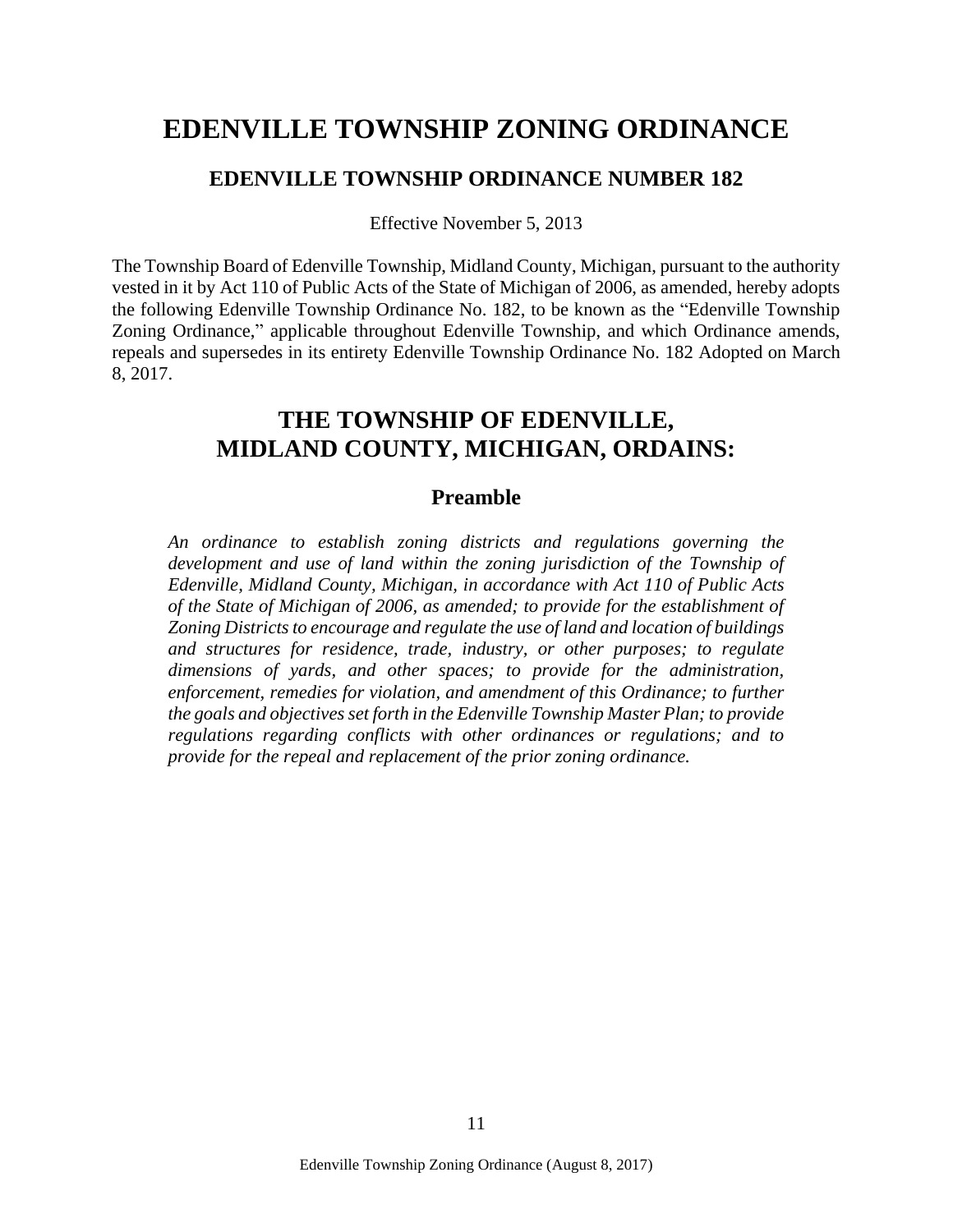# EDENVILLE TOWNSHIP ZONING ORDINANCE

## EDENVILLE TOWNSHIP ORDINANCE NUMBER 182

Effective November 5, 2013

The Township Board of Edenville Township, Midland County, Michigan, pursuant to the authority vested in it by Act 110 of Public Acts of the State of Michigan of 2006, as amended, hereby adopts the following Edenville Township Ordinance No. 182, to be known as the "Edenville Township Zoning Ordinance," applicable throughout Edenville Township, and which Ordinance amends, repeals and supersedes in its entirety Edenville Township Ordinance No. 182 Adopted on March 8, 2017.

# THE TOWNSHIP OF EDENVILLE, MIDLAND COUNTY, MICHIGAN, ORDAINS:

## Preamble

*An ordinance to establish zoning districts and regulations governing the development and use of land within the zoning jurisdiction of the Township of Edenville, Midland County, Michigan, in accordance with Act 110 of Public Acts of the State of Michigan of 2006, as amended; to provide for the establishment of Zoning Districts to encourage and regulate the use of land and location of buildings and structures for residence, trade, industry, or other purposes; to regulate dimensions of yards, and other spaces; to provide for the administration, enforcement, remedies for violation, and amendment of this Ordinance; to further the goals and objectives set forth in the Edenville Township Master Plan; to provide regulations regarding conflicts with other ordinances or regulations; and to provide for the repeal and replacement of the prior zoning ordinance.*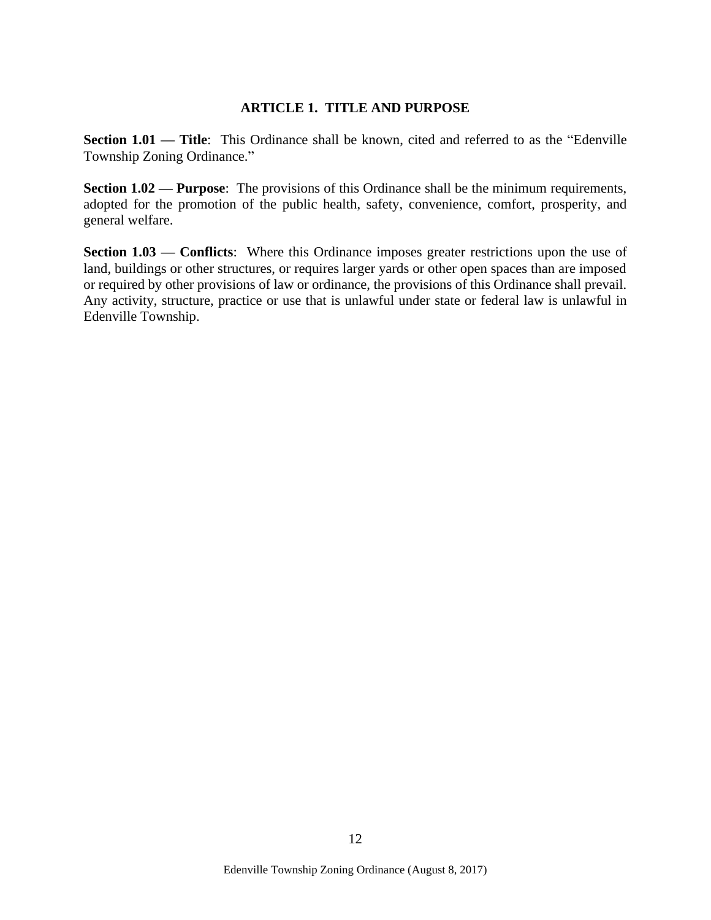# ARTICLE 1. TITLE AND PURPOSE

**Section 1.01 — Title**: This Ordinance shall be known, cited and referred to as the "Edenville Township Zoning Ordinance."

**Section 1.02 — Purpose**: The provisions of this Ordinance shall be the minimum requirements, adopted for the promotion of the public health, safety, convenience, comfort, prosperity, and general welfare.

**Section 1.03 — Conflicts**: Where this Ordinance imposes greater restrictions upon the use of land, buildings or other structures, or requires larger yards or other open spaces than are imposed or required by other provisions of law or ordinance, the provisions of this Ordinance shall prevail. Any activity, structure, practice or use that is unlawful under state or federal law is unlawful in Edenville Township.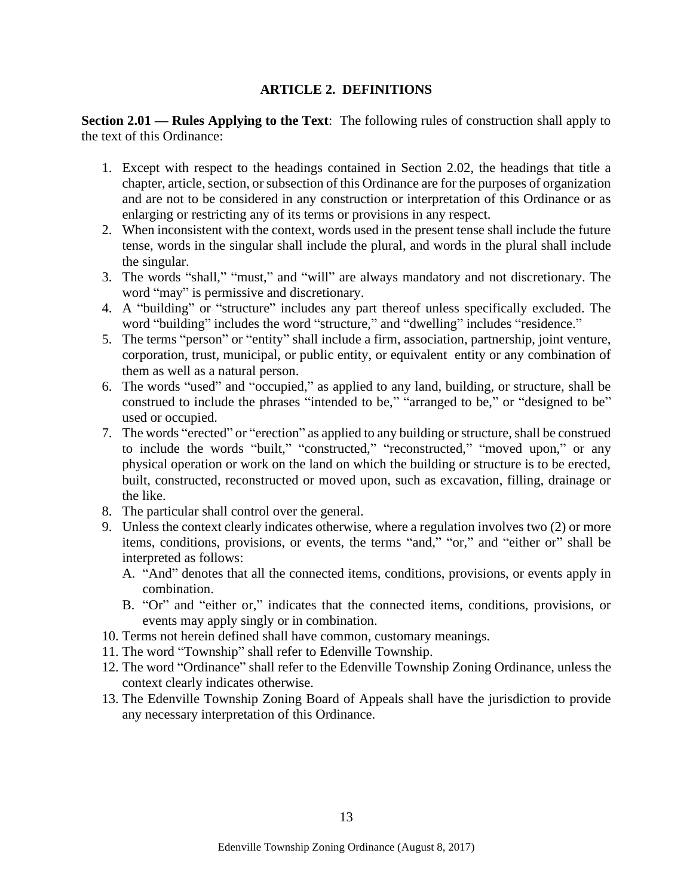# ARTICLE 2. DEFINITIONS

**Section 2.01 — Rules Applying to the Text**: The following rules of construction shall apply to the text of this Ordinance:

1. Except with respect to the headings contained in Section 2.02, the headings that title a chapter, article, section, or subsection of this Ordinance are for the purposes of organization and are not to be considered in any construction or interpretation of this Ordinance or as enlarging or restricting any of its terms or provisions in any respect.
2. When inconsistent with the context, words used in the present tense shall include the future tense, words in the singular shall include the plural, and words in the plural shall include the singular.
3. The words "shall," "must," and "will" are always mandatory and not discretionary. The word "may" is permissive and discretionary.
4. A "building" or "structure" includes any part thereof unless specifically excluded. The word "building" includes the word "structure," and "dwelling" includes "residence."
5. The terms "person" or "entity" shall include a firm, association, partnership, joint venture, corporation, trust, municipal, or public entity, or equivalent entity or any combination of them as well as a natural person.
6. The words "used" and "occupied," as applied to any land, building, or structure, shall be construed to include the phrases "intended to be," "arranged to be," or "designed to be" used or occupied.
7. The words "erected" or "erection" as applied to any building or structure, shall be construed to include the words "built," "constructed," "reconstructed," "moved upon," or any physical operation or work on the land on which the building or structure is to be erected, built, constructed, reconstructed or moved upon, such as excavation, filling, drainage or the like.
8. The particular shall control over the general.
9. Unless the context clearly indicates otherwise, where a regulation involves two (2) or more items, conditions, provisions, or events, the terms "and," "or," and "either or" shall be interpreted as follows:
   A. "And" denotes that all the connected items, conditions, provisions, or events apply in combination.
   B. "Or" and "either or," indicates that the connected items, conditions, provisions, or events may apply singly or in combination.
10. Terms not herein defined shall have common, customary meanings.
11. The word "Township" shall refer to Edenville Township.
12. The word "Ordinance" shall refer to the Edenville Township Zoning Ordinance, unless the context clearly indicates otherwise.
13. The Edenville Township Zoning Board of Appeals shall have the jurisdiction to provide any necessary interpretation of this Ordinance.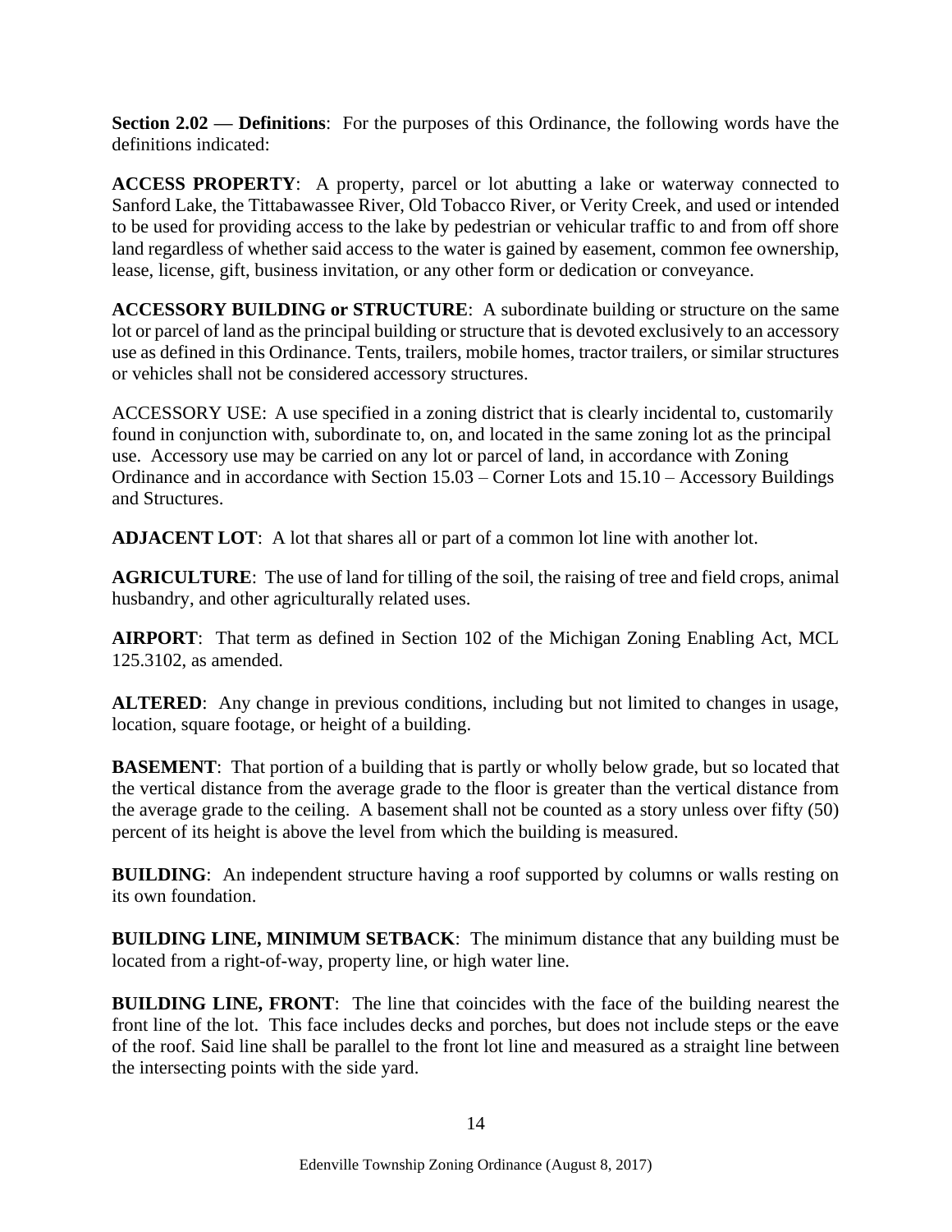**Section 2.02 — Definitions**: For the purposes of this Ordinance, the following words have the definitions indicated:

**ACCESS PROPERTY**: A property, parcel or lot abutting a lake or waterway connected to Sanford Lake, the Tittabawassee River, Old Tobacco River, or Verity Creek, and used or intended to be used for providing access to the lake by pedestrian or vehicular traffic to and from off shore land regardless of whether said access to the water is gained by easement, common fee ownership, lease, license, gift, business invitation, or any other form or dedication or conveyance.

**ACCESSORY BUILDING or STRUCTURE**: A subordinate building or structure on the same lot or parcel of land as the principal building or structure that is devoted exclusively to an accessory use as defined in this Ordinance. Tents, trailers, mobile homes, tractor trailers, or similar structures or vehicles shall not be considered accessory structures.

ACCESSORY USE: A use specified in a zoning district that is clearly incidental to, customarily found in conjunction with, subordinate to, on, and located in the same zoning lot as the principal use. Accessory use may be carried on any lot or parcel of land, in accordance with Zoning Ordinance and in accordance with Section 15.03 – Corner Lots and 15.10 – Accessory Buildings and Structures.

**ADJACENT LOT**: A lot that shares all or part of a common lot line with another lot.

**AGRICULTURE**: The use of land for tilling of the soil, the raising of tree and field crops, animal husbandry, and other agriculturally related uses.

**AIRPORT**: That term as defined in Section 102 of the Michigan Zoning Enabling Act, MCL 125.3102, as amended.

**ALTERED**: Any change in previous conditions, including but not limited to changes in usage, location, square footage, or height of a building.

**BASEMENT**: That portion of a building that is partly or wholly below grade, but so located that the vertical distance from the average grade to the floor is greater than the vertical distance from the average grade to the ceiling. A basement shall not be counted as a story unless over fifty (50) percent of its height is above the level from which the building is measured.

**BUILDING**: An independent structure having a roof supported by columns or walls resting on its own foundation.

**BUILDING LINE, MINIMUM SETBACK**: The minimum distance that any building must be located from a right-of-way, property line, or high water line.

**BUILDING LINE, FRONT**: The line that coincides with the face of the building nearest the front line of the lot. This face includes decks and porches, but does not include steps or the eave of the roof. Said line shall be parallel to the front lot line and measured as a straight line between the intersecting points with the side yard.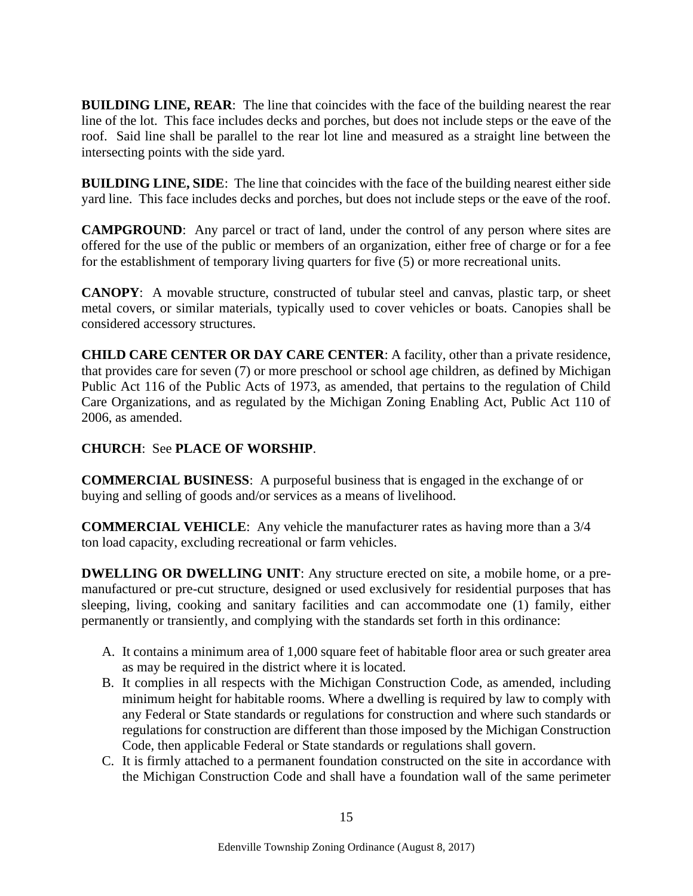**BUILDING LINE, REAR**: The line that coincides with the face of the building nearest the rear line of the lot. This face includes decks and porches, but does not include steps or the eave of the roof. Said line shall be parallel to the rear lot line and measured as a straight line between the intersecting points with the side yard.

**BUILDING LINE, SIDE**: The line that coincides with the face of the building nearest either side yard line. This face includes decks and porches, but does not include steps or the eave of the roof.

**CAMPGROUND**: Any parcel or tract of land, under the control of any person where sites are offered for the use of the public or members of an organization, either free of charge or for a fee for the establishment of temporary living quarters for five (5) or more recreational units.

**CANOPY**: A movable structure, constructed of tubular steel and canvas, plastic tarp, or sheet metal covers, or similar materials, typically used to cover vehicles or boats. Canopies shall be considered accessory structures.

**CHILD CARE CENTER OR DAY CARE CENTER**: A facility, other than a private residence, that provides care for seven (7) or more preschool or school age children, as defined by Michigan Public Act 116 of the Public Acts of 1973, as amended, that pertains to the regulation of Child Care Organizations, and as regulated by the Michigan Zoning Enabling Act, Public Act 110 of 2006, as amended.

**CHURCH**: See **PLACE OF WORSHIP**.

**COMMERCIAL BUSINESS**: A purposeful business that is engaged in the exchange of or buying and selling of goods and/or services as a means of livelihood.

**COMMERCIAL VEHICLE**: Any vehicle the manufacturer rates as having more than a 3/4 ton load capacity, excluding recreational or farm vehicles.

**DWELLING OR DWELLING UNIT**: Any structure erected on site, a mobile home, or a pre-manufactured or pre-cut structure, designed or used exclusively for residential purposes that has sleeping, living, cooking and sanitary facilities and can accommodate one (1) family, either permanently or transiently, and complying with the standards set forth in this ordinance:

A. It contains a minimum area of 1,000 square feet of habitable floor area or such greater area as may be required in the district where it is located.
B. It complies in all respects with the Michigan Construction Code, as amended, including minimum height for habitable rooms. Where a dwelling is required by law to comply with any Federal or State standards or regulations for construction and where such standards or regulations for construction are different than those imposed by the Michigan Construction Code, then applicable Federal or State standards or regulations shall govern.
C. It is firmly attached to a permanent foundation constructed on the site in accordance with the Michigan Construction Code and shall have a foundation wall of the same perimeter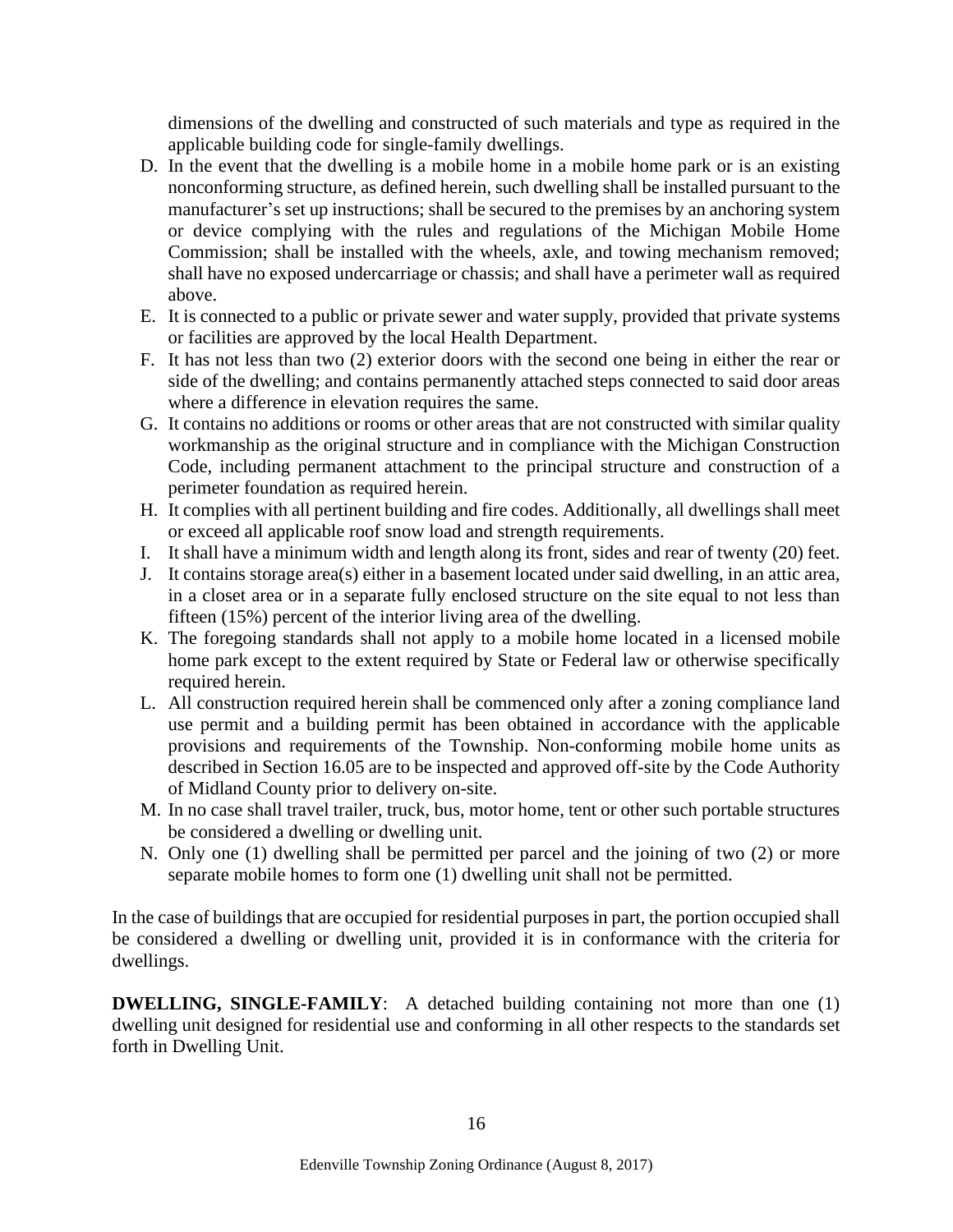dimensions of the dwelling and constructed of such materials and type as required in the applicable building code for single-family dwellings.

D. In the event that the dwelling is a mobile home in a mobile home park or is an existing nonconforming structure, as defined herein, such dwelling shall be installed pursuant to the manufacturer's set up instructions; shall be secured to the premises by an anchoring system or device complying with the rules and regulations of the Michigan Mobile Home Commission; shall be installed with the wheels, axle, and towing mechanism removed; shall have no exposed undercarriage or chassis; and shall have a perimeter wall as required above.
E. It is connected to a public or private sewer and water supply, provided that private systems or facilities are approved by the local Health Department.
F. It has not less than two (2) exterior doors with the second one being in either the rear or side of the dwelling; and contains permanently attached steps connected to said door areas where a difference in elevation requires the same.
G. It contains no additions or rooms or other areas that are not constructed with similar quality workmanship as the original structure and in compliance with the Michigan Construction Code, including permanent attachment to the principal structure and construction of a perimeter foundation as required herein.
H. It complies with all pertinent building and fire codes. Additionally, all dwellings shall meet or exceed all applicable roof snow load and strength requirements.
I. It shall have a minimum width and length along its front, sides and rear of twenty (20) feet.
J. It contains storage area(s) either in a basement located under said dwelling, in an attic area, in a closet area or in a separate fully enclosed structure on the site equal to not less than fifteen (15%) percent of the interior living area of the dwelling.
K. The foregoing standards shall not apply to a mobile home located in a licensed mobile home park except to the extent required by State or Federal law or otherwise specifically required herein.
L. All construction required herein shall be commenced only after a zoning compliance land use permit and a building permit has been obtained in accordance with the applicable provisions and requirements of the Township. Non-conforming mobile home units as described in Section 16.05 are to be inspected and approved off-site by the Code Authority of Midland County prior to delivery on-site.
M. In no case shall travel trailer, truck, bus, motor home, tent or other such portable structures be considered a dwelling or dwelling unit.
N. Only one (1) dwelling shall be permitted per parcel and the joining of two (2) or more separate mobile homes to form one (1) dwelling unit shall not be permitted.

In the case of buildings that are occupied for residential purposes in part, the portion occupied shall be considered a dwelling or dwelling unit, provided it is in conformance with the criteria for dwellings.

**DWELLING, SINGLE-FAMILY**: A detached building containing not more than one (1) dwelling unit designed for residential use and conforming in all other respects to the standards set forth in Dwelling Unit.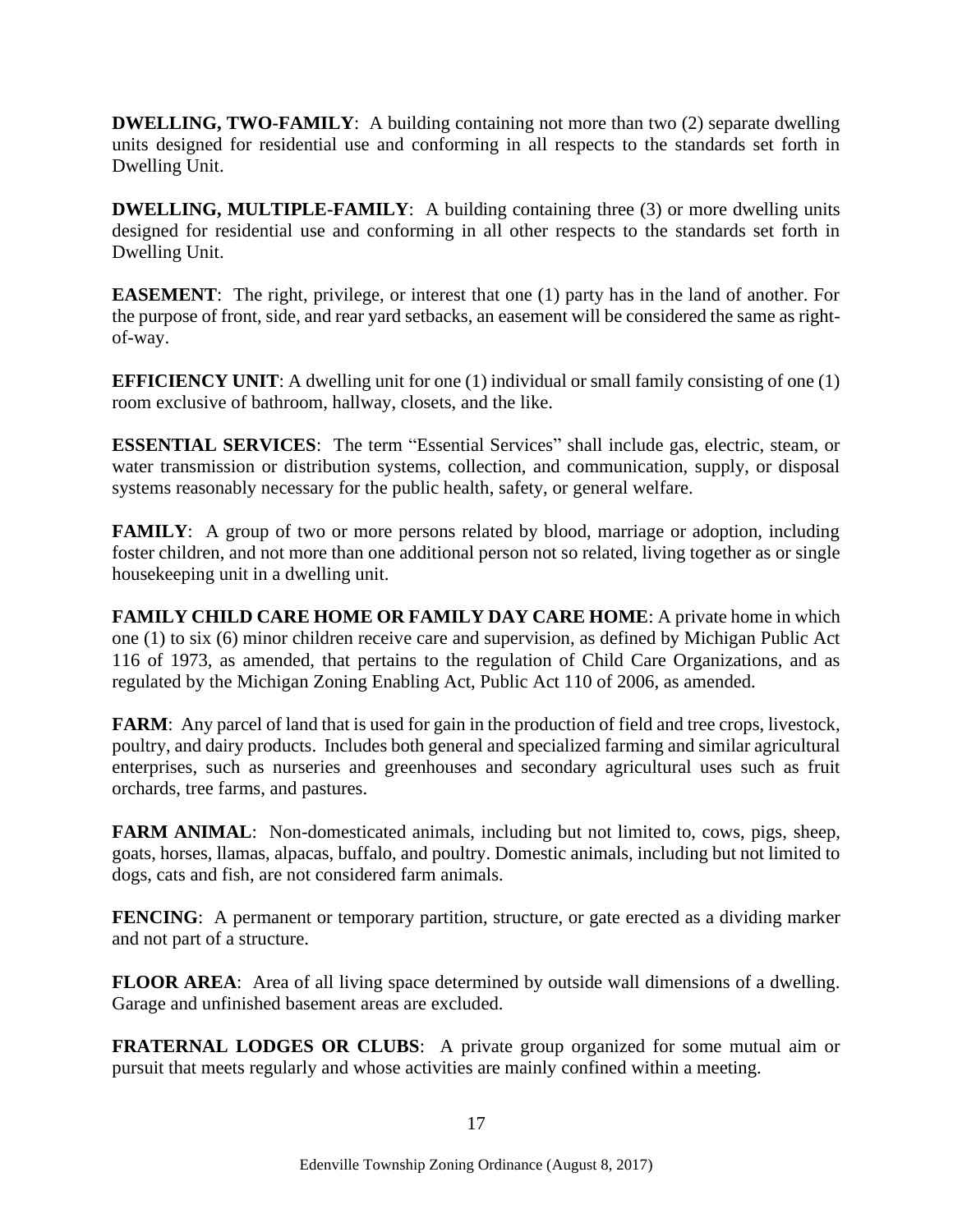**DWELLING, TWO-FAMILY**: A building containing not more than two (2) separate dwelling units designed for residential use and conforming in all respects to the standards set forth in Dwelling Unit.

**DWELLING, MULTIPLE-FAMILY**: A building containing three (3) or more dwelling units designed for residential use and conforming in all other respects to the standards set forth in Dwelling Unit.

**EASEMENT**: The right, privilege, or interest that one (1) party has in the land of another. For the purpose of front, side, and rear yard setbacks, an easement will be considered the same as right-of-way.

**EFFICIENCY UNIT**: A dwelling unit for one (1) individual or small family consisting of one (1) room exclusive of bathroom, hallway, closets, and the like.

**ESSENTIAL SERVICES**: The term "Essential Services" shall include gas, electric, steam, or water transmission or distribution systems, collection, and communication, supply, or disposal systems reasonably necessary for the public health, safety, or general welfare.

**FAMILY**: A group of two or more persons related by blood, marriage or adoption, including foster children, and not more than one additional person not so related, living together as or single housekeeping unit in a dwelling unit.

**FAMILY CHILD CARE HOME OR FAMILY DAY CARE HOME**: A private home in which one (1) to six (6) minor children receive care and supervision, as defined by Michigan Public Act 116 of 1973, as amended, that pertains to the regulation of Child Care Organizations, and as regulated by the Michigan Zoning Enabling Act, Public Act 110 of 2006, as amended.

**FARM**: Any parcel of land that is used for gain in the production of field and tree crops, livestock, poultry, and dairy products. Includes both general and specialized farming and similar agricultural enterprises, such as nurseries and greenhouses and secondary agricultural uses such as fruit orchards, tree farms, and pastures.

**FARM ANIMAL**: Non-domesticated animals, including but not limited to, cows, pigs, sheep, goats, horses, llamas, alpacas, buffalo, and poultry. Domestic animals, including but not limited to dogs, cats and fish, are not considered farm animals.

**FENCING**: A permanent or temporary partition, structure, or gate erected as a dividing marker and not part of a structure.

**FLOOR AREA**: Area of all living space determined by outside wall dimensions of a dwelling. Garage and unfinished basement areas are excluded.

**FRATERNAL LODGES OR CLUBS**: A private group organized for some mutual aim or pursuit that meets regularly and whose activities are mainly confined within a meeting.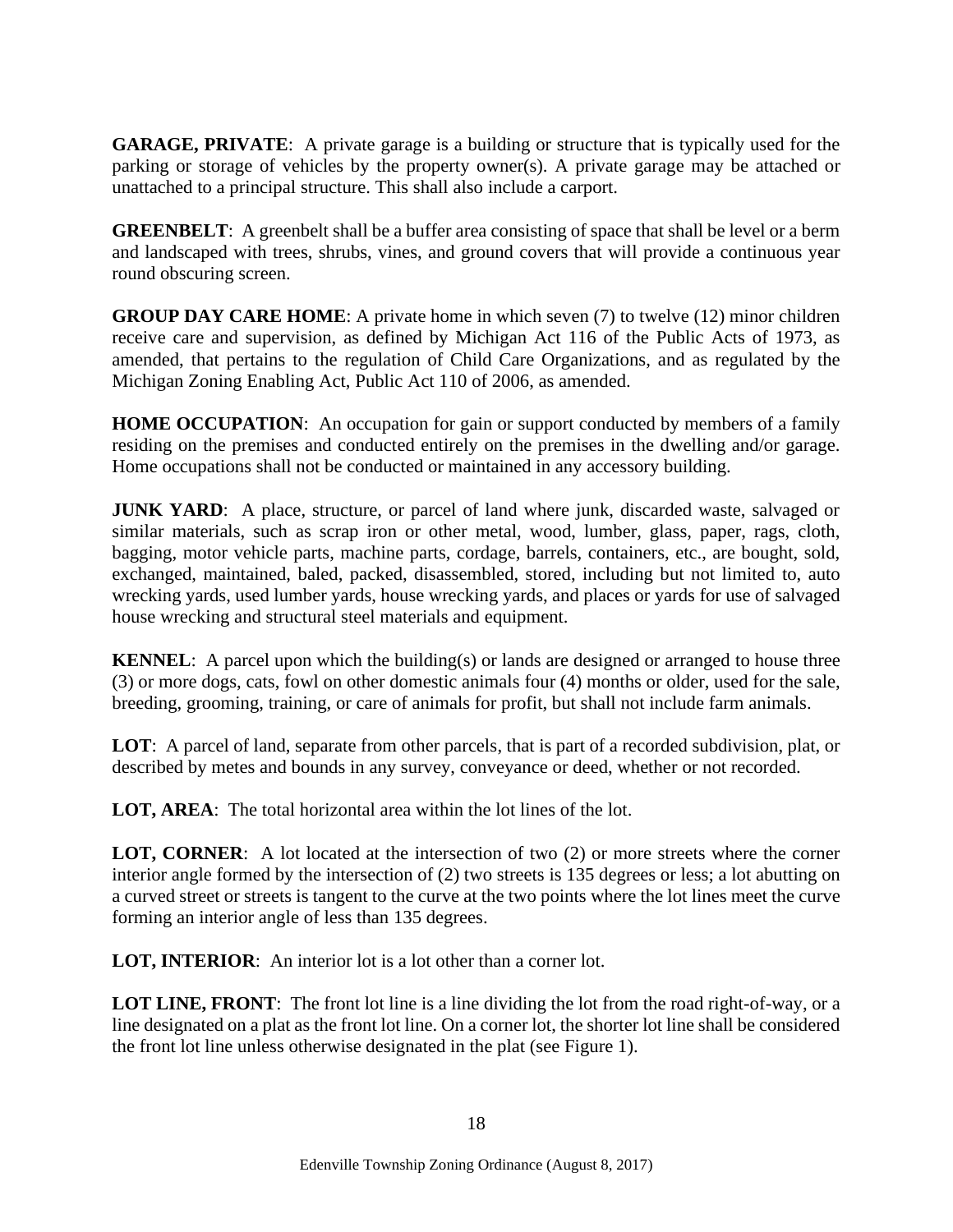**GARAGE, PRIVATE**: A private garage is a building or structure that is typically used for the parking or storage of vehicles by the property owner(s). A private garage may be attached or unattached to a principal structure. This shall also include a carport.

**GREENBELT**: A greenbelt shall be a buffer area consisting of space that shall be level or a berm and landscaped with trees, shrubs, vines, and ground covers that will provide a continuous year round obscuring screen.

**GROUP DAY CARE HOME**: A private home in which seven (7) to twelve (12) minor children receive care and supervision, as defined by Michigan Act 116 of the Public Acts of 1973, as amended, that pertains to the regulation of Child Care Organizations, and as regulated by the Michigan Zoning Enabling Act, Public Act 110 of 2006, as amended.

**HOME OCCUPATION**: An occupation for gain or support conducted by members of a family residing on the premises and conducted entirely on the premises in the dwelling and/or garage. Home occupations shall not be conducted or maintained in any accessory building.

**JUNK YARD**: A place, structure, or parcel of land where junk, discarded waste, salvaged or similar materials, such as scrap iron or other metal, wood, lumber, glass, paper, rags, cloth, bagging, motor vehicle parts, machine parts, cordage, barrels, containers, etc., are bought, sold, exchanged, maintained, baled, packed, disassembled, stored, including but not limited to, auto wrecking yards, used lumber yards, house wrecking yards, and places or yards for use of salvaged house wrecking and structural steel materials and equipment.

**KENNEL**: A parcel upon which the building(s) or lands are designed or arranged to house three (3) or more dogs, cats, fowl on other domestic animals four (4) months or older, used for the sale, breeding, grooming, training, or care of animals for profit, but shall not include farm animals.

**LOT**: A parcel of land, separate from other parcels, that is part of a recorded subdivision, plat, or described by metes and bounds in any survey, conveyance or deed, whether or not recorded.

**LOT, AREA**: The total horizontal area within the lot lines of the lot.

**LOT, CORNER**: A lot located at the intersection of two (2) or more streets where the corner interior angle formed by the intersection of (2) two streets is 135 degrees or less; a lot abutting on a curved street or streets is tangent to the curve at the two points where the lot lines meet the curve forming an interior angle of less than 135 degrees.

**LOT, INTERIOR**: An interior lot is a lot other than a corner lot.

**LOT LINE, FRONT**: The front lot line is a line dividing the lot from the road right-of-way, or a line designated on a plat as the front lot line. On a corner lot, the shorter lot line shall be considered the front lot line unless otherwise designated in the plat (see Figure 1).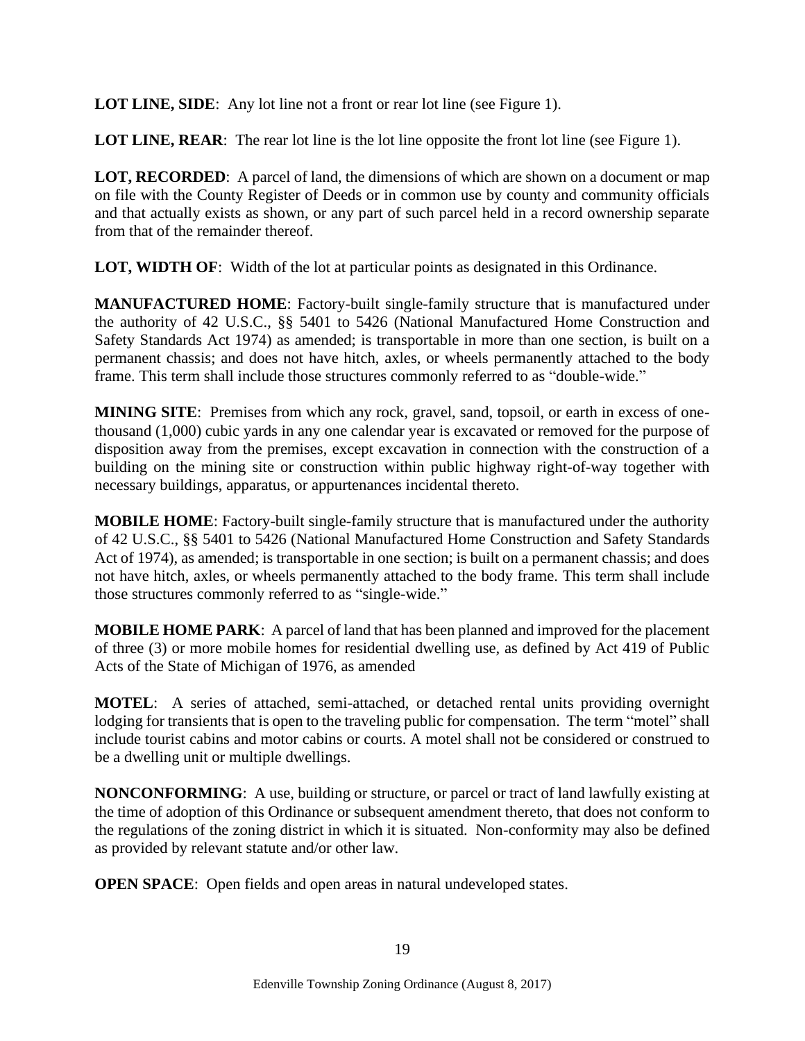**LOT LINE, SIDE**: Any lot line not a front or rear lot line (see Figure 1).

**LOT LINE, REAR**: The rear lot line is the lot line opposite the front lot line (see Figure 1).

**LOT, RECORDED**: A parcel of land, the dimensions of which are shown on a document or map on file with the County Register of Deeds or in common use by county and community officials and that actually exists as shown, or any part of such parcel held in a record ownership separate from that of the remainder thereof.

**LOT, WIDTH OF**: Width of the lot at particular points as designated in this Ordinance.

**MANUFACTURED HOME**: Factory-built single-family structure that is manufactured under the authority of 42 U.S.C., §§ 5401 to 5426 (National Manufactured Home Construction and Safety Standards Act 1974) as amended; is transportable in more than one section, is built on a permanent chassis; and does not have hitch, axles, or wheels permanently attached to the body frame. This term shall include those structures commonly referred to as "double-wide."

**MINING SITE**: Premises from which any rock, gravel, sand, topsoil, or earth in excess of one-thousand (1,000) cubic yards in any one calendar year is excavated or removed for the purpose of disposition away from the premises, except excavation in connection with the construction of a building on the mining site or construction within public highway right-of-way together with necessary buildings, apparatus, or appurtenances incidental thereto.

**MOBILE HOME**: Factory-built single-family structure that is manufactured under the authority of 42 U.S.C., §§ 5401 to 5426 (National Manufactured Home Construction and Safety Standards Act of 1974), as amended; is transportable in one section; is built on a permanent chassis; and does not have hitch, axles, or wheels permanently attached to the body frame. This term shall include those structures commonly referred to as "single-wide."

**MOBILE HOME PARK**: A parcel of land that has been planned and improved for the placement of three (3) or more mobile homes for residential dwelling use, as defined by Act 419 of Public Acts of the State of Michigan of 1976, as amended

**MOTEL**: A series of attached, semi-attached, or detached rental units providing overnight lodging for transients that is open to the traveling public for compensation. The term "motel" shall include tourist cabins and motor cabins or courts. A motel shall not be considered or construed to be a dwelling unit or multiple dwellings.

**NONCONFORMING**: A use, building or structure, or parcel or tract of land lawfully existing at the time of adoption of this Ordinance or subsequent amendment thereto, that does not conform to the regulations of the zoning district in which it is situated. Non-conformity may also be defined as provided by relevant statute and/or other law.

**OPEN SPACE**: Open fields and open areas in natural undeveloped states.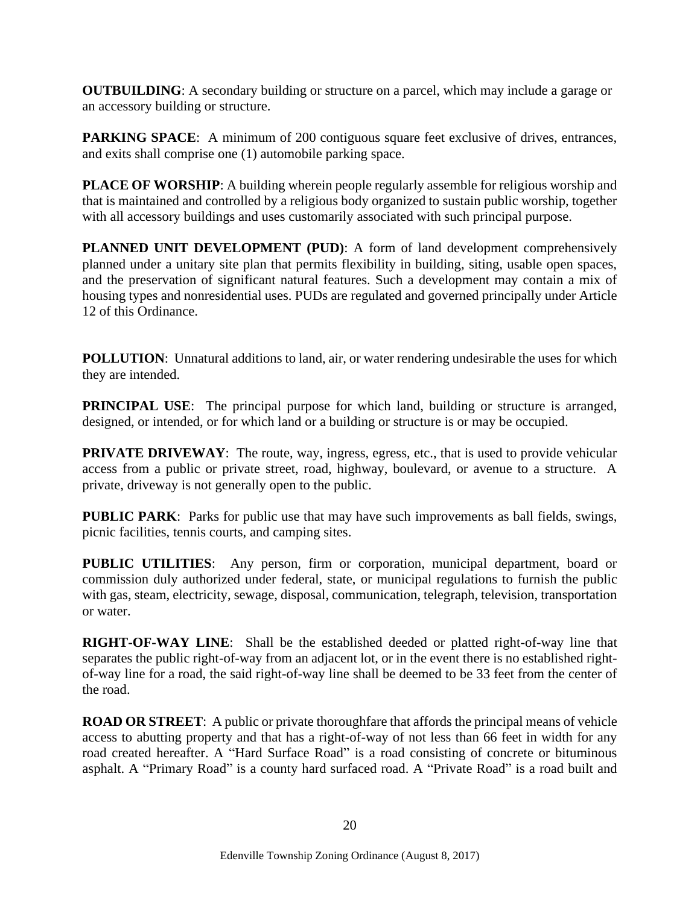**OUTBUILDING**: A secondary building or structure on a parcel, which may include a garage or an accessory building or structure.

**PARKING SPACE**: A minimum of 200 contiguous square feet exclusive of drives, entrances, and exits shall comprise one (1) automobile parking space.

**PLACE OF WORSHIP**: A building wherein people regularly assemble for religious worship and that is maintained and controlled by a religious body organized to sustain public worship, together with all accessory buildings and uses customarily associated with such principal purpose.

**PLANNED UNIT DEVELOPMENT (PUD)**: A form of land development comprehensively planned under a unitary site plan that permits flexibility in building, siting, usable open spaces, and the preservation of significant natural features. Such a development may contain a mix of housing types and nonresidential uses. PUDs are regulated and governed principally under Article 12 of this Ordinance.

**POLLUTION**: Unnatural additions to land, air, or water rendering undesirable the uses for which they are intended.

**PRINCIPAL USE**: The principal purpose for which land, building or structure is arranged, designed, or intended, or for which land or a building or structure is or may be occupied.

**PRIVATE DRIVEWAY**: The route, way, ingress, egress, etc., that is used to provide vehicular access from a public or private street, road, highway, boulevard, or avenue to a structure. A private, driveway is not generally open to the public.

**PUBLIC PARK**: Parks for public use that may have such improvements as ball fields, swings, picnic facilities, tennis courts, and camping sites.

**PUBLIC UTILITIES**: Any person, firm or corporation, municipal department, board or commission duly authorized under federal, state, or municipal regulations to furnish the public with gas, steam, electricity, sewage, disposal, communication, telegraph, television, transportation or water.

**RIGHT-OF-WAY LINE**: Shall be the established deeded or platted right-of-way line that separates the public right-of-way from an adjacent lot, or in the event there is no established right-of-way line for a road, the said right-of-way line shall be deemed to be 33 feet from the center of the road.

**ROAD OR STREET**: A public or private thoroughfare that affords the principal means of vehicle access to abutting property and that has a right-of-way of not less than 66 feet in width for any road created hereafter. A "Hard Surface Road" is a road consisting of concrete or bituminous asphalt. A "Primary Road" is a county hard surfaced road. A "Private Road" is a road built and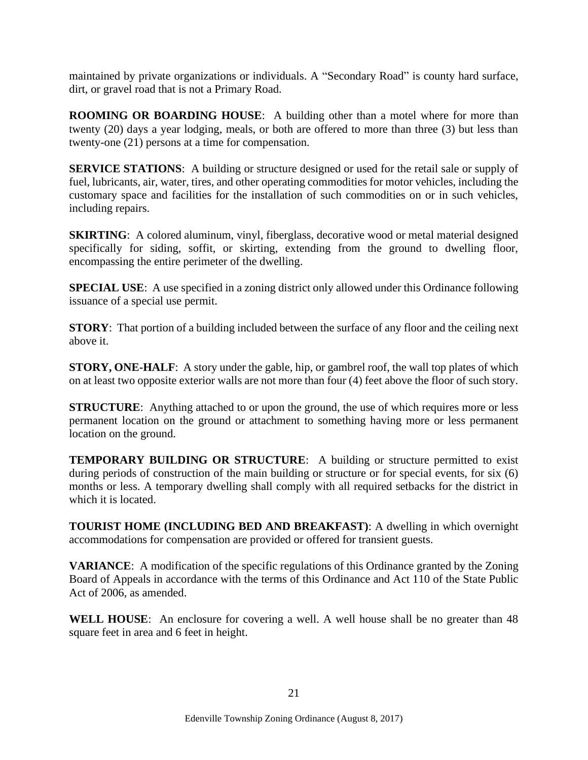maintained by private organizations or individuals. A "Secondary Road" is county hard surface, dirt, or gravel road that is not a Primary Road.

**ROOMING OR BOARDING HOUSE**: A building other than a motel where for more than twenty (20) days a year lodging, meals, or both are offered to more than three (3) but less than twenty-one (21) persons at a time for compensation.

**SERVICE STATIONS**: A building or structure designed or used for the retail sale or supply of fuel, lubricants, air, water, tires, and other operating commodities for motor vehicles, including the customary space and facilities for the installation of such commodities on or in such vehicles, including repairs.

**SKIRTING**: A colored aluminum, vinyl, fiberglass, decorative wood or metal material designed specifically for siding, soffit, or skirting, extending from the ground to dwelling floor, encompassing the entire perimeter of the dwelling.

**SPECIAL USE**: A use specified in a zoning district only allowed under this Ordinance following issuance of a special use permit.

**STORY**: That portion of a building included between the surface of any floor and the ceiling next above it.

**STORY, ONE-HALF**: A story under the gable, hip, or gambrel roof, the wall top plates of which on at least two opposite exterior walls are not more than four (4) feet above the floor of such story.

**STRUCTURE**: Anything attached to or upon the ground, the use of which requires more or less permanent location on the ground or attachment to something having more or less permanent location on the ground.

**TEMPORARY BUILDING OR STRUCTURE**: A building or structure permitted to exist during periods of construction of the main building or structure or for special events, for six (6) months or less. A temporary dwelling shall comply with all required setbacks for the district in which it is located.

**TOURIST HOME (INCLUDING BED AND BREAKFAST)**: A dwelling in which overnight accommodations for compensation are provided or offered for transient guests.

**VARIANCE**: A modification of the specific regulations of this Ordinance granted by the Zoning Board of Appeals in accordance with the terms of this Ordinance and Act 110 of the State Public Act of 2006, as amended.

**WELL HOUSE**: An enclosure for covering a well. A well house shall be no greater than 48 square feet in area and 6 feet in height.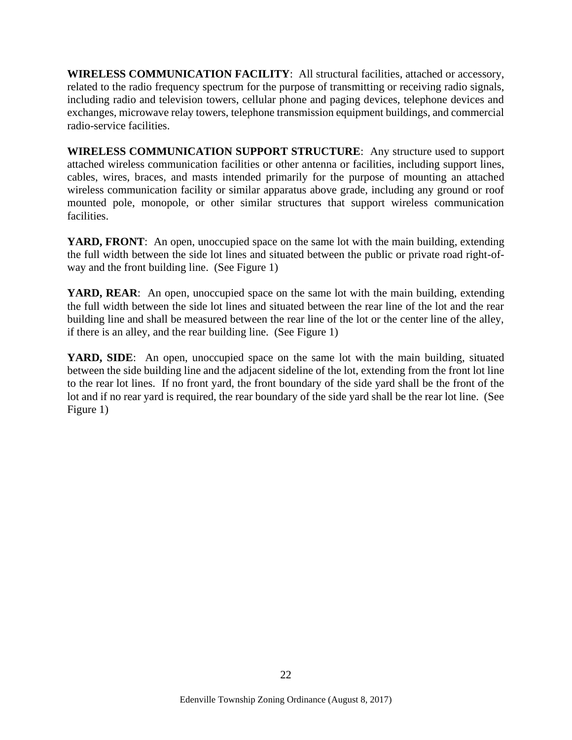**WIRELESS COMMUNICATION FACILITY**: All structural facilities, attached or accessory, related to the radio frequency spectrum for the purpose of transmitting or receiving radio signals, including radio and television towers, cellular phone and paging devices, telephone devices and exchanges, microwave relay towers, telephone transmission equipment buildings, and commercial radio-service facilities.

**WIRELESS COMMUNICATION SUPPORT STRUCTURE**: Any structure used to support attached wireless communication facilities or other antenna or facilities, including support lines, cables, wires, braces, and masts intended primarily for the purpose of mounting an attached wireless communication facility or similar apparatus above grade, including any ground or roof mounted pole, monopole, or other similar structures that support wireless communication facilities.

**YARD, FRONT**: An open, unoccupied space on the same lot with the main building, extending the full width between the side lot lines and situated between the public or private road right-of-way and the front building line. (See Figure 1)

**YARD, REAR**: An open, unoccupied space on the same lot with the main building, extending the full width between the side lot lines and situated between the rear line of the lot and the rear building line and shall be measured between the rear line of the lot or the center line of the alley, if there is an alley, and the rear building line. (See Figure 1)

**YARD, SIDE**: An open, unoccupied space on the same lot with the main building, situated between the side building line and the adjacent sideline of the lot, extending from the front lot line to the rear lot lines. If no front yard, the front boundary of the side yard shall be the front of the lot and if no rear yard is required, the rear boundary of the side yard shall be the rear lot line. (See Figure 1)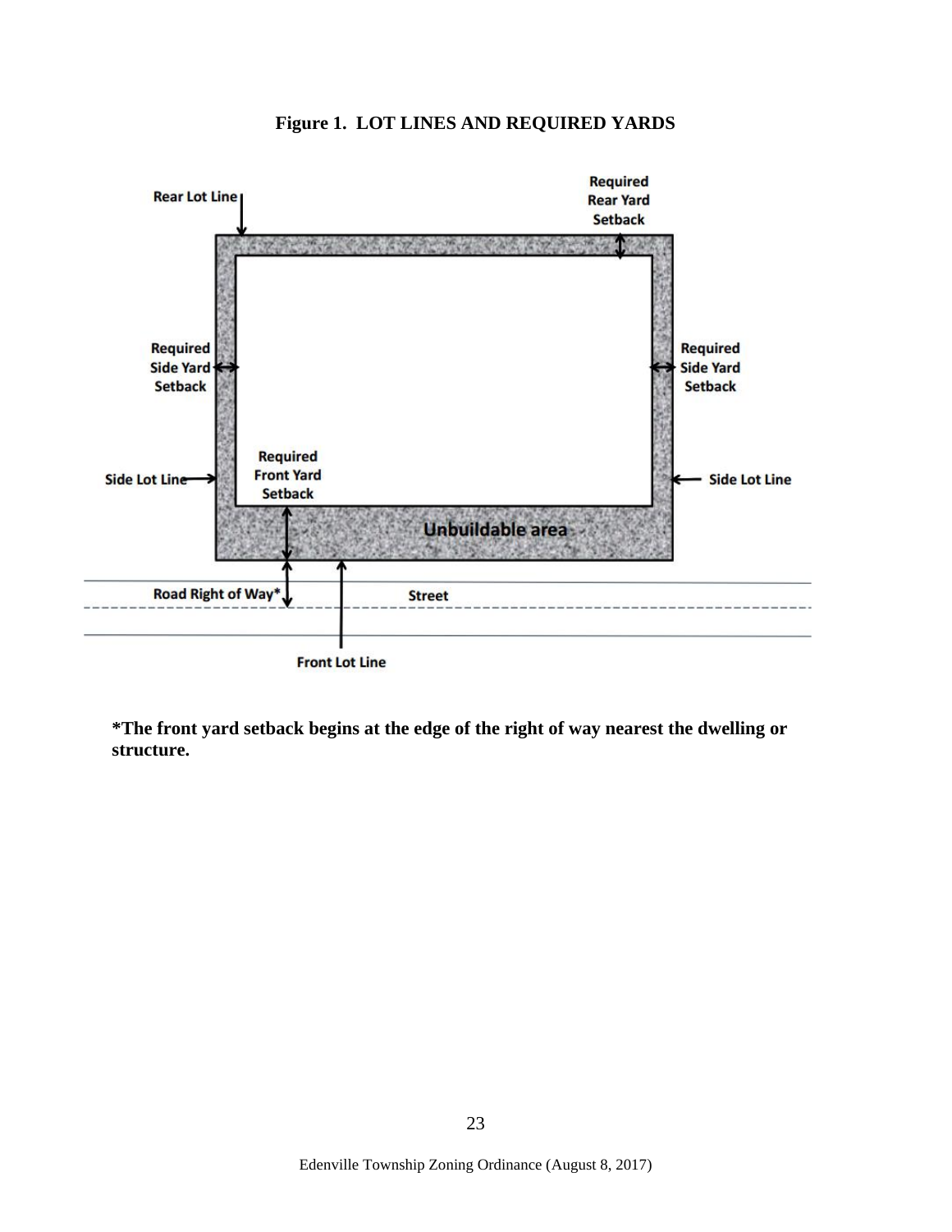**Figure 1. LOT LINES AND REQUIRED YARDS**

Rear Lot Line

Required Rear Yard Setback

Required Side Yard Setback

Required Side Yard Setback

Side Lot Line

Required Front Yard Setback

Side Lot Line

Unbuildable area

Road Right of Way*

Street

Front Lot Line

**\*The front yard setback begins at the edge of the right of way nearest the dwelling or structure.**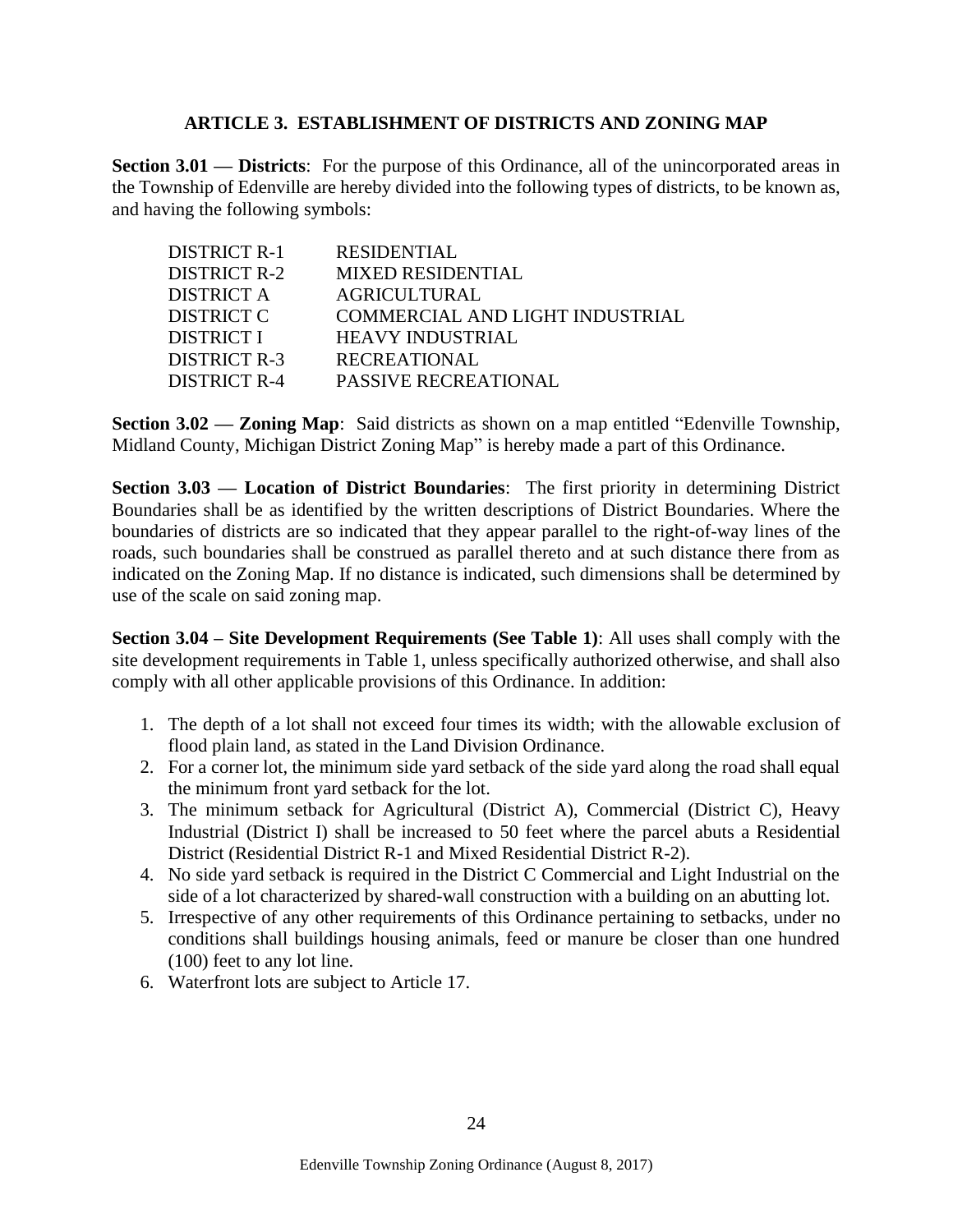# ARTICLE 3. ESTABLISHMENT OF DISTRICTS AND ZONING MAP

**Section 3.01 — Districts**: For the purpose of this Ordinance, all of the unincorporated areas in the Township of Edenville are hereby divided into the following types of districts, to be known as, and having the following symbols:

| | |
|---|---|
| DISTRICT R-1 | RESIDENTIAL |
| DISTRICT R-2 | MIXED RESIDENTIAL |
| DISTRICT A | AGRICULTURAL |
| DISTRICT C | COMMERCIAL AND LIGHT INDUSTRIAL |
| DISTRICT I | HEAVY INDUSTRIAL |
| DISTRICT R-3 | RECREATIONAL |
| DISTRICT R-4 | PASSIVE RECREATIONAL |

**Section 3.02 — Zoning Map**: Said districts as shown on a map entitled "Edenville Township, Midland County, Michigan District Zoning Map" is hereby made a part of this Ordinance.

**Section 3.03 — Location of District Boundaries**: The first priority in determining District Boundaries shall be as identified by the written descriptions of District Boundaries. Where the boundaries of districts are so indicated that they appear parallel to the right-of-way lines of the roads, such boundaries shall be construed as parallel thereto and at such distance there from as indicated on the Zoning Map. If no distance is indicated, such dimensions shall be determined by use of the scale on said zoning map.

**Section 3.04 – Site Development Requirements (See Table 1)**: All uses shall comply with the site development requirements in Table 1, unless specifically authorized otherwise, and shall also comply with all other applicable provisions of this Ordinance. In addition:

1. The depth of a lot shall not exceed four times its width; with the allowable exclusion of flood plain land, as stated in the Land Division Ordinance.
2. For a corner lot, the minimum side yard setback of the side yard along the road shall equal the minimum front yard setback for the lot.
3. The minimum setback for Agricultural (District A), Commercial (District C), Heavy Industrial (District I) shall be increased to 50 feet where the parcel abuts a Residential District (Residential District R-1 and Mixed Residential District R-2).
4. No side yard setback is required in the District C Commercial and Light Industrial on the side of a lot characterized by shared-wall construction with a building on an abutting lot.
5. Irrespective of any other requirements of this Ordinance pertaining to setbacks, under no conditions shall buildings housing animals, feed or manure be closer than one hundred (100) feet to any lot line.
6. Waterfront lots are subject to Article 17.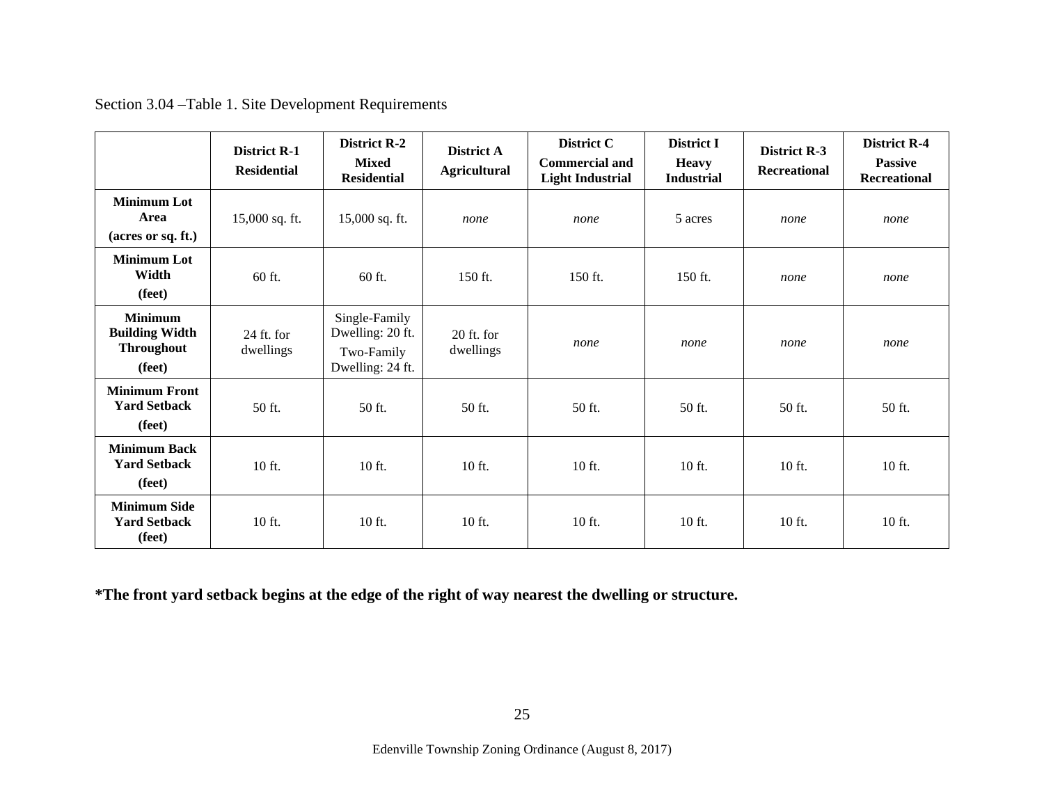Section 3.04 –Table 1. Site Development Requirements

| | **District R-1 Residential** | **District R-2 Mixed Residential** | **District A Agricultural** | **District C Commercial and Light Industrial** | **District I Heavy Industrial** | **District R-3 Recreational** | **District R-4 Passive Recreational** |
|---|---|---|---|---|---|---|---|
| **Minimum Lot Area (acres or sq. ft.)** | 15,000 sq. ft. | 15,000 sq. ft. | *none* | *none* | 5 acres | *none* | *none* |
| **Minimum Lot Width (feet)** | 60 ft. | 60 ft. | 150 ft. | 150 ft. | 150 ft. | *none* | *none* |
| **Minimum Building Width Throughout (feet)** | 24 ft. for dwellings | Single-Family Dwelling: 20 ft. Two-Family Dwelling: 24 ft. | 20 ft. for dwellings | *none* | *none* | *none* | *none* |
| **Minimum Front Yard Setback (feet)** | 50 ft. | 50 ft. | 50 ft. | 50 ft. | 50 ft. | 50 ft. | 50 ft. |
| **Minimum Back Yard Setback (feet)** | 10 ft. | 10 ft. | 10 ft. | 10 ft. | 10 ft. | 10 ft. | 10 ft. |
| **Minimum Side Yard Setback (feet)** | 10 ft. | 10 ft. | 10 ft. | 10 ft. | 10 ft. | 10 ft. | 10 ft. |

**\*The front yard setback begins at the edge of the right of way nearest the dwelling or structure.**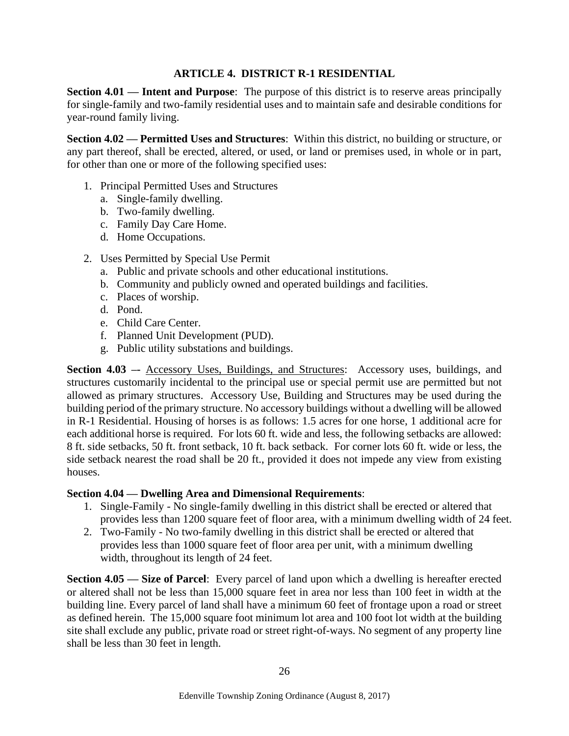## ARTICLE 4. DISTRICT R-1 RESIDENTIAL

**Section 4.01 — Intent and Purpose**: The purpose of this district is to reserve areas principally for single-family and two-family residential uses and to maintain safe and desirable conditions for year-round family living.

**Section 4.02 — Permitted Uses and Structures**: Within this district, no building or structure, or any part thereof, shall be erected, altered, or used, or land or premises used, in whole or in part, for other than one or more of the following specified uses:

1. Principal Permitted Uses and Structures
   a. Single-family dwelling.
   b. Two-family dwelling.
   c. Family Day Care Home.
   d. Home Occupations.
2. Uses Permitted by Special Use Permit
   a. Public and private schools and other educational institutions.
   b. Community and publicly owned and operated buildings and facilities.
   c. Places of worship.
   d. Pond.
   e. Child Care Center.
   f. Planned Unit Development (PUD).
   g. Public utility substations and buildings.

**Section 4.03 –-** Accessory Uses, Buildings, and Structures: Accessory uses, buildings, and structures customarily incidental to the principal use or special permit use are permitted but not allowed as primary structures. Accessory Use, Building and Structures may be used during the building period of the primary structure. No accessory buildings without a dwelling will be allowed in R-1 Residential. Housing of horses is as follows: 1.5 acres for one horse, 1 additional acre for each additional horse is required. For lots 60 ft. wide and less, the following setbacks are allowed: 8 ft. side setbacks, 50 ft. front setback, 10 ft. back setback. For corner lots 60 ft. wide or less, the side setback nearest the road shall be 20 ft., provided it does not impede any view from existing houses.

**Section 4.04 — Dwelling Area and Dimensional Requirements**:

1. Single-Family - No single-family dwelling in this district shall be erected or altered that provides less than 1200 square feet of floor area, with a minimum dwelling width of 24 feet.
2. Two-Family - No two-family dwelling in this district shall be erected or altered that provides less than 1000 square feet of floor area per unit, with a minimum dwelling width, throughout its length of 24 feet.

**Section 4.05 — Size of Parcel**: Every parcel of land upon which a dwelling is hereafter erected or altered shall not be less than 15,000 square feet in area nor less than 100 feet in width at the building line. Every parcel of land shall have a minimum 60 feet of frontage upon a road or street as defined herein. The 15,000 square foot minimum lot area and 100 foot lot width at the building site shall exclude any public, private road or street right-of-ways. No segment of any property line shall be less than 30 feet in length.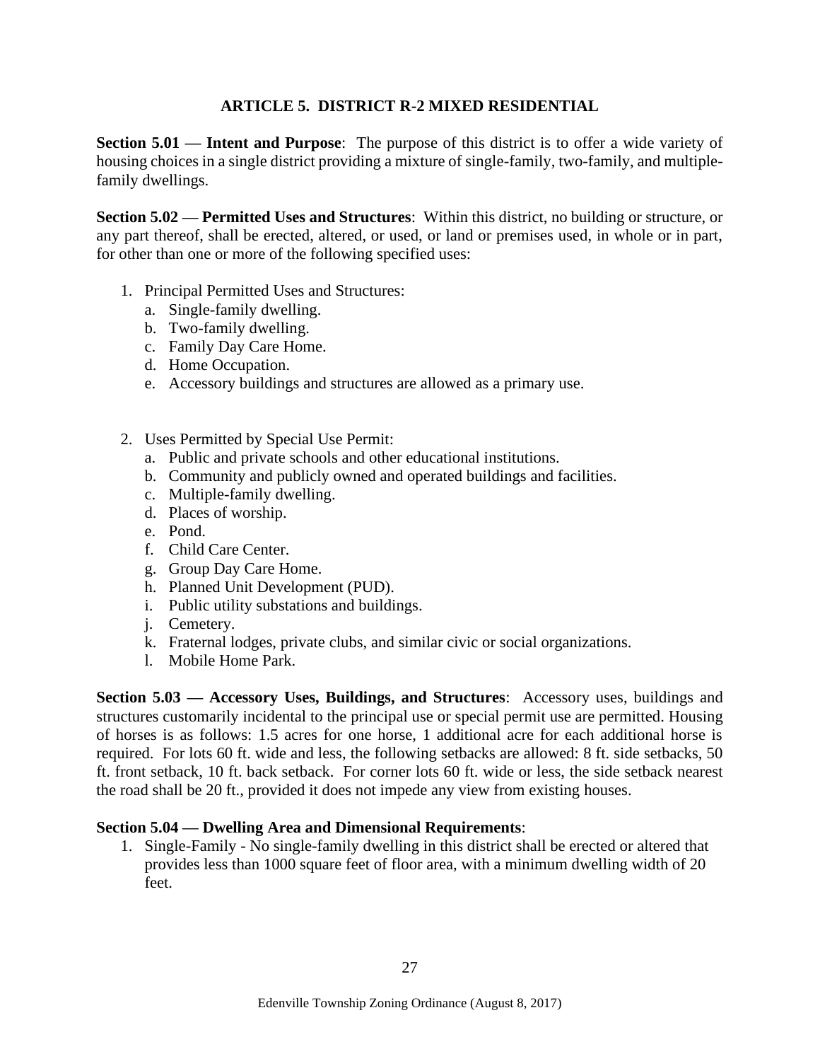# ARTICLE 5. DISTRICT R-2 MIXED RESIDENTIAL

**Section 5.01 — Intent and Purpose**: The purpose of this district is to offer a wide variety of housing choices in a single district providing a mixture of single-family, two-family, and multiple-family dwellings.

**Section 5.02 — Permitted Uses and Structures**: Within this district, no building or structure, or any part thereof, shall be erected, altered, or used, or land or premises used, in whole or in part, for other than one or more of the following specified uses:

1. Principal Permitted Uses and Structures:
   a. Single-family dwelling.
   b. Two-family dwelling.
   c. Family Day Care Home.
   d. Home Occupation.
   e. Accessory buildings and structures are allowed as a primary use.

2. Uses Permitted by Special Use Permit:
   a. Public and private schools and other educational institutions.
   b. Community and publicly owned and operated buildings and facilities.
   c. Multiple-family dwelling.
   d. Places of worship.
   e. Pond.
   f. Child Care Center.
   g. Group Day Care Home.
   h. Planned Unit Development (PUD).
   i. Public utility substations and buildings.
   j. Cemetery.
   k. Fraternal lodges, private clubs, and similar civic or social organizations.
   l. Mobile Home Park.

**Section 5.03 — Accessory Uses, Buildings, and Structures**: Accessory uses, buildings and structures customarily incidental to the principal use or special permit use are permitted. Housing of horses is as follows: 1.5 acres for one horse, 1 additional acre for each additional horse is required. For lots 60 ft. wide and less, the following setbacks are allowed: 8 ft. side setbacks, 50 ft. front setback, 10 ft. back setback. For corner lots 60 ft. wide or less, the side setback nearest the road shall be 20 ft., provided it does not impede any view from existing houses.

**Section 5.04 — Dwelling Area and Dimensional Requirements**:

1. Single-Family - No single-family dwelling in this district shall be erected or altered that provides less than 1000 square feet of floor area, with a minimum dwelling width of 20 feet.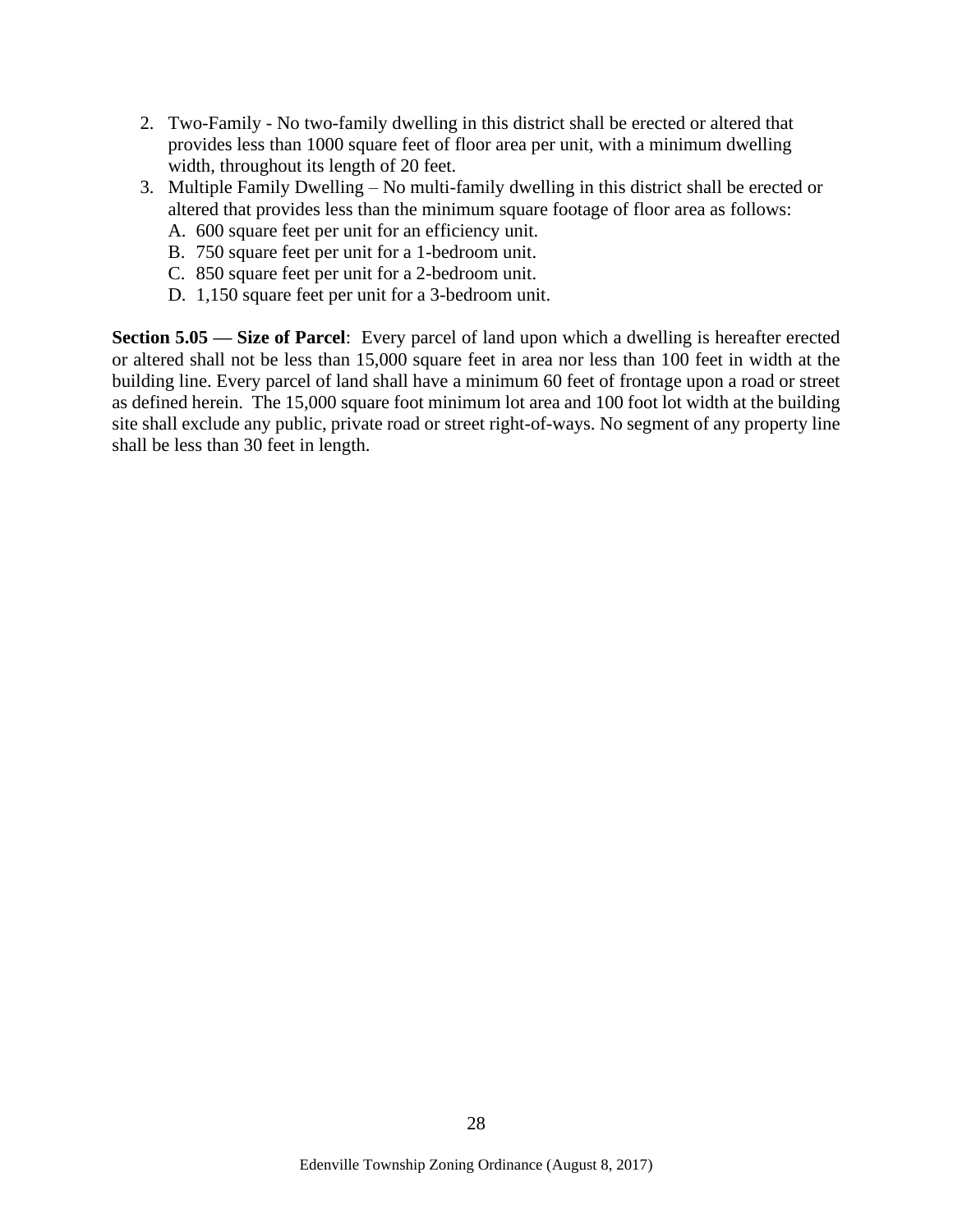2. Two-Family - No two-family dwelling in this district shall be erected or altered that provides less than 1000 square feet of floor area per unit, with a minimum dwelling width, throughout its length of 20 feet.
3. Multiple Family Dwelling – No multi-family dwelling in this district shall be erected or altered that provides less than the minimum square footage of floor area as follows:
   A. 600 square feet per unit for an efficiency unit.
   B. 750 square feet per unit for a 1-bedroom unit.
   C. 850 square feet per unit for a 2-bedroom unit.
   D. 1,150 square feet per unit for a 3-bedroom unit.

**Section 5.05 — Size of Parcel**: Every parcel of land upon which a dwelling is hereafter erected or altered shall not be less than 15,000 square feet in area nor less than 100 feet in width at the building line. Every parcel of land shall have a minimum 60 feet of frontage upon a road or street as defined herein. The 15,000 square foot minimum lot area and 100 foot lot width at the building site shall exclude any public, private road or street right-of-ways. No segment of any property line shall be less than 30 feet in length.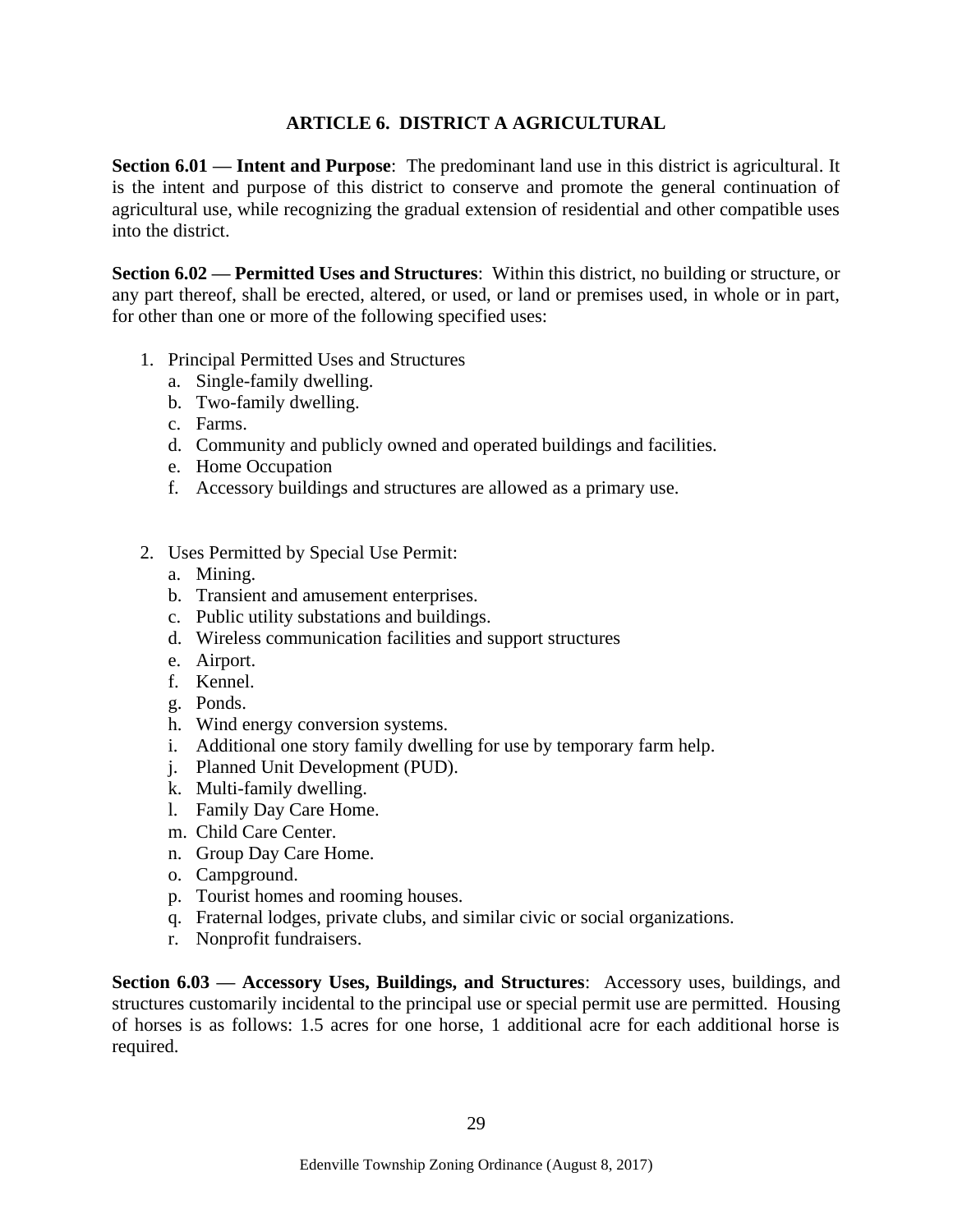# ARTICLE 6. DISTRICT A AGRICULTURAL

**Section 6.01 — Intent and Purpose**: The predominant land use in this district is agricultural. It is the intent and purpose of this district to conserve and promote the general continuation of agricultural use, while recognizing the gradual extension of residential and other compatible uses into the district.

**Section 6.02 — Permitted Uses and Structures**: Within this district, no building or structure, or any part thereof, shall be erected, altered, or used, or land or premises used, in whole or in part, for other than one or more of the following specified uses:

1. Principal Permitted Uses and Structures
    a. Single-family dwelling.
    b. Two-family dwelling.
    c. Farms.
    d. Community and publicly owned and operated buildings and facilities.
    e. Home Occupation
    f. Accessory buildings and structures are allowed as a primary use.

2. Uses Permitted by Special Use Permit:
    a. Mining.
    b. Transient and amusement enterprises.
    c. Public utility substations and buildings.
    d. Wireless communication facilities and support structures
    e. Airport.
    f. Kennel.
    g. Ponds.
    h. Wind energy conversion systems.
    i. Additional one story family dwelling for use by temporary farm help.
    j. Planned Unit Development (PUD).
    k. Multi-family dwelling.
    l. Family Day Care Home.
    m. Child Care Center.
    n. Group Day Care Home.
    o. Campground.
    p. Tourist homes and rooming houses.
    q. Fraternal lodges, private clubs, and similar civic or social organizations.
    r. Nonprofit fundraisers.

**Section 6.03 — Accessory Uses, Buildings, and Structures**: Accessory uses, buildings, and structures customarily incidental to the principal use or special permit use are permitted. Housing of horses is as follows: 1.5 acres for one horse, 1 additional acre for each additional horse is required.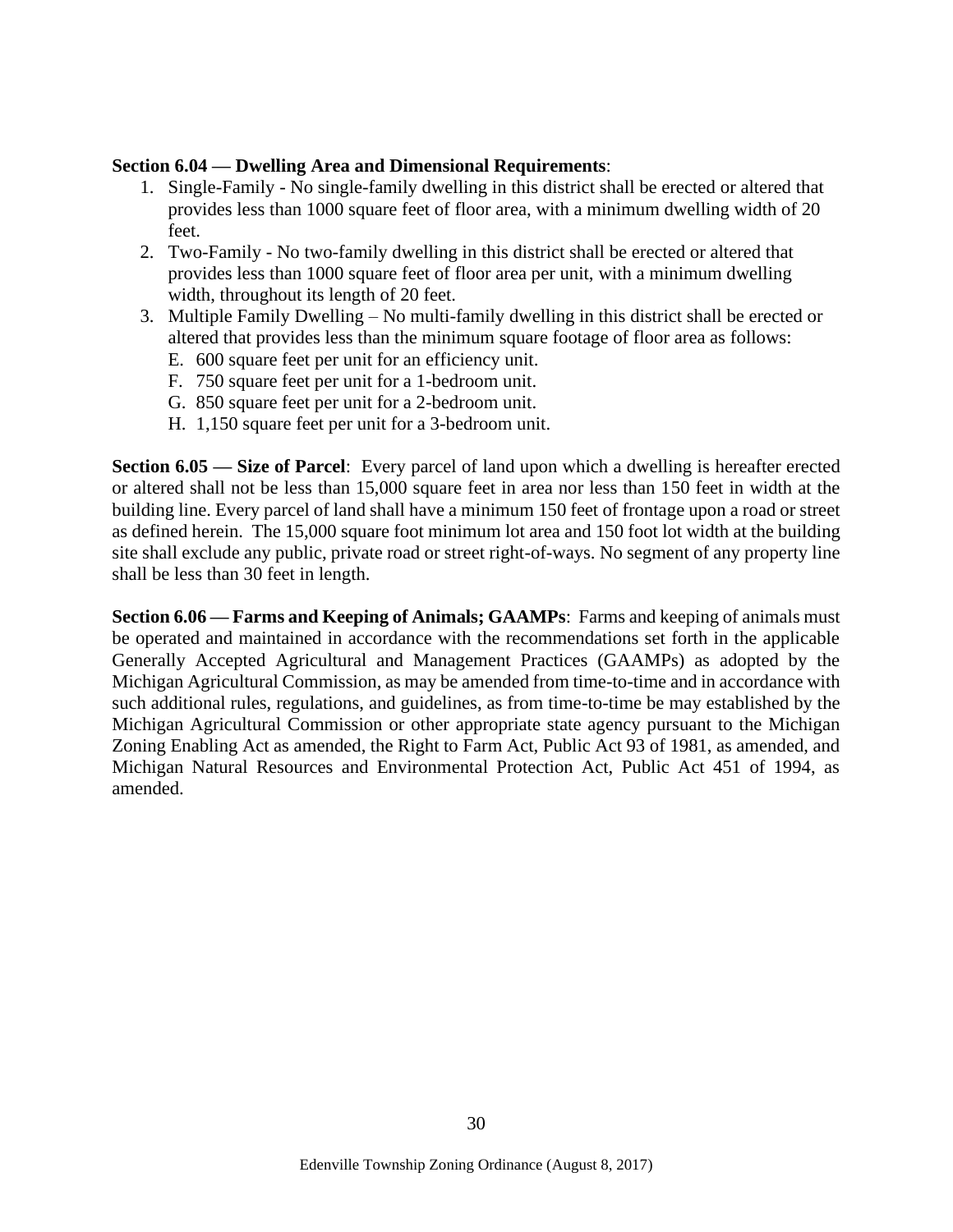**Section 6.04 — Dwelling Area and Dimensional Requirements**:

1. Single-Family - No single-family dwelling in this district shall be erected or altered that provides less than 1000 square feet of floor area, with a minimum dwelling width of 20 feet.
2. Two-Family - No two-family dwelling in this district shall be erected or altered that provides less than 1000 square feet of floor area per unit, with a minimum dwelling width, throughout its length of 20 feet.
3. Multiple Family Dwelling – No multi-family dwelling in this district shall be erected or altered that provides less than the minimum square footage of floor area as follows:
   - E. 600 square feet per unit for an efficiency unit.
   - F. 750 square feet per unit for a 1-bedroom unit.
   - G. 850 square feet per unit for a 2-bedroom unit.
   - H. 1,150 square feet per unit for a 3-bedroom unit.

**Section 6.05 — Size of Parcel**: Every parcel of land upon which a dwelling is hereafter erected or altered shall not be less than 15,000 square feet in area nor less than 150 feet in width at the building line. Every parcel of land shall have a minimum 150 feet of frontage upon a road or street as defined herein. The 15,000 square foot minimum lot area and 150 foot lot width at the building site shall exclude any public, private road or street right-of-ways. No segment of any property line shall be less than 30 feet in length.

**Section 6.06 — Farms and Keeping of Animals; GAAMPs**: Farms and keeping of animals must be operated and maintained in accordance with the recommendations set forth in the applicable Generally Accepted Agricultural and Management Practices (GAAMPs) as adopted by the Michigan Agricultural Commission, as may be amended from time-to-time and in accordance with such additional rules, regulations, and guidelines, as from time-to-time be may established by the Michigan Agricultural Commission or other appropriate state agency pursuant to the Michigan Zoning Enabling Act as amended, the Right to Farm Act, Public Act 93 of 1981, as amended, and Michigan Natural Resources and Environmental Protection Act, Public Act 451 of 1994, as amended.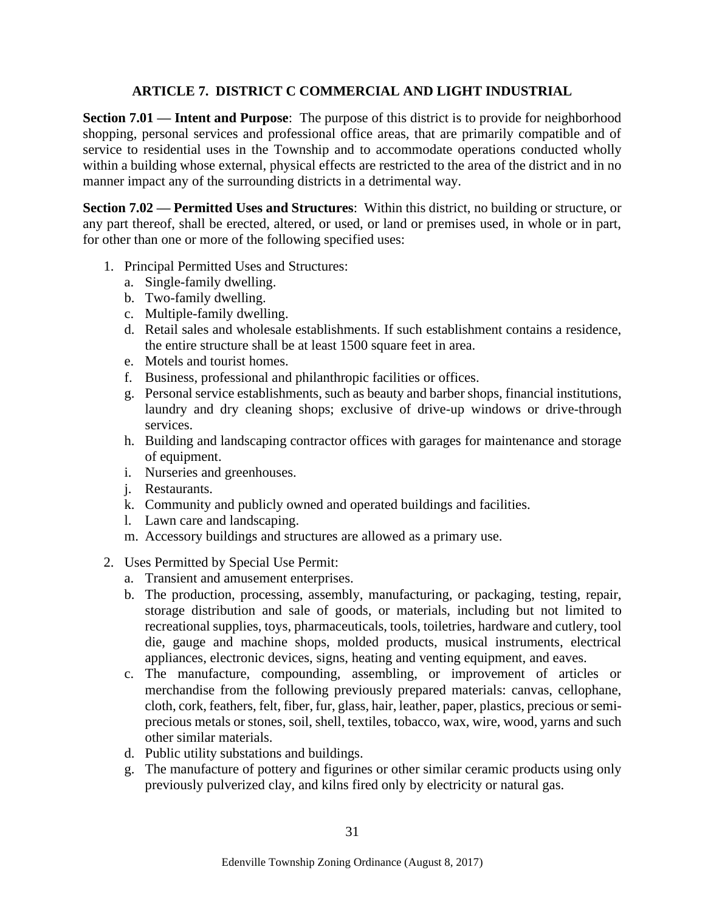## ARTICLE 7. DISTRICT C COMMERCIAL AND LIGHT INDUSTRIAL

**Section 7.01 — Intent and Purpose**: The purpose of this district is to provide for neighborhood shopping, personal services and professional office areas, that are primarily compatible and of service to residential uses in the Township and to accommodate operations conducted wholly within a building whose external, physical effects are restricted to the area of the district and in no manner impact any of the surrounding districts in a detrimental way.

**Section 7.02 — Permitted Uses and Structures**: Within this district, no building or structure, or any part thereof, shall be erected, altered, or used, or land or premises used, in whole or in part, for other than one or more of the following specified uses:

1. Principal Permitted Uses and Structures:
   a. Single-family dwelling.
   b. Two-family dwelling.
   c. Multiple-family dwelling.
   d. Retail sales and wholesale establishments. If such establishment contains a residence, the entire structure shall be at least 1500 square feet in area.
   e. Motels and tourist homes.
   f. Business, professional and philanthropic facilities or offices.
   g. Personal service establishments, such as beauty and barber shops, financial institutions, laundry and dry cleaning shops; exclusive of drive-up windows or drive-through services.
   h. Building and landscaping contractor offices with garages for maintenance and storage of equipment.
   i. Nurseries and greenhouses.
   j. Restaurants.
   k. Community and publicly owned and operated buildings and facilities.
   l. Lawn care and landscaping.
   m. Accessory buildings and structures are allowed as a primary use.

2. Uses Permitted by Special Use Permit:
   a. Transient and amusement enterprises.
   b. The production, processing, assembly, manufacturing, or packaging, testing, repair, storage distribution and sale of goods, or materials, including but not limited to recreational supplies, toys, pharmaceuticals, tools, toiletries, hardware and cutlery, tool die, gauge and machine shops, molded products, musical instruments, electrical appliances, electronic devices, signs, heating and venting equipment, and eaves.
   c. The manufacture, compounding, assembling, or improvement of articles or merchandise from the following previously prepared materials: canvas, cellophane, cloth, cork, feathers, felt, fiber, fur, glass, hair, leather, paper, plastics, precious or semi-precious metals or stones, soil, shell, textiles, tobacco, wax, wire, wood, yarns and such other similar materials.
   d. Public utility substations and buildings.
   g. The manufacture of pottery and figurines or other similar ceramic products using only previously pulverized clay, and kilns fired only by electricity or natural gas.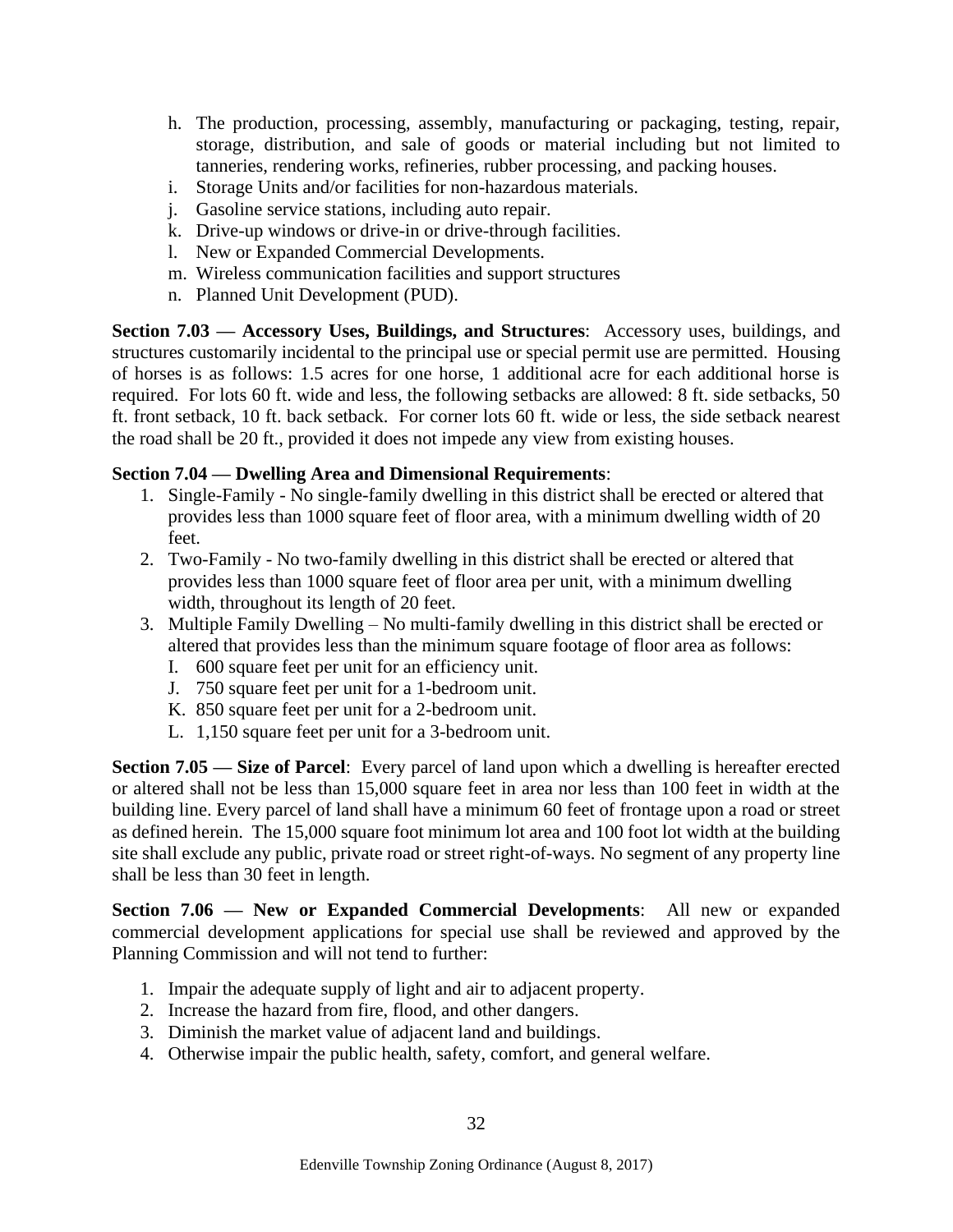h. The production, processing, assembly, manufacturing or packaging, testing, repair, storage, distribution, and sale of goods or material including but not limited to tanneries, rendering works, refineries, rubber processing, and packing houses.
i. Storage Units and/or facilities for non-hazardous materials.
j. Gasoline service stations, including auto repair.
k. Drive-up windows or drive-in or drive-through facilities.
l. New or Expanded Commercial Developments.
m. Wireless communication facilities and support structures
n. Planned Unit Development (PUD).

**Section 7.03 — Accessory Uses, Buildings, and Structures**: Accessory uses, buildings, and structures customarily incidental to the principal use or special permit use are permitted. Housing of horses is as follows: 1.5 acres for one horse, 1 additional acre for each additional horse is required. For lots 60 ft. wide and less, the following setbacks are allowed: 8 ft. side setbacks, 50 ft. front setback, 10 ft. back setback. For corner lots 60 ft. wide or less, the side setback nearest the road shall be 20 ft., provided it does not impede any view from existing houses.

**Section 7.04 — Dwelling Area and Dimensional Requirements**:

1. Single-Family - No single-family dwelling in this district shall be erected or altered that provides less than 1000 square feet of floor area, with a minimum dwelling width of 20 feet.
2. Two-Family - No two-family dwelling in this district shall be erected or altered that provides less than 1000 square feet of floor area per unit, with a minimum dwelling width, throughout its length of 20 feet.
3. Multiple Family Dwelling – No multi-family dwelling in this district shall be erected or altered that provides less than the minimum square footage of floor area as follows:
   I. 600 square feet per unit for an efficiency unit.
   J. 750 square feet per unit for a 1-bedroom unit.
   K. 850 square feet per unit for a 2-bedroom unit.
   L. 1,150 square feet per unit for a 3-bedroom unit.

**Section 7.05 — Size of Parcel**: Every parcel of land upon which a dwelling is hereafter erected or altered shall not be less than 15,000 square feet in area nor less than 100 feet in width at the building line. Every parcel of land shall have a minimum 60 feet of frontage upon a road or street as defined herein. The 15,000 square foot minimum lot area and 100 foot lot width at the building site shall exclude any public, private road or street right-of-ways. No segment of any property line shall be less than 30 feet in length.

**Section 7.06 — New or Expanded Commercial Developments**: All new or expanded commercial development applications for special use shall be reviewed and approved by the Planning Commission and will not tend to further:

1. Impair the adequate supply of light and air to adjacent property.
2. Increase the hazard from fire, flood, and other dangers.
3. Diminish the market value of adjacent land and buildings.
4. Otherwise impair the public health, safety, comfort, and general welfare.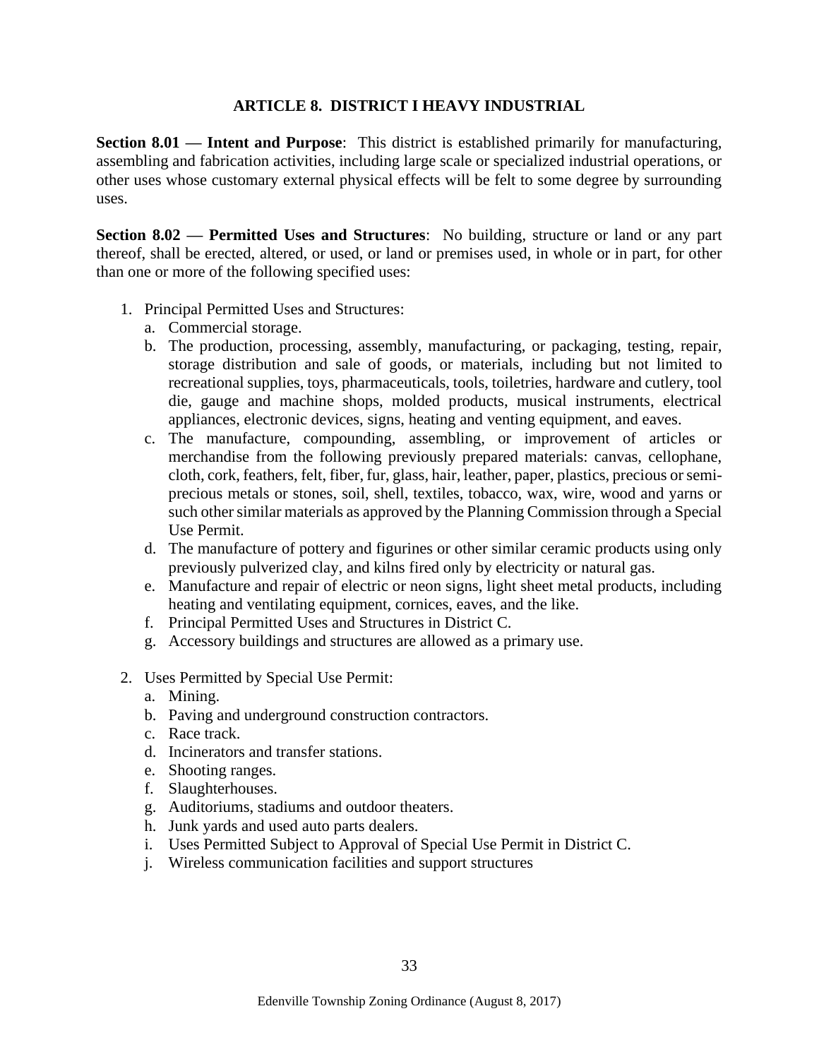# ARTICLE 8. DISTRICT I HEAVY INDUSTRIAL

**Section 8.01 — Intent and Purpose**: This district is established primarily for manufacturing, assembling and fabrication activities, including large scale or specialized industrial operations, or other uses whose customary external physical effects will be felt to some degree by surrounding uses.

**Section 8.02 — Permitted Uses and Structures**: No building, structure or land or any part thereof, shall be erected, altered, or used, or land or premises used, in whole or in part, for other than one or more of the following specified uses:

1. Principal Permitted Uses and Structures:
   a. Commercial storage.
   b. The production, processing, assembly, manufacturing, or packaging, testing, repair, storage distribution and sale of goods, or materials, including but not limited to recreational supplies, toys, pharmaceuticals, tools, toiletries, hardware and cutlery, tool die, gauge and machine shops, molded products, musical instruments, electrical appliances, electronic devices, signs, heating and venting equipment, and eaves.
   c. The manufacture, compounding, assembling, or improvement of articles or merchandise from the following previously prepared materials: canvas, cellophane, cloth, cork, feathers, felt, fiber, fur, glass, hair, leather, paper, plastics, precious or semi-precious metals or stones, soil, shell, textiles, tobacco, wax, wire, wood and yarns or such other similar materials as approved by the Planning Commission through a Special Use Permit.
   d. The manufacture of pottery and figurines or other similar ceramic products using only previously pulverized clay, and kilns fired only by electricity or natural gas.
   e. Manufacture and repair of electric or neon signs, light sheet metal products, including heating and ventilating equipment, cornices, eaves, and the like.
   f. Principal Permitted Uses and Structures in District C.
   g. Accessory buildings and structures are allowed as a primary use.

2. Uses Permitted by Special Use Permit:
   a. Mining.
   b. Paving and underground construction contractors.
   c. Race track.
   d. Incinerators and transfer stations.
   e. Shooting ranges.
   f. Slaughterhouses.
   g. Auditoriums, stadiums and outdoor theaters.
   h. Junk yards and used auto parts dealers.
   i. Uses Permitted Subject to Approval of Special Use Permit in District C.
   j. Wireless communication facilities and support structures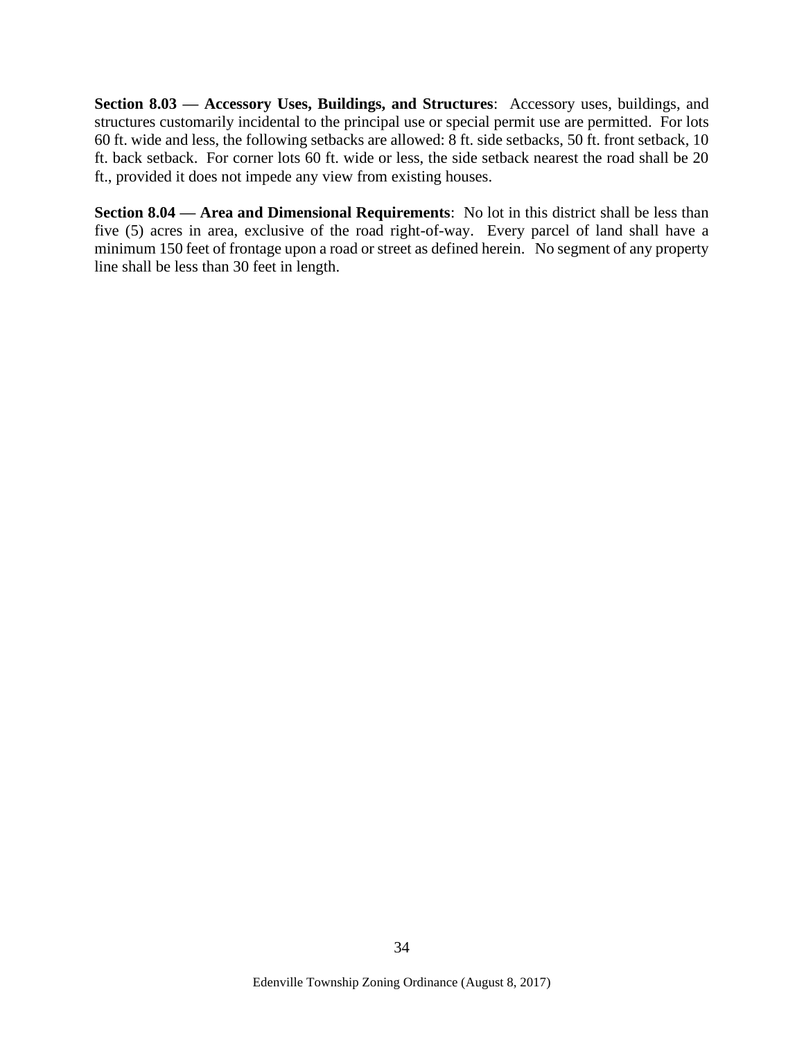**Section 8.03 — Accessory Uses, Buildings, and Structures**: Accessory uses, buildings, and structures customarily incidental to the principal use or special permit use are permitted. For lots 60 ft. wide and less, the following setbacks are allowed: 8 ft. side setbacks, 50 ft. front setback, 10 ft. back setback. For corner lots 60 ft. wide or less, the side setback nearest the road shall be 20 ft., provided it does not impede any view from existing houses.

**Section 8.04 — Area and Dimensional Requirements**: No lot in this district shall be less than five (5) acres in area, exclusive of the road right-of-way. Every parcel of land shall have a minimum 150 feet of frontage upon a road or street as defined herein. No segment of any property line shall be less than 30 feet in length.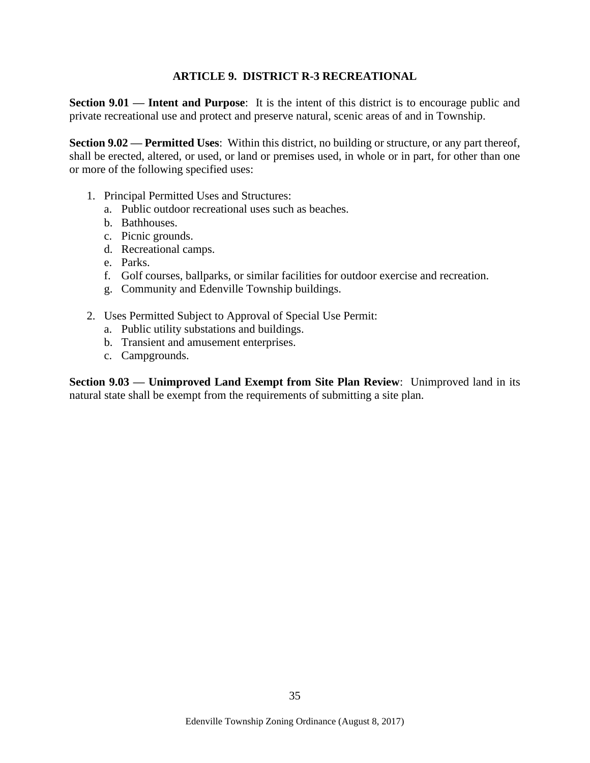# ARTICLE 9. DISTRICT R-3 RECREATIONAL

**Section 9.01 — Intent and Purpose**: It is the intent of this district is to encourage public and private recreational use and protect and preserve natural, scenic areas of and in Township.

**Section 9.02 — Permitted Uses**: Within this district, no building or structure, or any part thereof, shall be erected, altered, or used, or land or premises used, in whole or in part, for other than one or more of the following specified uses:

1. Principal Permitted Uses and Structures:
   a. Public outdoor recreational uses such as beaches.
   b. Bathhouses.
   c. Picnic grounds.
   d. Recreational camps.
   e. Parks.
   f. Golf courses, ballparks, or similar facilities for outdoor exercise and recreation.
   g. Community and Edenville Township buildings.

2. Uses Permitted Subject to Approval of Special Use Permit:
   a. Public utility substations and buildings.
   b. Transient and amusement enterprises.
   c. Campgrounds.

**Section 9.03 — Unimproved Land Exempt from Site Plan Review**: Unimproved land in its natural state shall be exempt from the requirements of submitting a site plan.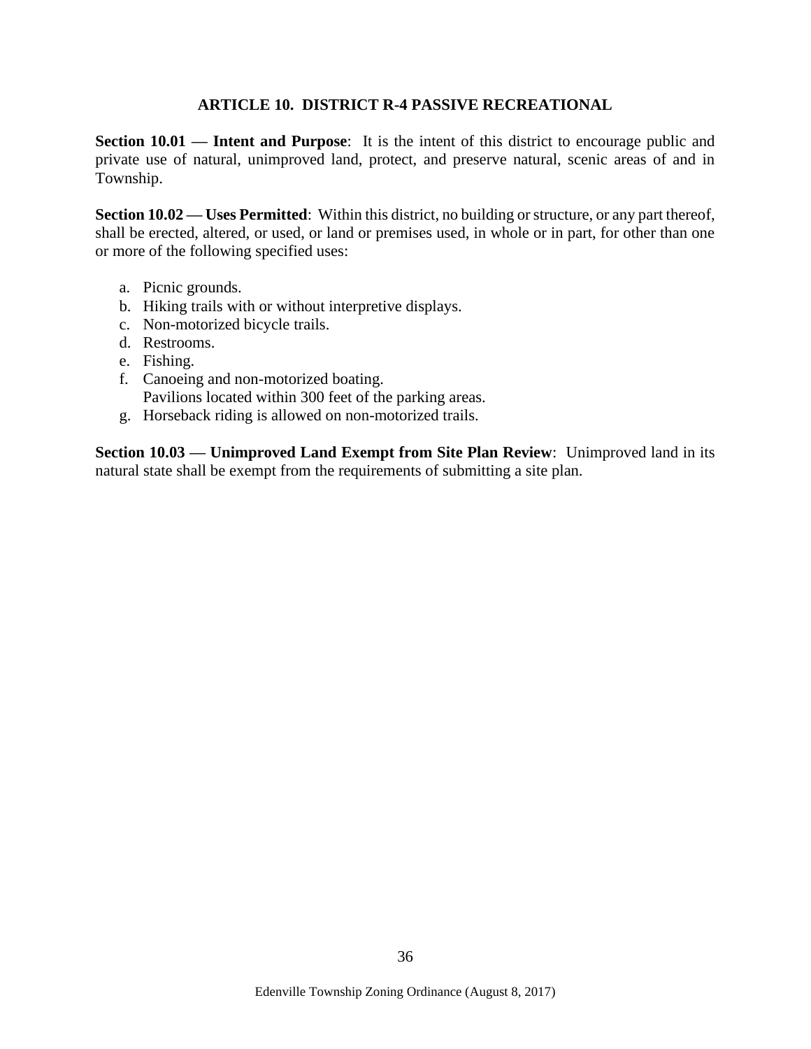## ARTICLE 10. DISTRICT R-4 PASSIVE RECREATIONAL

**Section 10.01 — Intent and Purpose**: It is the intent of this district to encourage public and private use of natural, unimproved land, protect, and preserve natural, scenic areas of and in Township.

**Section 10.02 — Uses Permitted**: Within this district, no building or structure, or any part thereof, shall be erected, altered, or used, or land or premises used, in whole or in part, for other than one or more of the following specified uses:

a. Picnic grounds.
b. Hiking trails with or without interpretive displays.
c. Non-motorized bicycle trails.
d. Restrooms.
e. Fishing.
f. Canoeing and non-motorized boating.
   Pavilions located within 300 feet of the parking areas.
g. Horseback riding is allowed on non-motorized trails.

**Section 10.03 — Unimproved Land Exempt from Site Plan Review**: Unimproved land in its natural state shall be exempt from the requirements of submitting a site plan.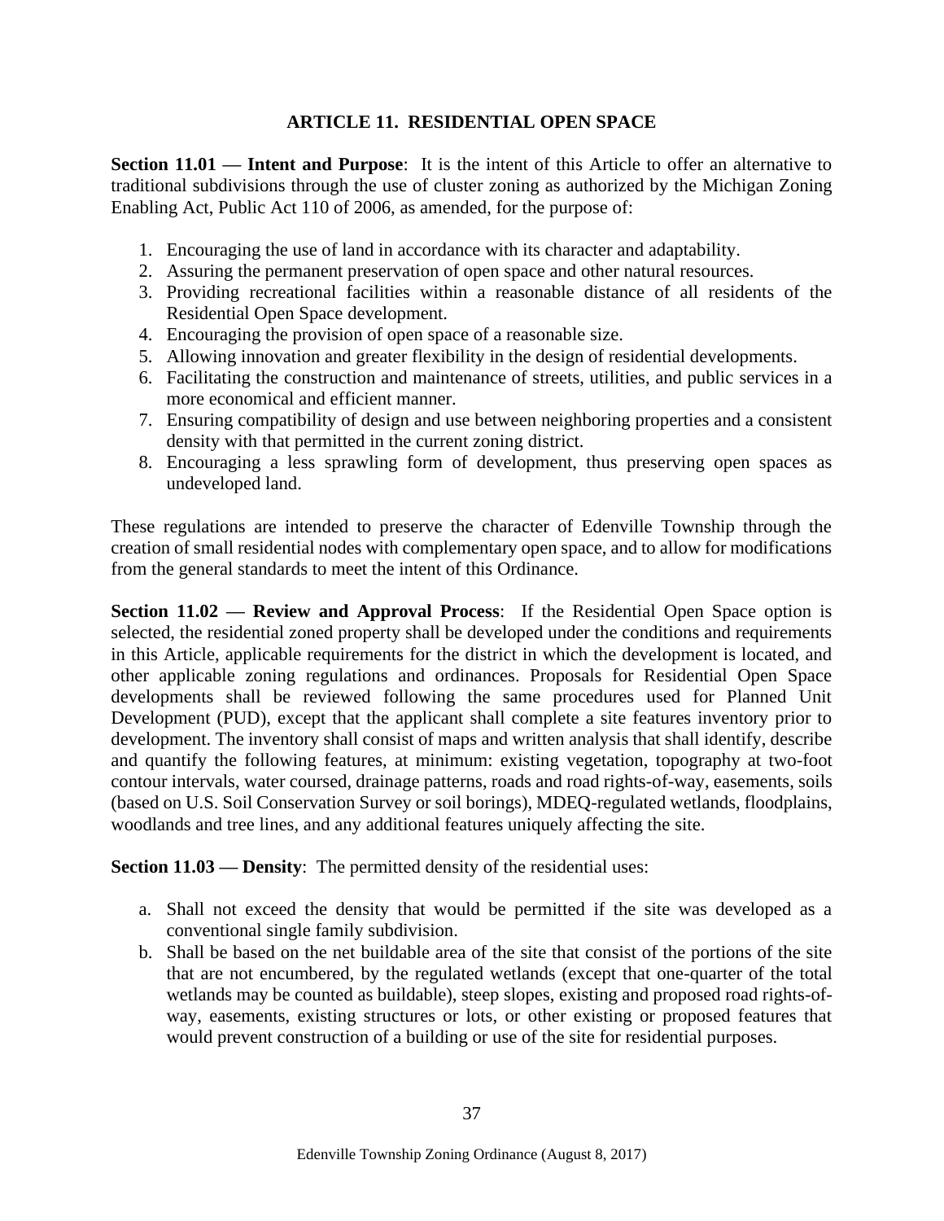# ARTICLE 11. RESIDENTIAL OPEN SPACE

**Section 11.01 — Intent and Purpose**: It is the intent of this Article to offer an alternative to traditional subdivisions through the use of cluster zoning as authorized by the Michigan Zoning Enabling Act, Public Act 110 of 2006, as amended, for the purpose of:

1. Encouraging the use of land in accordance with its character and adaptability.
2. Assuring the permanent preservation of open space and other natural resources.
3. Providing recreational facilities within a reasonable distance of all residents of the Residential Open Space development.
4. Encouraging the provision of open space of a reasonable size.
5. Allowing innovation and greater flexibility in the design of residential developments.
6. Facilitating the construction and maintenance of streets, utilities, and public services in a more economical and efficient manner.
7. Ensuring compatibility of design and use between neighboring properties and a consistent density with that permitted in the current zoning district.
8. Encouraging a less sprawling form of development, thus preserving open spaces as undeveloped land.

These regulations are intended to preserve the character of Edenville Township through the creation of small residential nodes with complementary open space, and to allow for modifications from the general standards to meet the intent of this Ordinance.

**Section 11.02 — Review and Approval Process**: If the Residential Open Space option is selected, the residential zoned property shall be developed under the conditions and requirements in this Article, applicable requirements for the district in which the development is located, and other applicable zoning regulations and ordinances. Proposals for Residential Open Space developments shall be reviewed following the same procedures used for Planned Unit Development (PUD), except that the applicant shall complete a site features inventory prior to development. The inventory shall consist of maps and written analysis that shall identify, describe and quantify the following features, at minimum: existing vegetation, topography at two-foot contour intervals, water coursed, drainage patterns, roads and road rights-of-way, easements, soils (based on U.S. Soil Conservation Survey or soil borings), MDEQ-regulated wetlands, floodplains, woodlands and tree lines, and any additional features uniquely affecting the site.

**Section 11.03 — Density**: The permitted density of the residential uses:

a. Shall not exceed the density that would be permitted if the site was developed as a conventional single family subdivision.
b. Shall be based on the net buildable area of the site that consist of the portions of the site that are not encumbered, by the regulated wetlands (except that one-quarter of the total wetlands may be counted as buildable), steep slopes, existing and proposed road rights-of-way, easements, existing structures or lots, or other existing or proposed features that would prevent construction of a building or use of the site for residential purposes.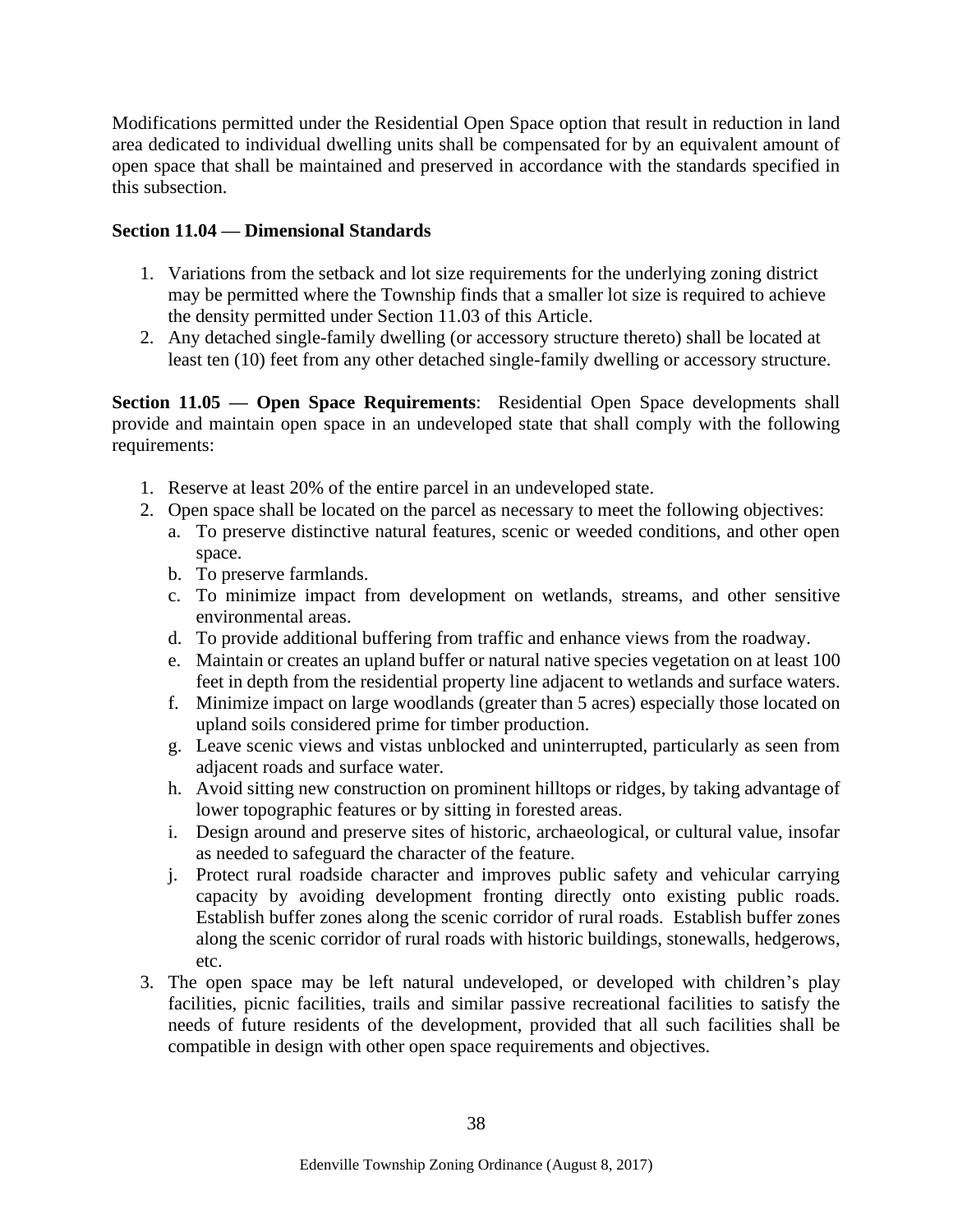Modifications permitted under the Residential Open Space option that result in reduction in land area dedicated to individual dwelling units shall be compensated for by an equivalent amount of open space that shall be maintained and preserved in accordance with the standards specified in this subsection.

**Section 11.04 — Dimensional Standards**

1. Variations from the setback and lot size requirements for the underlying zoning district may be permitted where the Township finds that a smaller lot size is required to achieve the density permitted under Section 11.03 of this Article.
2. Any detached single-family dwelling (or accessory structure thereto) shall be located at least ten (10) feet from any other detached single-family dwelling or accessory structure.

**Section 11.05 — Open Space Requirements**: Residential Open Space developments shall provide and maintain open space in an undeveloped state that shall comply with the following requirements:

1. Reserve at least 20% of the entire parcel in an undeveloped state.
2. Open space shall be located on the parcel as necessary to meet the following objectives:
   a. To preserve distinctive natural features, scenic or weeded conditions, and other open space.
   b. To preserve farmlands.
   c. To minimize impact from development on wetlands, streams, and other sensitive environmental areas.
   d. To provide additional buffering from traffic and enhance views from the roadway.
   e. Maintain or creates an upland buffer or natural native species vegetation on at least 100 feet in depth from the residential property line adjacent to wetlands and surface waters.
   f. Minimize impact on large woodlands (greater than 5 acres) especially those located on upland soils considered prime for timber production.
   g. Leave scenic views and vistas unblocked and uninterrupted, particularly as seen from adjacent roads and surface water.
   h. Avoid sitting new construction on prominent hilltops or ridges, by taking advantage of lower topographic features or by sitting in forested areas.
   i. Design around and preserve sites of historic, archaeological, or cultural value, insofar as needed to safeguard the character of the feature.
   j. Protect rural roadside character and improves public safety and vehicular carrying capacity by avoiding development fronting directly onto existing public roads. Establish buffer zones along the scenic corridor of rural roads. Establish buffer zones along the scenic corridor of rural roads with historic buildings, stonewalls, hedgerows, etc.
3. The open space may be left natural undeveloped, or developed with children's play facilities, picnic facilities, trails and similar passive recreational facilities to satisfy the needs of future residents of the development, provided that all such facilities shall be compatible in design with other open space requirements and objectives.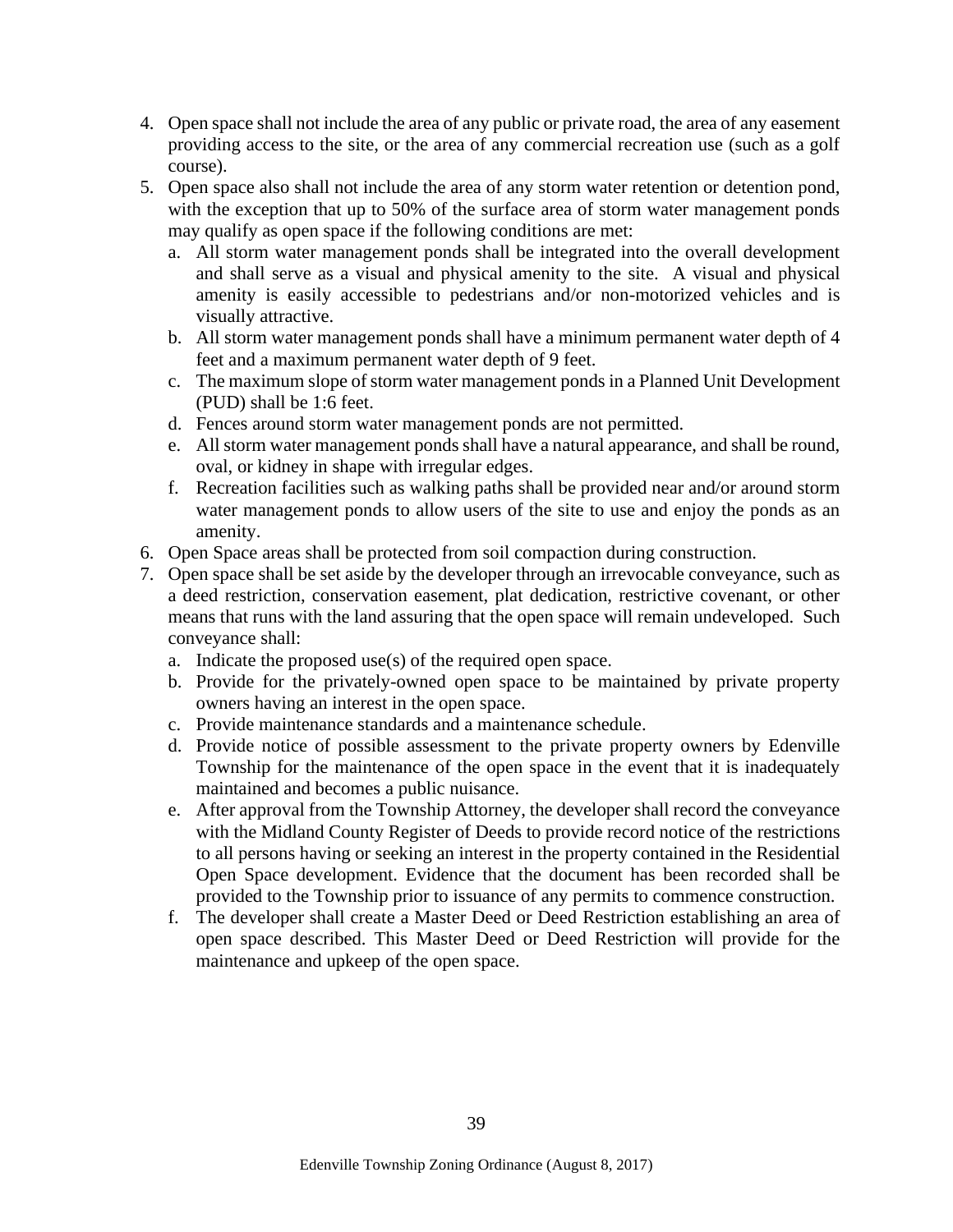4. Open space shall not include the area of any public or private road, the area of any easement providing access to the site, or the area of any commercial recreation use (such as a golf course).
5. Open space also shall not include the area of any storm water retention or detention pond, with the exception that up to 50% of the surface area of storm water management ponds may qualify as open space if the following conditions are met:
   a. All storm water management ponds shall be integrated into the overall development and shall serve as a visual and physical amenity to the site. A visual and physical amenity is easily accessible to pedestrians and/or non-motorized vehicles and is visually attractive.
   b. All storm water management ponds shall have a minimum permanent water depth of 4 feet and a maximum permanent water depth of 9 feet.
   c. The maximum slope of storm water management ponds in a Planned Unit Development (PUD) shall be 1:6 feet.
   d. Fences around storm water management ponds are not permitted.
   e. All storm water management ponds shall have a natural appearance, and shall be round, oval, or kidney in shape with irregular edges.
   f. Recreation facilities such as walking paths shall be provided near and/or around storm water management ponds to allow users of the site to use and enjoy the ponds as an amenity.
6. Open Space areas shall be protected from soil compaction during construction.
7. Open space shall be set aside by the developer through an irrevocable conveyance, such as a deed restriction, conservation easement, plat dedication, restrictive covenant, or other means that runs with the land assuring that the open space will remain undeveloped. Such conveyance shall:
   a. Indicate the proposed use(s) of the required open space.
   b. Provide for the privately-owned open space to be maintained by private property owners having an interest in the open space.
   c. Provide maintenance standards and a maintenance schedule.
   d. Provide notice of possible assessment to the private property owners by Edenville Township for the maintenance of the open space in the event that it is inadequately maintained and becomes a public nuisance.
   e. After approval from the Township Attorney, the developer shall record the conveyance with the Midland County Register of Deeds to provide record notice of the restrictions to all persons having or seeking an interest in the property contained in the Residential Open Space development. Evidence that the document has been recorded shall be provided to the Township prior to issuance of any permits to commence construction.
   f. The developer shall create a Master Deed or Deed Restriction establishing an area of open space described. This Master Deed or Deed Restriction will provide for the maintenance and upkeep of the open space.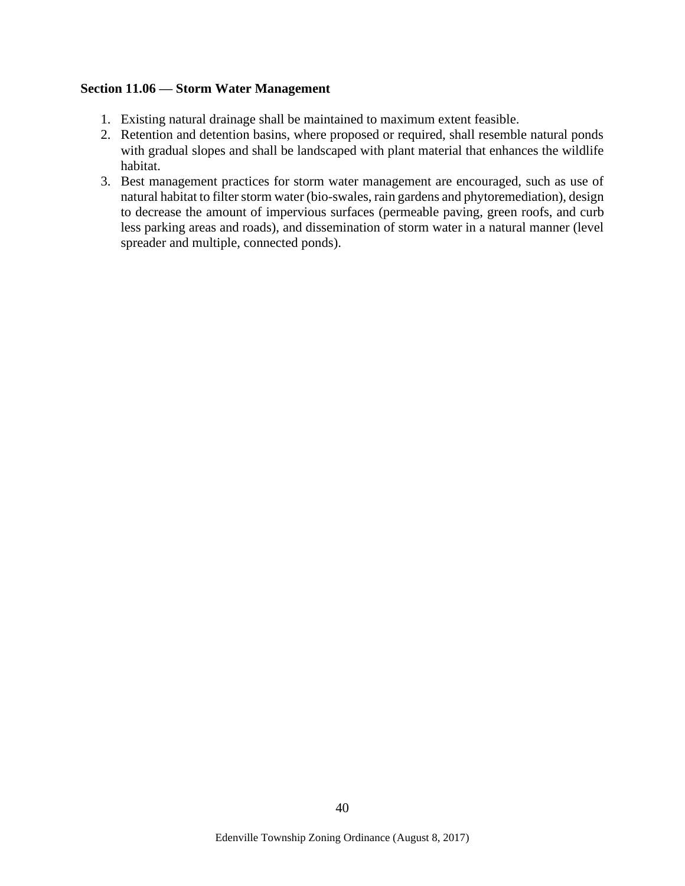**Section 11.06 — Storm Water Management**

1. Existing natural drainage shall be maintained to maximum extent feasible.
2. Retention and detention basins, where proposed or required, shall resemble natural ponds with gradual slopes and shall be landscaped with plant material that enhances the wildlife habitat.
3. Best management practices for storm water management are encouraged, such as use of natural habitat to filter storm water (bio-swales, rain gardens and phytoremediation), design to decrease the amount of impervious surfaces (permeable paving, green roofs, and curb less parking areas and roads), and dissemination of storm water in a natural manner (level spreader and multiple, connected ponds).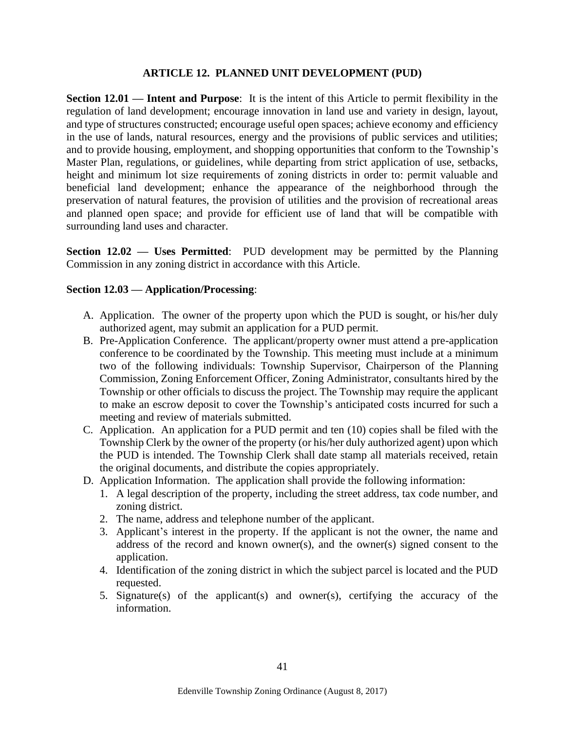## ARTICLE 12. PLANNED UNIT DEVELOPMENT (PUD)

**Section 12.01 — Intent and Purpose**: It is the intent of this Article to permit flexibility in the regulation of land development; encourage innovation in land use and variety in design, layout, and type of structures constructed; encourage useful open spaces; achieve economy and efficiency in the use of lands, natural resources, energy and the provisions of public services and utilities; and to provide housing, employment, and shopping opportunities that conform to the Township's Master Plan, regulations, or guidelines, while departing from strict application of use, setbacks, height and minimum lot size requirements of zoning districts in order to: permit valuable and beneficial land development; enhance the appearance of the neighborhood through the preservation of natural features, the provision of utilities and the provision of recreational areas and planned open space; and provide for efficient use of land that will be compatible with surrounding land uses and character.

**Section 12.02 — Uses Permitted**: PUD development may be permitted by the Planning Commission in any zoning district in accordance with this Article.

**Section 12.03 — Application/Processing**:

A. Application. The owner of the property upon which the PUD is sought, or his/her duly authorized agent, may submit an application for a PUD permit.
B. Pre-Application Conference. The applicant/property owner must attend a pre-application conference to be coordinated by the Township. This meeting must include at a minimum two of the following individuals: Township Supervisor, Chairperson of the Planning Commission, Zoning Enforcement Officer, Zoning Administrator, consultants hired by the Township or other officials to discuss the project. The Township may require the applicant to make an escrow deposit to cover the Township's anticipated costs incurred for such a meeting and review of materials submitted.
C. Application. An application for a PUD permit and ten (10) copies shall be filed with the Township Clerk by the owner of the property (or his/her duly authorized agent) upon which the PUD is intended. The Township Clerk shall date stamp all materials received, retain the original documents, and distribute the copies appropriately.
D. Application Information. The application shall provide the following information:
   1. A legal description of the property, including the street address, tax code number, and zoning district.
   2. The name, address and telephone number of the applicant.
   3. Applicant's interest in the property. If the applicant is not the owner, the name and address of the record and known owner(s), and the owner(s) signed consent to the application.
   4. Identification of the zoning district in which the subject parcel is located and the PUD requested.
   5. Signature(s) of the applicant(s) and owner(s), certifying the accuracy of the information.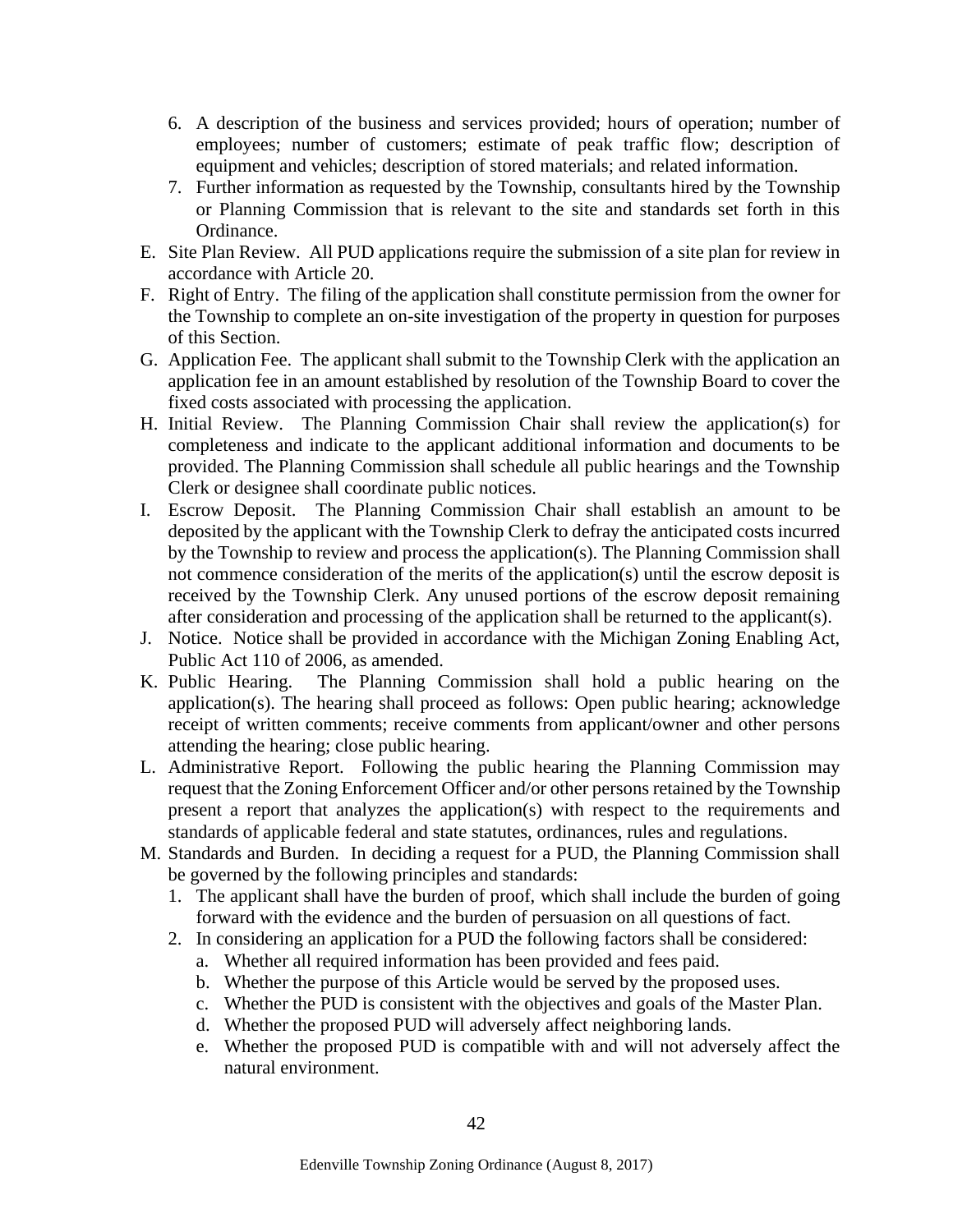6. A description of the business and services provided; hours of operation; number of employees; number of customers; estimate of peak traffic flow; description of equipment and vehicles; description of stored materials; and related information.
7. Further information as requested by the Township, consultants hired by the Township or Planning Commission that is relevant to the site and standards set forth in this Ordinance.

E. Site Plan Review. All PUD applications require the submission of a site plan for review in accordance with Article 20.

F. Right of Entry. The filing of the application shall constitute permission from the owner for the Township to complete an on-site investigation of the property in question for purposes of this Section.

G. Application Fee. The applicant shall submit to the Township Clerk with the application an application fee in an amount established by resolution of the Township Board to cover the fixed costs associated with processing the application.

H. Initial Review. The Planning Commission Chair shall review the application(s) for completeness and indicate to the applicant additional information and documents to be provided. The Planning Commission shall schedule all public hearings and the Township Clerk or designee shall coordinate public notices.

I. Escrow Deposit. The Planning Commission Chair shall establish an amount to be deposited by the applicant with the Township Clerk to defray the anticipated costs incurred by the Township to review and process the application(s). The Planning Commission shall not commence consideration of the merits of the application(s) until the escrow deposit is received by the Township Clerk. Any unused portions of the escrow deposit remaining after consideration and processing of the application shall be returned to the applicant(s).

J. Notice. Notice shall be provided in accordance with the Michigan Zoning Enabling Act, Public Act 110 of 2006, as amended.

K. Public Hearing. The Planning Commission shall hold a public hearing on the application(s). The hearing shall proceed as follows: Open public hearing; acknowledge receipt of written comments; receive comments from applicant/owner and other persons attending the hearing; close public hearing.

L. Administrative Report. Following the public hearing the Planning Commission may request that the Zoning Enforcement Officer and/or other persons retained by the Township present a report that analyzes the application(s) with respect to the requirements and standards of applicable federal and state statutes, ordinances, rules and regulations.

M. Standards and Burden. In deciding a request for a PUD, the Planning Commission shall be governed by the following principles and standards:
   1. The applicant shall have the burden of proof, which shall include the burden of going forward with the evidence and the burden of persuasion on all questions of fact.
   2. In considering an application for a PUD the following factors shall be considered:
      a. Whether all required information has been provided and fees paid.
      b. Whether the purpose of this Article would be served by the proposed uses.
      c. Whether the PUD is consistent with the objectives and goals of the Master Plan.
      d. Whether the proposed PUD will adversely affect neighboring lands.
      e. Whether the proposed PUD is compatible with and will not adversely affect the natural environment.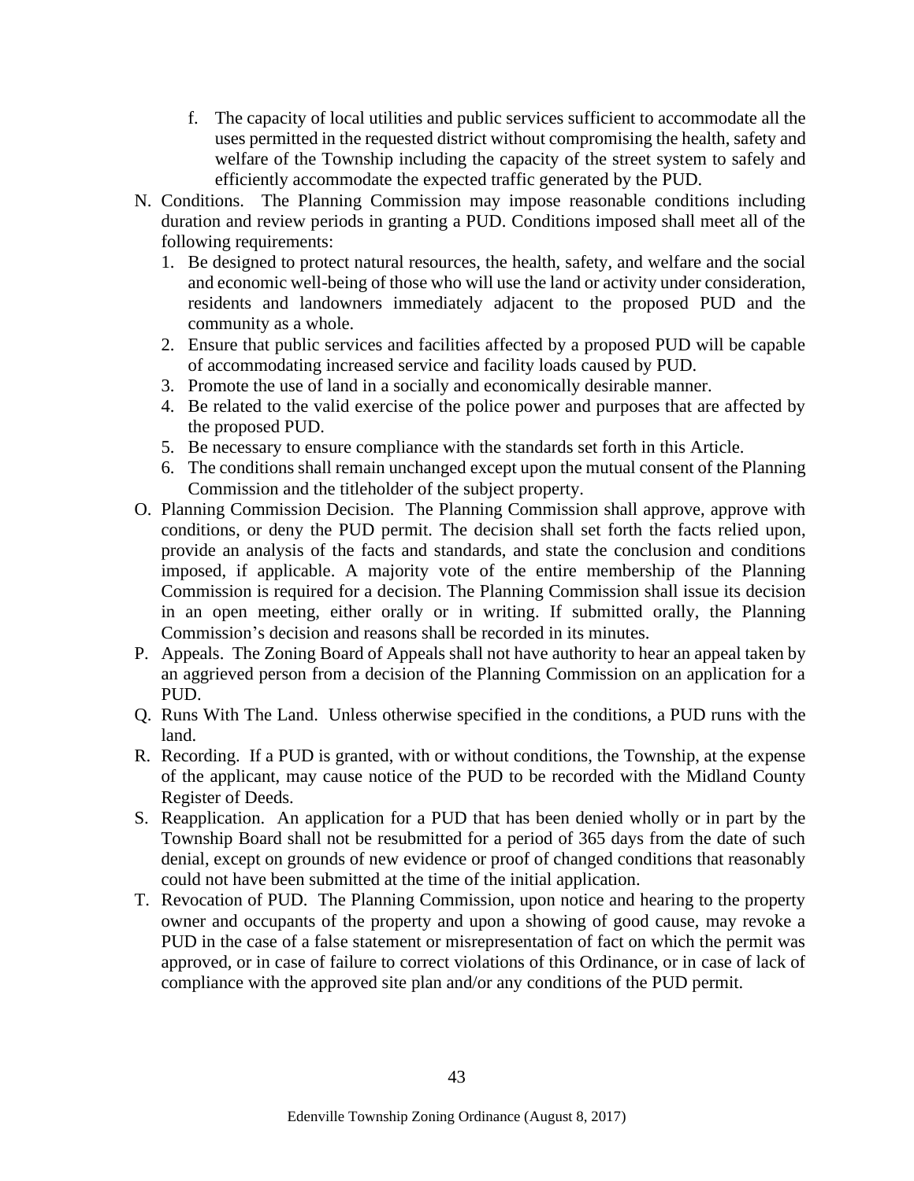f. The capacity of local utilities and public services sufficient to accommodate all the uses permitted in the requested district without compromising the health, safety and welfare of the Township including the capacity of the street system to safely and efficiently accommodate the expected traffic generated by the PUD.

N. Conditions. The Planning Commission may impose reasonable conditions including duration and review periods in granting a PUD. Conditions imposed shall meet all of the following requirements:
   1. Be designed to protect natural resources, the health, safety, and welfare and the social and economic well-being of those who will use the land or activity under consideration, residents and landowners immediately adjacent to the proposed PUD and the community as a whole.
   2. Ensure that public services and facilities affected by a proposed PUD will be capable of accommodating increased service and facility loads caused by PUD.
   3. Promote the use of land in a socially and economically desirable manner.
   4. Be related to the valid exercise of the police power and purposes that are affected by the proposed PUD.
   5. Be necessary to ensure compliance with the standards set forth in this Article.
   6. The conditions shall remain unchanged except upon the mutual consent of the Planning Commission and the titleholder of the subject property.

O. Planning Commission Decision. The Planning Commission shall approve, approve with conditions, or deny the PUD permit. The decision shall set forth the facts relied upon, provide an analysis of the facts and standards, and state the conclusion and conditions imposed, if applicable. A majority vote of the entire membership of the Planning Commission is required for a decision. The Planning Commission shall issue its decision in an open meeting, either orally or in writing. If submitted orally, the Planning Commission's decision and reasons shall be recorded in its minutes.

P. Appeals. The Zoning Board of Appeals shall not have authority to hear an appeal taken by an aggrieved person from a decision of the Planning Commission on an application for a PUD.

Q. Runs With The Land. Unless otherwise specified in the conditions, a PUD runs with the land.

R. Recording. If a PUD is granted, with or without conditions, the Township, at the expense of the applicant, may cause notice of the PUD to be recorded with the Midland County Register of Deeds.

S. Reapplication. An application for a PUD that has been denied wholly or in part by the Township Board shall not be resubmitted for a period of 365 days from the date of such denial, except on grounds of new evidence or proof of changed conditions that reasonably could not have been submitted at the time of the initial application.

T. Revocation of PUD. The Planning Commission, upon notice and hearing to the property owner and occupants of the property and upon a showing of good cause, may revoke a PUD in the case of a false statement or misrepresentation of fact on which the permit was approved, or in case of failure to correct violations of this Ordinance, or in case of lack of compliance with the approved site plan and/or any conditions of the PUD permit.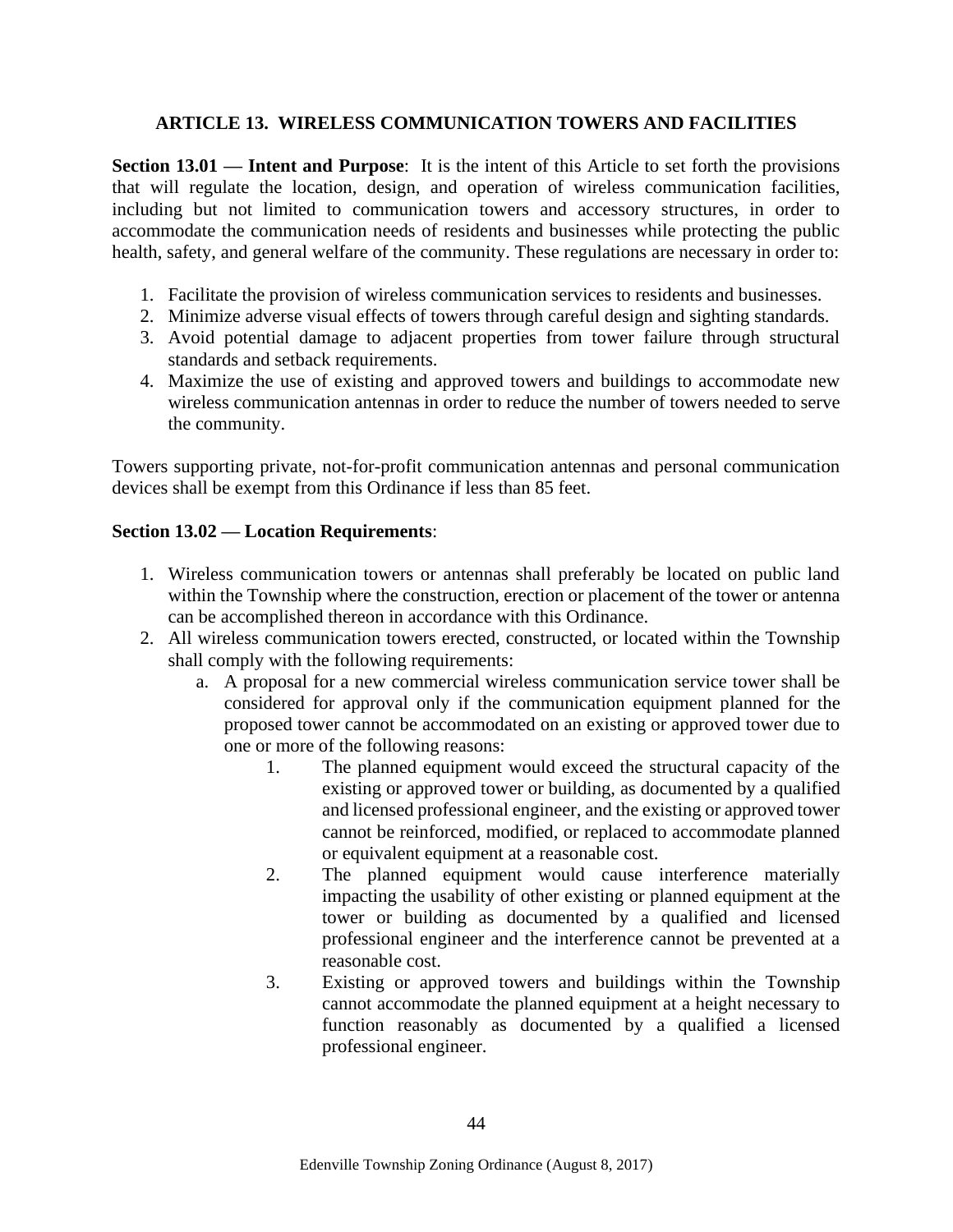## ARTICLE 13. WIRELESS COMMUNICATION TOWERS AND FACILITIES

**Section 13.01 — Intent and Purpose**: It is the intent of this Article to set forth the provisions that will regulate the location, design, and operation of wireless communication facilities, including but not limited to communication towers and accessory structures, in order to accommodate the communication needs of residents and businesses while protecting the public health, safety, and general welfare of the community. These regulations are necessary in order to:

1. Facilitate the provision of wireless communication services to residents and businesses.
2. Minimize adverse visual effects of towers through careful design and sighting standards.
3. Avoid potential damage to adjacent properties from tower failure through structural standards and setback requirements.
4. Maximize the use of existing and approved towers and buildings to accommodate new wireless communication antennas in order to reduce the number of towers needed to serve the community.

Towers supporting private, not-for-profit communication antennas and personal communication devices shall be exempt from this Ordinance if less than 85 feet.

**Section 13.02 — Location Requirements**:

1. Wireless communication towers or antennas shall preferably be located on public land within the Township where the construction, erection or placement of the tower or antenna can be accomplished thereon in accordance with this Ordinance.
2. All wireless communication towers erected, constructed, or located within the Township shall comply with the following requirements:
   a. A proposal for a new commercial wireless communication service tower shall be considered for approval only if the communication equipment planned for the proposed tower cannot be accommodated on an existing or approved tower due to one or more of the following reasons:
      1. The planned equipment would exceed the structural capacity of the existing or approved tower or building, as documented by a qualified and licensed professional engineer, and the existing or approved tower cannot be reinforced, modified, or replaced to accommodate planned or equivalent equipment at a reasonable cost.
      2. The planned equipment would cause interference materially impacting the usability of other existing or planned equipment at the tower or building as documented by a qualified and licensed professional engineer and the interference cannot be prevented at a reasonable cost.
      3. Existing or approved towers and buildings within the Township cannot accommodate the planned equipment at a height necessary to function reasonably as documented by a qualified a licensed professional engineer.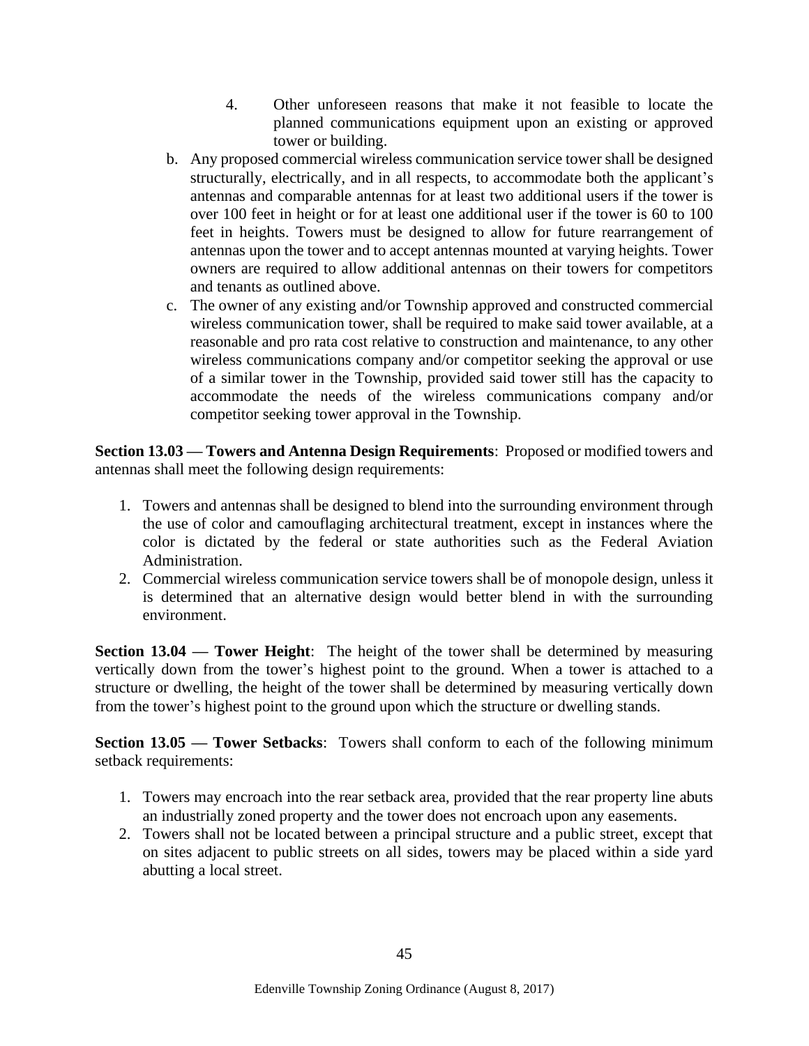4. Other unforeseen reasons that make it not feasible to locate the planned communications equipment upon an existing or approved tower or building.

b. Any proposed commercial wireless communication service tower shall be designed structurally, electrically, and in all respects, to accommodate both the applicant's antennas and comparable antennas for at least two additional users if the tower is over 100 feet in height or for at least one additional user if the tower is 60 to 100 feet in heights. Towers must be designed to allow for future rearrangement of antennas upon the tower and to accept antennas mounted at varying heights. Tower owners are required to allow additional antennas on their towers for competitors and tenants as outlined above.

c. The owner of any existing and/or Township approved and constructed commercial wireless communication tower, shall be required to make said tower available, at a reasonable and pro rata cost relative to construction and maintenance, to any other wireless communications company and/or competitor seeking the approval or use of a similar tower in the Township, provided said tower still has the capacity to accommodate the needs of the wireless communications company and/or competitor seeking tower approval in the Township.

**Section 13.03 — Towers and Antenna Design Requirements**: Proposed or modified towers and antennas shall meet the following design requirements:

1. Towers and antennas shall be designed to blend into the surrounding environment through the use of color and camouflaging architectural treatment, except in instances where the color is dictated by the federal or state authorities such as the Federal Aviation Administration.
2. Commercial wireless communication service towers shall be of monopole design, unless it is determined that an alternative design would better blend in with the surrounding environment.

**Section 13.04 — Tower Height**: The height of the tower shall be determined by measuring vertically down from the tower's highest point to the ground. When a tower is attached to a structure or dwelling, the height of the tower shall be determined by measuring vertically down from the tower's highest point to the ground upon which the structure or dwelling stands.

**Section 13.05 — Tower Setbacks**: Towers shall conform to each of the following minimum setback requirements:

1. Towers may encroach into the rear setback area, provided that the rear property line abuts an industrially zoned property and the tower does not encroach upon any easements.
2. Towers shall not be located between a principal structure and a public street, except that on sites adjacent to public streets on all sides, towers may be placed within a side yard abutting a local street.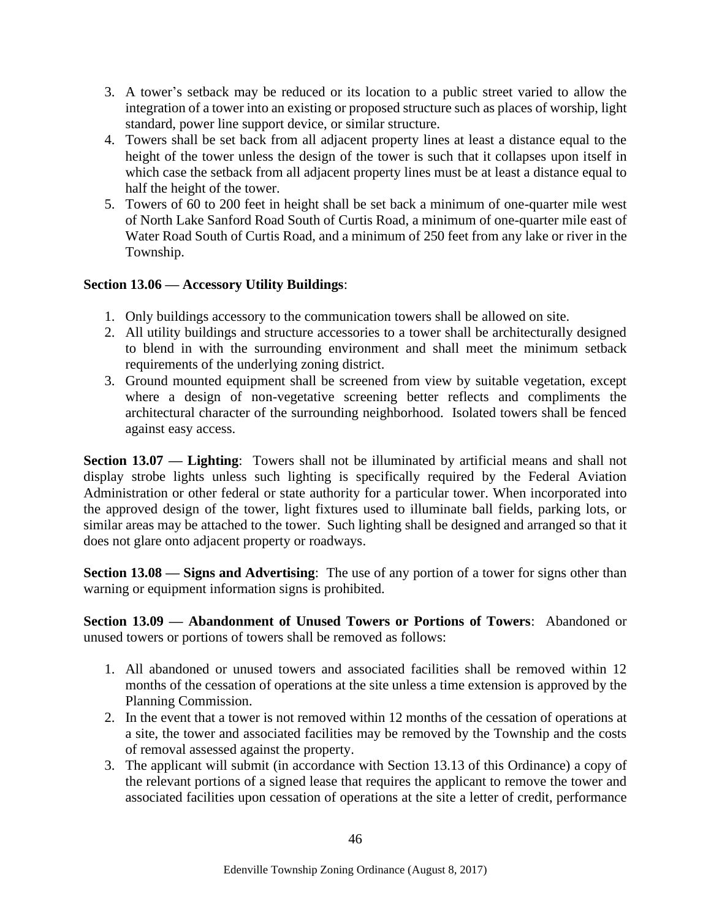3. A tower's setback may be reduced or its location to a public street varied to allow the integration of a tower into an existing or proposed structure such as places of worship, light standard, power line support device, or similar structure.
4. Towers shall be set back from all adjacent property lines at least a distance equal to the height of the tower unless the design of the tower is such that it collapses upon itself in which case the setback from all adjacent property lines must be at least a distance equal to half the height of the tower.
5. Towers of 60 to 200 feet in height shall be set back a minimum of one-quarter mile west of North Lake Sanford Road South of Curtis Road, a minimum of one-quarter mile east of Water Road South of Curtis Road, and a minimum of 250 feet from any lake or river in the Township.

**Section 13.06 — Accessory Utility Buildings**:

1. Only buildings accessory to the communication towers shall be allowed on site.
2. All utility buildings and structure accessories to a tower shall be architecturally designed to blend in with the surrounding environment and shall meet the minimum setback requirements of the underlying zoning district.
3. Ground mounted equipment shall be screened from view by suitable vegetation, except where a design of non-vegetative screening better reflects and compliments the architectural character of the surrounding neighborhood. Isolated towers shall be fenced against easy access.

**Section 13.07 — Lighting**: Towers shall not be illuminated by artificial means and shall not display strobe lights unless such lighting is specifically required by the Federal Aviation Administration or other federal or state authority for a particular tower. When incorporated into the approved design of the tower, light fixtures used to illuminate ball fields, parking lots, or similar areas may be attached to the tower. Such lighting shall be designed and arranged so that it does not glare onto adjacent property or roadways.

**Section 13.08 — Signs and Advertising**: The use of any portion of a tower for signs other than warning or equipment information signs is prohibited.

**Section 13.09 — Abandonment of Unused Towers or Portions of Towers**: Abandoned or unused towers or portions of towers shall be removed as follows:

1. All abandoned or unused towers and associated facilities shall be removed within 12 months of the cessation of operations at the site unless a time extension is approved by the Planning Commission.
2. In the event that a tower is not removed within 12 months of the cessation of operations at a site, the tower and associated facilities may be removed by the Township and the costs of removal assessed against the property.
3. The applicant will submit (in accordance with Section 13.13 of this Ordinance) a copy of the relevant portions of a signed lease that requires the applicant to remove the tower and associated facilities upon cessation of operations at the site a letter of credit, performance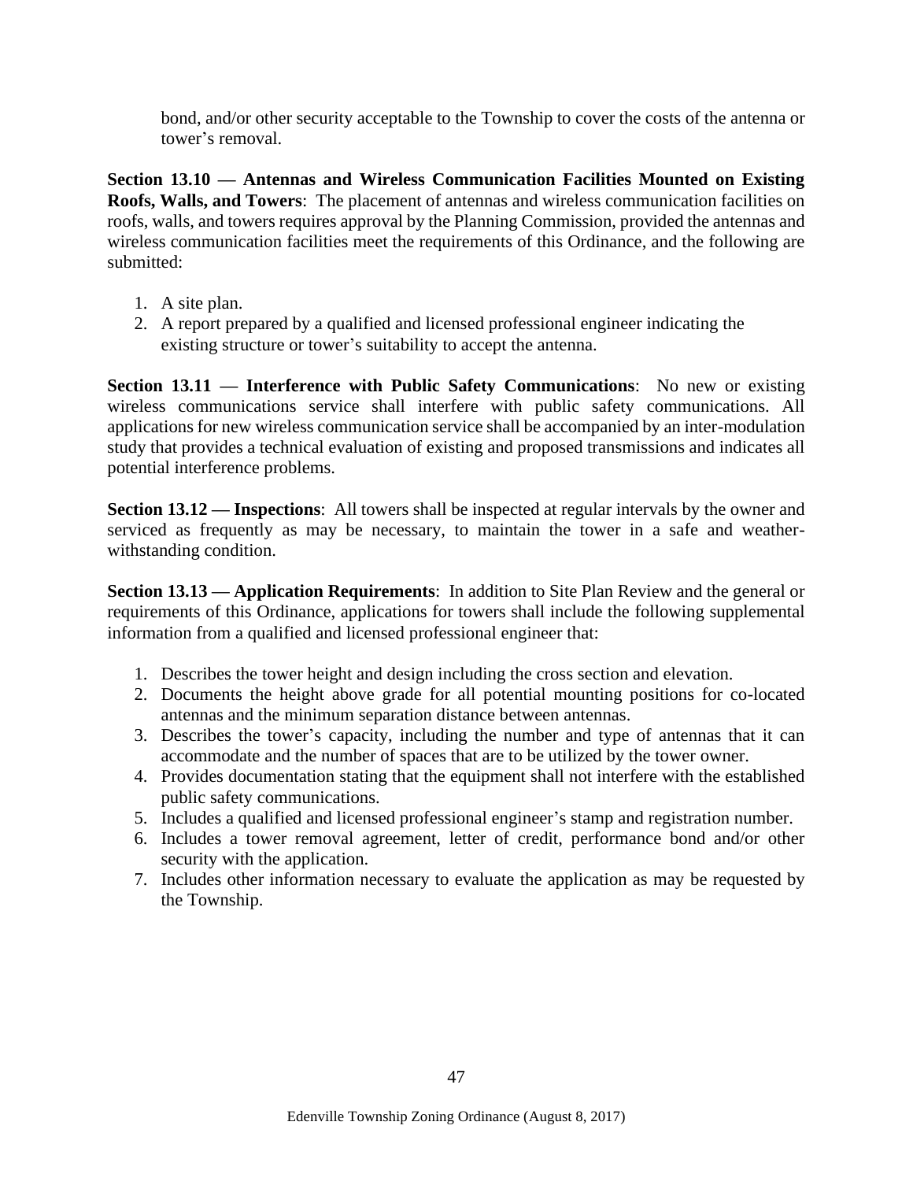bond, and/or other security acceptable to the Township to cover the costs of the antenna or tower's removal.

**Section 13.10 — Antennas and Wireless Communication Facilities Mounted on Existing Roofs, Walls, and Towers**: The placement of antennas and wireless communication facilities on roofs, walls, and towers requires approval by the Planning Commission, provided the antennas and wireless communication facilities meet the requirements of this Ordinance, and the following are submitted:

1. A site plan.
2. A report prepared by a qualified and licensed professional engineer indicating the existing structure or tower's suitability to accept the antenna.

**Section 13.11 — Interference with Public Safety Communications**: No new or existing wireless communications service shall interfere with public safety communications. All applications for new wireless communication service shall be accompanied by an inter-modulation study that provides a technical evaluation of existing and proposed transmissions and indicates all potential interference problems.

**Section 13.12 — Inspections**: All towers shall be inspected at regular intervals by the owner and serviced as frequently as may be necessary, to maintain the tower in a safe and weather-withstanding condition.

**Section 13.13 — Application Requirements**: In addition to Site Plan Review and the general or requirements of this Ordinance, applications for towers shall include the following supplemental information from a qualified and licensed professional engineer that:

1. Describes the tower height and design including the cross section and elevation.
2. Documents the height above grade for all potential mounting positions for co-located antennas and the minimum separation distance between antennas.
3. Describes the tower's capacity, including the number and type of antennas that it can accommodate and the number of spaces that are to be utilized by the tower owner.
4. Provides documentation stating that the equipment shall not interfere with the established public safety communications.
5. Includes a qualified and licensed professional engineer's stamp and registration number.
6. Includes a tower removal agreement, letter of credit, performance bond and/or other security with the application.
7. Includes other information necessary to evaluate the application as may be requested by the Township.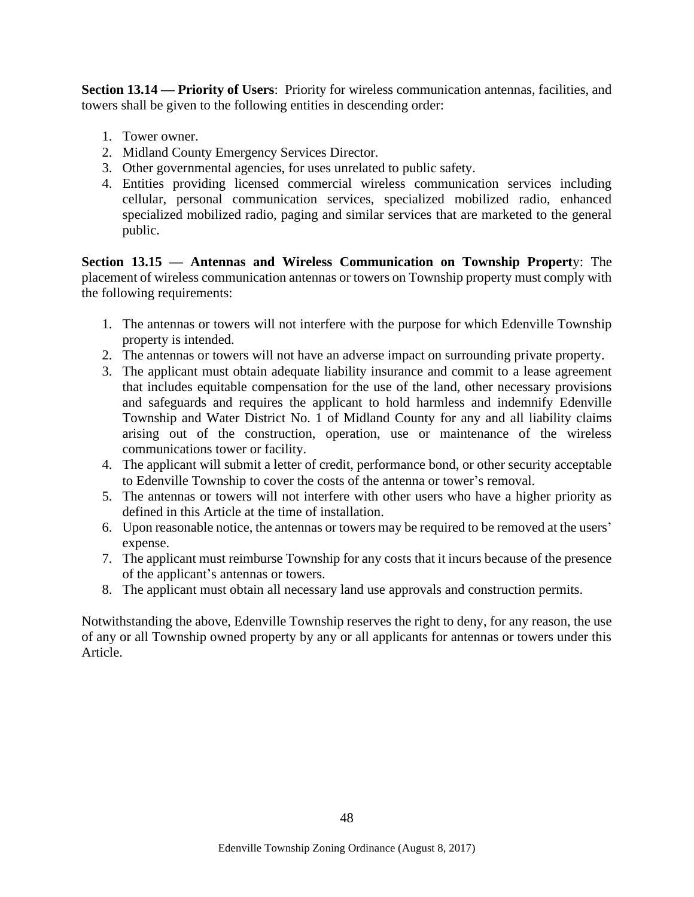**Section 13.14 — Priority of Users**: Priority for wireless communication antennas, facilities, and towers shall be given to the following entities in descending order:

1. Tower owner.
2. Midland County Emergency Services Director.
3. Other governmental agencies, for uses unrelated to public safety.
4. Entities providing licensed commercial wireless communication services including cellular, personal communication services, specialized mobilized radio, enhanced specialized mobilized radio, paging and similar services that are marketed to the general public.

**Section 13.15 — Antennas and Wireless Communication on Township Propert**y: The placement of wireless communication antennas or towers on Township property must comply with the following requirements:

1. The antennas or towers will not interfere with the purpose for which Edenville Township property is intended.
2. The antennas or towers will not have an adverse impact on surrounding private property.
3. The applicant must obtain adequate liability insurance and commit to a lease agreement that includes equitable compensation for the use of the land, other necessary provisions and safeguards and requires the applicant to hold harmless and indemnify Edenville Township and Water District No. 1 of Midland County for any and all liability claims arising out of the construction, operation, use or maintenance of the wireless communications tower or facility.
4. The applicant will submit a letter of credit, performance bond, or other security acceptable to Edenville Township to cover the costs of the antenna or tower's removal.
5. The antennas or towers will not interfere with other users who have a higher priority as defined in this Article at the time of installation.
6. Upon reasonable notice, the antennas or towers may be required to be removed at the users' expense.
7. The applicant must reimburse Township for any costs that it incurs because of the presence of the applicant's antennas or towers.
8. The applicant must obtain all necessary land use approvals and construction permits.

Notwithstanding the above, Edenville Township reserves the right to deny, for any reason, the use of any or all Township owned property by any or all applicants for antennas or towers under this Article.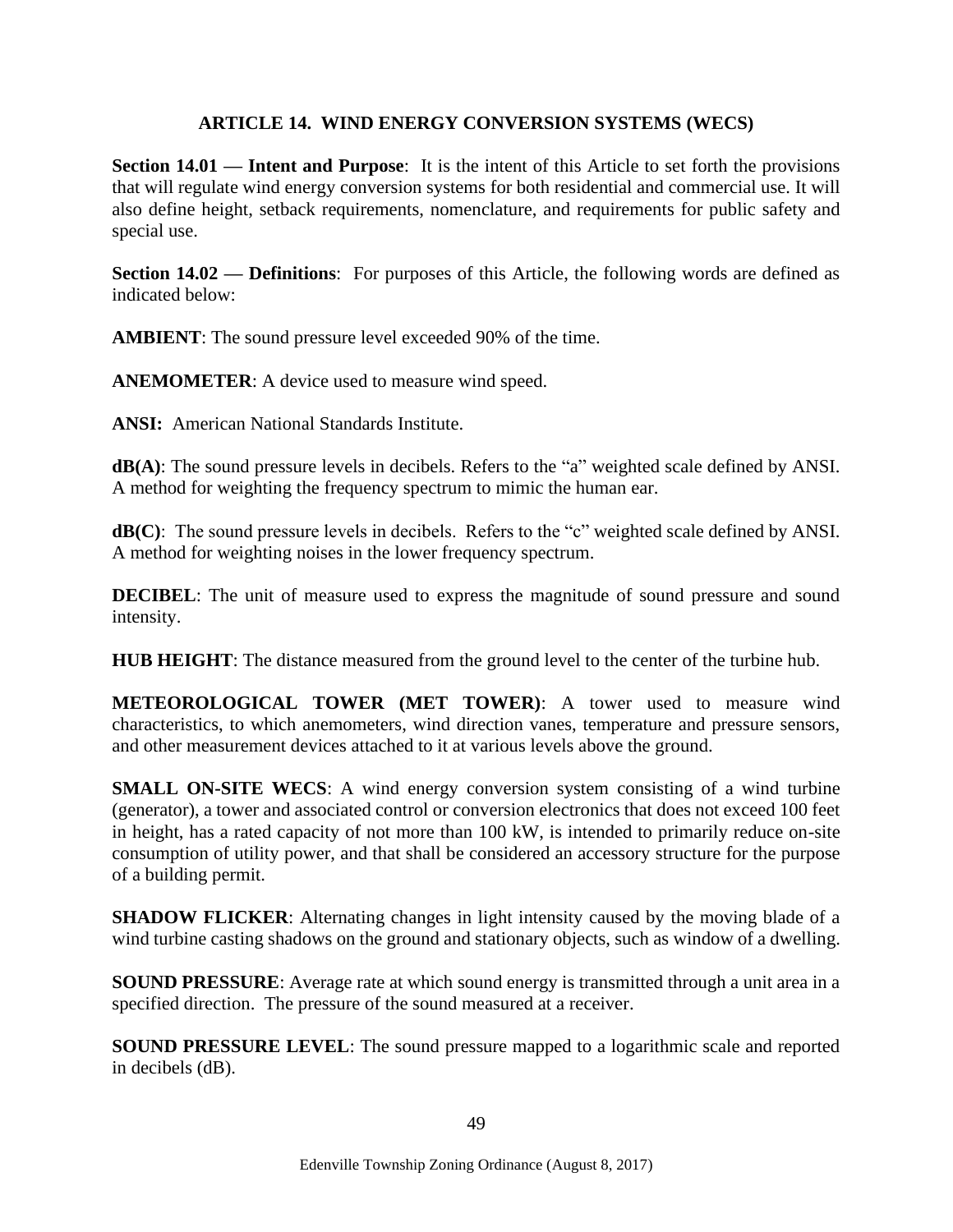## ARTICLE 14. WIND ENERGY CONVERSION SYSTEMS (WECS)

**Section 14.01 — Intent and Purpose**: It is the intent of this Article to set forth the provisions that will regulate wind energy conversion systems for both residential and commercial use. It will also define height, setback requirements, nomenclature, and requirements for public safety and special use.

**Section 14.02 — Definitions**: For purposes of this Article, the following words are defined as indicated below:

**AMBIENT**: The sound pressure level exceeded 90% of the time.

**ANEMOMETER**: A device used to measure wind speed.

**ANSI:** American National Standards Institute.

**dB(A)**: The sound pressure levels in decibels. Refers to the "a" weighted scale defined by ANSI. A method for weighting the frequency spectrum to mimic the human ear.

**dB(C)**: The sound pressure levels in decibels. Refers to the "c" weighted scale defined by ANSI. A method for weighting noises in the lower frequency spectrum.

**DECIBEL**: The unit of measure used to express the magnitude of sound pressure and sound intensity.

**HUB HEIGHT**: The distance measured from the ground level to the center of the turbine hub.

**METEOROLOGICAL TOWER (MET TOWER)**: A tower used to measure wind characteristics, to which anemometers, wind direction vanes, temperature and pressure sensors, and other measurement devices attached to it at various levels above the ground.

**SMALL ON-SITE WECS**: A wind energy conversion system consisting of a wind turbine (generator), a tower and associated control or conversion electronics that does not exceed 100 feet in height, has a rated capacity of not more than 100 kW, is intended to primarily reduce on-site consumption of utility power, and that shall be considered an accessory structure for the purpose of a building permit.

**SHADOW FLICKER**: Alternating changes in light intensity caused by the moving blade of a wind turbine casting shadows on the ground and stationary objects, such as window of a dwelling.

**SOUND PRESSURE**: Average rate at which sound energy is transmitted through a unit area in a specified direction. The pressure of the sound measured at a receiver.

**SOUND PRESSURE LEVEL**: The sound pressure mapped to a logarithmic scale and reported in decibels (dB).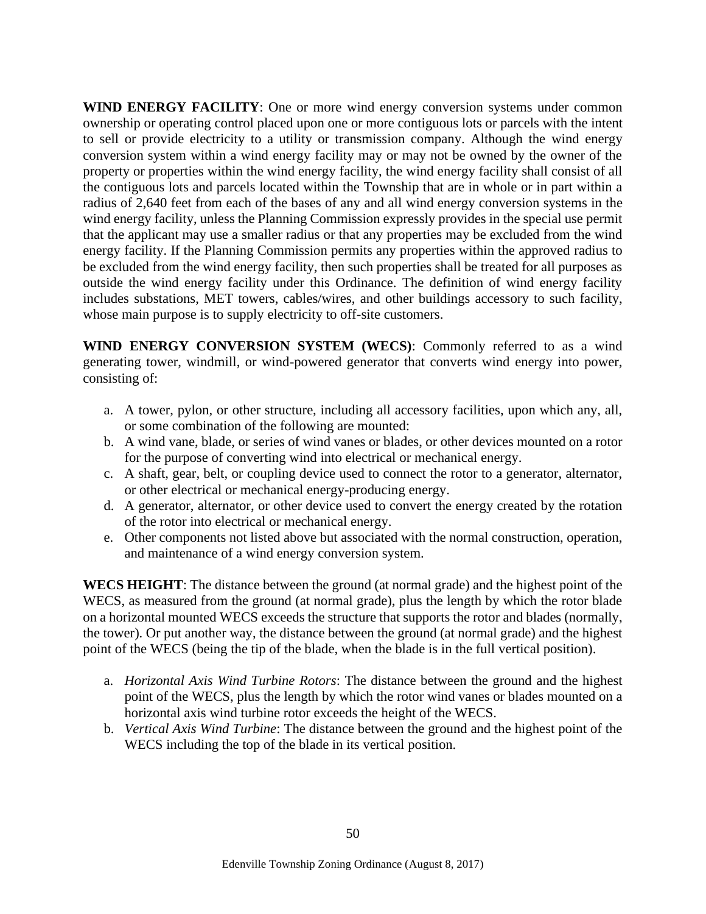**WIND ENERGY FACILITY**: One or more wind energy conversion systems under common ownership or operating control placed upon one or more contiguous lots or parcels with the intent to sell or provide electricity to a utility or transmission company. Although the wind energy conversion system within a wind energy facility may or may not be owned by the owner of the property or properties within the wind energy facility, the wind energy facility shall consist of all the contiguous lots and parcels located within the Township that are in whole or in part within a radius of 2,640 feet from each of the bases of any and all wind energy conversion systems in the wind energy facility, unless the Planning Commission expressly provides in the special use permit that the applicant may use a smaller radius or that any properties may be excluded from the wind energy facility. If the Planning Commission permits any properties within the approved radius to be excluded from the wind energy facility, then such properties shall be treated for all purposes as outside the wind energy facility under this Ordinance. The definition of wind energy facility includes substations, MET towers, cables/wires, and other buildings accessory to such facility, whose main purpose is to supply electricity to off-site customers.

**WIND ENERGY CONVERSION SYSTEM (WECS)**: Commonly referred to as a wind generating tower, windmill, or wind-powered generator that converts wind energy into power, consisting of:

a. A tower, pylon, or other structure, including all accessory facilities, upon which any, all, or some combination of the following are mounted:
b. A wind vane, blade, or series of wind vanes or blades, or other devices mounted on a rotor for the purpose of converting wind into electrical or mechanical energy.
c. A shaft, gear, belt, or coupling device used to connect the rotor to a generator, alternator, or other electrical or mechanical energy-producing energy.
d. A generator, alternator, or other device used to convert the energy created by the rotation of the rotor into electrical or mechanical energy.
e. Other components not listed above but associated with the normal construction, operation, and maintenance of a wind energy conversion system.

**WECS HEIGHT**: The distance between the ground (at normal grade) and the highest point of the WECS, as measured from the ground (at normal grade), plus the length by which the rotor blade on a horizontal mounted WECS exceeds the structure that supports the rotor and blades (normally, the tower). Or put another way, the distance between the ground (at normal grade) and the highest point of the WECS (being the tip of the blade, when the blade is in the full vertical position).

a. *Horizontal Axis Wind Turbine Rotors*: The distance between the ground and the highest point of the WECS, plus the length by which the rotor wind vanes or blades mounted on a horizontal axis wind turbine rotor exceeds the height of the WECS.
b. *Vertical Axis Wind Turbine*: The distance between the ground and the highest point of the WECS including the top of the blade in its vertical position.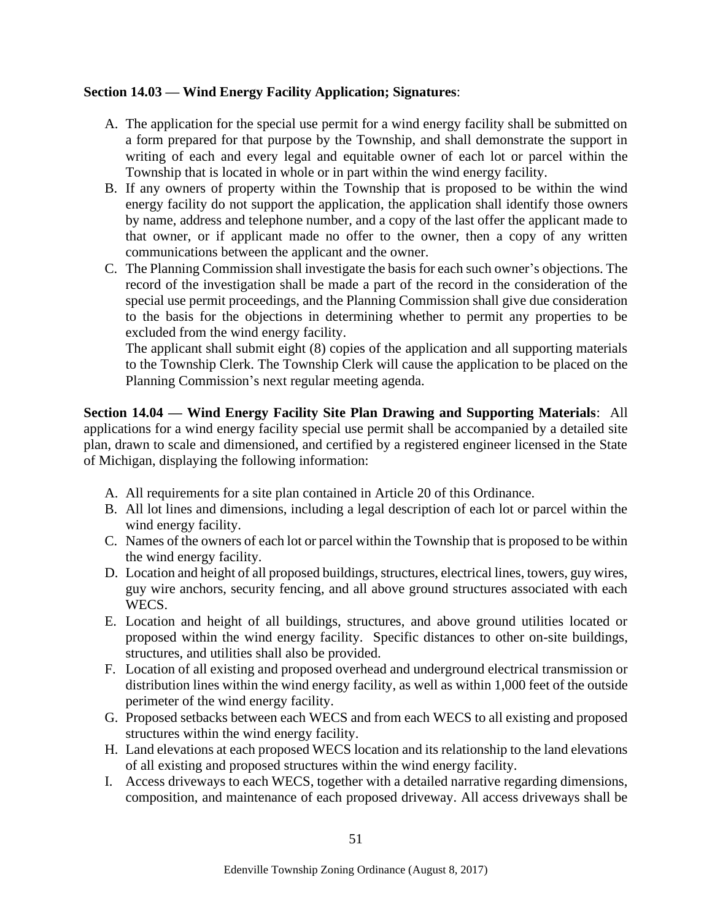**Section 14.03 — Wind Energy Facility Application; Signatures**:

A. The application for the special use permit for a wind energy facility shall be submitted on a form prepared for that purpose by the Township, and shall demonstrate the support in writing of each and every legal and equitable owner of each lot or parcel within the Township that is located in whole or in part within the wind energy facility.
B. If any owners of property within the Township that is proposed to be within the wind energy facility do not support the application, the application shall identify those owners by name, address and telephone number, and a copy of the last offer the applicant made to that owner, or if applicant made no offer to the owner, then a copy of any written communications between the applicant and the owner.
C. The Planning Commission shall investigate the basis for each such owner's objections. The record of the investigation shall be made a part of the record in the consideration of the special use permit proceedings, and the Planning Commission shall give due consideration to the basis for the objections in determining whether to permit any properties to be excluded from the wind energy facility.
   The applicant shall submit eight (8) copies of the application and all supporting materials to the Township Clerk. The Township Clerk will cause the application to be placed on the Planning Commission's next regular meeting agenda.

**Section 14.04 — Wind Energy Facility Site Plan Drawing and Supporting Materials**: All applications for a wind energy facility special use permit shall be accompanied by a detailed site plan, drawn to scale and dimensioned, and certified by a registered engineer licensed in the State of Michigan, displaying the following information:

A. All requirements for a site plan contained in Article 20 of this Ordinance.
B. All lot lines and dimensions, including a legal description of each lot or parcel within the wind energy facility.
C. Names of the owners of each lot or parcel within the Township that is proposed to be within the wind energy facility.
D. Location and height of all proposed buildings, structures, electrical lines, towers, guy wires, guy wire anchors, security fencing, and all above ground structures associated with each WECS.
E. Location and height of all buildings, structures, and above ground utilities located or proposed within the wind energy facility. Specific distances to other on-site buildings, structures, and utilities shall also be provided.
F. Location of all existing and proposed overhead and underground electrical transmission or distribution lines within the wind energy facility, as well as within 1,000 feet of the outside perimeter of the wind energy facility.
G. Proposed setbacks between each WECS and from each WECS to all existing and proposed structures within the wind energy facility.
H. Land elevations at each proposed WECS location and its relationship to the land elevations of all existing and proposed structures within the wind energy facility.
I. Access driveways to each WECS, together with a detailed narrative regarding dimensions, composition, and maintenance of each proposed driveway. All access driveways shall be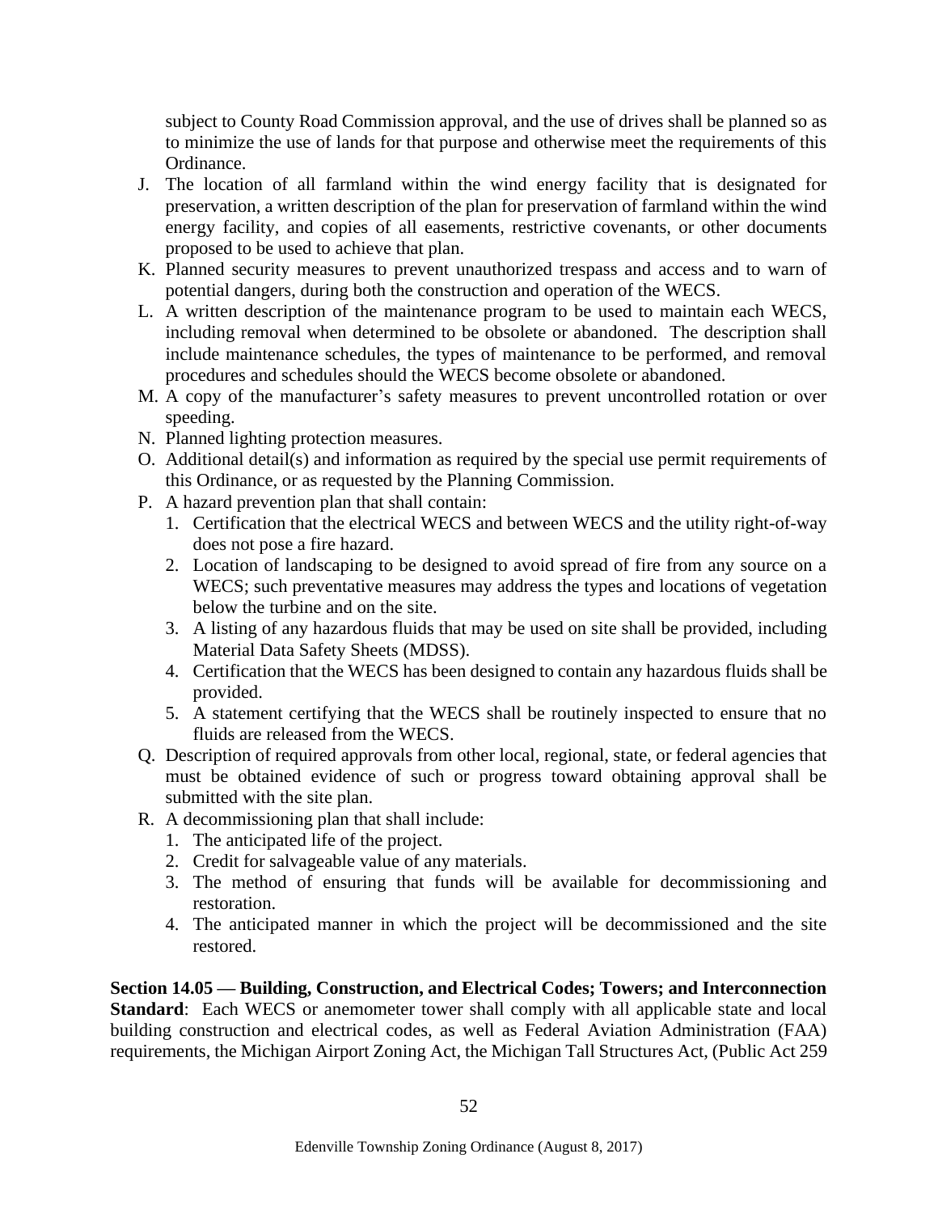subject to County Road Commission approval, and the use of drives shall be planned so as to minimize the use of lands for that purpose and otherwise meet the requirements of this Ordinance.

J. The location of all farmland within the wind energy facility that is designated for preservation, a written description of the plan for preservation of farmland within the wind energy facility, and copies of all easements, restrictive covenants, or other documents proposed to be used to achieve that plan.
K. Planned security measures to prevent unauthorized trespass and access and to warn of potential dangers, during both the construction and operation of the WECS.
L. A written description of the maintenance program to be used to maintain each WECS, including removal when determined to be obsolete or abandoned. The description shall include maintenance schedules, the types of maintenance to be performed, and removal procedures and schedules should the WECS become obsolete or abandoned.
M. A copy of the manufacturer's safety measures to prevent uncontrolled rotation or over speeding.
N. Planned lighting protection measures.
O. Additional detail(s) and information as required by the special use permit requirements of this Ordinance, or as requested by the Planning Commission.
P. A hazard prevention plan that shall contain:
    1. Certification that the electrical WECS and between WECS and the utility right-of-way does not pose a fire hazard.
    2. Location of landscaping to be designed to avoid spread of fire from any source on a WECS; such preventative measures may address the types and locations of vegetation below the turbine and on the site.
    3. A listing of any hazardous fluids that may be used on site shall be provided, including Material Data Safety Sheets (MDSS).
    4. Certification that the WECS has been designed to contain any hazardous fluids shall be provided.
    5. A statement certifying that the WECS shall be routinely inspected to ensure that no fluids are released from the WECS.
Q. Description of required approvals from other local, regional, state, or federal agencies that must be obtained evidence of such or progress toward obtaining approval shall be submitted with the site plan.
R. A decommissioning plan that shall include:
    1. The anticipated life of the project.
    2. Credit for salvageable value of any materials.
    3. The method of ensuring that funds will be available for decommissioning and restoration.
    4. The anticipated manner in which the project will be decommissioned and the site restored.

**Section 14.05 — Building, Construction, and Electrical Codes; Towers; and Interconnection Standard**: Each WECS or anemometer tower shall comply with all applicable state and local building construction and electrical codes, as well as Federal Aviation Administration (FAA) requirements, the Michigan Airport Zoning Act, the Michigan Tall Structures Act, (Public Act 259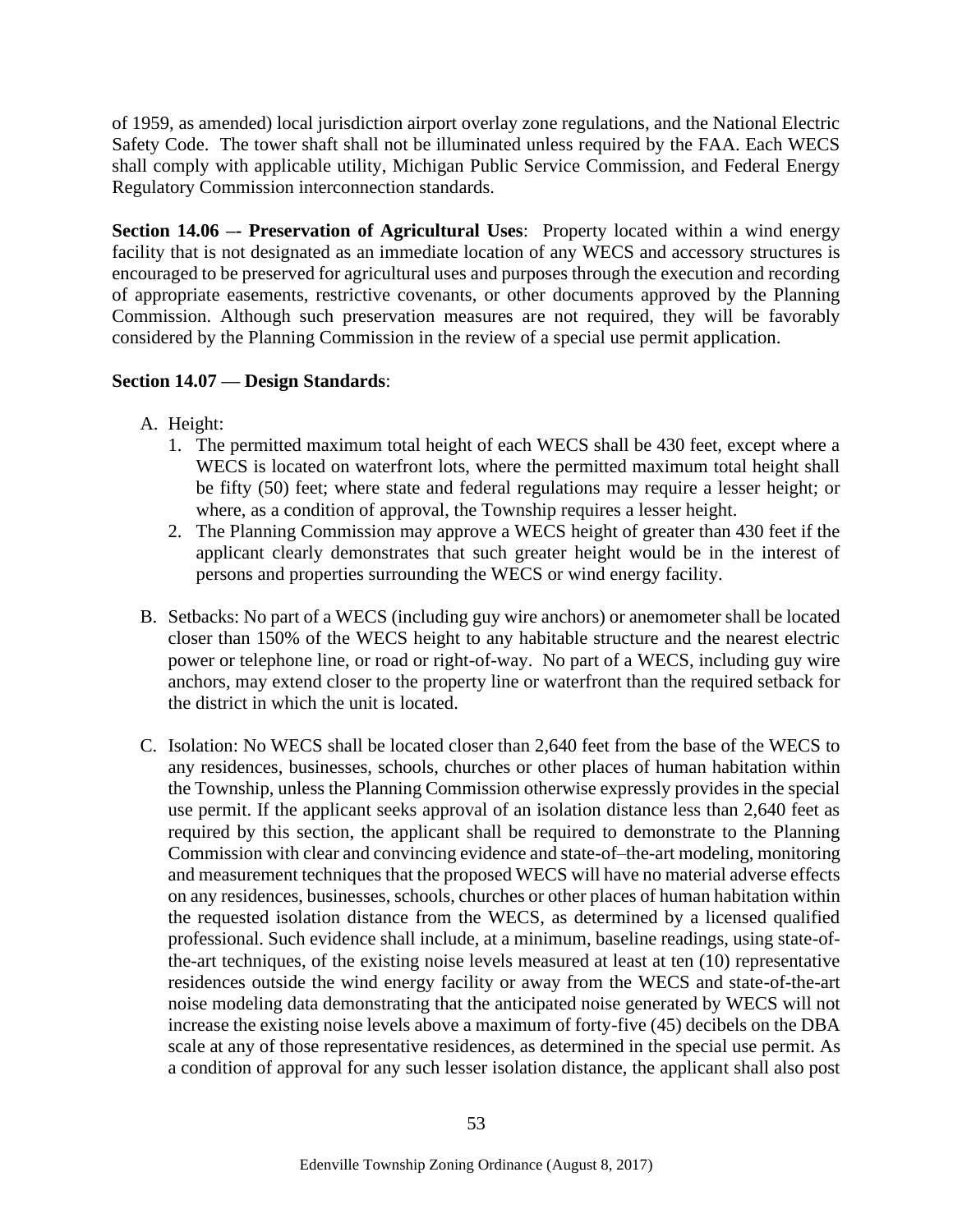of 1959, as amended) local jurisdiction airport overlay zone regulations, and the National Electric Safety Code. The tower shaft shall not be illuminated unless required by the FAA. Each WECS shall comply with applicable utility, Michigan Public Service Commission, and Federal Energy Regulatory Commission interconnection standards.

**Section 14.06 –- Preservation of Agricultural Uses**: Property located within a wind energy facility that is not designated as an immediate location of any WECS and accessory structures is encouraged to be preserved for agricultural uses and purposes through the execution and recording of appropriate easements, restrictive covenants, or other documents approved by the Planning Commission. Although such preservation measures are not required, they will be favorably considered by the Planning Commission in the review of a special use permit application.

**Section 14.07 — Design Standards**:

A. Height:
   1. The permitted maximum total height of each WECS shall be 430 feet, except where a WECS is located on waterfront lots, where the permitted maximum total height shall be fifty (50) feet; where state and federal regulations may require a lesser height; or where, as a condition of approval, the Township requires a lesser height.
   2. The Planning Commission may approve a WECS height of greater than 430 feet if the applicant clearly demonstrates that such greater height would be in the interest of persons and properties surrounding the WECS or wind energy facility.

B. Setbacks: No part of a WECS (including guy wire anchors) or anemometer shall be located closer than 150% of the WECS height to any habitable structure and the nearest electric power or telephone line, or road or right-of-way. No part of a WECS, including guy wire anchors, may extend closer to the property line or waterfront than the required setback for the district in which the unit is located.

C. Isolation: No WECS shall be located closer than 2,640 feet from the base of the WECS to any residences, businesses, schools, churches or other places of human habitation within the Township, unless the Planning Commission otherwise expressly provides in the special use permit. If the applicant seeks approval of an isolation distance less than 2,640 feet as required by this section, the applicant shall be required to demonstrate to the Planning Commission with clear and convincing evidence and state-of–the-art modeling, monitoring and measurement techniques that the proposed WECS will have no material adverse effects on any residences, businesses, schools, churches or other places of human habitation within the requested isolation distance from the WECS, as determined by a licensed qualified professional. Such evidence shall include, at a minimum, baseline readings, using state-of-the-art techniques, of the existing noise levels measured at least at ten (10) representative residences outside the wind energy facility or away from the WECS and state-of-the-art noise modeling data demonstrating that the anticipated noise generated by WECS will not increase the existing noise levels above a maximum of forty-five (45) decibels on the DBA scale at any of those representative residences, as determined in the special use permit. As a condition of approval for any such lesser isolation distance, the applicant shall also post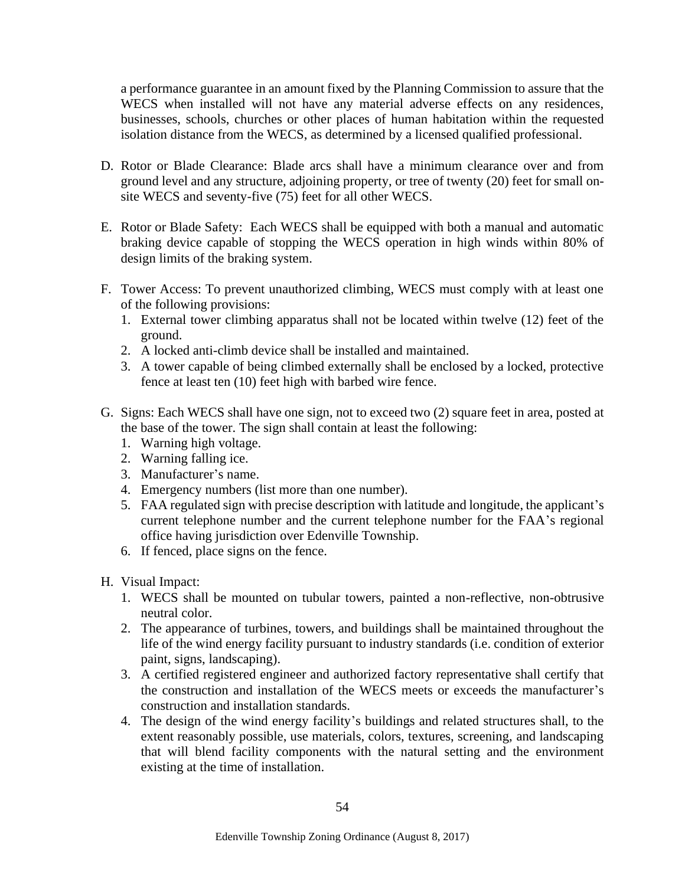a performance guarantee in an amount fixed by the Planning Commission to assure that the WECS when installed will not have any material adverse effects on any residences, businesses, schools, churches or other places of human habitation within the requested isolation distance from the WECS, as determined by a licensed qualified professional.

D. Rotor or Blade Clearance: Blade arcs shall have a minimum clearance over and from ground level and any structure, adjoining property, or tree of twenty (20) feet for small on-site WECS and seventy-five (75) feet for all other WECS.

E. Rotor or Blade Safety: Each WECS shall be equipped with both a manual and automatic braking device capable of stopping the WECS operation in high winds within 80% of design limits of the braking system.

F. Tower Access: To prevent unauthorized climbing, WECS must comply with at least one of the following provisions:
   1. External tower climbing apparatus shall not be located within twelve (12) feet of the ground.
   2. A locked anti-climb device shall be installed and maintained.
   3. A tower capable of being climbed externally shall be enclosed by a locked, protective fence at least ten (10) feet high with barbed wire fence.

G. Signs: Each WECS shall have one sign, not to exceed two (2) square feet in area, posted at the base of the tower. The sign shall contain at least the following:
   1. Warning high voltage.
   2. Warning falling ice.
   3. Manufacturer's name.
   4. Emergency numbers (list more than one number).
   5. FAA regulated sign with precise description with latitude and longitude, the applicant's current telephone number and the current telephone number for the FAA's regional office having jurisdiction over Edenville Township.
   6. If fenced, place signs on the fence.

H. Visual Impact:
   1. WECS shall be mounted on tubular towers, painted a non-reflective, non-obtrusive neutral color.
   2. The appearance of turbines, towers, and buildings shall be maintained throughout the life of the wind energy facility pursuant to industry standards (i.e. condition of exterior paint, signs, landscaping).
   3. A certified registered engineer and authorized factory representative shall certify that the construction and installation of the WECS meets or exceeds the manufacturer's construction and installation standards.
   4. The design of the wind energy facility's buildings and related structures shall, to the extent reasonably possible, use materials, colors, textures, screening, and landscaping that will blend facility components with the natural setting and the environment existing at the time of installation.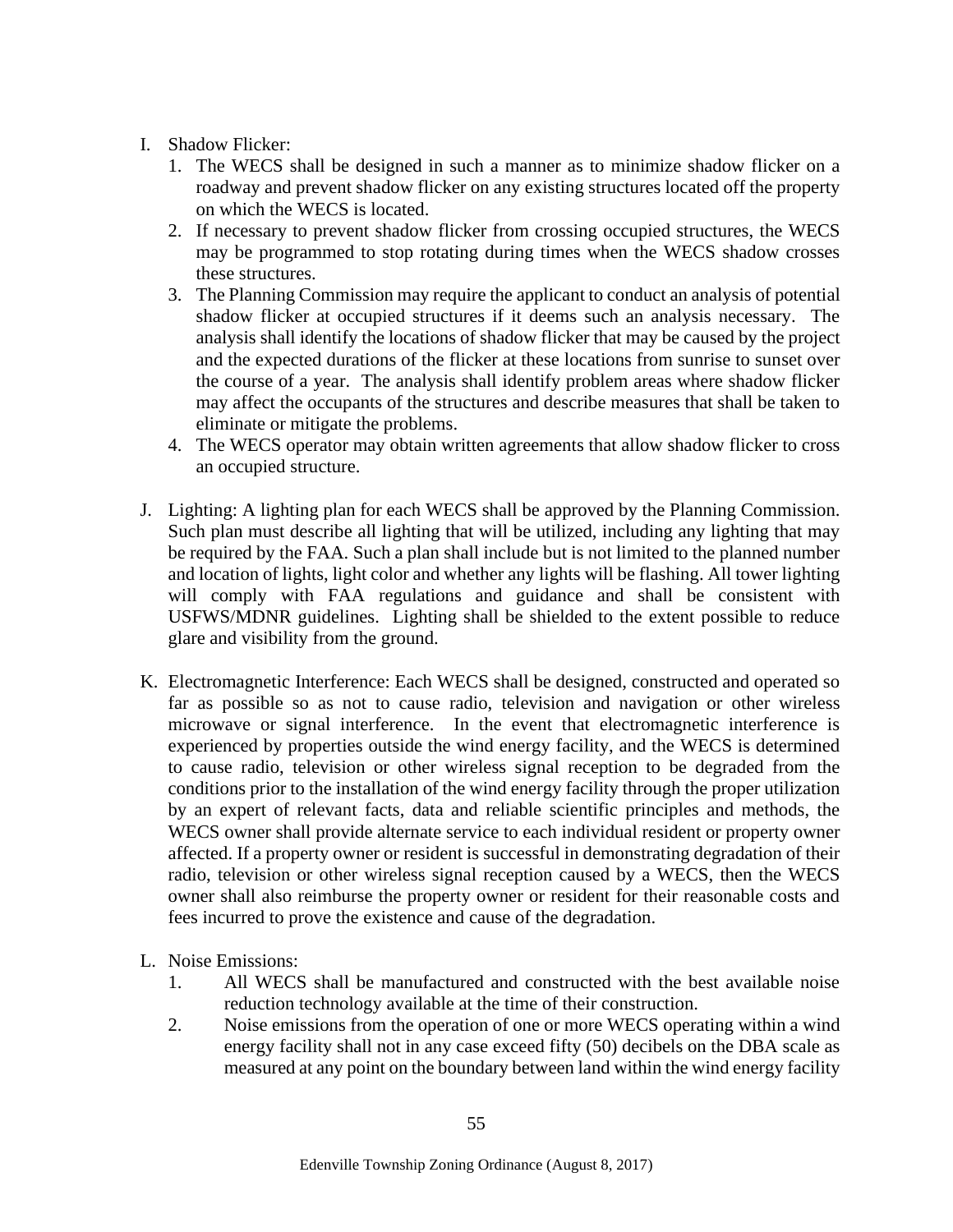I. Shadow Flicker:
   1. The WECS shall be designed in such a manner as to minimize shadow flicker on a roadway and prevent shadow flicker on any existing structures located off the property on which the WECS is located.
   2. If necessary to prevent shadow flicker from crossing occupied structures, the WECS may be programmed to stop rotating during times when the WECS shadow crosses these structures.
   3. The Planning Commission may require the applicant to conduct an analysis of potential shadow flicker at occupied structures if it deems such an analysis necessary. The analysis shall identify the locations of shadow flicker that may be caused by the project and the expected durations of the flicker at these locations from sunrise to sunset over the course of a year. The analysis shall identify problem areas where shadow flicker may affect the occupants of the structures and describe measures that shall be taken to eliminate or mitigate the problems.
   4. The WECS operator may obtain written agreements that allow shadow flicker to cross an occupied structure.

J. Lighting: A lighting plan for each WECS shall be approved by the Planning Commission. Such plan must describe all lighting that will be utilized, including any lighting that may be required by the FAA. Such a plan shall include but is not limited to the planned number and location of lights, light color and whether any lights will be flashing. All tower lighting will comply with FAA regulations and guidance and shall be consistent with USFWS/MDNR guidelines. Lighting shall be shielded to the extent possible to reduce glare and visibility from the ground.

K. Electromagnetic Interference: Each WECS shall be designed, constructed and operated so far as possible so as not to cause radio, television and navigation or other wireless microwave or signal interference. In the event that electromagnetic interference is experienced by properties outside the wind energy facility, and the WECS is determined to cause radio, television or other wireless signal reception to be degraded from the conditions prior to the installation of the wind energy facility through the proper utilization by an expert of relevant facts, data and reliable scientific principles and methods, the WECS owner shall provide alternate service to each individual resident or property owner affected. If a property owner or resident is successful in demonstrating degradation of their radio, television or other wireless signal reception caused by a WECS, then the WECS owner shall also reimburse the property owner or resident for their reasonable costs and fees incurred to prove the existence and cause of the degradation.

L. Noise Emissions:
   1. All WECS shall be manufactured and constructed with the best available noise reduction technology available at the time of their construction.
   2. Noise emissions from the operation of one or more WECS operating within a wind energy facility shall not in any case exceed fifty (50) decibels on the DBA scale as measured at any point on the boundary between land within the wind energy facility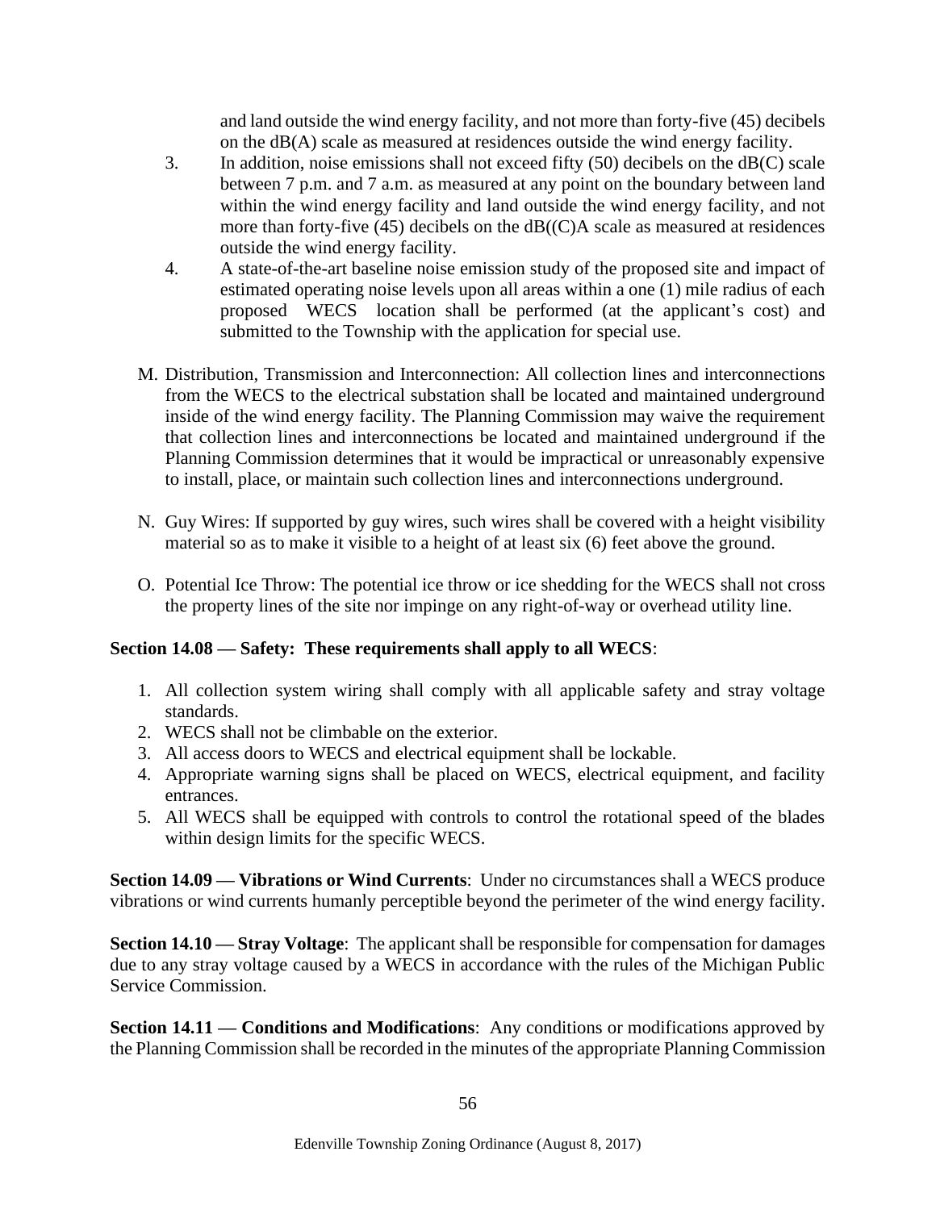and land outside the wind energy facility, and not more than forty-five (45) decibels on the dB(A) scale as measured at residences outside the wind energy facility.

3. In addition, noise emissions shall not exceed fifty (50) decibels on the dB(C) scale between 7 p.m. and 7 a.m. as measured at any point on the boundary between land within the wind energy facility and land outside the wind energy facility, and not more than forty-five (45) decibels on the dB((C)A scale as measured at residences outside the wind energy facility.
4. A state-of-the-art baseline noise emission study of the proposed site and impact of estimated operating noise levels upon all areas within a one (1) mile radius of each proposed WECS location shall be performed (at the applicant's cost) and submitted to the Township with the application for special use.

M. Distribution, Transmission and Interconnection: All collection lines and interconnections from the WECS to the electrical substation shall be located and maintained underground inside of the wind energy facility. The Planning Commission may waive the requirement that collection lines and interconnections be located and maintained underground if the Planning Commission determines that it would be impractical or unreasonably expensive to install, place, or maintain such collection lines and interconnections underground.

N. Guy Wires: If supported by guy wires, such wires shall be covered with a height visibility material so as to make it visible to a height of at least six (6) feet above the ground.

O. Potential Ice Throw: The potential ice throw or ice shedding for the WECS shall not cross the property lines of the site nor impinge on any right-of-way or overhead utility line.

**Section 14.08 — Safety: These requirements shall apply to all WECS**:

1. All collection system wiring shall comply with all applicable safety and stray voltage standards.
2. WECS shall not be climbable on the exterior.
3. All access doors to WECS and electrical equipment shall be lockable.
4. Appropriate warning signs shall be placed on WECS, electrical equipment, and facility entrances.
5. All WECS shall be equipped with controls to control the rotational speed of the blades within design limits for the specific WECS.

**Section 14.09 — Vibrations or Wind Currents**: Under no circumstances shall a WECS produce vibrations or wind currents humanly perceptible beyond the perimeter of the wind energy facility.

**Section 14.10 — Stray Voltage**: The applicant shall be responsible for compensation for damages due to any stray voltage caused by a WECS in accordance with the rules of the Michigan Public Service Commission.

**Section 14.11 — Conditions and Modifications**: Any conditions or modifications approved by the Planning Commission shall be recorded in the minutes of the appropriate Planning Commission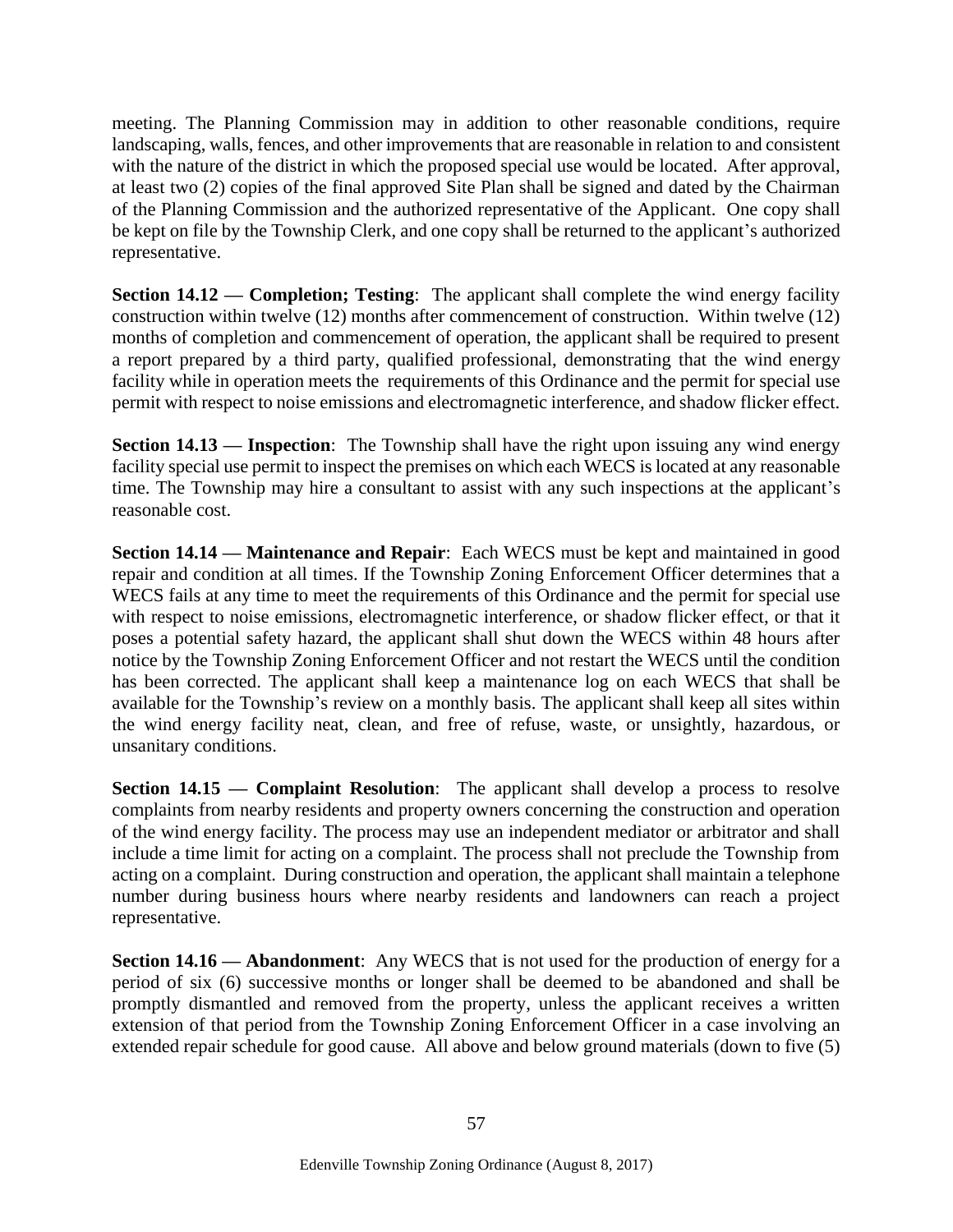meeting. The Planning Commission may in addition to other reasonable conditions, require landscaping, walls, fences, and other improvements that are reasonable in relation to and consistent with the nature of the district in which the proposed special use would be located. After approval, at least two (2) copies of the final approved Site Plan shall be signed and dated by the Chairman of the Planning Commission and the authorized representative of the Applicant. One copy shall be kept on file by the Township Clerk, and one copy shall be returned to the applicant's authorized representative.

**Section 14.12 — Completion; Testing**: The applicant shall complete the wind energy facility construction within twelve (12) months after commencement of construction. Within twelve (12) months of completion and commencement of operation, the applicant shall be required to present a report prepared by a third party, qualified professional, demonstrating that the wind energy facility while in operation meets the requirements of this Ordinance and the permit for special use permit with respect to noise emissions and electromagnetic interference, and shadow flicker effect.

**Section 14.13 — Inspection**: The Township shall have the right upon issuing any wind energy facility special use permit to inspect the premises on which each WECS is located at any reasonable time. The Township may hire a consultant to assist with any such inspections at the applicant's reasonable cost.

**Section 14.14 — Maintenance and Repair**: Each WECS must be kept and maintained in good repair and condition at all times. If the Township Zoning Enforcement Officer determines that a WECS fails at any time to meet the requirements of this Ordinance and the permit for special use with respect to noise emissions, electromagnetic interference, or shadow flicker effect, or that it poses a potential safety hazard, the applicant shall shut down the WECS within 48 hours after notice by the Township Zoning Enforcement Officer and not restart the WECS until the condition has been corrected. The applicant shall keep a maintenance log on each WECS that shall be available for the Township's review on a monthly basis. The applicant shall keep all sites within the wind energy facility neat, clean, and free of refuse, waste, or unsightly, hazardous, or unsanitary conditions.

**Section 14.15 — Complaint Resolution**: The applicant shall develop a process to resolve complaints from nearby residents and property owners concerning the construction and operation of the wind energy facility. The process may use an independent mediator or arbitrator and shall include a time limit for acting on a complaint. The process shall not preclude the Township from acting on a complaint. During construction and operation, the applicant shall maintain a telephone number during business hours where nearby residents and landowners can reach a project representative.

**Section 14.16 — Abandonment**: Any WECS that is not used for the production of energy for a period of six (6) successive months or longer shall be deemed to be abandoned and shall be promptly dismantled and removed from the property, unless the applicant receives a written extension of that period from the Township Zoning Enforcement Officer in a case involving an extended repair schedule for good cause. All above and below ground materials (down to five (5)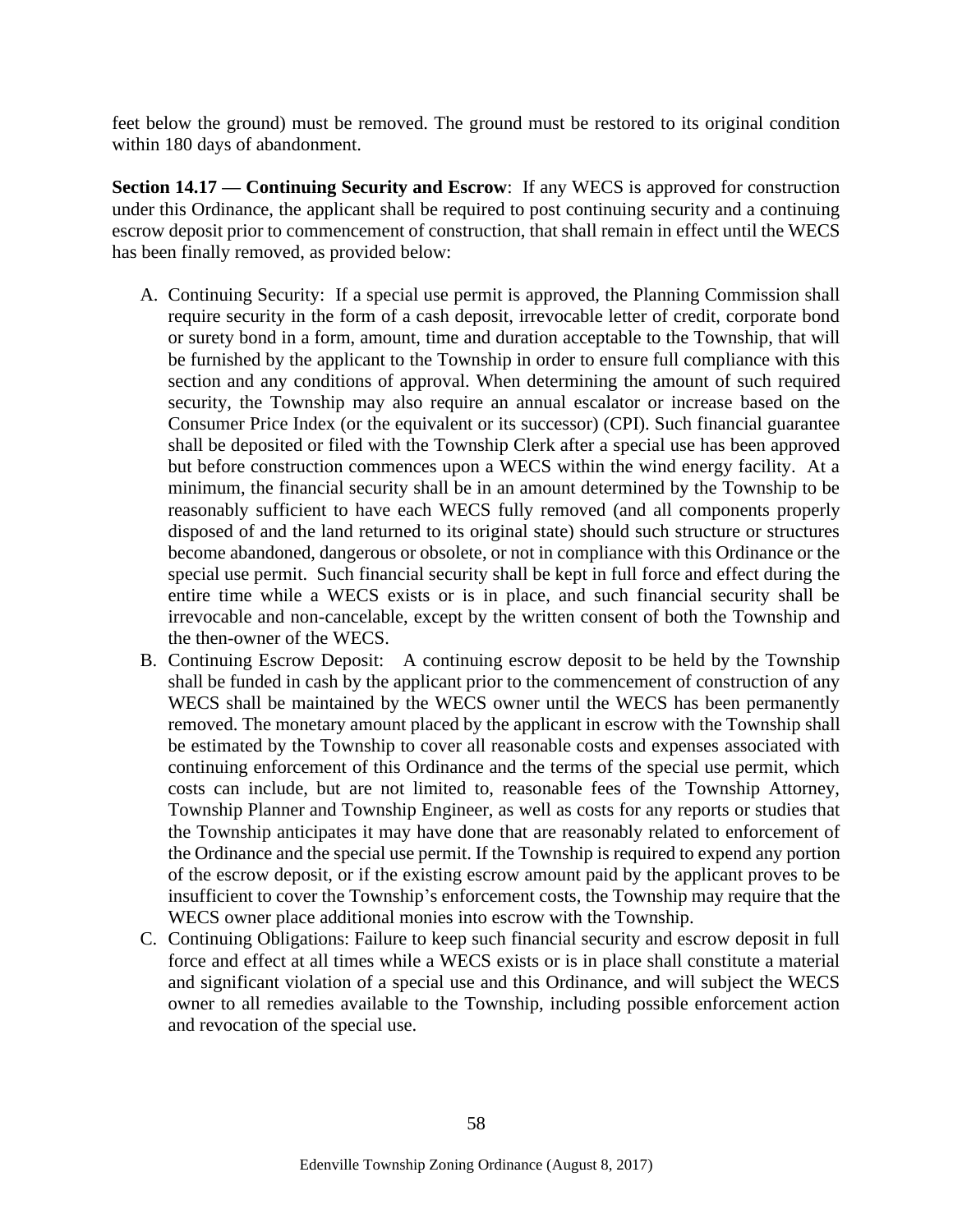feet below the ground) must be removed. The ground must be restored to its original condition within 180 days of abandonment.

**Section 14.17 — Continuing Security and Escrow**: If any WECS is approved for construction under this Ordinance, the applicant shall be required to post continuing security and a continuing escrow deposit prior to commencement of construction, that shall remain in effect until the WECS has been finally removed, as provided below:

A. Continuing Security: If a special use permit is approved, the Planning Commission shall require security in the form of a cash deposit, irrevocable letter of credit, corporate bond or surety bond in a form, amount, time and duration acceptable to the Township, that will be furnished by the applicant to the Township in order to ensure full compliance with this section and any conditions of approval. When determining the amount of such required security, the Township may also require an annual escalator or increase based on the Consumer Price Index (or the equivalent or its successor) (CPI). Such financial guarantee shall be deposited or filed with the Township Clerk after a special use has been approved but before construction commences upon a WECS within the wind energy facility. At a minimum, the financial security shall be in an amount determined by the Township to be reasonably sufficient to have each WECS fully removed (and all components properly disposed of and the land returned to its original state) should such structure or structures become abandoned, dangerous or obsolete, or not in compliance with this Ordinance or the special use permit. Such financial security shall be kept in full force and effect during the entire time while a WECS exists or is in place, and such financial security shall be irrevocable and non-cancelable, except by the written consent of both the Township and the then-owner of the WECS.
B. Continuing Escrow Deposit: A continuing escrow deposit to be held by the Township shall be funded in cash by the applicant prior to the commencement of construction of any WECS shall be maintained by the WECS owner until the WECS has been permanently removed. The monetary amount placed by the applicant in escrow with the Township shall be estimated by the Township to cover all reasonable costs and expenses associated with continuing enforcement of this Ordinance and the terms of the special use permit, which costs can include, but are not limited to, reasonable fees of the Township Attorney, Township Planner and Township Engineer, as well as costs for any reports or studies that the Township anticipates it may have done that are reasonably related to enforcement of the Ordinance and the special use permit. If the Township is required to expend any portion of the escrow deposit, or if the existing escrow amount paid by the applicant proves to be insufficient to cover the Township's enforcement costs, the Township may require that the WECS owner place additional monies into escrow with the Township.
C. Continuing Obligations: Failure to keep such financial security and escrow deposit in full force and effect at all times while a WECS exists or is in place shall constitute a material and significant violation of a special use and this Ordinance, and will subject the WECS owner to all remedies available to the Township, including possible enforcement action and revocation of the special use.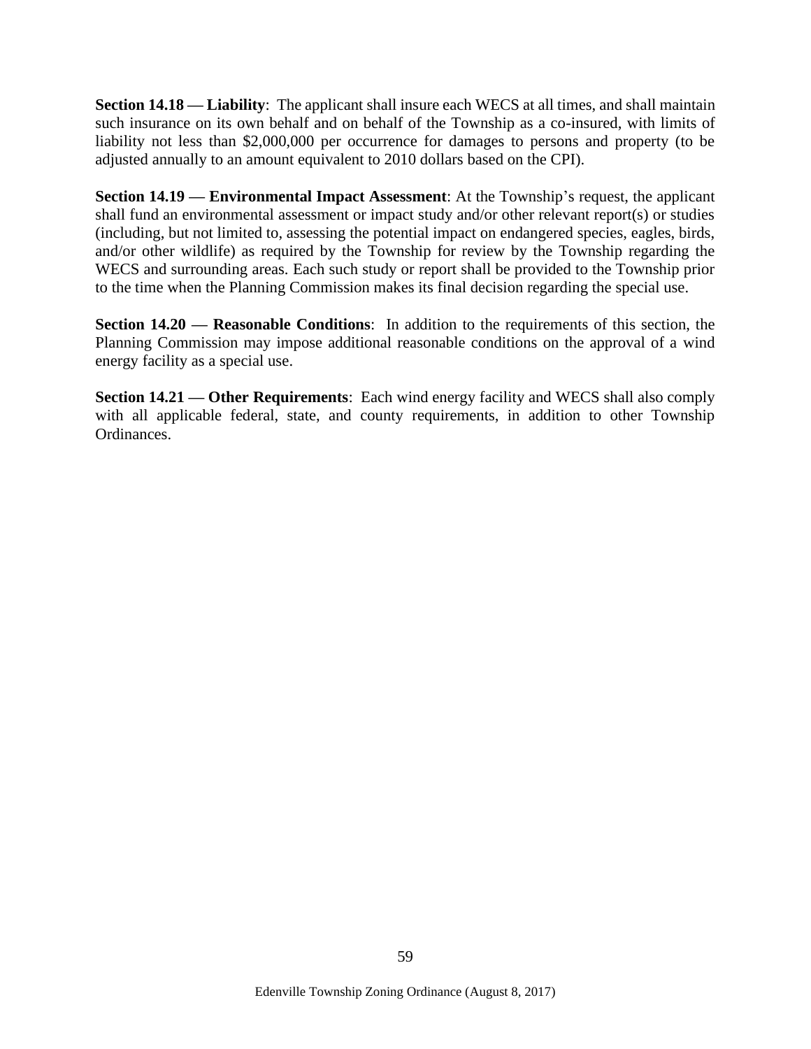**Section 14.18 — Liability**: The applicant shall insure each WECS at all times, and shall maintain such insurance on its own behalf and on behalf of the Township as a co-insured, with limits of liability not less than $2,000,000 per occurrence for damages to persons and property (to be adjusted annually to an amount equivalent to 2010 dollars based on the CPI).

**Section 14.19 — Environmental Impact Assessment**: At the Township's request, the applicant shall fund an environmental assessment or impact study and/or other relevant report(s) or studies (including, but not limited to, assessing the potential impact on endangered species, eagles, birds, and/or other wildlife) as required by the Township for review by the Township regarding the WECS and surrounding areas. Each such study or report shall be provided to the Township prior to the time when the Planning Commission makes its final decision regarding the special use.

**Section 14.20 — Reasonable Conditions**: In addition to the requirements of this section, the Planning Commission may impose additional reasonable conditions on the approval of a wind energy facility as a special use.

**Section 14.21 — Other Requirements**: Each wind energy facility and WECS shall also comply with all applicable federal, state, and county requirements, in addition to other Township Ordinances.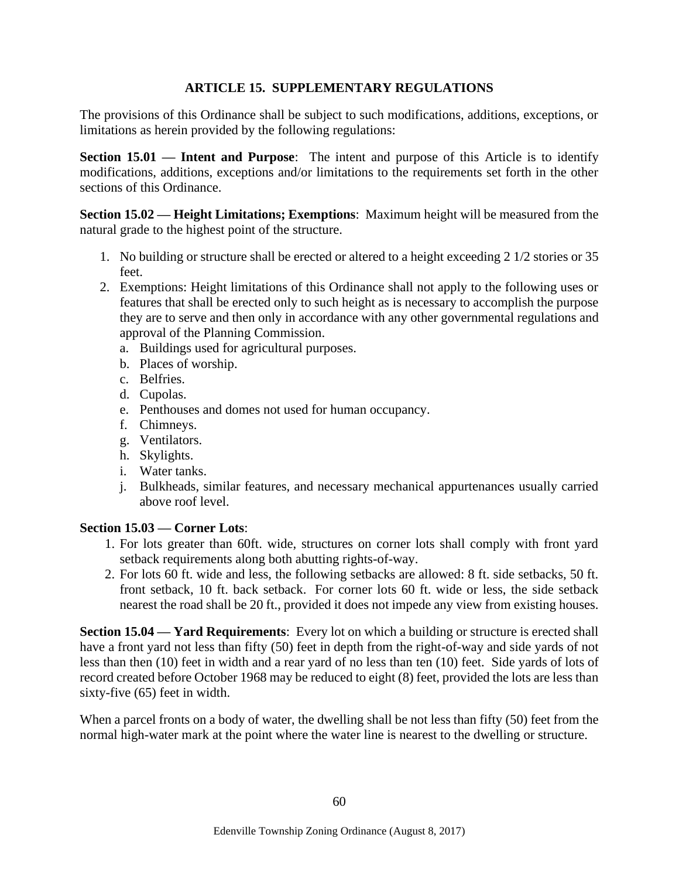# ARTICLE 15. SUPPLEMENTARY REGULATIONS

The provisions of this Ordinance shall be subject to such modifications, additions, exceptions, or limitations as herein provided by the following regulations:

**Section 15.01 — Intent and Purpose**: The intent and purpose of this Article is to identify modifications, additions, exceptions and/or limitations to the requirements set forth in the other sections of this Ordinance.

**Section 15.02 — Height Limitations; Exemptions**: Maximum height will be measured from the natural grade to the highest point of the structure.

1. No building or structure shall be erected or altered to a height exceeding 2 1/2 stories or 35 feet.
2. Exemptions: Height limitations of this Ordinance shall not apply to the following uses or features that shall be erected only to such height as is necessary to accomplish the purpose they are to serve and then only in accordance with any other governmental regulations and approval of the Planning Commission.
   a. Buildings used for agricultural purposes.
   b. Places of worship.
   c. Belfries.
   d. Cupolas.
   e. Penthouses and domes not used for human occupancy.
   f. Chimneys.
   g. Ventilators.
   h. Skylights.
   i. Water tanks.
   j. Bulkheads, similar features, and necessary mechanical appurtenances usually carried above roof level.

**Section 15.03 — Corner Lots**:

1. For lots greater than 60ft. wide, structures on corner lots shall comply with front yard setback requirements along both abutting rights-of-way.
2. For lots 60 ft. wide and less, the following setbacks are allowed: 8 ft. side setbacks, 50 ft. front setback, 10 ft. back setback. For corner lots 60 ft. wide or less, the side setback nearest the road shall be 20 ft., provided it does not impede any view from existing houses.

**Section 15.04 — Yard Requirements**: Every lot on which a building or structure is erected shall have a front yard not less than fifty (50) feet in depth from the right-of-way and side yards of not less than then (10) feet in width and a rear yard of no less than ten (10) feet. Side yards of lots of record created before October 1968 may be reduced to eight (8) feet, provided the lots are less than sixty-five (65) feet in width.

When a parcel fronts on a body of water, the dwelling shall be not less than fifty (50) feet from the normal high-water mark at the point where the water line is nearest to the dwelling or structure.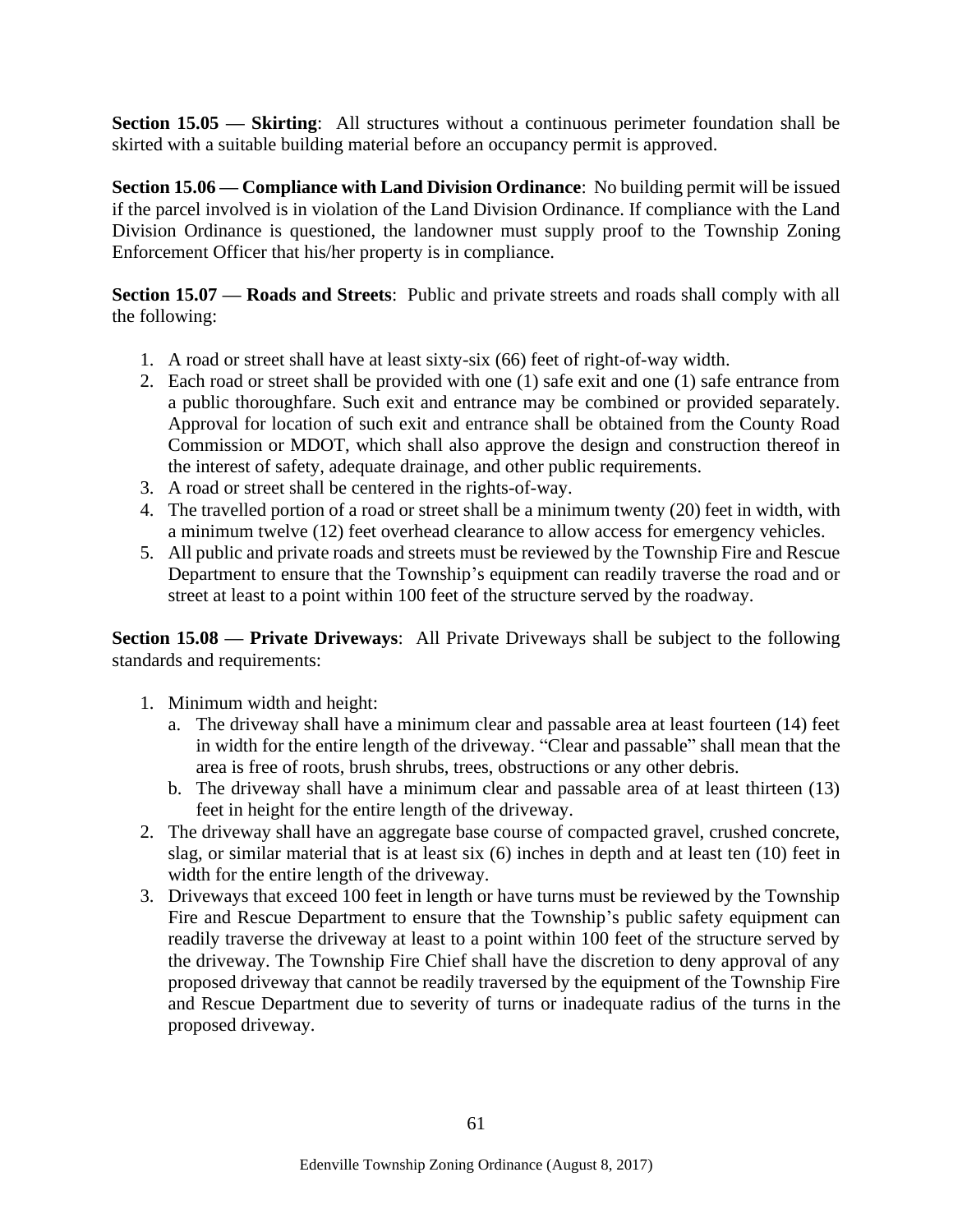**Section 15.05 — Skirting**: All structures without a continuous perimeter foundation shall be skirted with a suitable building material before an occupancy permit is approved.

**Section 15.06 — Compliance with Land Division Ordinance**: No building permit will be issued if the parcel involved is in violation of the Land Division Ordinance. If compliance with the Land Division Ordinance is questioned, the landowner must supply proof to the Township Zoning Enforcement Officer that his/her property is in compliance.

**Section 15.07 — Roads and Streets**: Public and private streets and roads shall comply with all the following:

1. A road or street shall have at least sixty-six (66) feet of right-of-way width.
2. Each road or street shall be provided with one (1) safe exit and one (1) safe entrance from a public thoroughfare. Such exit and entrance may be combined or provided separately. Approval for location of such exit and entrance shall be obtained from the County Road Commission or MDOT, which shall also approve the design and construction thereof in the interest of safety, adequate drainage, and other public requirements.
3. A road or street shall be centered in the rights-of-way.
4. The travelled portion of a road or street shall be a minimum twenty (20) feet in width, with a minimum twelve (12) feet overhead clearance to allow access for emergency vehicles.
5. All public and private roads and streets must be reviewed by the Township Fire and Rescue Department to ensure that the Township's equipment can readily traverse the road and or street at least to a point within 100 feet of the structure served by the roadway.

**Section 15.08 — Private Driveways**: All Private Driveways shall be subject to the following standards and requirements:

1. Minimum width and height:
   a. The driveway shall have a minimum clear and passable area at least fourteen (14) feet in width for the entire length of the driveway. "Clear and passable" shall mean that the area is free of roots, brush shrubs, trees, obstructions or any other debris.
   b. The driveway shall have a minimum clear and passable area of at least thirteen (13) feet in height for the entire length of the driveway.
2. The driveway shall have an aggregate base course of compacted gravel, crushed concrete, slag, or similar material that is at least six (6) inches in depth and at least ten (10) feet in width for the entire length of the driveway.
3. Driveways that exceed 100 feet in length or have turns must be reviewed by the Township Fire and Rescue Department to ensure that the Township's public safety equipment can readily traverse the driveway at least to a point within 100 feet of the structure served by the driveway. The Township Fire Chief shall have the discretion to deny approval of any proposed driveway that cannot be readily traversed by the equipment of the Township Fire and Rescue Department due to severity of turns or inadequate radius of the turns in the proposed driveway.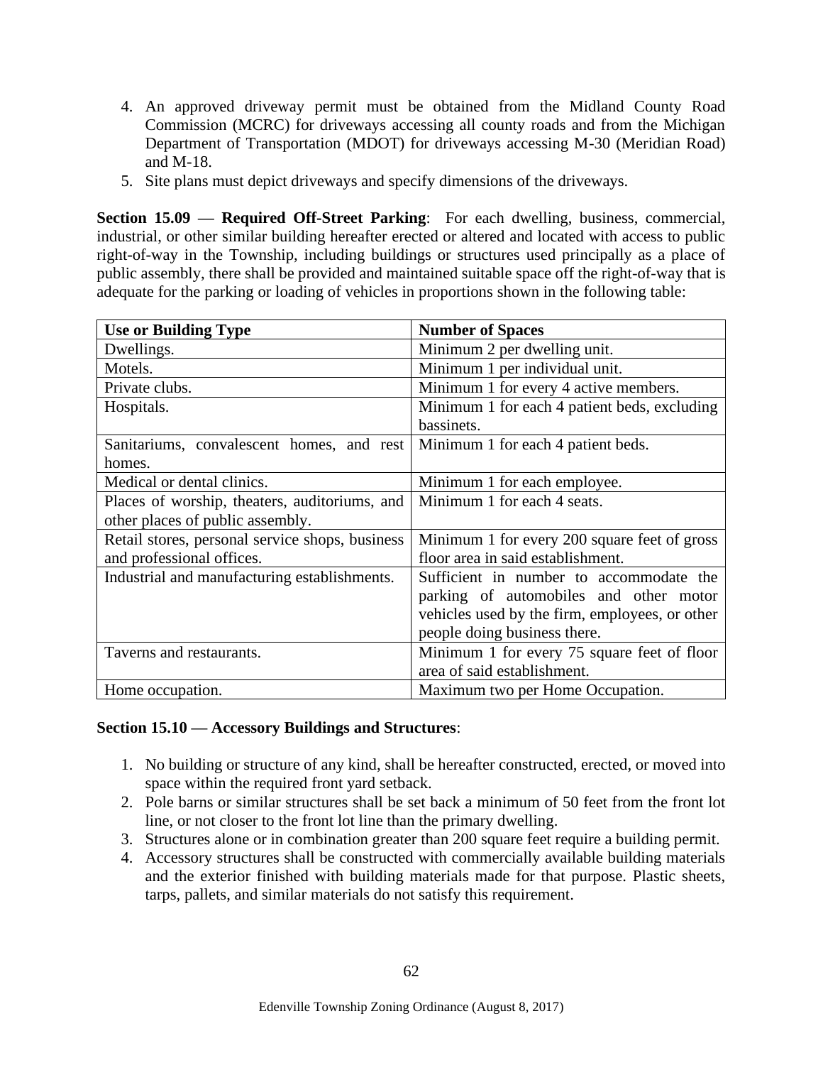4. An approved driveway permit must be obtained from the Midland County Road Commission (MCRC) for driveways accessing all county roads and from the Michigan Department of Transportation (MDOT) for driveways accessing M-30 (Meridian Road) and M-18.
5. Site plans must depict driveways and specify dimensions of the driveways.

**Section 15.09 — Required Off-Street Parking**: For each dwelling, business, commercial, industrial, or other similar building hereafter erected or altered and located with access to public right-of-way in the Township, including buildings or structures used principally as a place of public assembly, there shall be provided and maintained suitable space off the right-of-way that is adequate for the parking or loading of vehicles in proportions shown in the following table:

| Use or Building Type | Number of Spaces |
|---|---|
| Dwellings. | Minimum 2 per dwelling unit. |
| Motels. | Minimum 1 per individual unit. |
| Private clubs. | Minimum 1 for every 4 active members. |
| Hospitals. | Minimum 1 for each 4 patient beds, excluding bassinets. |
| Sanitariums, convalescent homes, and rest homes. | Minimum 1 for each 4 patient beds. |
| Medical or dental clinics. | Minimum 1 for each employee. |
| Places of worship, theaters, auditoriums, and other places of public assembly. | Minimum 1 for each 4 seats. |
| Retail stores, personal service shops, business and professional offices. | Minimum 1 for every 200 square feet of gross floor area in said establishment. |
| Industrial and manufacturing establishments. | Sufficient in number to accommodate the parking of automobiles and other motor vehicles used by the firm, employees, or other people doing business there. |
| Taverns and restaurants. | Minimum 1 for every 75 square feet of floor area of said establishment. |
| Home occupation. | Maximum two per Home Occupation. |

**Section 15.10 — Accessory Buildings and Structures**:

1. No building or structure of any kind, shall be hereafter constructed, erected, or moved into space within the required front yard setback.
2. Pole barns or similar structures shall be set back a minimum of 50 feet from the front lot line, or not closer to the front lot line than the primary dwelling.
3. Structures alone or in combination greater than 200 square feet require a building permit.
4. Accessory structures shall be constructed with commercially available building materials and the exterior finished with building materials made for that purpose. Plastic sheets, tarps, pallets, and similar materials do not satisfy this requirement.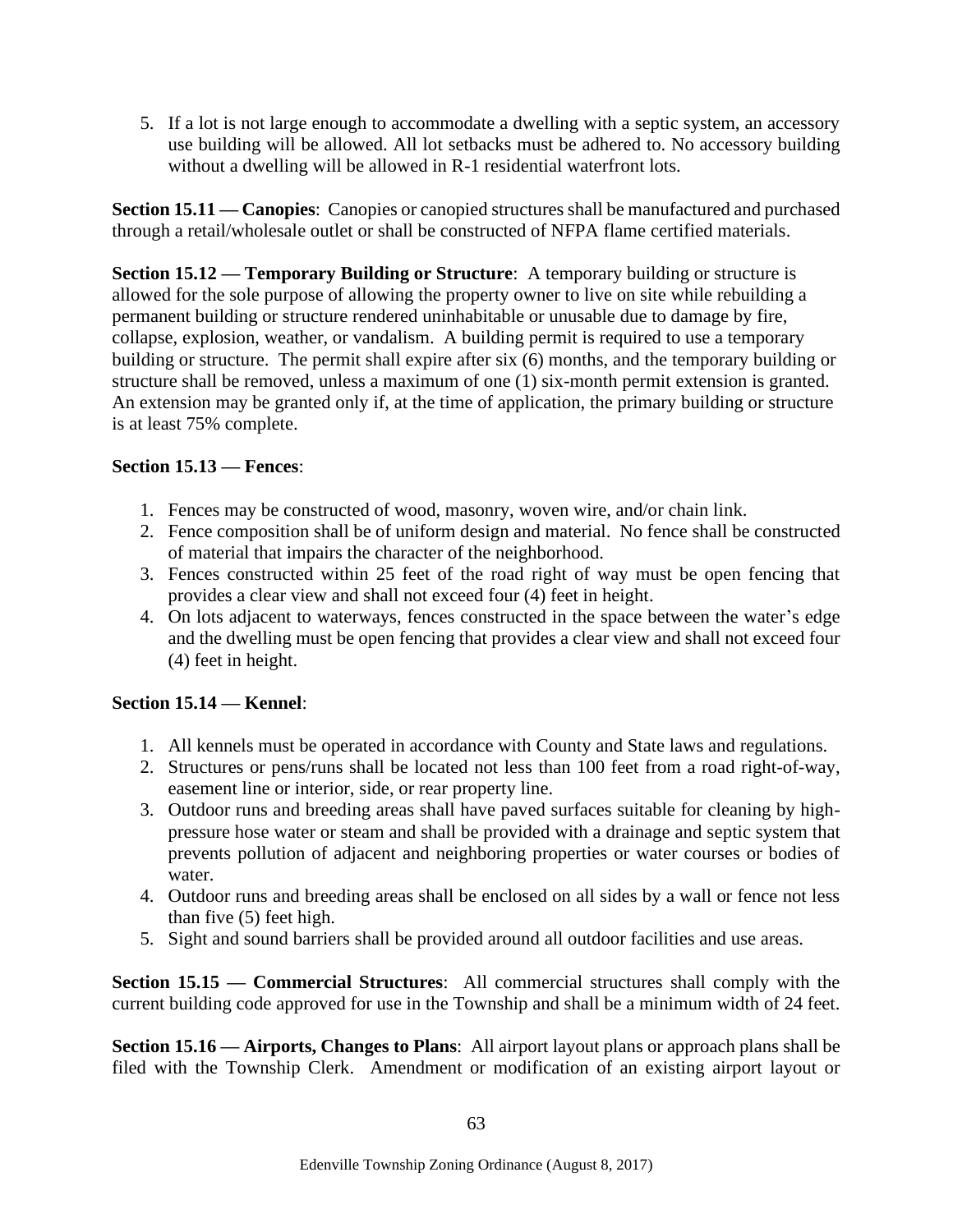5. If a lot is not large enough to accommodate a dwelling with a septic system, an accessory use building will be allowed. All lot setbacks must be adhered to. No accessory building without a dwelling will be allowed in R-1 residential waterfront lots.

**Section 15.11 — Canopies**: Canopies or canopied structures shall be manufactured and purchased through a retail/wholesale outlet or shall be constructed of NFPA flame certified materials.

**Section 15.12 — Temporary Building or Structure**: A temporary building or structure is allowed for the sole purpose of allowing the property owner to live on site while rebuilding a permanent building or structure rendered uninhabitable or unusable due to damage by fire, collapse, explosion, weather, or vandalism. A building permit is required to use a temporary building or structure. The permit shall expire after six (6) months, and the temporary building or structure shall be removed, unless a maximum of one (1) six-month permit extension is granted. An extension may be granted only if, at the time of application, the primary building or structure is at least 75% complete.

**Section 15.13 — Fences**:

1. Fences may be constructed of wood, masonry, woven wire, and/or chain link.
2. Fence composition shall be of uniform design and material. No fence shall be constructed of material that impairs the character of the neighborhood.
3. Fences constructed within 25 feet of the road right of way must be open fencing that provides a clear view and shall not exceed four (4) feet in height.
4. On lots adjacent to waterways, fences constructed in the space between the water's edge and the dwelling must be open fencing that provides a clear view and shall not exceed four (4) feet in height.

**Section 15.14 — Kennel**:

1. All kennels must be operated in accordance with County and State laws and regulations.
2. Structures or pens/runs shall be located not less than 100 feet from a road right-of-way, easement line or interior, side, or rear property line.
3. Outdoor runs and breeding areas shall have paved surfaces suitable for cleaning by high-pressure hose water or steam and shall be provided with a drainage and septic system that prevents pollution of adjacent and neighboring properties or water courses or bodies of water.
4. Outdoor runs and breeding areas shall be enclosed on all sides by a wall or fence not less than five (5) feet high.
5. Sight and sound barriers shall be provided around all outdoor facilities and use areas.

**Section 15.15 — Commercial Structures**: All commercial structures shall comply with the current building code approved for use in the Township and shall be a minimum width of 24 feet.

**Section 15.16 — Airports, Changes to Plans**: All airport layout plans or approach plans shall be filed with the Township Clerk. Amendment or modification of an existing airport layout or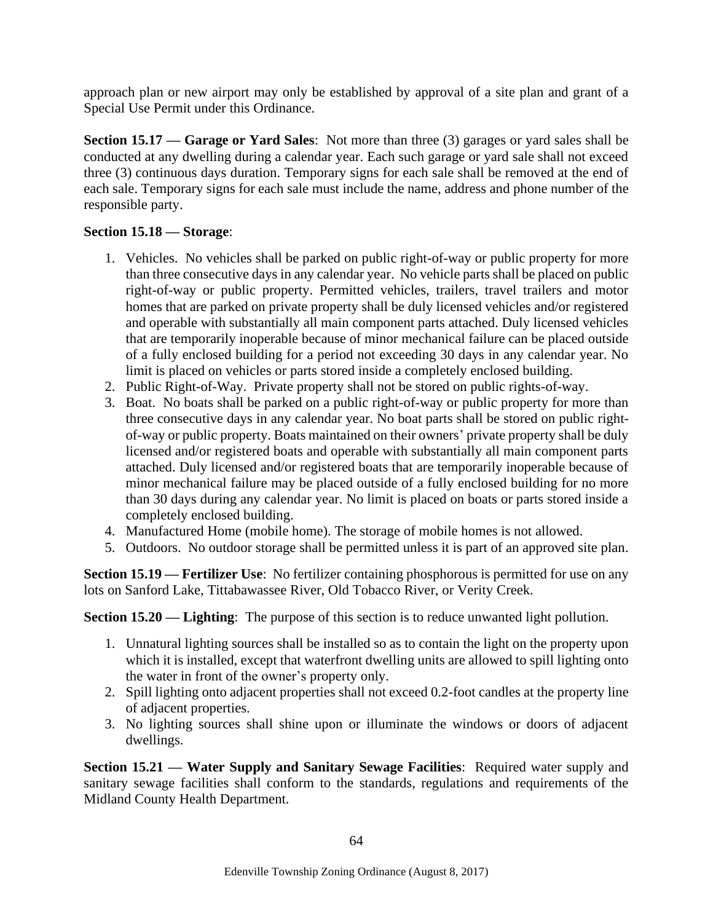approach plan or new airport may only be established by approval of a site plan and grant of a Special Use Permit under this Ordinance.

**Section 15.17 — Garage or Yard Sales**: Not more than three (3) garages or yard sales shall be conducted at any dwelling during a calendar year. Each such garage or yard sale shall not exceed three (3) continuous days duration. Temporary signs for each sale shall be removed at the end of each sale. Temporary signs for each sale must include the name, address and phone number of the responsible party.

**Section 15.18 — Storage**:

1. Vehicles. No vehicles shall be parked on public right-of-way or public property for more than three consecutive days in any calendar year. No vehicle parts shall be placed on public right-of-way or public property. Permitted vehicles, trailers, travel trailers and motor homes that are parked on private property shall be duly licensed vehicles and/or registered and operable with substantially all main component parts attached. Duly licensed vehicles that are temporarily inoperable because of minor mechanical failure can be placed outside of a fully enclosed building for a period not exceeding 30 days in any calendar year. No limit is placed on vehicles or parts stored inside a completely enclosed building.
2. Public Right-of-Way. Private property shall not be stored on public rights-of-way.
3. Boat. No boats shall be parked on a public right-of-way or public property for more than three consecutive days in any calendar year. No boat parts shall be stored on public right-of-way or public property. Boats maintained on their owners' private property shall be duly licensed and/or registered boats and operable with substantially all main component parts attached. Duly licensed and/or registered boats that are temporarily inoperable because of minor mechanical failure may be placed outside of a fully enclosed building for no more than 30 days during any calendar year. No limit is placed on boats or parts stored inside a completely enclosed building.
4. Manufactured Home (mobile home). The storage of mobile homes is not allowed.
5. Outdoors. No outdoor storage shall be permitted unless it is part of an approved site plan.

**Section 15.19 — Fertilizer Use**: No fertilizer containing phosphorous is permitted for use on any lots on Sanford Lake, Tittabawassee River, Old Tobacco River, or Verity Creek.

**Section 15.20 — Lighting**: The purpose of this section is to reduce unwanted light pollution.

1. Unnatural lighting sources shall be installed so as to contain the light on the property upon which it is installed, except that waterfront dwelling units are allowed to spill lighting onto the water in front of the owner's property only.
2. Spill lighting onto adjacent properties shall not exceed 0.2-foot candles at the property line of adjacent properties.
3. No lighting sources shall shine upon or illuminate the windows or doors of adjacent dwellings.

**Section 15.21 — Water Supply and Sanitary Sewage Facilities**: Required water supply and sanitary sewage facilities shall conform to the standards, regulations and requirements of the Midland County Health Department.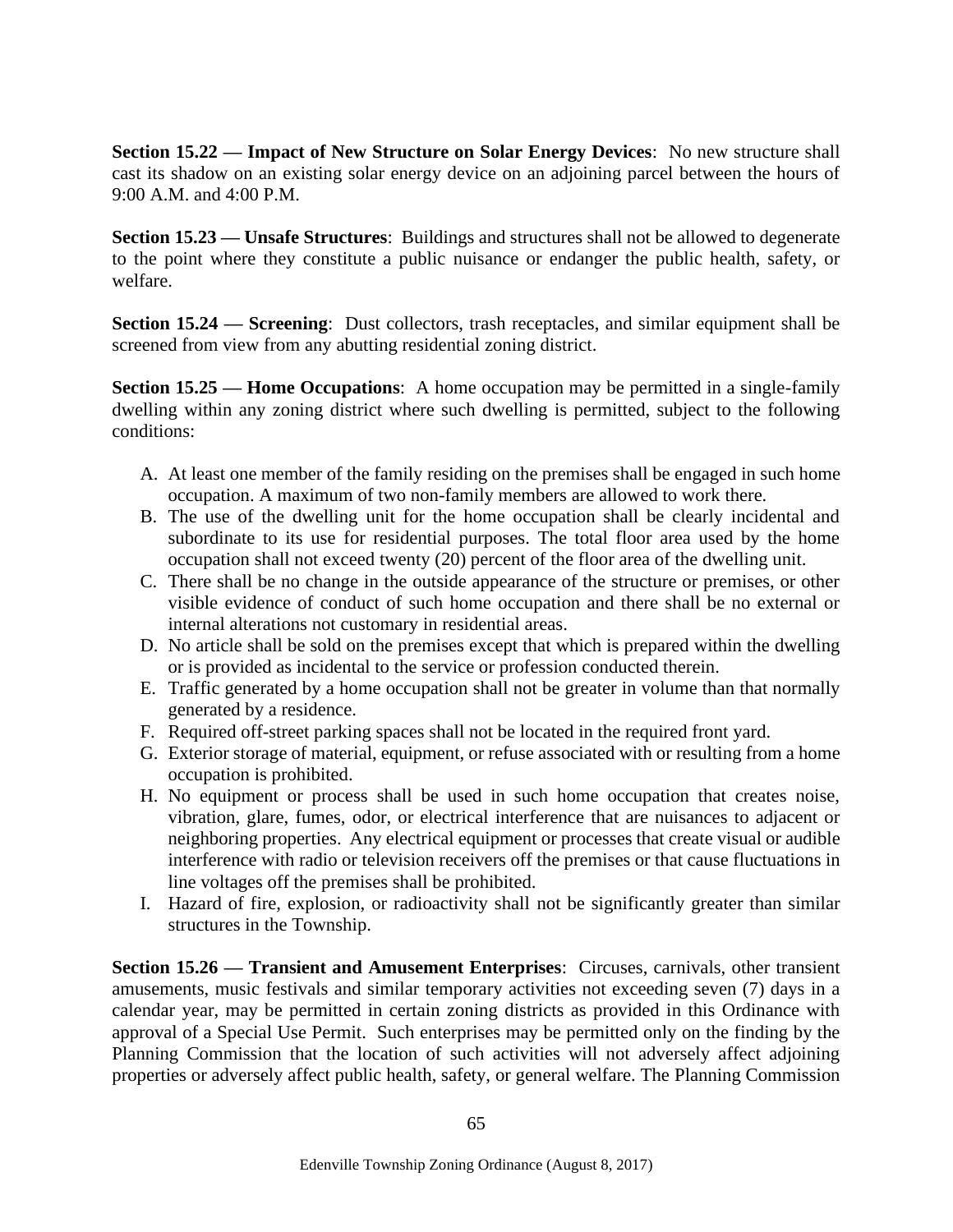**Section 15.22 — Impact of New Structure on Solar Energy Devices**: No new structure shall cast its shadow on an existing solar energy device on an adjoining parcel between the hours of 9:00 A.M. and 4:00 P.M.

**Section 15.23 — Unsafe Structures**: Buildings and structures shall not be allowed to degenerate to the point where they constitute a public nuisance or endanger the public health, safety, or welfare.

**Section 15.24 — Screening**: Dust collectors, trash receptacles, and similar equipment shall be screened from view from any abutting residential zoning district.

**Section 15.25 — Home Occupations**: A home occupation may be permitted in a single-family dwelling within any zoning district where such dwelling is permitted, subject to the following conditions:

A. At least one member of the family residing on the premises shall be engaged in such home occupation. A maximum of two non-family members are allowed to work there.
B. The use of the dwelling unit for the home occupation shall be clearly incidental and subordinate to its use for residential purposes. The total floor area used by the home occupation shall not exceed twenty (20) percent of the floor area of the dwelling unit.
C. There shall be no change in the outside appearance of the structure or premises, or other visible evidence of conduct of such home occupation and there shall be no external or internal alterations not customary in residential areas.
D. No article shall be sold on the premises except that which is prepared within the dwelling or is provided as incidental to the service or profession conducted therein.
E. Traffic generated by a home occupation shall not be greater in volume than that normally generated by a residence.
F. Required off-street parking spaces shall not be located in the required front yard.
G. Exterior storage of material, equipment, or refuse associated with or resulting from a home occupation is prohibited.
H. No equipment or process shall be used in such home occupation that creates noise, vibration, glare, fumes, odor, or electrical interference that are nuisances to adjacent or neighboring properties. Any electrical equipment or processes that create visual or audible interference with radio or television receivers off the premises or that cause fluctuations in line voltages off the premises shall be prohibited.
I. Hazard of fire, explosion, or radioactivity shall not be significantly greater than similar structures in the Township.

**Section 15.26 — Transient and Amusement Enterprises**: Circuses, carnivals, other transient amusements, music festivals and similar temporary activities not exceeding seven (7) days in a calendar year, may be permitted in certain zoning districts as provided in this Ordinance with approval of a Special Use Permit. Such enterprises may be permitted only on the finding by the Planning Commission that the location of such activities will not adversely affect adjoining properties or adversely affect public health, safety, or general welfare. The Planning Commission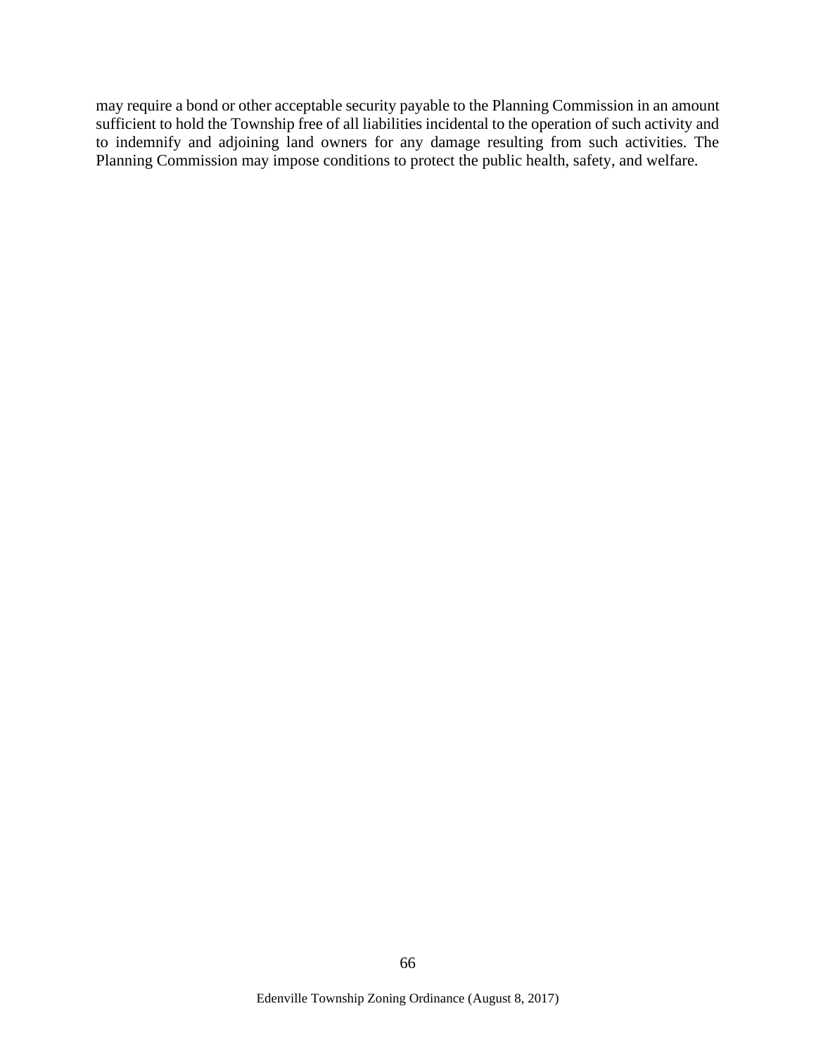may require a bond or other acceptable security payable to the Planning Commission in an amount sufficient to hold the Township free of all liabilities incidental to the operation of such activity and to indemnify and adjoining land owners for any damage resulting from such activities. The Planning Commission may impose conditions to protect the public health, safety, and welfare.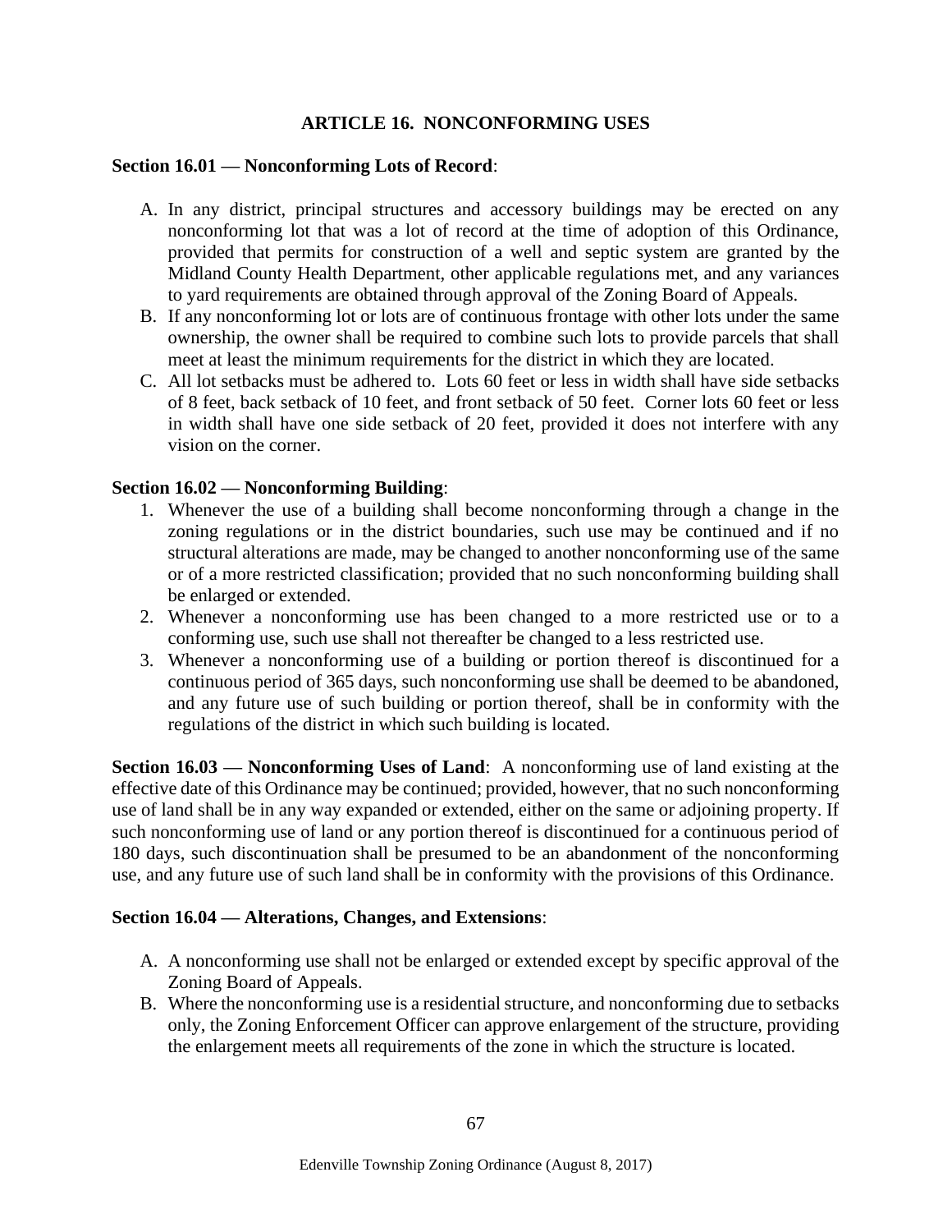# ARTICLE 16. NONCONFORMING USES

**Section 16.01 — Nonconforming Lots of Record**:

A. In any district, principal structures and accessory buildings may be erected on any nonconforming lot that was a lot of record at the time of adoption of this Ordinance, provided that permits for construction of a well and septic system are granted by the Midland County Health Department, other applicable regulations met, and any variances to yard requirements are obtained through approval of the Zoning Board of Appeals.
B. If any nonconforming lot or lots are of continuous frontage with other lots under the same ownership, the owner shall be required to combine such lots to provide parcels that shall meet at least the minimum requirements for the district in which they are located.
C. All lot setbacks must be adhered to. Lots 60 feet or less in width shall have side setbacks of 8 feet, back setback of 10 feet, and front setback of 50 feet. Corner lots 60 feet or less in width shall have one side setback of 20 feet, provided it does not interfere with any vision on the corner.

**Section 16.02 — Nonconforming Building**:

1. Whenever the use of a building shall become nonconforming through a change in the zoning regulations or in the district boundaries, such use may be continued and if no structural alterations are made, may be changed to another nonconforming use of the same or of a more restricted classification; provided that no such nonconforming building shall be enlarged or extended.
2. Whenever a nonconforming use has been changed to a more restricted use or to a conforming use, such use shall not thereafter be changed to a less restricted use.
3. Whenever a nonconforming use of a building or portion thereof is discontinued for a continuous period of 365 days, such nonconforming use shall be deemed to be abandoned, and any future use of such building or portion thereof, shall be in conformity with the regulations of the district in which such building is located.

**Section 16.03 — Nonconforming Uses of Land**: A nonconforming use of land existing at the effective date of this Ordinance may be continued; provided, however, that no such nonconforming use of land shall be in any way expanded or extended, either on the same or adjoining property. If such nonconforming use of land or any portion thereof is discontinued for a continuous period of 180 days, such discontinuation shall be presumed to be an abandonment of the nonconforming use, and any future use of such land shall be in conformity with the provisions of this Ordinance.

**Section 16.04 — Alterations, Changes, and Extensions**:

A. A nonconforming use shall not be enlarged or extended except by specific approval of the Zoning Board of Appeals.
B. Where the nonconforming use is a residential structure, and nonconforming due to setbacks only, the Zoning Enforcement Officer can approve enlargement of the structure, providing the enlargement meets all requirements of the zone in which the structure is located.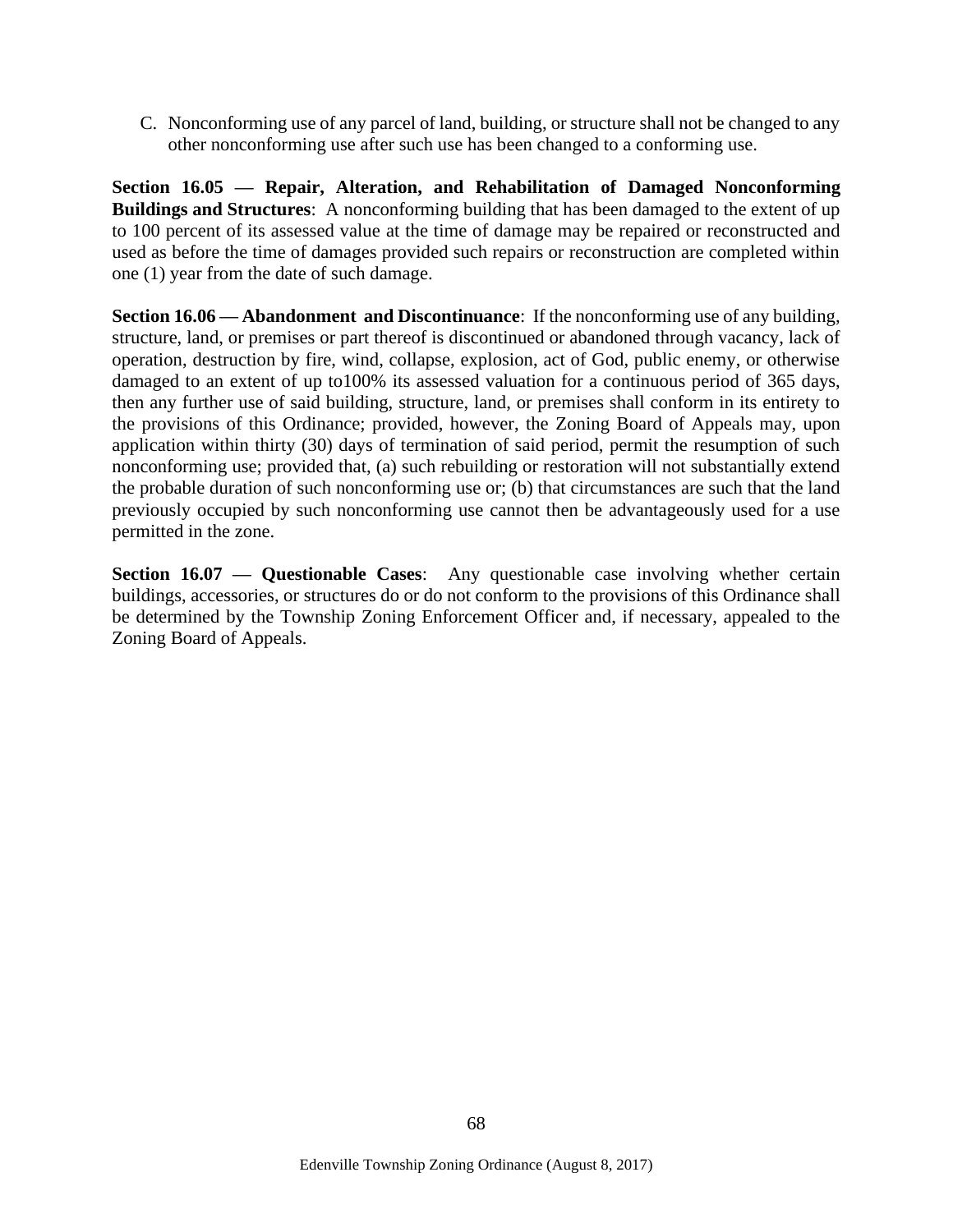C. Nonconforming use of any parcel of land, building, or structure shall not be changed to any other nonconforming use after such use has been changed to a conforming use.

**Section 16.05 — Repair, Alteration, and Rehabilitation of Damaged Nonconforming Buildings and Structures**: A nonconforming building that has been damaged to the extent of up to 100 percent of its assessed value at the time of damage may be repaired or reconstructed and used as before the time of damages provided such repairs or reconstruction are completed within one (1) year from the date of such damage.

**Section 16.06 — Abandonment and Discontinuance**: If the nonconforming use of any building, structure, land, or premises or part thereof is discontinued or abandoned through vacancy, lack of operation, destruction by fire, wind, collapse, explosion, act of God, public enemy, or otherwise damaged to an extent of up to100% its assessed valuation for a continuous period of 365 days, then any further use of said building, structure, land, or premises shall conform in its entirety to the provisions of this Ordinance; provided, however, the Zoning Board of Appeals may, upon application within thirty (30) days of termination of said period, permit the resumption of such nonconforming use; provided that, (a) such rebuilding or restoration will not substantially extend the probable duration of such nonconforming use or; (b) that circumstances are such that the land previously occupied by such nonconforming use cannot then be advantageously used for a use permitted in the zone.

**Section 16.07 — Questionable Cases**: Any questionable case involving whether certain buildings, accessories, or structures do or do not conform to the provisions of this Ordinance shall be determined by the Township Zoning Enforcement Officer and, if necessary, appealed to the Zoning Board of Appeals.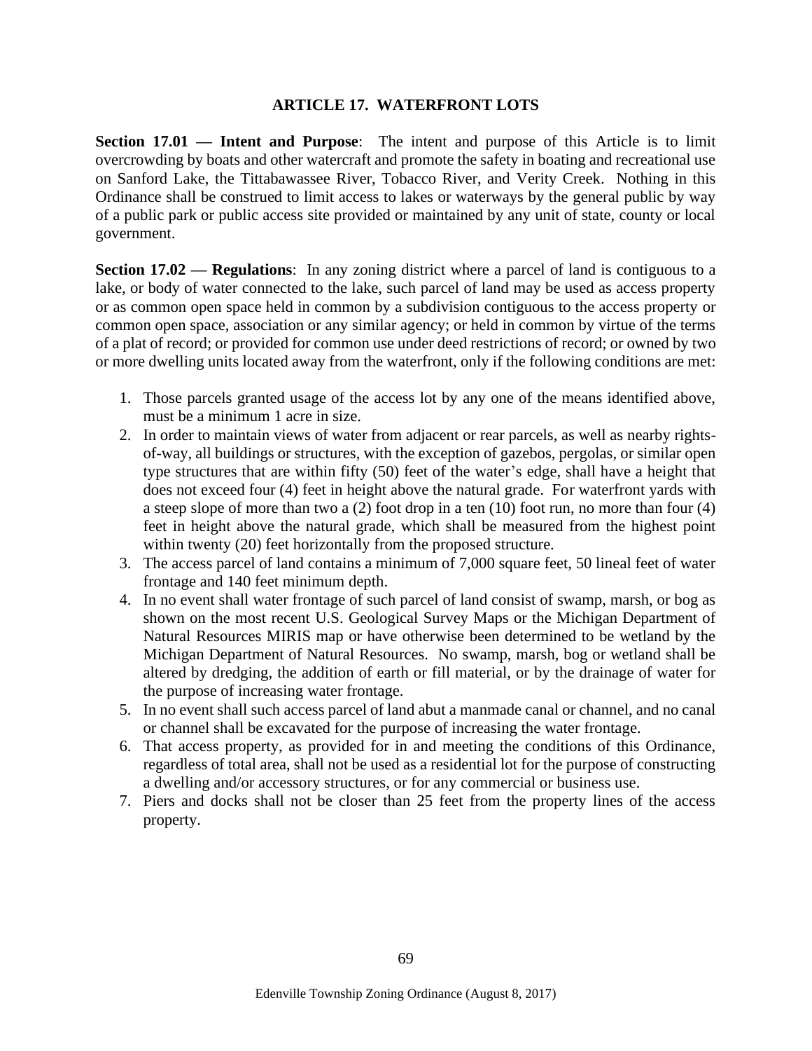## ARTICLE 17. WATERFRONT LOTS

**Section 17.01 — Intent and Purpose**: The intent and purpose of this Article is to limit overcrowding by boats and other watercraft and promote the safety in boating and recreational use on Sanford Lake, the Tittabawassee River, Tobacco River, and Verity Creek. Nothing in this Ordinance shall be construed to limit access to lakes or waterways by the general public by way of a public park or public access site provided or maintained by any unit of state, county or local government.

**Section 17.02 — Regulations**: In any zoning district where a parcel of land is contiguous to a lake, or body of water connected to the lake, such parcel of land may be used as access property or as common open space held in common by a subdivision contiguous to the access property or common open space, association or any similar agency; or held in common by virtue of the terms of a plat of record; or provided for common use under deed restrictions of record; or owned by two or more dwelling units located away from the waterfront, only if the following conditions are met:

1. Those parcels granted usage of the access lot by any one of the means identified above, must be a minimum 1 acre in size.
2. In order to maintain views of water from adjacent or rear parcels, as well as nearby rights-of-way, all buildings or structures, with the exception of gazebos, pergolas, or similar open type structures that are within fifty (50) feet of the water's edge, shall have a height that does not exceed four (4) feet in height above the natural grade. For waterfront yards with a steep slope of more than two a (2) foot drop in a ten (10) foot run, no more than four (4) feet in height above the natural grade, which shall be measured from the highest point within twenty (20) feet horizontally from the proposed structure.
3. The access parcel of land contains a minimum of 7,000 square feet, 50 lineal feet of water frontage and 140 feet minimum depth.
4. In no event shall water frontage of such parcel of land consist of swamp, marsh, or bog as shown on the most recent U.S. Geological Survey Maps or the Michigan Department of Natural Resources MIRIS map or have otherwise been determined to be wetland by the Michigan Department of Natural Resources. No swamp, marsh, bog or wetland shall be altered by dredging, the addition of earth or fill material, or by the drainage of water for the purpose of increasing water frontage.
5. In no event shall such access parcel of land abut a manmade canal or channel, and no canal or channel shall be excavated for the purpose of increasing the water frontage.
6. That access property, as provided for in and meeting the conditions of this Ordinance, regardless of total area, shall not be used as a residential lot for the purpose of constructing a dwelling and/or accessory structures, or for any commercial or business use.
7. Piers and docks shall not be closer than 25 feet from the property lines of the access property.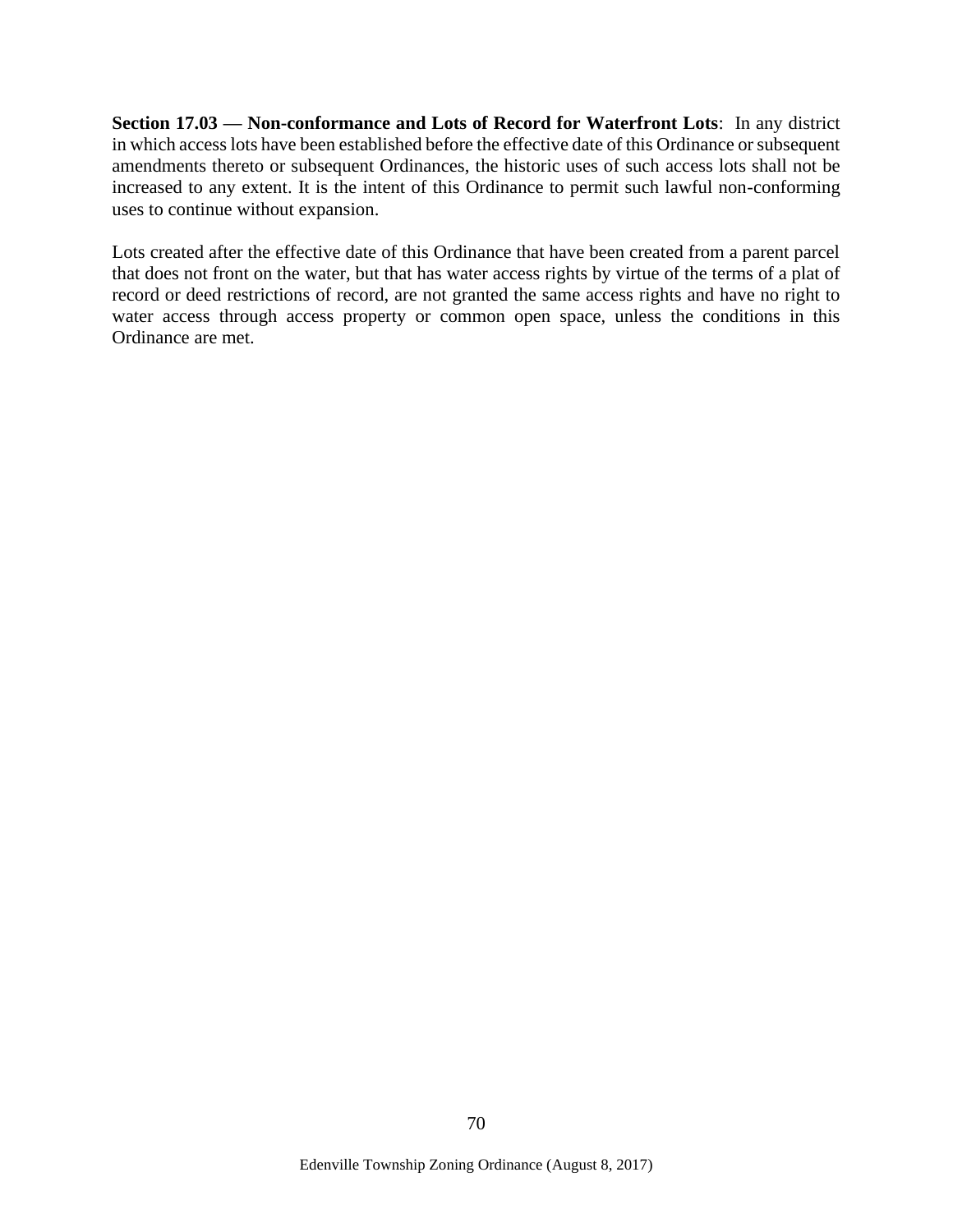**Section 17.03 — Non-conformance and Lots of Record for Waterfront Lots**: In any district in which access lots have been established before the effective date of this Ordinance or subsequent amendments thereto or subsequent Ordinances, the historic uses of such access lots shall not be increased to any extent. It is the intent of this Ordinance to permit such lawful non-conforming uses to continue without expansion.

Lots created after the effective date of this Ordinance that have been created from a parent parcel that does not front on the water, but that has water access rights by virtue of the terms of a plat of record or deed restrictions of record, are not granted the same access rights and have no right to water access through access property or common open space, unless the conditions in this Ordinance are met.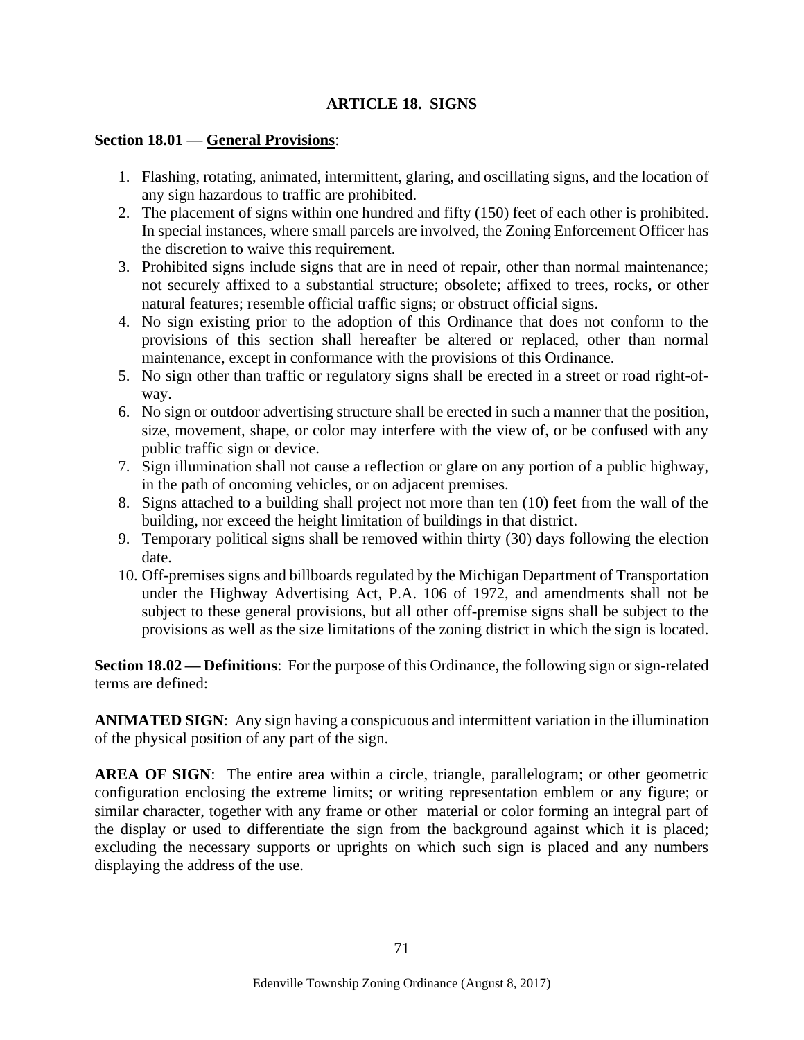## ARTICLE 18. SIGNS

**Section 18.01 — General Provisions**:

1. Flashing, rotating, animated, intermittent, glaring, and oscillating signs, and the location of any sign hazardous to traffic are prohibited.
2. The placement of signs within one hundred and fifty (150) feet of each other is prohibited. In special instances, where small parcels are involved, the Zoning Enforcement Officer has the discretion to waive this requirement.
3. Prohibited signs include signs that are in need of repair, other than normal maintenance; not securely affixed to a substantial structure; obsolete; affixed to trees, rocks, or other natural features; resemble official traffic signs; or obstruct official signs.
4. No sign existing prior to the adoption of this Ordinance that does not conform to the provisions of this section shall hereafter be altered or replaced, other than normal maintenance, except in conformance with the provisions of this Ordinance.
5. No sign other than traffic or regulatory signs shall be erected in a street or road right-of-way.
6. No sign or outdoor advertising structure shall be erected in such a manner that the position, size, movement, shape, or color may interfere with the view of, or be confused with any public traffic sign or device.
7. Sign illumination shall not cause a reflection or glare on any portion of a public highway, in the path of oncoming vehicles, or on adjacent premises.
8. Signs attached to a building shall project not more than ten (10) feet from the wall of the building, nor exceed the height limitation of buildings in that district.
9. Temporary political signs shall be removed within thirty (30) days following the election date.
10. Off-premises signs and billboards regulated by the Michigan Department of Transportation under the Highway Advertising Act, P.A. 106 of 1972, and amendments shall not be subject to these general provisions, but all other off-premise signs shall be subject to the provisions as well as the size limitations of the zoning district in which the sign is located.

**Section 18.02 — Definitions**: For the purpose of this Ordinance, the following sign or sign-related terms are defined:

**ANIMATED SIGN**: Any sign having a conspicuous and intermittent variation in the illumination of the physical position of any part of the sign.

**AREA OF SIGN**: The entire area within a circle, triangle, parallelogram; or other geometric configuration enclosing the extreme limits; or writing representation emblem or any figure; or similar character, together with any frame or other material or color forming an integral part of the display or used to differentiate the sign from the background against which it is placed; excluding the necessary supports or uprights on which such sign is placed and any numbers displaying the address of the use.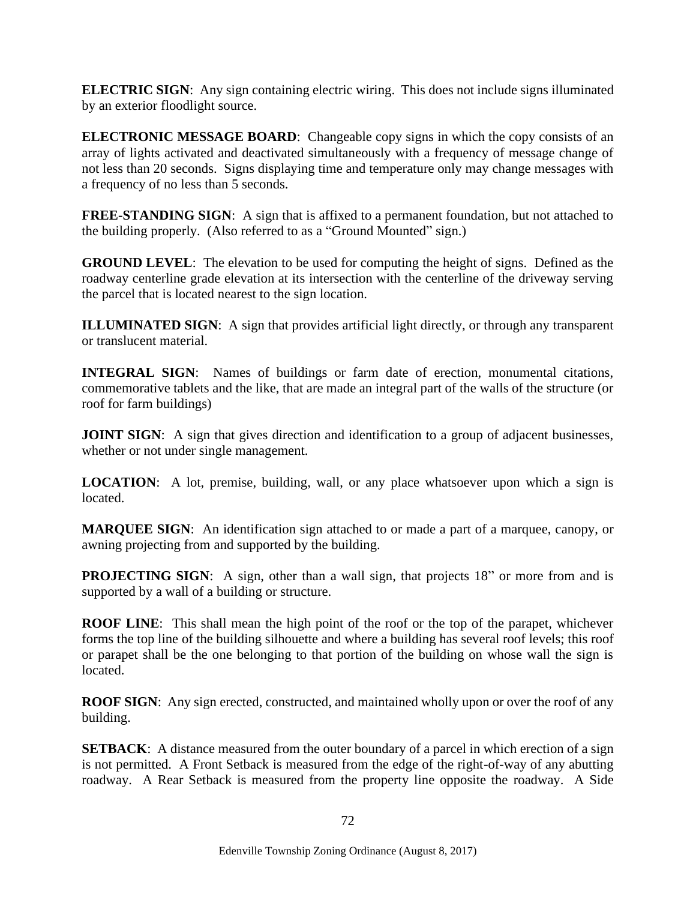**ELECTRIC SIGN**: Any sign containing electric wiring. This does not include signs illuminated by an exterior floodlight source.

**ELECTRONIC MESSAGE BOARD**: Changeable copy signs in which the copy consists of an array of lights activated and deactivated simultaneously with a frequency of message change of not less than 20 seconds. Signs displaying time and temperature only may change messages with a frequency of no less than 5 seconds.

**FREE-STANDING SIGN**: A sign that is affixed to a permanent foundation, but not attached to the building properly. (Also referred to as a "Ground Mounted" sign.)

**GROUND LEVEL**: The elevation to be used for computing the height of signs. Defined as the roadway centerline grade elevation at its intersection with the centerline of the driveway serving the parcel that is located nearest to the sign location.

**ILLUMINATED SIGN**: A sign that provides artificial light directly, or through any transparent or translucent material.

**INTEGRAL SIGN**: Names of buildings or farm date of erection, monumental citations, commemorative tablets and the like, that are made an integral part of the walls of the structure (or roof for farm buildings)

**JOINT SIGN**: A sign that gives direction and identification to a group of adjacent businesses, whether or not under single management.

**LOCATION**: A lot, premise, building, wall, or any place whatsoever upon which a sign is located.

**MARQUEE SIGN**: An identification sign attached to or made a part of a marquee, canopy, or awning projecting from and supported by the building.

**PROJECTING SIGN**: A sign, other than a wall sign, that projects 18" or more from and is supported by a wall of a building or structure.

**ROOF LINE**: This shall mean the high point of the roof or the top of the parapet, whichever forms the top line of the building silhouette and where a building has several roof levels; this roof or parapet shall be the one belonging to that portion of the building on whose wall the sign is located.

**ROOF SIGN**: Any sign erected, constructed, and maintained wholly upon or over the roof of any building.

**SETBACK**: A distance measured from the outer boundary of a parcel in which erection of a sign is not permitted. A Front Setback is measured from the edge of the right-of-way of any abutting roadway. A Rear Setback is measured from the property line opposite the roadway. A Side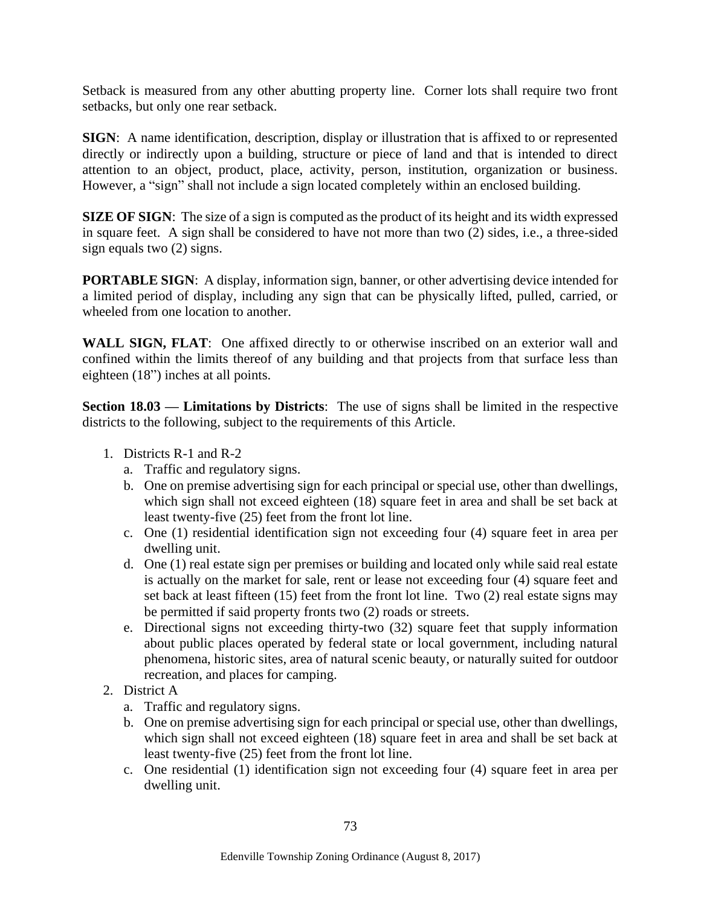Setback is measured from any other abutting property line. Corner lots shall require two front setbacks, but only one rear setback.

**SIGN**: A name identification, description, display or illustration that is affixed to or represented directly or indirectly upon a building, structure or piece of land and that is intended to direct attention to an object, product, place, activity, person, institution, organization or business. However, a "sign" shall not include a sign located completely within an enclosed building.

**SIZE OF SIGN**: The size of a sign is computed as the product of its height and its width expressed in square feet. A sign shall be considered to have not more than two (2) sides, i.e., a three-sided sign equals two (2) signs.

**PORTABLE SIGN**: A display, information sign, banner, or other advertising device intended for a limited period of display, including any sign that can be physically lifted, pulled, carried, or wheeled from one location to another.

**WALL SIGN, FLAT**: One affixed directly to or otherwise inscribed on an exterior wall and confined within the limits thereof of any building and that projects from that surface less than eighteen (18") inches at all points.

**Section 18.03 — Limitations by Districts**: The use of signs shall be limited in the respective districts to the following, subject to the requirements of this Article.

1. Districts R-1 and R-2
   a. Traffic and regulatory signs.
   b. One on premise advertising sign for each principal or special use, other than dwellings, which sign shall not exceed eighteen (18) square feet in area and shall be set back at least twenty-five (25) feet from the front lot line.
   c. One (1) residential identification sign not exceeding four (4) square feet in area per dwelling unit.
   d. One (1) real estate sign per premises or building and located only while said real estate is actually on the market for sale, rent or lease not exceeding four (4) square feet and set back at least fifteen (15) feet from the front lot line. Two (2) real estate signs may be permitted if said property fronts two (2) roads or streets.
   e. Directional signs not exceeding thirty-two (32) square feet that supply information about public places operated by federal state or local government, including natural phenomena, historic sites, area of natural scenic beauty, or naturally suited for outdoor recreation, and places for camping.
2. District A
   a. Traffic and regulatory signs.
   b. One on premise advertising sign for each principal or special use, other than dwellings, which sign shall not exceed eighteen (18) square feet in area and shall be set back at least twenty-five (25) feet from the front lot line.
   c. One residential (1) identification sign not exceeding four (4) square feet in area per dwelling unit.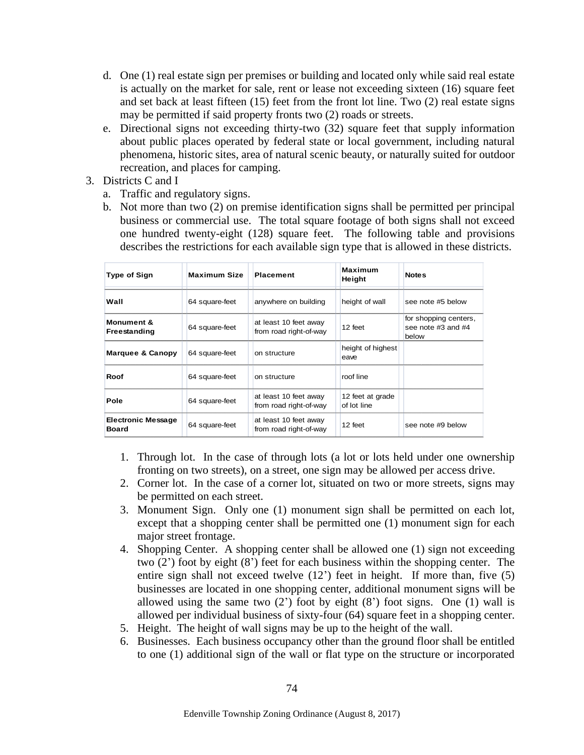d. One (1) real estate sign per premises or building and located only while said real estate is actually on the market for sale, rent or lease not exceeding sixteen (16) square feet and set back at least fifteen (15) feet from the front lot line. Two (2) real estate signs may be permitted if said property fronts two (2) roads or streets.

e. Directional signs not exceeding thirty-two (32) square feet that supply information about public places operated by federal state or local government, including natural phenomena, historic sites, area of natural scenic beauty, or naturally suited for outdoor recreation, and places for camping.

3. Districts C and I

   a. Traffic and regulatory signs.

   b. Not more than two (2) on premise identification signs shall be permitted per principal business or commercial use. The total square footage of both signs shall not exceed one hundred twenty-eight (128) square feet. The following table and provisions describes the restrictions for each available sign type that is allowed in these districts.

| Type of Sign | Maximum Size | Placement | Maximum Height | Notes |
|---|---|---|---|---|
| **Wall** | 64 square-feet | anywhere on building | height of wall | see note #5 below |
| **Monument & Freestanding** | 64 square-feet | at least 10 feet away from road right-of-way | 12 feet | for shopping centers, see note #3 and #4 below |
| **Marquee & Canopy** | 64 square-feet | on structure | height of highest eave | |
| **Roof** | 64 square-feet | on structure | roof line | |
| **Pole** | 64 square-feet | at least 10 feet away from road right-of-way | 12 feet at grade of lot line | |
| **Electronic Message Board** | 64 square-feet | at least 10 feet away from road right-of-way | 12 feet | see note #9 below |

1. Through lot. In the case of through lots (a lot or lots held under one ownership fronting on two streets), on a street, one sign may be allowed per access drive.
2. Corner lot. In the case of a corner lot, situated on two or more streets, signs may be permitted on each street.
3. Monument Sign. Only one (1) monument sign shall be permitted on each lot, except that a shopping center shall be permitted one (1) monument sign for each major street frontage.
4. Shopping Center. A shopping center shall be allowed one (1) sign not exceeding two (2') foot by eight (8') feet for each business within the shopping center. The entire sign shall not exceed twelve (12') feet in height. If more than, five (5) businesses are located in one shopping center, additional monument signs will be allowed using the same two (2') foot by eight (8') foot signs. One (1) wall is allowed per individual business of sixty-four (64) square feet in a shopping center.
5. Height. The height of wall signs may be up to the height of the wall.
6. Businesses. Each business occupancy other than the ground floor shall be entitled to one (1) additional sign of the wall or flat type on the structure or incorporated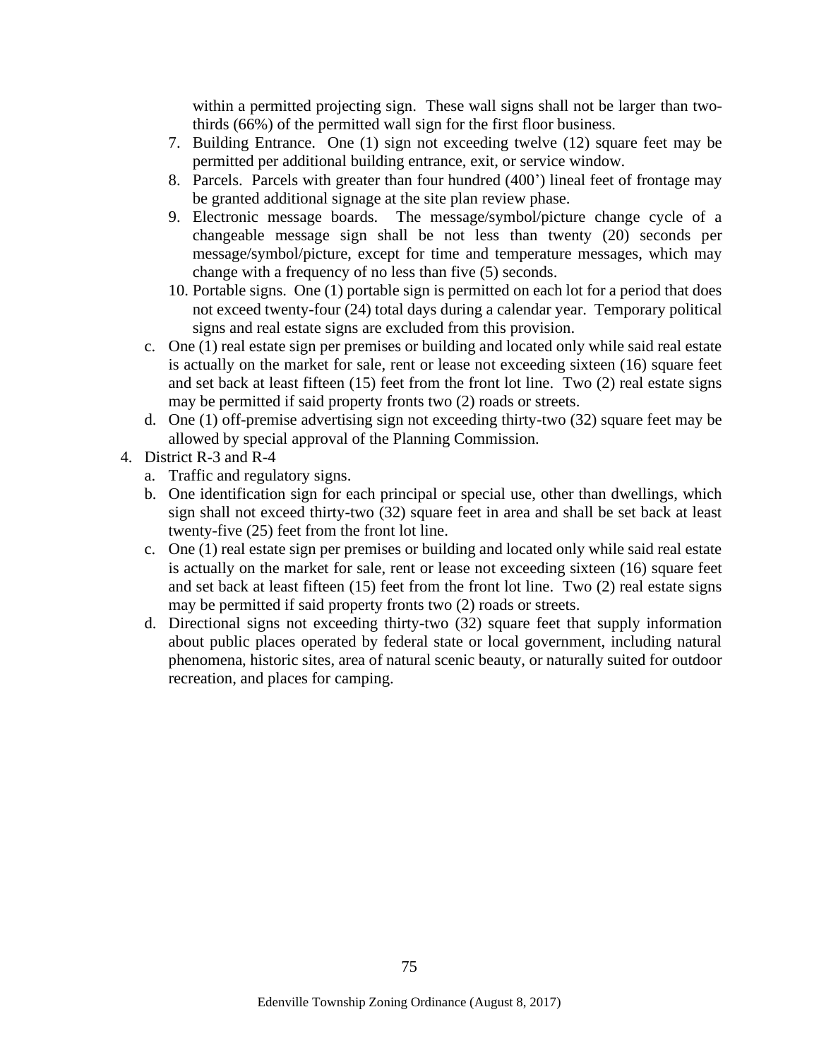within a permitted projecting sign. These wall signs shall not be larger than two-thirds (66%) of the permitted wall sign for the first floor business.

7. Building Entrance. One (1) sign not exceeding twelve (12) square feet may be permitted per additional building entrance, exit, or service window.
8. Parcels. Parcels with greater than four hundred (400') lineal feet of frontage may be granted additional signage at the site plan review phase.
9. Electronic message boards. The message/symbol/picture change cycle of a changeable message sign shall be not less than twenty (20) seconds per message/symbol/picture, except for time and temperature messages, which may change with a frequency of no less than five (5) seconds.
10. Portable signs. One (1) portable sign is permitted on each lot for a period that does not exceed twenty-four (24) total days during a calendar year. Temporary political signs and real estate signs are excluded from this provision.

c. One (1) real estate sign per premises or building and located only while said real estate is actually on the market for sale, rent or lease not exceeding sixteen (16) square feet and set back at least fifteen (15) feet from the front lot line. Two (2) real estate signs may be permitted if said property fronts two (2) roads or streets.

d. One (1) off-premise advertising sign not exceeding thirty-two (32) square feet may be allowed by special approval of the Planning Commission.

4. District R-3 and R-4
   a. Traffic and regulatory signs.
   b. One identification sign for each principal or special use, other than dwellings, which sign shall not exceed thirty-two (32) square feet in area and shall be set back at least twenty-five (25) feet from the front lot line.
   c. One (1) real estate sign per premises or building and located only while said real estate is actually on the market for sale, rent or lease not exceeding sixteen (16) square feet and set back at least fifteen (15) feet from the front lot line. Two (2) real estate signs may be permitted if said property fronts two (2) roads or streets.
   d. Directional signs not exceeding thirty-two (32) square feet that supply information about public places operated by federal state or local government, including natural phenomena, historic sites, area of natural scenic beauty, or naturally suited for outdoor recreation, and places for camping.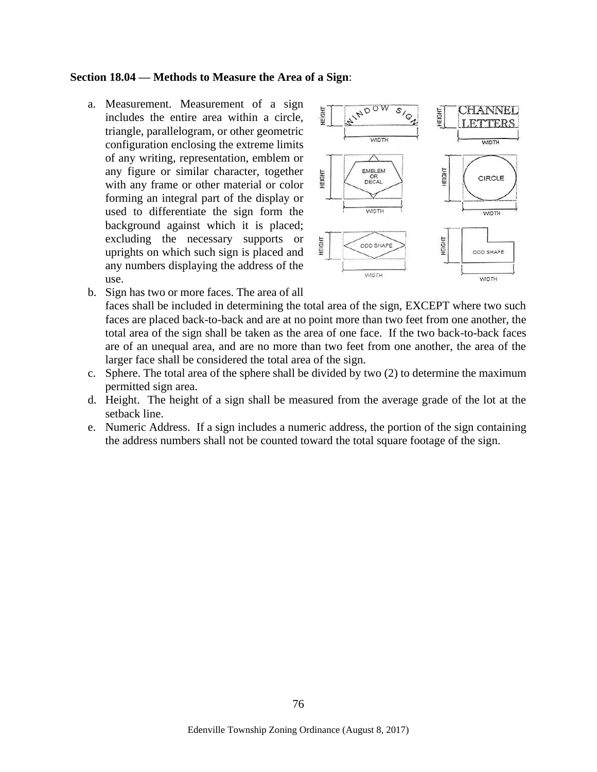**Section 18.04 — Methods to Measure the Area of a Sign**:

a. Measurement. Measurement of a sign includes the entire area within a circle, triangle, parallelogram, or other geometric configuration enclosing the extreme limits of any writing, representation, emblem or any figure or similar character, together with any frame or other material or color forming an integral part of the display or used to differentiate the sign form the background against which it is placed; excluding the necessary supports or uprights on which such sign is placed and any numbers displaying the address of the use.
b. Sign has two or more faces. The area of all faces shall be included in determining the total area of the sign, EXCEPT where two such faces are placed back-to-back and are at no point more than two feet from one another, the total area of the sign shall be taken as the area of one face. If the two back-to-back faces are of an unequal area, and are no more than two feet from one another, the area of the larger face shall be considered the total area of the sign.
c. Sphere. The total area of the sphere shall be divided by two (2) to determine the maximum permitted sign area.
d. Height. The height of a sign shall be measured from the average grade of the lot at the setback line.
e. Numeric Address. If a sign includes a numeric address, the portion of the sign containing the address numbers shall not be counted toward the total square footage of the sign.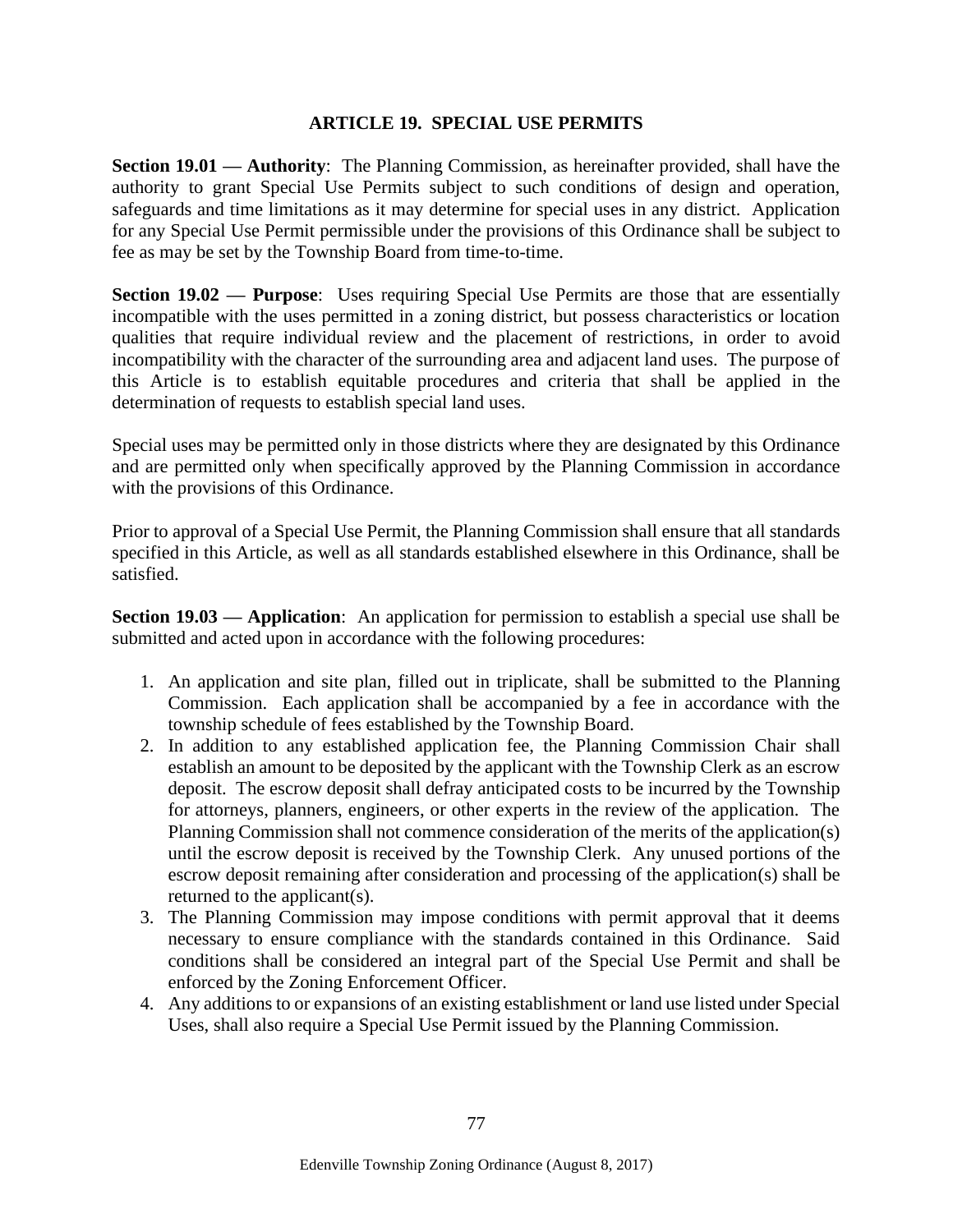## ARTICLE 19. SPECIAL USE PERMITS

**Section 19.01 — Authority**: The Planning Commission, as hereinafter provided, shall have the authority to grant Special Use Permits subject to such conditions of design and operation, safeguards and time limitations as it may determine for special uses in any district. Application for any Special Use Permit permissible under the provisions of this Ordinance shall be subject to fee as may be set by the Township Board from time-to-time.

**Section 19.02 — Purpose**: Uses requiring Special Use Permits are those that are essentially incompatible with the uses permitted in a zoning district, but possess characteristics or location qualities that require individual review and the placement of restrictions, in order to avoid incompatibility with the character of the surrounding area and adjacent land uses. The purpose of this Article is to establish equitable procedures and criteria that shall be applied in the determination of requests to establish special land uses.

Special uses may be permitted only in those districts where they are designated by this Ordinance and are permitted only when specifically approved by the Planning Commission in accordance with the provisions of this Ordinance.

Prior to approval of a Special Use Permit, the Planning Commission shall ensure that all standards specified in this Article, as well as all standards established elsewhere in this Ordinance, shall be satisfied.

**Section 19.03 — Application**: An application for permission to establish a special use shall be submitted and acted upon in accordance with the following procedures:

1. An application and site plan, filled out in triplicate, shall be submitted to the Planning Commission. Each application shall be accompanied by a fee in accordance with the township schedule of fees established by the Township Board.
2. In addition to any established application fee, the Planning Commission Chair shall establish an amount to be deposited by the applicant with the Township Clerk as an escrow deposit. The escrow deposit shall defray anticipated costs to be incurred by the Township for attorneys, planners, engineers, or other experts in the review of the application. The Planning Commission shall not commence consideration of the merits of the application(s) until the escrow deposit is received by the Township Clerk. Any unused portions of the escrow deposit remaining after consideration and processing of the application(s) shall be returned to the applicant(s).
3. The Planning Commission may impose conditions with permit approval that it deems necessary to ensure compliance with the standards contained in this Ordinance. Said conditions shall be considered an integral part of the Special Use Permit and shall be enforced by the Zoning Enforcement Officer.
4. Any additions to or expansions of an existing establishment or land use listed under Special Uses, shall also require a Special Use Permit issued by the Planning Commission.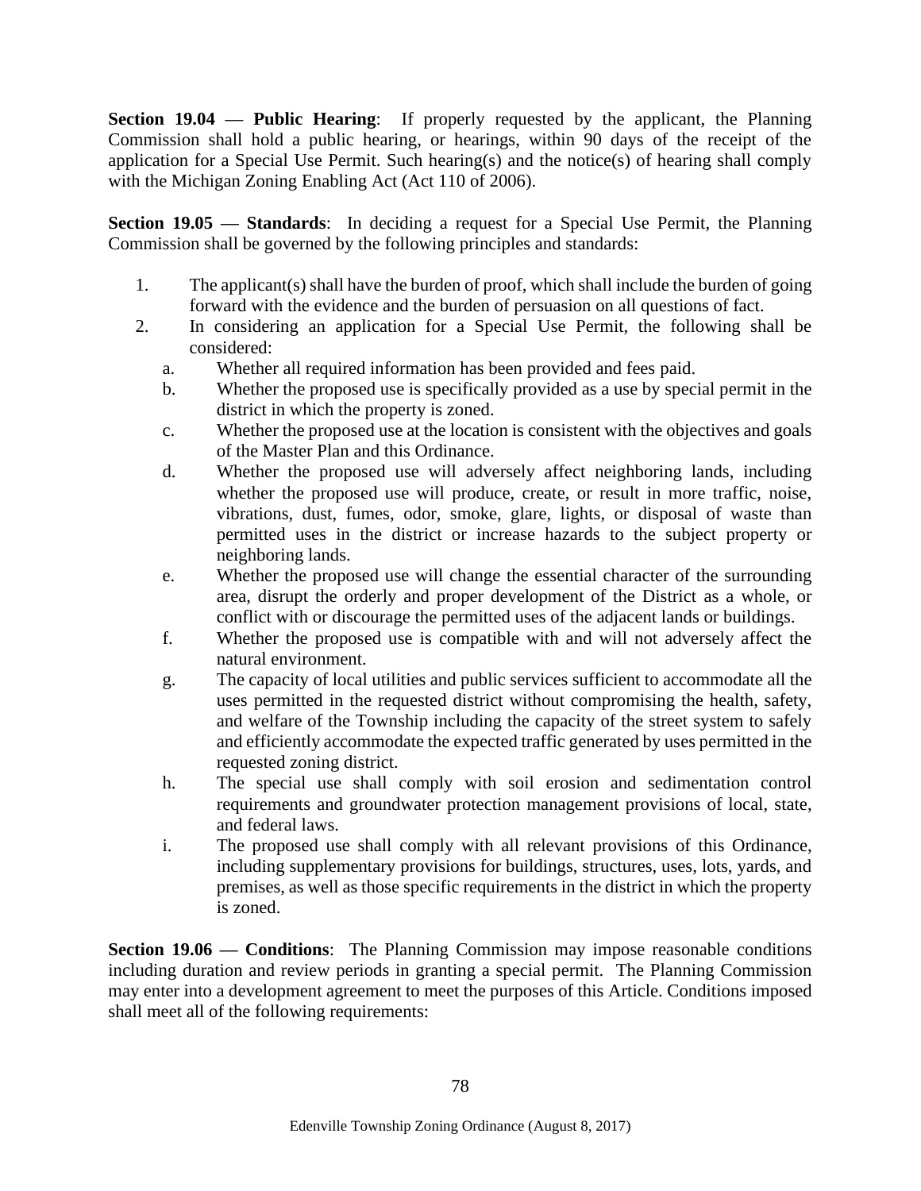**Section 19.04 — Public Hearing**: If properly requested by the applicant, the Planning Commission shall hold a public hearing, or hearings, within 90 days of the receipt of the application for a Special Use Permit. Such hearing(s) and the notice(s) of hearing shall comply with the Michigan Zoning Enabling Act (Act 110 of 2006).

**Section 19.05 — Standards**: In deciding a request for a Special Use Permit, the Planning Commission shall be governed by the following principles and standards:

1. The applicant(s) shall have the burden of proof, which shall include the burden of going forward with the evidence and the burden of persuasion on all questions of fact.
2. In considering an application for a Special Use Permit, the following shall be considered:
   a. Whether all required information has been provided and fees paid.
   b. Whether the proposed use is specifically provided as a use by special permit in the district in which the property is zoned.
   c. Whether the proposed use at the location is consistent with the objectives and goals of the Master Plan and this Ordinance.
   d. Whether the proposed use will adversely affect neighboring lands, including whether the proposed use will produce, create, or result in more traffic, noise, vibrations, dust, fumes, odor, smoke, glare, lights, or disposal of waste than permitted uses in the district or increase hazards to the subject property or neighboring lands.
   e. Whether the proposed use will change the essential character of the surrounding area, disrupt the orderly and proper development of the District as a whole, or conflict with or discourage the permitted uses of the adjacent lands or buildings.
   f. Whether the proposed use is compatible with and will not adversely affect the natural environment.
   g. The capacity of local utilities and public services sufficient to accommodate all the uses permitted in the requested district without compromising the health, safety, and welfare of the Township including the capacity of the street system to safely and efficiently accommodate the expected traffic generated by uses permitted in the requested zoning district.
   h. The special use shall comply with soil erosion and sedimentation control requirements and groundwater protection management provisions of local, state, and federal laws.
   i. The proposed use shall comply with all relevant provisions of this Ordinance, including supplementary provisions for buildings, structures, uses, lots, yards, and premises, as well as those specific requirements in the district in which the property is zoned.

**Section 19.06 — Conditions**: The Planning Commission may impose reasonable conditions including duration and review periods in granting a special permit. The Planning Commission may enter into a development agreement to meet the purposes of this Article. Conditions imposed shall meet all of the following requirements: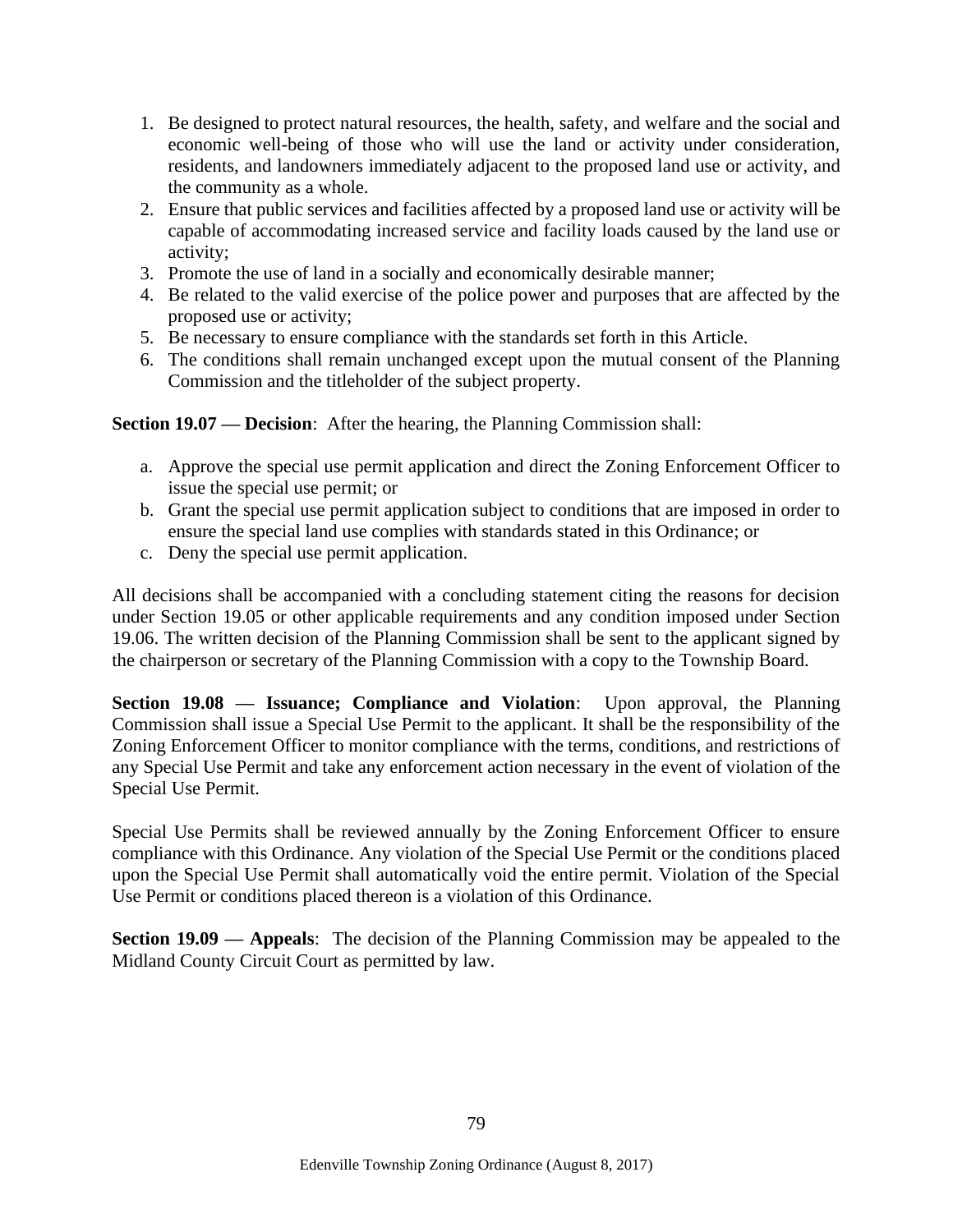1. Be designed to protect natural resources, the health, safety, and welfare and the social and economic well-being of those who will use the land or activity under consideration, residents, and landowners immediately adjacent to the proposed land use or activity, and the community as a whole.
2. Ensure that public services and facilities affected by a proposed land use or activity will be capable of accommodating increased service and facility loads caused by the land use or activity;
3. Promote the use of land in a socially and economically desirable manner;
4. Be related to the valid exercise of the police power and purposes that are affected by the proposed use or activity;
5. Be necessary to ensure compliance with the standards set forth in this Article.
6. The conditions shall remain unchanged except upon the mutual consent of the Planning Commission and the titleholder of the subject property.

**Section 19.07 — Decision**: After the hearing, the Planning Commission shall:

a. Approve the special use permit application and direct the Zoning Enforcement Officer to issue the special use permit; or
b. Grant the special use permit application subject to conditions that are imposed in order to ensure the special land use complies with standards stated in this Ordinance; or
c. Deny the special use permit application.

All decisions shall be accompanied with a concluding statement citing the reasons for decision under Section 19.05 or other applicable requirements and any condition imposed under Section 19.06. The written decision of the Planning Commission shall be sent to the applicant signed by the chairperson or secretary of the Planning Commission with a copy to the Township Board.

**Section 19.08 — Issuance; Compliance and Violation**: Upon approval, the Planning Commission shall issue a Special Use Permit to the applicant. It shall be the responsibility of the Zoning Enforcement Officer to monitor compliance with the terms, conditions, and restrictions of any Special Use Permit and take any enforcement action necessary in the event of violation of the Special Use Permit.

Special Use Permits shall be reviewed annually by the Zoning Enforcement Officer to ensure compliance with this Ordinance. Any violation of the Special Use Permit or the conditions placed upon the Special Use Permit shall automatically void the entire permit. Violation of the Special Use Permit or conditions placed thereon is a violation of this Ordinance.

**Section 19.09 — Appeals**: The decision of the Planning Commission may be appealed to the Midland County Circuit Court as permitted by law.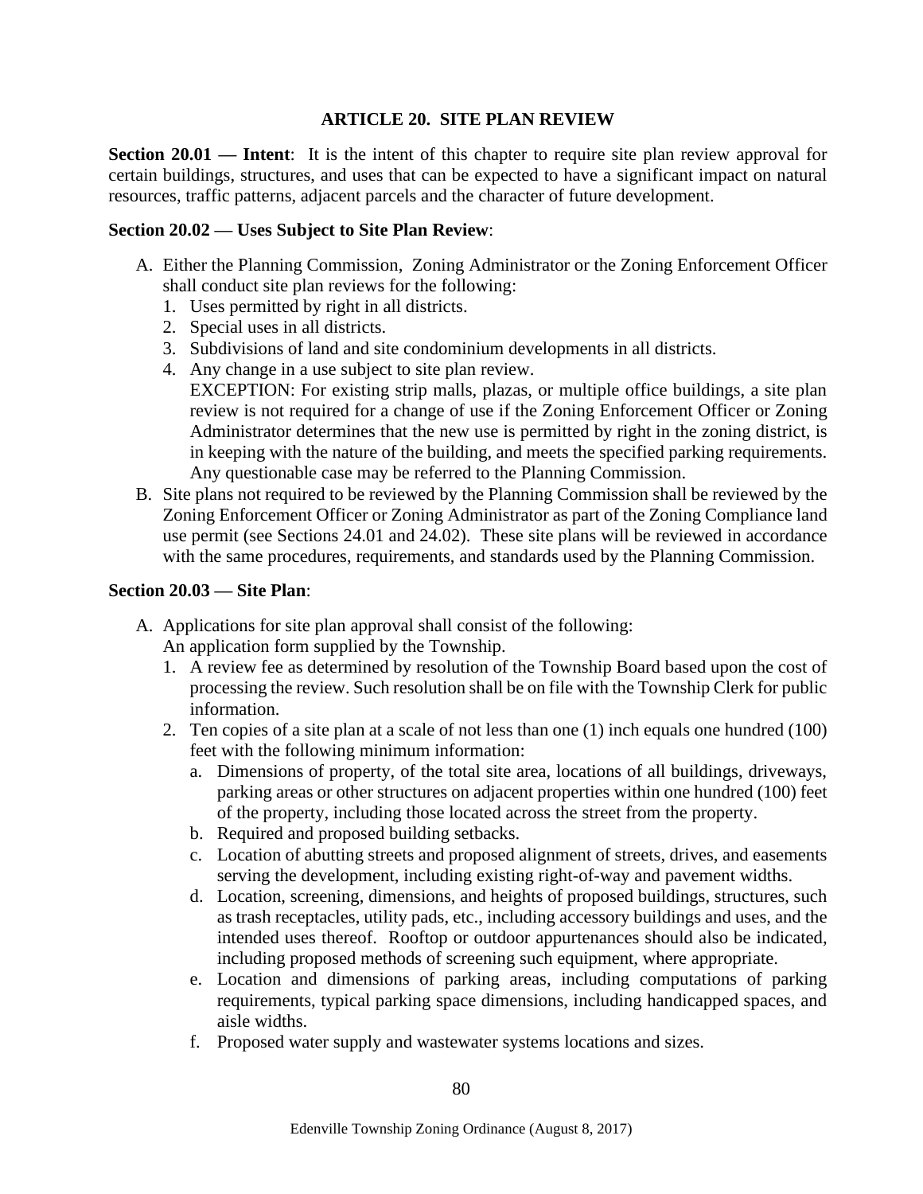## ARTICLE 20. SITE PLAN REVIEW

**Section 20.01 — Intent**: It is the intent of this chapter to require site plan review approval for certain buildings, structures, and uses that can be expected to have a significant impact on natural resources, traffic patterns, adjacent parcels and the character of future development.

**Section 20.02 — Uses Subject to Site Plan Review**:

A. Either the Planning Commission, Zoning Administrator or the Zoning Enforcement Officer shall conduct site plan reviews for the following:
   1. Uses permitted by right in all districts.
   2. Special uses in all districts.
   3. Subdivisions of land and site condominium developments in all districts.
   4. Any change in a use subject to site plan review.
      EXCEPTION: For existing strip malls, plazas, or multiple office buildings, a site plan review is not required for a change of use if the Zoning Enforcement Officer or Zoning Administrator determines that the new use is permitted by right in the zoning district, is in keeping with the nature of the building, and meets the specified parking requirements. Any questionable case may be referred to the Planning Commission.

B. Site plans not required to be reviewed by the Planning Commission shall be reviewed by the Zoning Enforcement Officer or Zoning Administrator as part of the Zoning Compliance land use permit (see Sections 24.01 and 24.02). These site plans will be reviewed in accordance with the same procedures, requirements, and standards used by the Planning Commission.

**Section 20.03 — Site Plan**:

A. Applications for site plan approval shall consist of the following:
   An application form supplied by the Township.
   1. A review fee as determined by resolution of the Township Board based upon the cost of processing the review. Such resolution shall be on file with the Township Clerk for public information.
   2. Ten copies of a site plan at a scale of not less than one (1) inch equals one hundred (100) feet with the following minimum information:
      a. Dimensions of property, of the total site area, locations of all buildings, driveways, parking areas or other structures on adjacent properties within one hundred (100) feet of the property, including those located across the street from the property.
      b. Required and proposed building setbacks.
      c. Location of abutting streets and proposed alignment of streets, drives, and easements serving the development, including existing right-of-way and pavement widths.
      d. Location, screening, dimensions, and heights of proposed buildings, structures, such as trash receptacles, utility pads, etc., including accessory buildings and uses, and the intended uses thereof. Rooftop or outdoor appurtenances should also be indicated, including proposed methods of screening such equipment, where appropriate.
      e. Location and dimensions of parking areas, including computations of parking requirements, typical parking space dimensions, including handicapped spaces, and aisle widths.
      f. Proposed water supply and wastewater systems locations and sizes.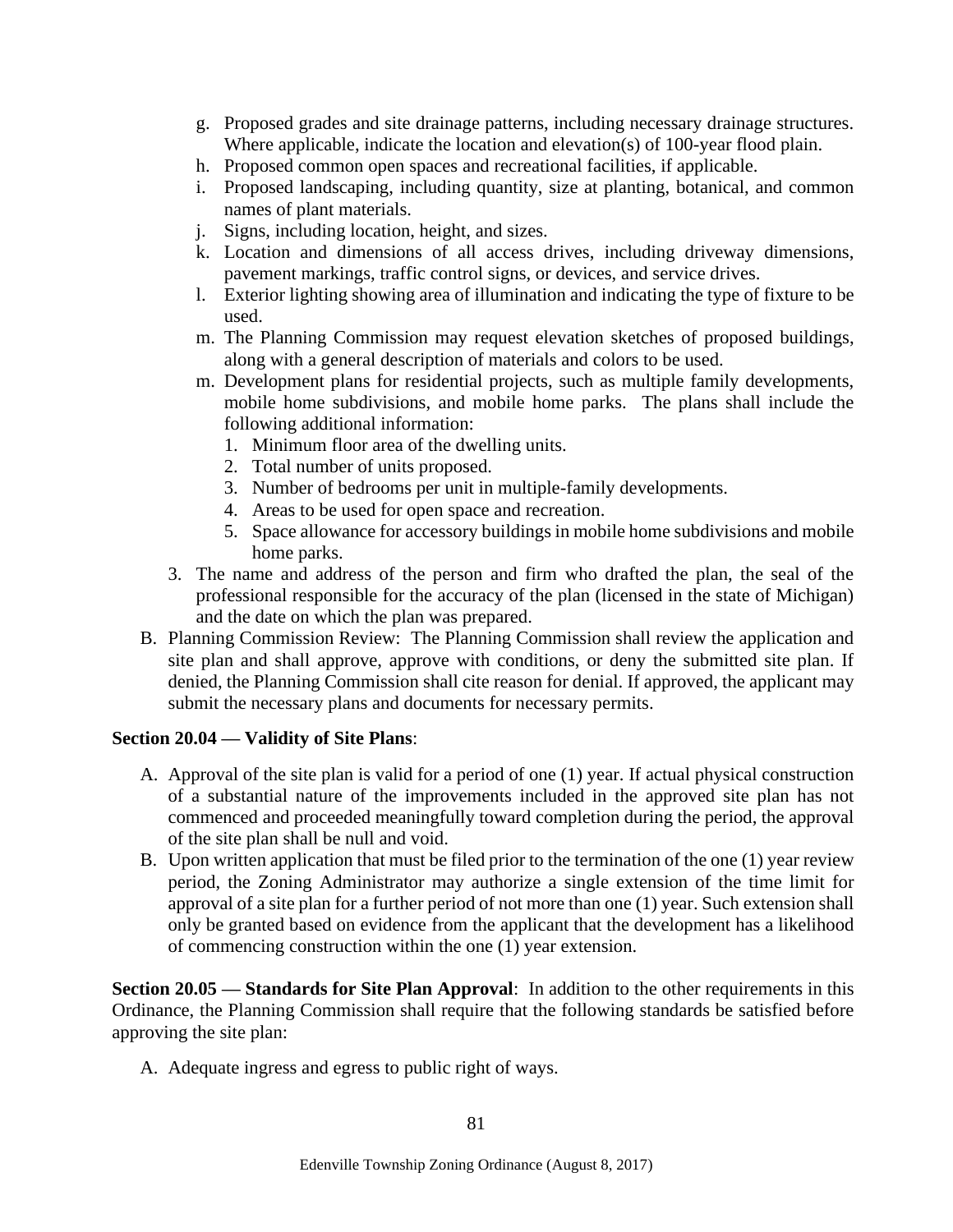g. Proposed grades and site drainage patterns, including necessary drainage structures. Where applicable, indicate the location and elevation(s) of 100-year flood plain.
   h. Proposed common open spaces and recreational facilities, if applicable.
   i. Proposed landscaping, including quantity, size at planting, botanical, and common names of plant materials.
   j. Signs, including location, height, and sizes.
   k. Location and dimensions of all access drives, including driveway dimensions, pavement markings, traffic control signs, or devices, and service drives.
   l. Exterior lighting showing area of illumination and indicating the type of fixture to be used.
   m. The Planning Commission may request elevation sketches of proposed buildings, along with a general description of materials and colors to be used.
   m. Development plans for residential projects, such as multiple family developments, mobile home subdivisions, and mobile home parks. The plans shall include the following additional information:
      1. Minimum floor area of the dwelling units.
      2. Total number of units proposed.
      3. Number of bedrooms per unit in multiple-family developments.
      4. Areas to be used for open space and recreation.
      5. Space allowance for accessory buildings in mobile home subdivisions and mobile home parks.
3. The name and address of the person and firm who drafted the plan, the seal of the professional responsible for the accuracy of the plan (licensed in the state of Michigan) and the date on which the plan was prepared.

B. Planning Commission Review: The Planning Commission shall review the application and site plan and shall approve, approve with conditions, or deny the submitted site plan. If denied, the Planning Commission shall cite reason for denial. If approved, the applicant may submit the necessary plans and documents for necessary permits.

**Section 20.04 — Validity of Site Plans**:

A. Approval of the site plan is valid for a period of one (1) year. If actual physical construction of a substantial nature of the improvements included in the approved site plan has not commenced and proceeded meaningfully toward completion during the period, the approval of the site plan shall be null and void.
B. Upon written application that must be filed prior to the termination of the one (1) year review period, the Zoning Administrator may authorize a single extension of the time limit for approval of a site plan for a further period of not more than one (1) year. Such extension shall only be granted based on evidence from the applicant that the development has a likelihood of commencing construction within the one (1) year extension.

**Section 20.05 — Standards for Site Plan Approval**: In addition to the other requirements in this Ordinance, the Planning Commission shall require that the following standards be satisfied before approving the site plan:

A. Adequate ingress and egress to public right of ways.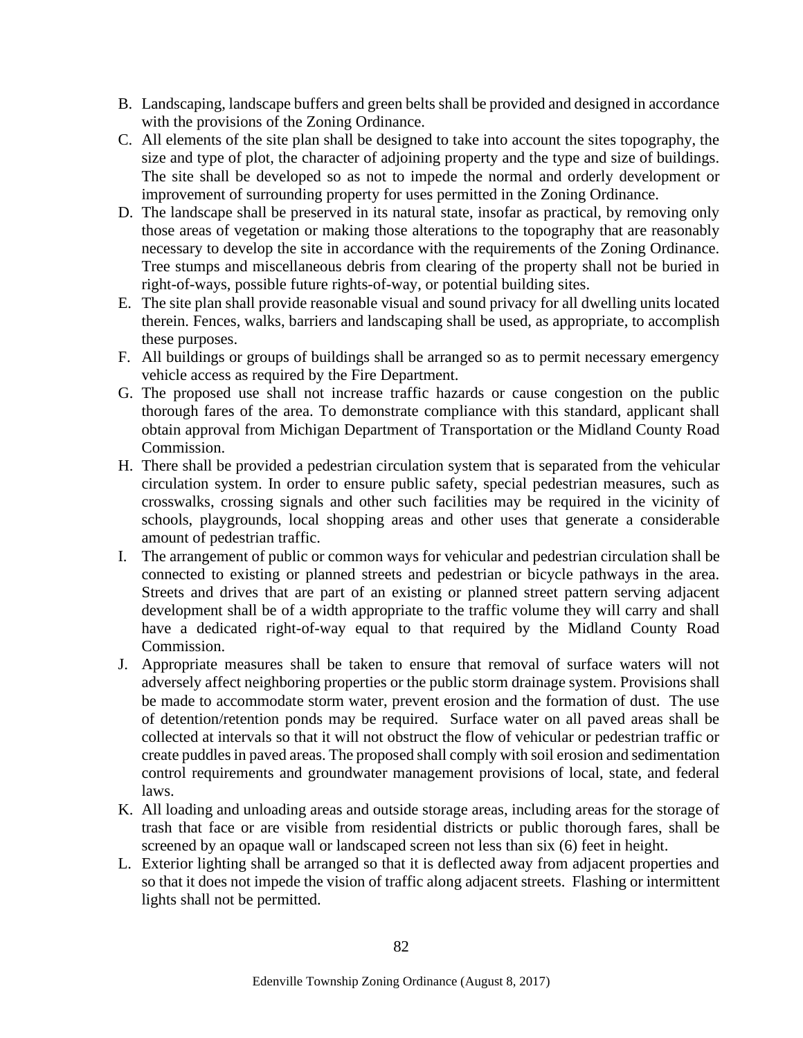B. Landscaping, landscape buffers and green belts shall be provided and designed in accordance with the provisions of the Zoning Ordinance.
C. All elements of the site plan shall be designed to take into account the sites topography, the size and type of plot, the character of adjoining property and the type and size of buildings. The site shall be developed so as not to impede the normal and orderly development or improvement of surrounding property for uses permitted in the Zoning Ordinance.
D. The landscape shall be preserved in its natural state, insofar as practical, by removing only those areas of vegetation or making those alterations to the topography that are reasonably necessary to develop the site in accordance with the requirements of the Zoning Ordinance. Tree stumps and miscellaneous debris from clearing of the property shall not be buried in right-of-ways, possible future rights-of-way, or potential building sites.
E. The site plan shall provide reasonable visual and sound privacy for all dwelling units located therein. Fences, walks, barriers and landscaping shall be used, as appropriate, to accomplish these purposes.
F. All buildings or groups of buildings shall be arranged so as to permit necessary emergency vehicle access as required by the Fire Department.
G. The proposed use shall not increase traffic hazards or cause congestion on the public thorough fares of the area. To demonstrate compliance with this standard, applicant shall obtain approval from Michigan Department of Transportation or the Midland County Road Commission.
H. There shall be provided a pedestrian circulation system that is separated from the vehicular circulation system. In order to ensure public safety, special pedestrian measures, such as crosswalks, crossing signals and other such facilities may be required in the vicinity of schools, playgrounds, local shopping areas and other uses that generate a considerable amount of pedestrian traffic.
I. The arrangement of public or common ways for vehicular and pedestrian circulation shall be connected to existing or planned streets and pedestrian or bicycle pathways in the area. Streets and drives that are part of an existing or planned street pattern serving adjacent development shall be of a width appropriate to the traffic volume they will carry and shall have a dedicated right-of-way equal to that required by the Midland County Road Commission.
J. Appropriate measures shall be taken to ensure that removal of surface waters will not adversely affect neighboring properties or the public storm drainage system. Provisions shall be made to accommodate storm water, prevent erosion and the formation of dust. The use of detention/retention ponds may be required. Surface water on all paved areas shall be collected at intervals so that it will not obstruct the flow of vehicular or pedestrian traffic or create puddles in paved areas. The proposed shall comply with soil erosion and sedimentation control requirements and groundwater management provisions of local, state, and federal laws.
K. All loading and unloading areas and outside storage areas, including areas for the storage of trash that face or are visible from residential districts or public thorough fares, shall be screened by an opaque wall or landscaped screen not less than six (6) feet in height.
L. Exterior lighting shall be arranged so that it is deflected away from adjacent properties and so that it does not impede the vision of traffic along adjacent streets. Flashing or intermittent lights shall not be permitted.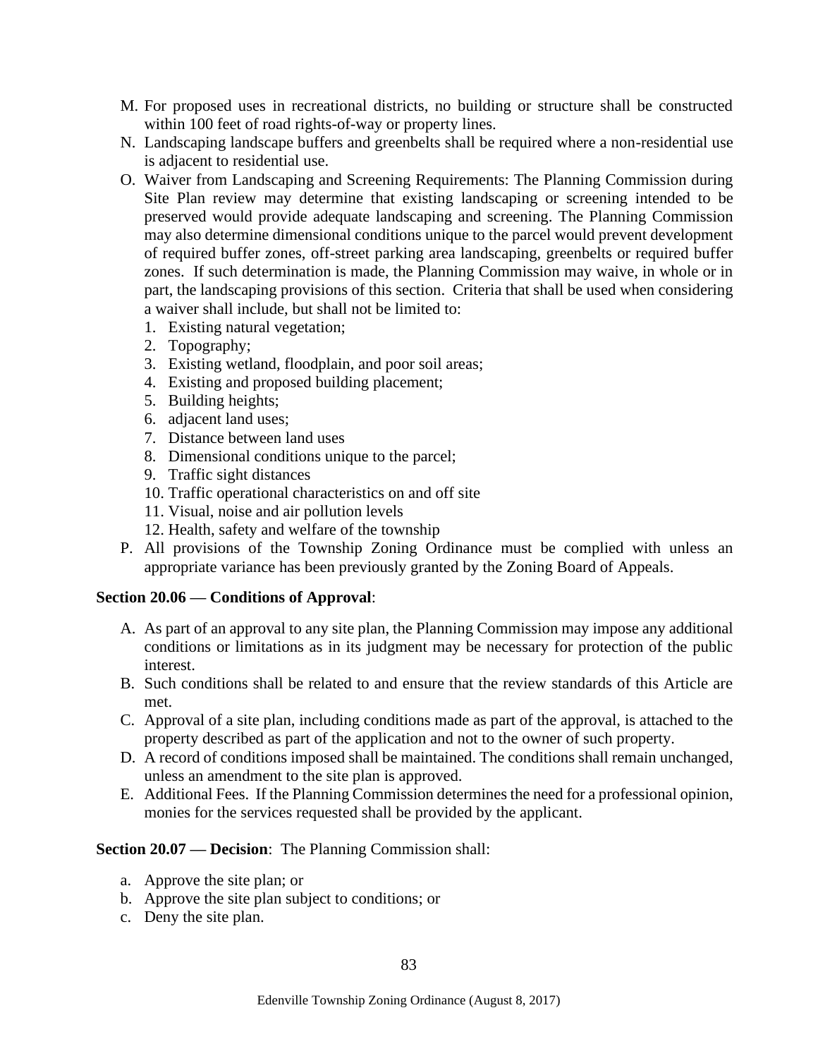M. For proposed uses in recreational districts, no building or structure shall be constructed within 100 feet of road rights-of-way or property lines.
N. Landscaping landscape buffers and greenbelts shall be required where a non-residential use is adjacent to residential use.
O. Waiver from Landscaping and Screening Requirements: The Planning Commission during Site Plan review may determine that existing landscaping or screening intended to be preserved would provide adequate landscaping and screening. The Planning Commission may also determine dimensional conditions unique to the parcel would prevent development of required buffer zones, off-street parking area landscaping, greenbelts or required buffer zones. If such determination is made, the Planning Commission may waive, in whole or in part, the landscaping provisions of this section. Criteria that shall be used when considering a waiver shall include, but shall not be limited to:
   1. Existing natural vegetation;
   2. Topography;
   3. Existing wetland, floodplain, and poor soil areas;
   4. Existing and proposed building placement;
   5. Building heights;
   6. adjacent land uses;
   7. Distance between land uses
   8. Dimensional conditions unique to the parcel;
   9. Traffic sight distances
   10. Traffic operational characteristics on and off site
   11. Visual, noise and air pollution levels
   12. Health, safety and welfare of the township
P. All provisions of the Township Zoning Ordinance must be complied with unless an appropriate variance has been previously granted by the Zoning Board of Appeals.

**Section 20.06 — Conditions of Approval**:

A. As part of an approval to any site plan, the Planning Commission may impose any additional conditions or limitations as in its judgment may be necessary for protection of the public interest.
B. Such conditions shall be related to and ensure that the review standards of this Article are met.
C. Approval of a site plan, including conditions made as part of the approval, is attached to the property described as part of the application and not to the owner of such property.
D. A record of conditions imposed shall be maintained. The conditions shall remain unchanged, unless an amendment to the site plan is approved.
E. Additional Fees. If the Planning Commission determines the need for a professional opinion, monies for the services requested shall be provided by the applicant.

**Section 20.07 — Decision**: The Planning Commission shall:

a. Approve the site plan; or
b. Approve the site plan subject to conditions; or
c. Deny the site plan.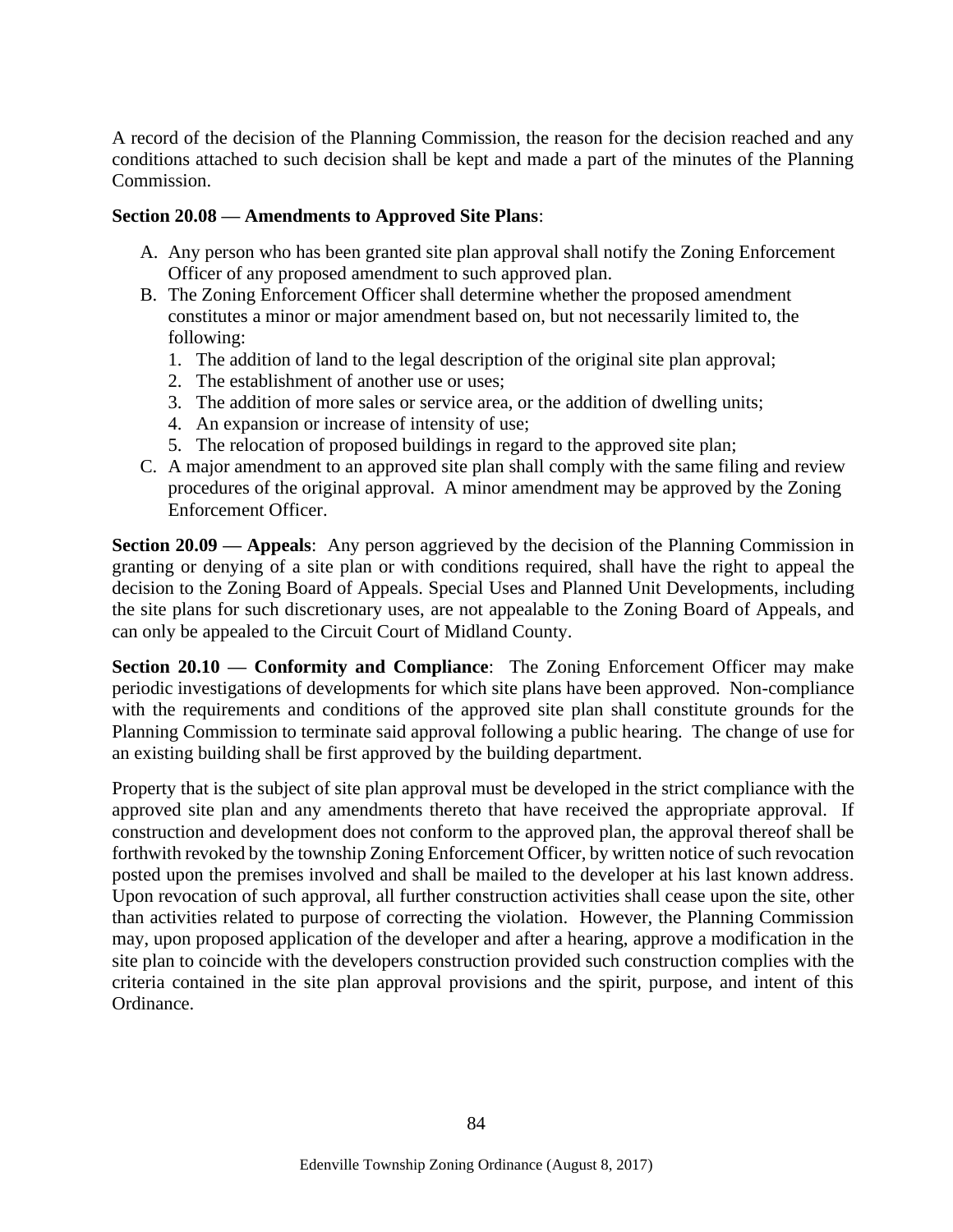A record of the decision of the Planning Commission, the reason for the decision reached and any conditions attached to such decision shall be kept and made a part of the minutes of the Planning Commission.

**Section 20.08 — Amendments to Approved Site Plans**:

A. Any person who has been granted site plan approval shall notify the Zoning Enforcement Officer of any proposed amendment to such approved plan.
B. The Zoning Enforcement Officer shall determine whether the proposed amendment constitutes a minor or major amendment based on, but not necessarily limited to, the following:
   1. The addition of land to the legal description of the original site plan approval;
   2. The establishment of another use or uses;
   3. The addition of more sales or service area, or the addition of dwelling units;
   4. An expansion or increase of intensity of use;
   5. The relocation of proposed buildings in regard to the approved site plan;
C. A major amendment to an approved site plan shall comply with the same filing and review procedures of the original approval. A minor amendment may be approved by the Zoning Enforcement Officer.

**Section 20.09 — Appeals**: Any person aggrieved by the decision of the Planning Commission in granting or denying of a site plan or with conditions required, shall have the right to appeal the decision to the Zoning Board of Appeals. Special Uses and Planned Unit Developments, including the site plans for such discretionary uses, are not appealable to the Zoning Board of Appeals, and can only be appealed to the Circuit Court of Midland County.

**Section 20.10 — Conformity and Compliance**: The Zoning Enforcement Officer may make periodic investigations of developments for which site plans have been approved. Non-compliance with the requirements and conditions of the approved site plan shall constitute grounds for the Planning Commission to terminate said approval following a public hearing. The change of use for an existing building shall be first approved by the building department.

Property that is the subject of site plan approval must be developed in the strict compliance with the approved site plan and any amendments thereto that have received the appropriate approval. If construction and development does not conform to the approved plan, the approval thereof shall be forthwith revoked by the township Zoning Enforcement Officer, by written notice of such revocation posted upon the premises involved and shall be mailed to the developer at his last known address. Upon revocation of such approval, all further construction activities shall cease upon the site, other than activities related to purpose of correcting the violation. However, the Planning Commission may, upon proposed application of the developer and after a hearing, approve a modification in the site plan to coincide with the developers construction provided such construction complies with the criteria contained in the site plan approval provisions and the spirit, purpose, and intent of this Ordinance.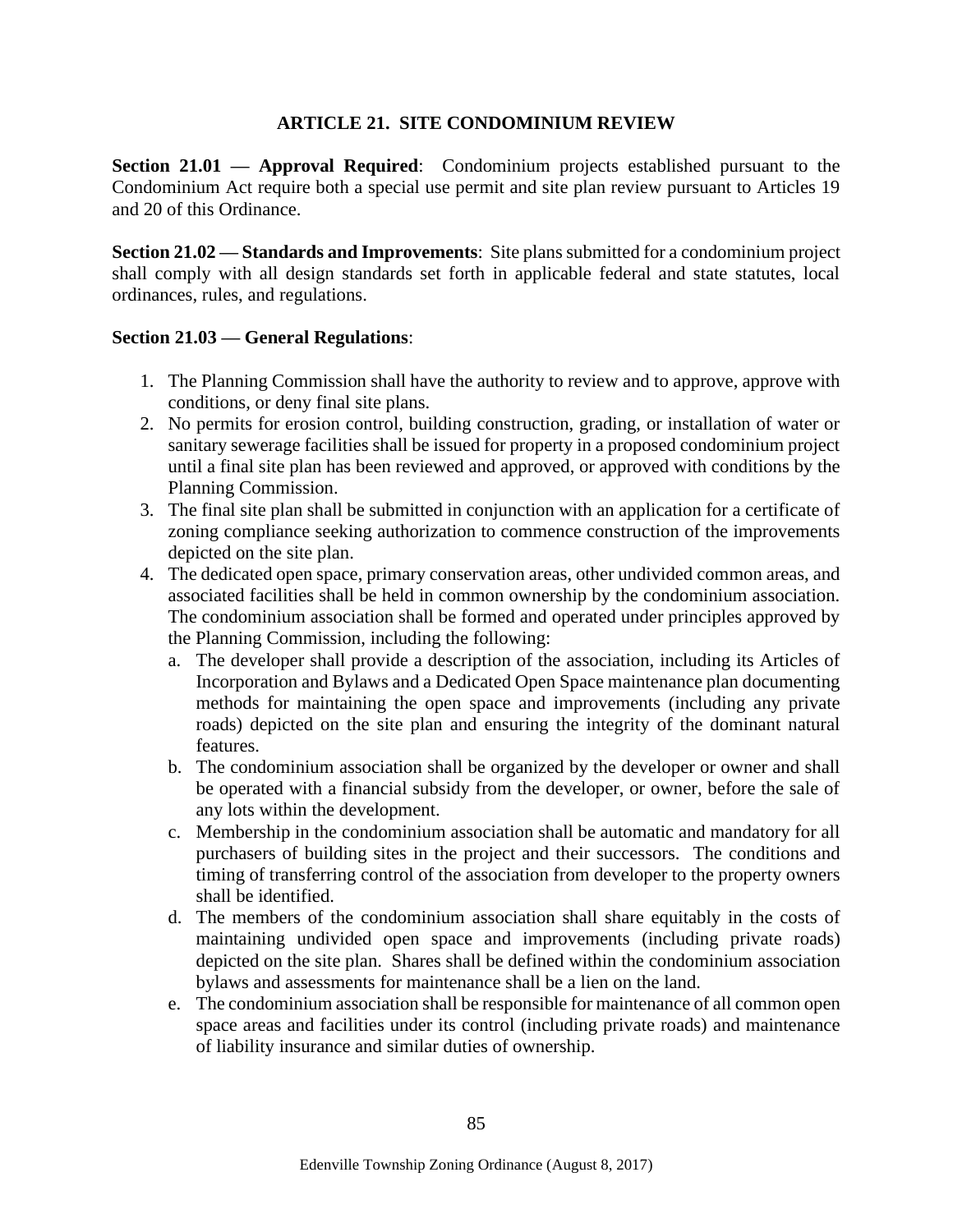# ARTICLE 21. SITE CONDOMINIUM REVIEW

**Section 21.01 — Approval Required**: Condominium projects established pursuant to the Condominium Act require both a special use permit and site plan review pursuant to Articles 19 and 20 of this Ordinance.

**Section 21.02 — Standards and Improvements**: Site plans submitted for a condominium project shall comply with all design standards set forth in applicable federal and state statutes, local ordinances, rules, and regulations.

**Section 21.03 — General Regulations**:

1. The Planning Commission shall have the authority to review and to approve, approve with conditions, or deny final site plans.
2. No permits for erosion control, building construction, grading, or installation of water or sanitary sewerage facilities shall be issued for property in a proposed condominium project until a final site plan has been reviewed and approved, or approved with conditions by the Planning Commission.
3. The final site plan shall be submitted in conjunction with an application for a certificate of zoning compliance seeking authorization to commence construction of the improvements depicted on the site plan.
4. The dedicated open space, primary conservation areas, other undivided common areas, and associated facilities shall be held in common ownership by the condominium association. The condominium association shall be formed and operated under principles approved by the Planning Commission, including the following:
   a. The developer shall provide a description of the association, including its Articles of Incorporation and Bylaws and a Dedicated Open Space maintenance plan documenting methods for maintaining the open space and improvements (including any private roads) depicted on the site plan and ensuring the integrity of the dominant natural features.
   b. The condominium association shall be organized by the developer or owner and shall be operated with a financial subsidy from the developer, or owner, before the sale of any lots within the development.
   c. Membership in the condominium association shall be automatic and mandatory for all purchasers of building sites in the project and their successors. The conditions and timing of transferring control of the association from developer to the property owners shall be identified.
   d. The members of the condominium association shall share equitably in the costs of maintaining undivided open space and improvements (including private roads) depicted on the site plan. Shares shall be defined within the condominium association bylaws and assessments for maintenance shall be a lien on the land.
   e. The condominium association shall be responsible for maintenance of all common open space areas and facilities under its control (including private roads) and maintenance of liability insurance and similar duties of ownership.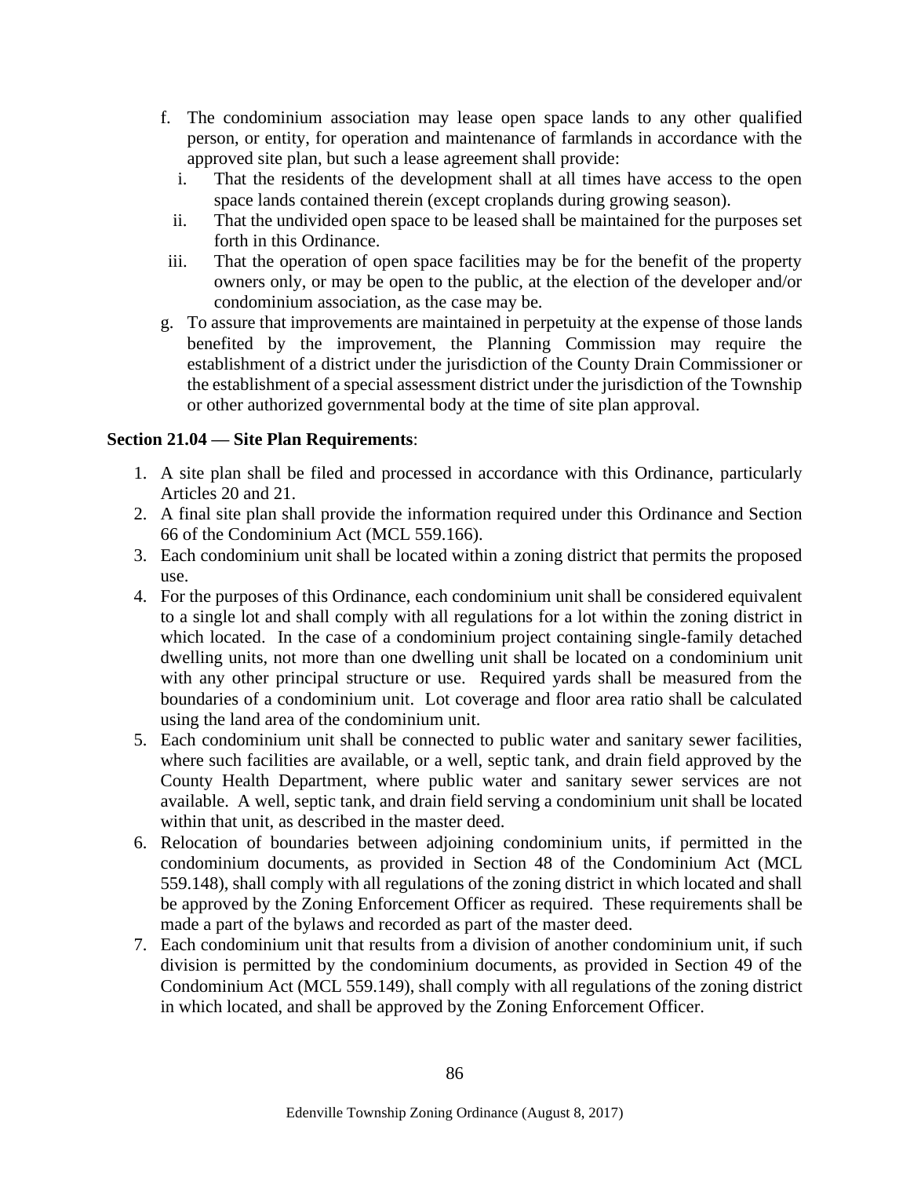f. The condominium association may lease open space lands to any other qualified person, or entity, for operation and maintenance of farmlands in accordance with the approved site plan, but such a lease agreement shall provide:
   i. That the residents of the development shall at all times have access to the open space lands contained therein (except croplands during growing season).
   ii. That the undivided open space to be leased shall be maintained for the purposes set forth in this Ordinance.
   iii. That the operation of open space facilities may be for the benefit of the property owners only, or may be open to the public, at the election of the developer and/or condominium association, as the case may be.

g. To assure that improvements are maintained in perpetuity at the expense of those lands benefited by the improvement, the Planning Commission may require the establishment of a district under the jurisdiction of the County Drain Commissioner or the establishment of a special assessment district under the jurisdiction of the Township or other authorized governmental body at the time of site plan approval.

**Section 21.04 — Site Plan Requirements**:

1. A site plan shall be filed and processed in accordance with this Ordinance, particularly Articles 20 and 21.
2. A final site plan shall provide the information required under this Ordinance and Section 66 of the Condominium Act (MCL 559.166).
3. Each condominium unit shall be located within a zoning district that permits the proposed use.
4. For the purposes of this Ordinance, each condominium unit shall be considered equivalent to a single lot and shall comply with all regulations for a lot within the zoning district in which located. In the case of a condominium project containing single-family detached dwelling units, not more than one dwelling unit shall be located on a condominium unit with any other principal structure or use. Required yards shall be measured from the boundaries of a condominium unit. Lot coverage and floor area ratio shall be calculated using the land area of the condominium unit.
5. Each condominium unit shall be connected to public water and sanitary sewer facilities, where such facilities are available, or a well, septic tank, and drain field approved by the County Health Department, where public water and sanitary sewer services are not available. A well, septic tank, and drain field serving a condominium unit shall be located within that unit, as described in the master deed.
6. Relocation of boundaries between adjoining condominium units, if permitted in the condominium documents, as provided in Section 48 of the Condominium Act (MCL 559.148), shall comply with all regulations of the zoning district in which located and shall be approved by the Zoning Enforcement Officer as required. These requirements shall be made a part of the bylaws and recorded as part of the master deed.
7. Each condominium unit that results from a division of another condominium unit, if such division is permitted by the condominium documents, as provided in Section 49 of the Condominium Act (MCL 559.149), shall comply with all regulations of the zoning district in which located, and shall be approved by the Zoning Enforcement Officer.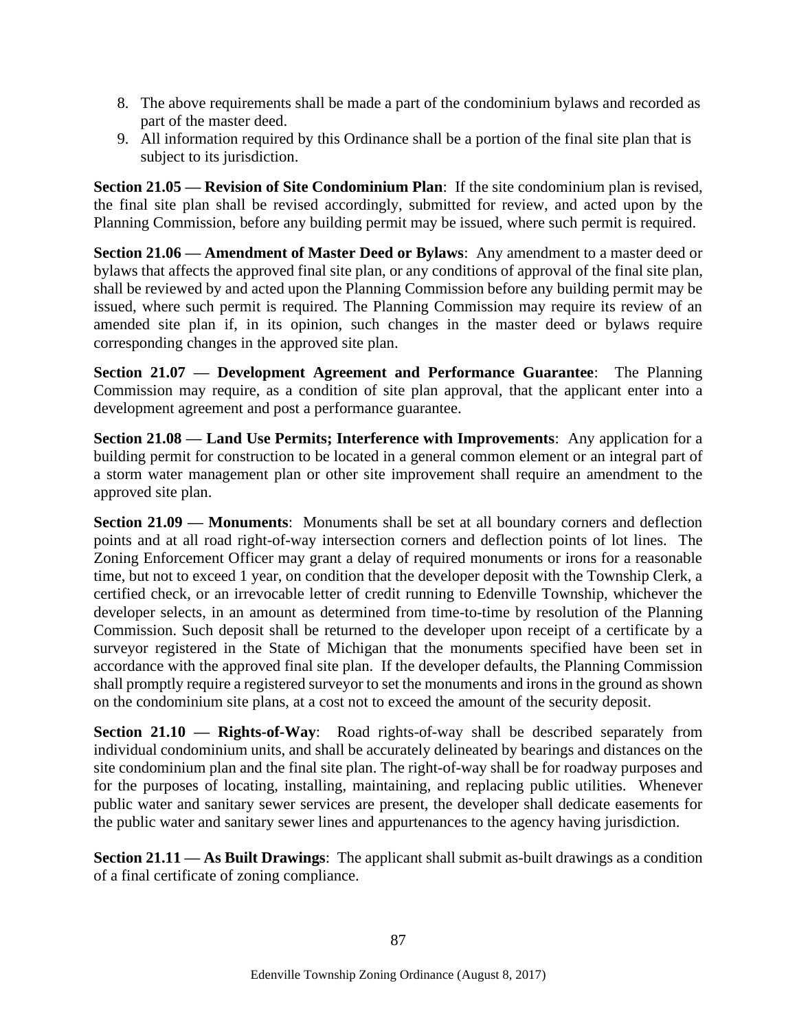8. The above requirements shall be made a part of the condominium bylaws and recorded as part of the master deed.
9. All information required by this Ordinance shall be a portion of the final site plan that is subject to its jurisdiction.

**Section 21.05 — Revision of Site Condominium Plan**: If the site condominium plan is revised, the final site plan shall be revised accordingly, submitted for review, and acted upon by the Planning Commission, before any building permit may be issued, where such permit is required.

**Section 21.06 — Amendment of Master Deed or Bylaws**: Any amendment to a master deed or bylaws that affects the approved final site plan, or any conditions of approval of the final site plan, shall be reviewed by and acted upon the Planning Commission before any building permit may be issued, where such permit is required. The Planning Commission may require its review of an amended site plan if, in its opinion, such changes in the master deed or bylaws require corresponding changes in the approved site plan.

**Section 21.07 — Development Agreement and Performance Guarantee**: The Planning Commission may require, as a condition of site plan approval, that the applicant enter into a development agreement and post a performance guarantee.

**Section 21.08 — Land Use Permits; Interference with Improvements**: Any application for a building permit for construction to be located in a general common element or an integral part of a storm water management plan or other site improvement shall require an amendment to the approved site plan.

**Section 21.09 — Monuments**: Monuments shall be set at all boundary corners and deflection points and at all road right-of-way intersection corners and deflection points of lot lines. The Zoning Enforcement Officer may grant a delay of required monuments or irons for a reasonable time, but not to exceed 1 year, on condition that the developer deposit with the Township Clerk, a certified check, or an irrevocable letter of credit running to Edenville Township, whichever the developer selects, in an amount as determined from time-to-time by resolution of the Planning Commission. Such deposit shall be returned to the developer upon receipt of a certificate by a surveyor registered in the State of Michigan that the monuments specified have been set in accordance with the approved final site plan. If the developer defaults, the Planning Commission shall promptly require a registered surveyor to set the monuments and irons in the ground as shown on the condominium site plans, at a cost not to exceed the amount of the security deposit.

**Section 21.10 — Rights-of-Way**: Road rights-of-way shall be described separately from individual condominium units, and shall be accurately delineated by bearings and distances on the site condominium plan and the final site plan. The right-of-way shall be for roadway purposes and for the purposes of locating, installing, maintaining, and replacing public utilities. Whenever public water and sanitary sewer services are present, the developer shall dedicate easements for the public water and sanitary sewer lines and appurtenances to the agency having jurisdiction.

**Section 21.11 — As Built Drawings**: The applicant shall submit as-built drawings as a condition of a final certificate of zoning compliance.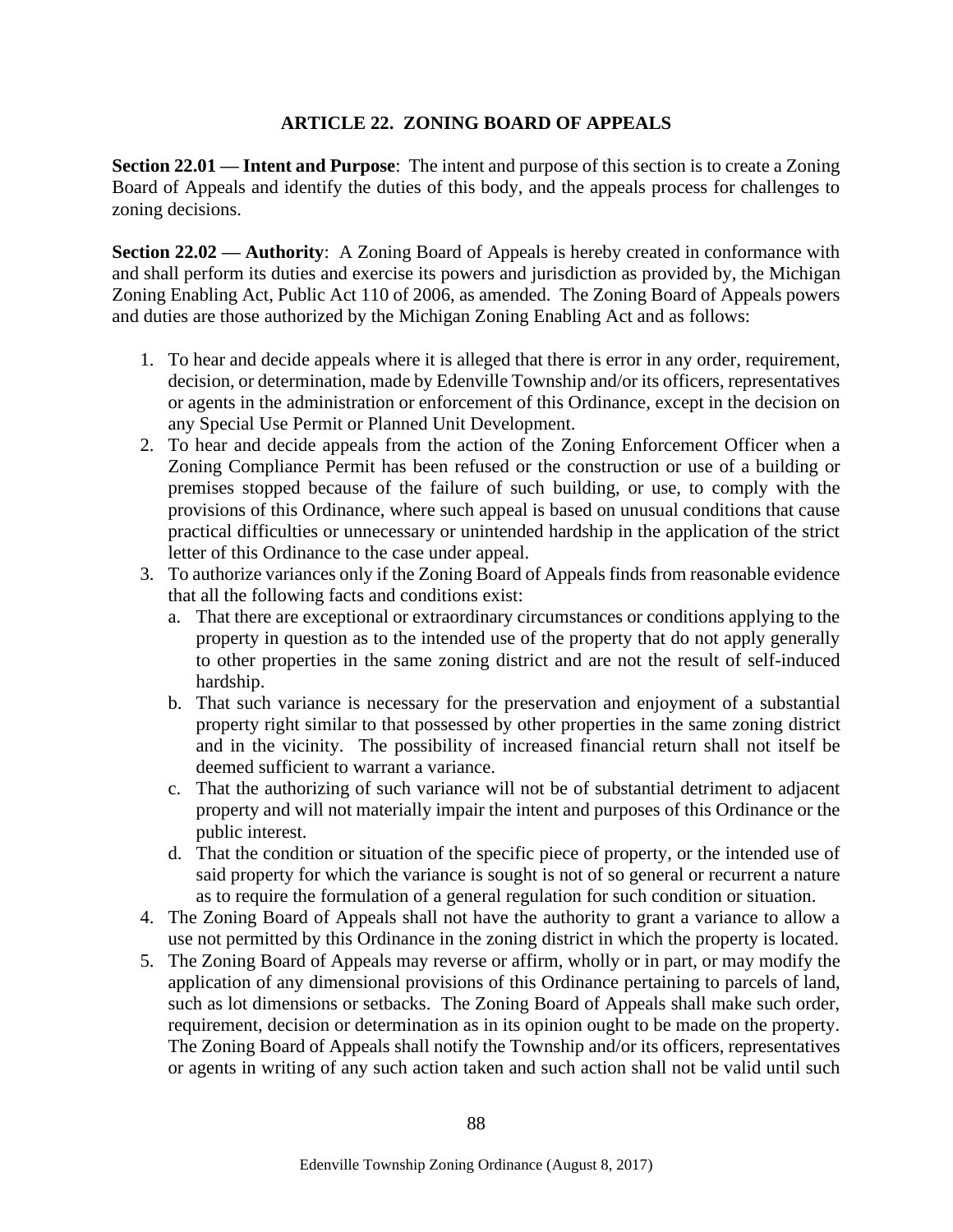# ARTICLE 22. ZONING BOARD OF APPEALS

**Section 22.01 — Intent and Purpose**: The intent and purpose of this section is to create a Zoning Board of Appeals and identify the duties of this body, and the appeals process for challenges to zoning decisions.

**Section 22.02 — Authority**: A Zoning Board of Appeals is hereby created in conformance with and shall perform its duties and exercise its powers and jurisdiction as provided by, the Michigan Zoning Enabling Act, Public Act 110 of 2006, as amended. The Zoning Board of Appeals powers and duties are those authorized by the Michigan Zoning Enabling Act and as follows:

1. To hear and decide appeals where it is alleged that there is error in any order, requirement, decision, or determination, made by Edenville Township and/or its officers, representatives or agents in the administration or enforcement of this Ordinance, except in the decision on any Special Use Permit or Planned Unit Development.
2. To hear and decide appeals from the action of the Zoning Enforcement Officer when a Zoning Compliance Permit has been refused or the construction or use of a building or premises stopped because of the failure of such building, or use, to comply with the provisions of this Ordinance, where such appeal is based on unusual conditions that cause practical difficulties or unnecessary or unintended hardship in the application of the strict letter of this Ordinance to the case under appeal.
3. To authorize variances only if the Zoning Board of Appeals finds from reasonable evidence that all the following facts and conditions exist:
   a. That there are exceptional or extraordinary circumstances or conditions applying to the property in question as to the intended use of the property that do not apply generally to other properties in the same zoning district and are not the result of self-induced hardship.
   b. That such variance is necessary for the preservation and enjoyment of a substantial property right similar to that possessed by other properties in the same zoning district and in the vicinity. The possibility of increased financial return shall not itself be deemed sufficient to warrant a variance.
   c. That the authorizing of such variance will not be of substantial detriment to adjacent property and will not materially impair the intent and purposes of this Ordinance or the public interest.
   d. That the condition or situation of the specific piece of property, or the intended use of said property for which the variance is sought is not of so general or recurrent a nature as to require the formulation of a general regulation for such condition or situation.
4. The Zoning Board of Appeals shall not have the authority to grant a variance to allow a use not permitted by this Ordinance in the zoning district in which the property is located.
5. The Zoning Board of Appeals may reverse or affirm, wholly or in part, or may modify the application of any dimensional provisions of this Ordinance pertaining to parcels of land, such as lot dimensions or setbacks. The Zoning Board of Appeals shall make such order, requirement, decision or determination as in its opinion ought to be made on the property. The Zoning Board of Appeals shall notify the Township and/or its officers, representatives or agents in writing of any such action taken and such action shall not be valid until such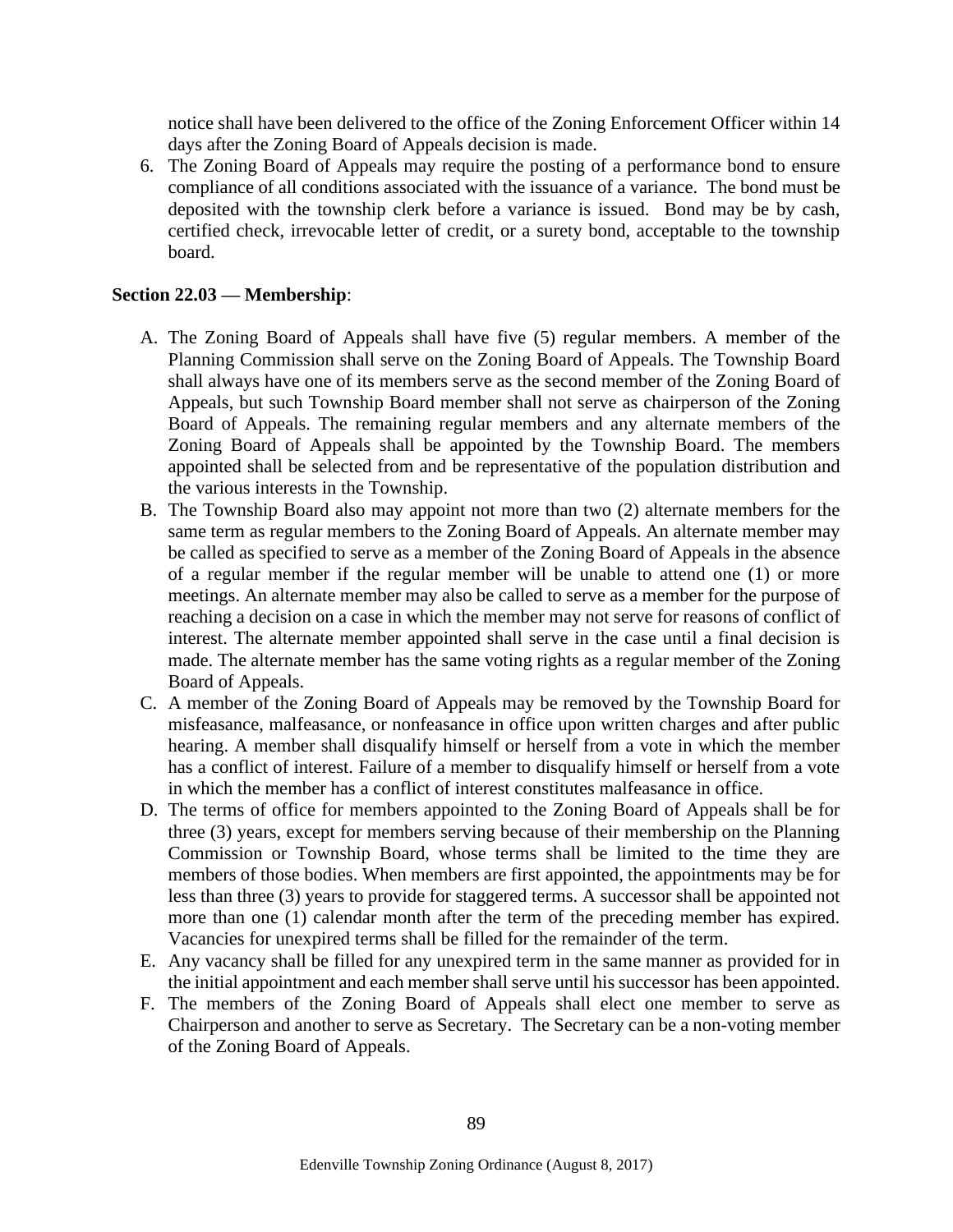notice shall have been delivered to the office of the Zoning Enforcement Officer within 14 days after the Zoning Board of Appeals decision is made.

6. The Zoning Board of Appeals may require the posting of a performance bond to ensure compliance of all conditions associated with the issuance of a variance. The bond must be deposited with the township clerk before a variance is issued. Bond may be by cash, certified check, irrevocable letter of credit, or a surety bond, acceptable to the township board.

**Section 22.03 — Membership**:

A. The Zoning Board of Appeals shall have five (5) regular members. A member of the Planning Commission shall serve on the Zoning Board of Appeals. The Township Board shall always have one of its members serve as the second member of the Zoning Board of Appeals, but such Township Board member shall not serve as chairperson of the Zoning Board of Appeals. The remaining regular members and any alternate members of the Zoning Board of Appeals shall be appointed by the Township Board. The members appointed shall be selected from and be representative of the population distribution and the various interests in the Township.

B. The Township Board also may appoint not more than two (2) alternate members for the same term as regular members to the Zoning Board of Appeals. An alternate member may be called as specified to serve as a member of the Zoning Board of Appeals in the absence of a regular member if the regular member will be unable to attend one (1) or more meetings. An alternate member may also be called to serve as a member for the purpose of reaching a decision on a case in which the member may not serve for reasons of conflict of interest. The alternate member appointed shall serve in the case until a final decision is made. The alternate member has the same voting rights as a regular member of the Zoning Board of Appeals.

C. A member of the Zoning Board of Appeals may be removed by the Township Board for misfeasance, malfeasance, or nonfeasance in office upon written charges and after public hearing. A member shall disqualify himself or herself from a vote in which the member has a conflict of interest. Failure of a member to disqualify himself or herself from a vote in which the member has a conflict of interest constitutes malfeasance in office.

D. The terms of office for members appointed to the Zoning Board of Appeals shall be for three (3) years, except for members serving because of their membership on the Planning Commission or Township Board, whose terms shall be limited to the time they are members of those bodies. When members are first appointed, the appointments may be for less than three (3) years to provide for staggered terms. A successor shall be appointed not more than one (1) calendar month after the term of the preceding member has expired. Vacancies for unexpired terms shall be filled for the remainder of the term.

E. Any vacancy shall be filled for any unexpired term in the same manner as provided for in the initial appointment and each member shall serve until his successor has been appointed.

F. The members of the Zoning Board of Appeals shall elect one member to serve as Chairperson and another to serve as Secretary. The Secretary can be a non-voting member of the Zoning Board of Appeals.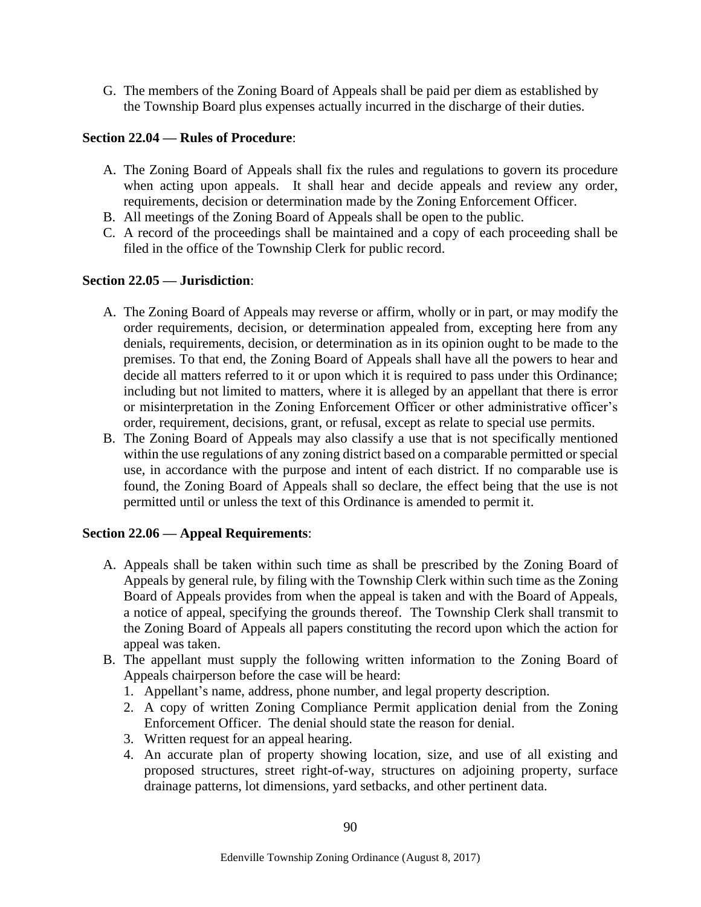G. The members of the Zoning Board of Appeals shall be paid per diem as established by the Township Board plus expenses actually incurred in the discharge of their duties.

**Section 22.04 — Rules of Procedure**:

A. The Zoning Board of Appeals shall fix the rules and regulations to govern its procedure when acting upon appeals. It shall hear and decide appeals and review any order, requirements, decision or determination made by the Zoning Enforcement Officer.
B. All meetings of the Zoning Board of Appeals shall be open to the public.
C. A record of the proceedings shall be maintained and a copy of each proceeding shall be filed in the office of the Township Clerk for public record.

**Section 22.05 — Jurisdiction**:

A. The Zoning Board of Appeals may reverse or affirm, wholly or in part, or may modify the order requirements, decision, or determination appealed from, excepting here from any denials, requirements, decision, or determination as in its opinion ought to be made to the premises. To that end, the Zoning Board of Appeals shall have all the powers to hear and decide all matters referred to it or upon which it is required to pass under this Ordinance; including but not limited to matters, where it is alleged by an appellant that there is error or misinterpretation in the Zoning Enforcement Officer or other administrative officer's order, requirement, decisions, grant, or refusal, except as relate to special use permits.
B. The Zoning Board of Appeals may also classify a use that is not specifically mentioned within the use regulations of any zoning district based on a comparable permitted or special use, in accordance with the purpose and intent of each district. If no comparable use is found, the Zoning Board of Appeals shall so declare, the effect being that the use is not permitted until or unless the text of this Ordinance is amended to permit it.

**Section 22.06 — Appeal Requirements**:

A. Appeals shall be taken within such time as shall be prescribed by the Zoning Board of Appeals by general rule, by filing with the Township Clerk within such time as the Zoning Board of Appeals provides from when the appeal is taken and with the Board of Appeals, a notice of appeal, specifying the grounds thereof. The Township Clerk shall transmit to the Zoning Board of Appeals all papers constituting the record upon which the action for appeal was taken.
B. The appellant must supply the following written information to the Zoning Board of Appeals chairperson before the case will be heard:
   1. Appellant's name, address, phone number, and legal property description.
   2. A copy of written Zoning Compliance Permit application denial from the Zoning Enforcement Officer. The denial should state the reason for denial.
   3. Written request for an appeal hearing.
   4. An accurate plan of property showing location, size, and use of all existing and proposed structures, street right-of-way, structures on adjoining property, surface drainage patterns, lot dimensions, yard setbacks, and other pertinent data.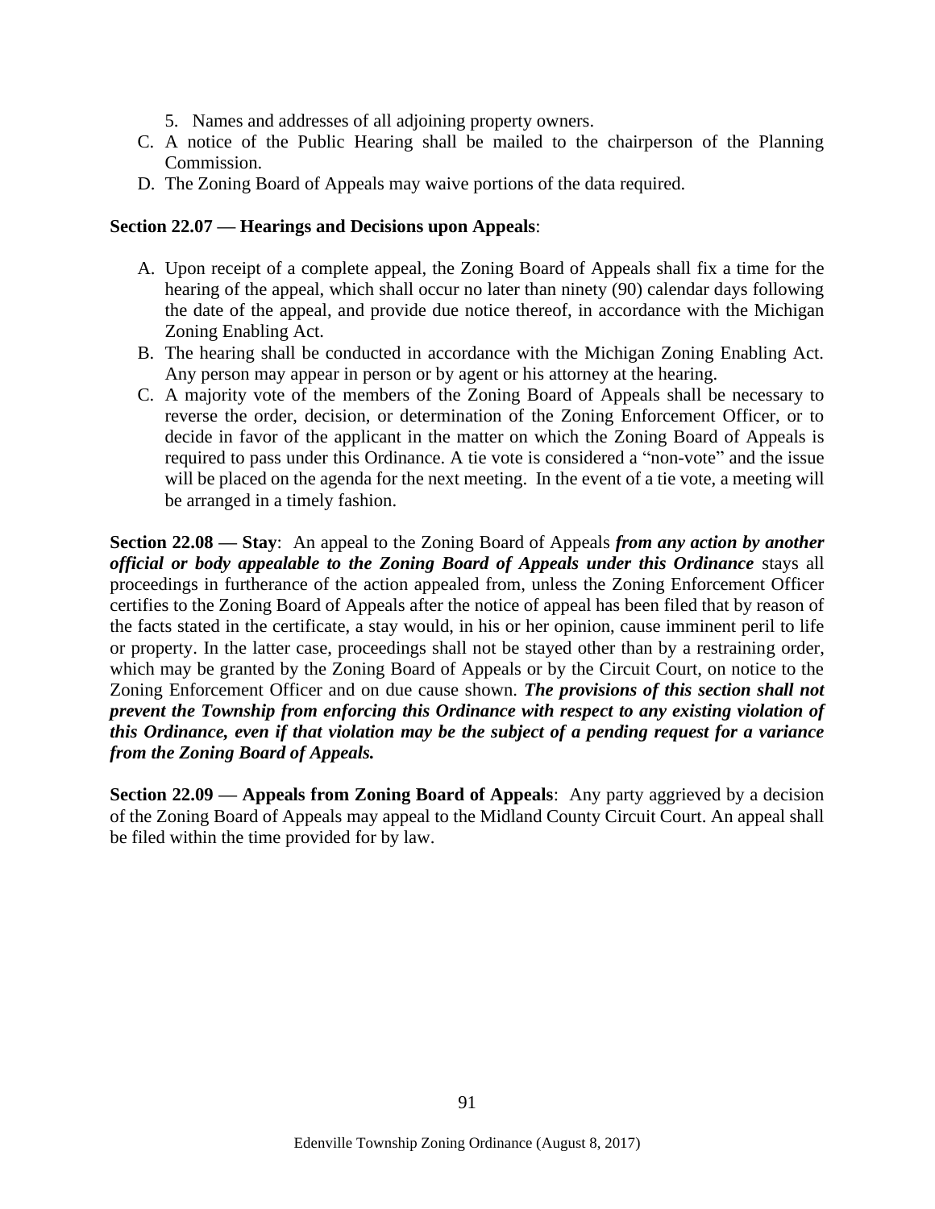5. Names and addresses of all adjoining property owners.

C. A notice of the Public Hearing shall be mailed to the chairperson of the Planning Commission.

D. The Zoning Board of Appeals may waive portions of the data required.

**Section 22.07 — Hearings and Decisions upon Appeals**:

A. Upon receipt of a complete appeal, the Zoning Board of Appeals shall fix a time for the hearing of the appeal, which shall occur no later than ninety (90) calendar days following the date of the appeal, and provide due notice thereof, in accordance with the Michigan Zoning Enabling Act.

B. The hearing shall be conducted in accordance with the Michigan Zoning Enabling Act. Any person may appear in person or by agent or his attorney at the hearing.

C. A majority vote of the members of the Zoning Board of Appeals shall be necessary to reverse the order, decision, or determination of the Zoning Enforcement Officer, or to decide in favor of the applicant in the matter on which the Zoning Board of Appeals is required to pass under this Ordinance. A tie vote is considered a "non-vote" and the issue will be placed on the agenda for the next meeting. In the event of a tie vote, a meeting will be arranged in a timely fashion.

**Section 22.08 — Stay**: An appeal to the Zoning Board of Appeals ***from any action by another official or body appealable to the Zoning Board of Appeals under this Ordinance*** stays all proceedings in furtherance of the action appealed from, unless the Zoning Enforcement Officer certifies to the Zoning Board of Appeals after the notice of appeal has been filed that by reason of the facts stated in the certificate, a stay would, in his or her opinion, cause imminent peril to life or property. In the latter case, proceedings shall not be stayed other than by a restraining order, which may be granted by the Zoning Board of Appeals or by the Circuit Court, on notice to the Zoning Enforcement Officer and on due cause shown. ***The provisions of this section shall not prevent the Township from enforcing this Ordinance with respect to any existing violation of this Ordinance, even if that violation may be the subject of a pending request for a variance from the Zoning Board of Appeals.***

**Section 22.09 — Appeals from Zoning Board of Appeals**: Any party aggrieved by a decision of the Zoning Board of Appeals may appeal to the Midland County Circuit Court. An appeal shall be filed within the time provided for by law.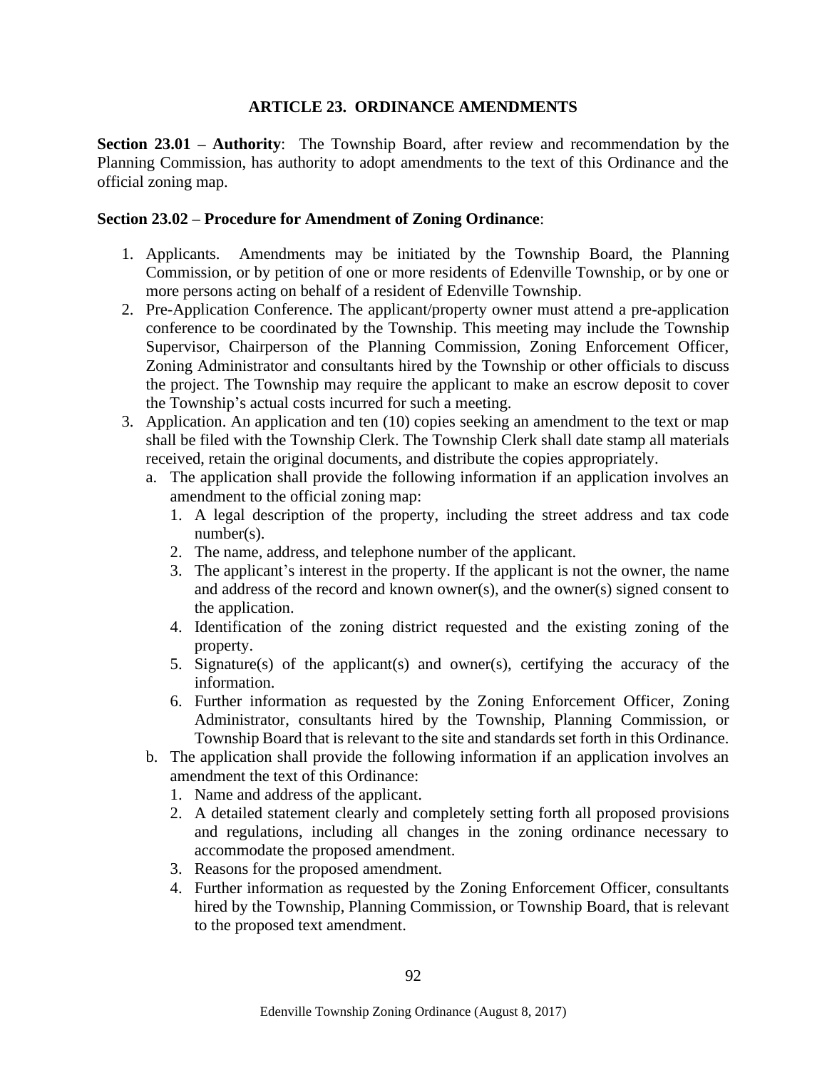# ARTICLE 23. ORDINANCE AMENDMENTS

**Section 23.01 – Authority**: The Township Board, after review and recommendation by the Planning Commission, has authority to adopt amendments to the text of this Ordinance and the official zoning map.

**Section 23.02 – Procedure for Amendment of Zoning Ordinance**:

1. Applicants. Amendments may be initiated by the Township Board, the Planning Commission, or by petition of one or more residents of Edenville Township, or by one or more persons acting on behalf of a resident of Edenville Township.
2. Pre-Application Conference. The applicant/property owner must attend a pre-application conference to be coordinated by the Township. This meeting may include the Township Supervisor, Chairperson of the Planning Commission, Zoning Enforcement Officer, Zoning Administrator and consultants hired by the Township or other officials to discuss the project. The Township may require the applicant to make an escrow deposit to cover the Township's actual costs incurred for such a meeting.
3. Application. An application and ten (10) copies seeking an amendment to the text or map shall be filed with the Township Clerk. The Township Clerk shall date stamp all materials received, retain the original documents, and distribute the copies appropriately.
   a. The application shall provide the following information if an application involves an amendment to the official zoning map:
      1. A legal description of the property, including the street address and tax code number(s).
      2. The name, address, and telephone number of the applicant.
      3. The applicant's interest in the property. If the applicant is not the owner, the name and address of the record and known owner(s), and the owner(s) signed consent to the application.
      4. Identification of the zoning district requested and the existing zoning of the property.
      5. Signature(s) of the applicant(s) and owner(s), certifying the accuracy of the information.
      6. Further information as requested by the Zoning Enforcement Officer, Zoning Administrator, consultants hired by the Township, Planning Commission, or Township Board that is relevant to the site and standards set forth in this Ordinance.
   b. The application shall provide the following information if an application involves an amendment the text of this Ordinance:
      1. Name and address of the applicant.
      2. A detailed statement clearly and completely setting forth all proposed provisions and regulations, including all changes in the zoning ordinance necessary to accommodate the proposed amendment.
      3. Reasons for the proposed amendment.
      4. Further information as requested by the Zoning Enforcement Officer, consultants hired by the Township, Planning Commission, or Township Board, that is relevant to the proposed text amendment.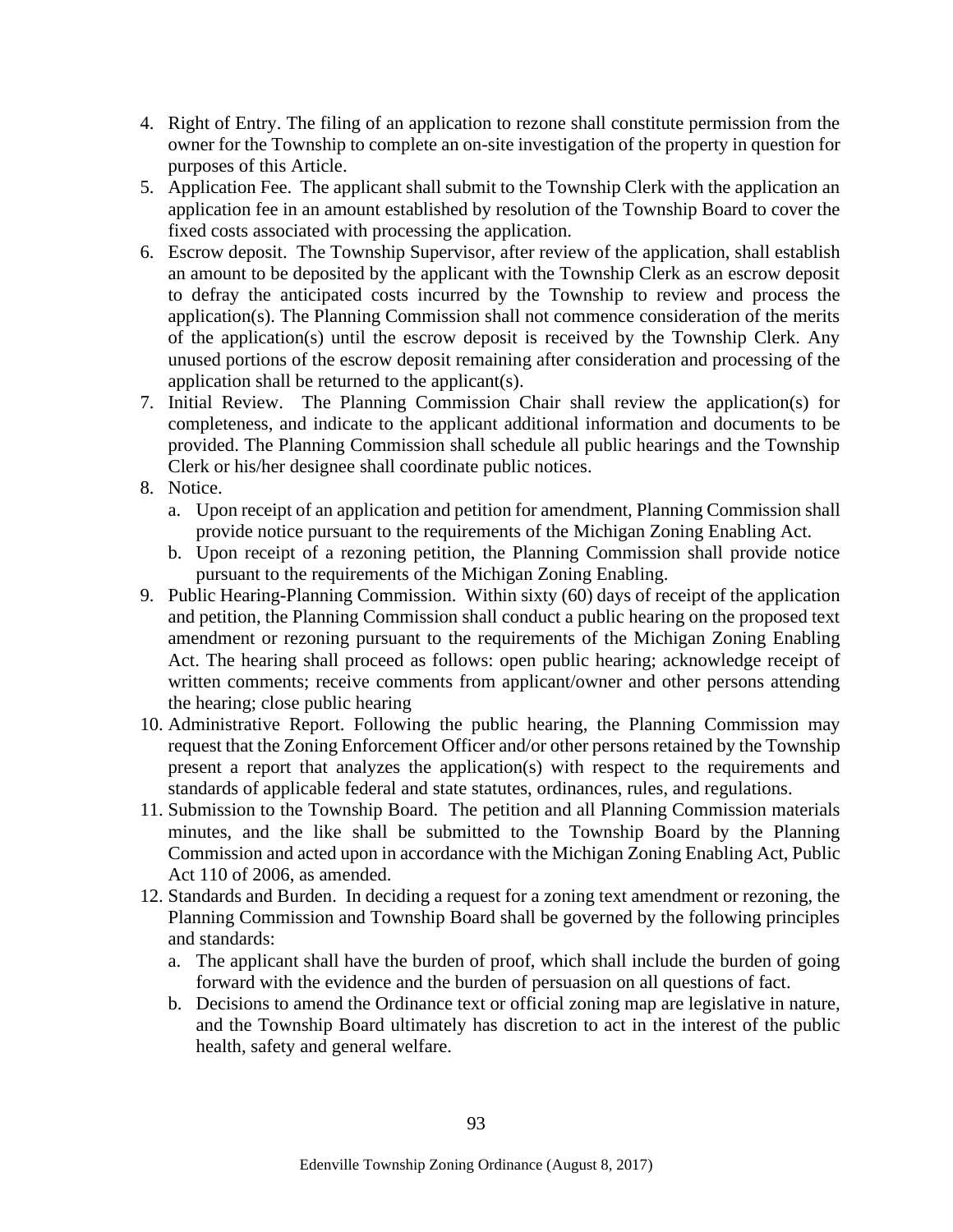4. Right of Entry. The filing of an application to rezone shall constitute permission from the owner for the Township to complete an on-site investigation of the property in question for purposes of this Article.
5. Application Fee. The applicant shall submit to the Township Clerk with the application an application fee in an amount established by resolution of the Township Board to cover the fixed costs associated with processing the application.
6. Escrow deposit. The Township Supervisor, after review of the application, shall establish an amount to be deposited by the applicant with the Township Clerk as an escrow deposit to defray the anticipated costs incurred by the Township to review and process the application(s). The Planning Commission shall not commence consideration of the merits of the application(s) until the escrow deposit is received by the Township Clerk. Any unused portions of the escrow deposit remaining after consideration and processing of the application shall be returned to the applicant(s).
7. Initial Review. The Planning Commission Chair shall review the application(s) for completeness, and indicate to the applicant additional information and documents to be provided. The Planning Commission shall schedule all public hearings and the Township Clerk or his/her designee shall coordinate public notices.
8. Notice.
   a. Upon receipt of an application and petition for amendment, Planning Commission shall provide notice pursuant to the requirements of the Michigan Zoning Enabling Act.
   b. Upon receipt of a rezoning petition, the Planning Commission shall provide notice pursuant to the requirements of the Michigan Zoning Enabling.
9. Public Hearing-Planning Commission. Within sixty (60) days of receipt of the application and petition, the Planning Commission shall conduct a public hearing on the proposed text amendment or rezoning pursuant to the requirements of the Michigan Zoning Enabling Act. The hearing shall proceed as follows: open public hearing; acknowledge receipt of written comments; receive comments from applicant/owner and other persons attending the hearing; close public hearing
10. Administrative Report. Following the public hearing, the Planning Commission may request that the Zoning Enforcement Officer and/or other persons retained by the Township present a report that analyzes the application(s) with respect to the requirements and standards of applicable federal and state statutes, ordinances, rules, and regulations.
11. Submission to the Township Board. The petition and all Planning Commission materials minutes, and the like shall be submitted to the Township Board by the Planning Commission and acted upon in accordance with the Michigan Zoning Enabling Act, Public Act 110 of 2006, as amended.
12. Standards and Burden. In deciding a request for a zoning text amendment or rezoning, the Planning Commission and Township Board shall be governed by the following principles and standards:
    a. The applicant shall have the burden of proof, which shall include the burden of going forward with the evidence and the burden of persuasion on all questions of fact.
    b. Decisions to amend the Ordinance text or official zoning map are legislative in nature, and the Township Board ultimately has discretion to act in the interest of the public health, safety and general welfare.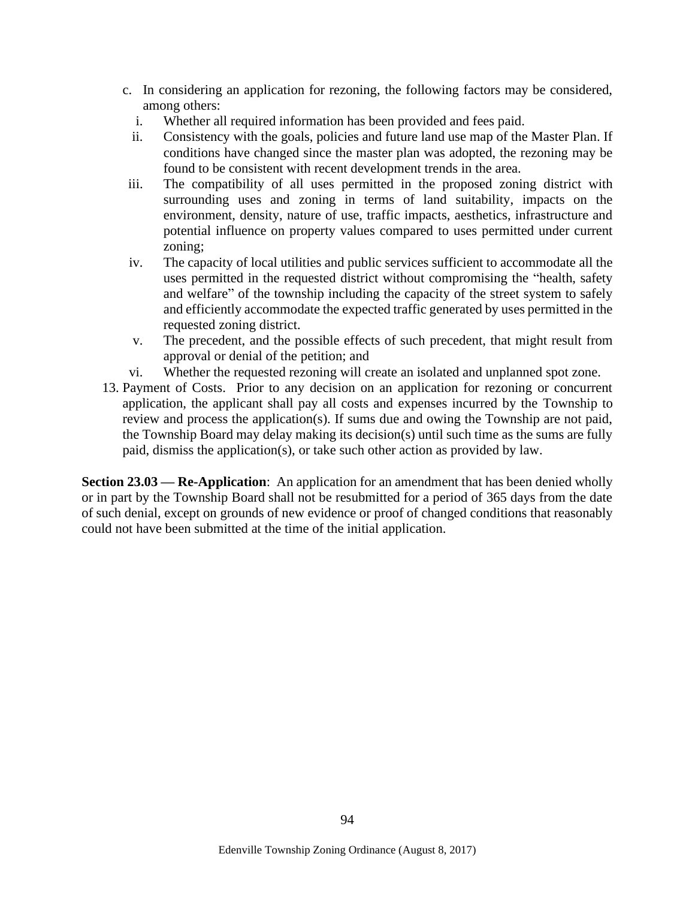c. In considering an application for rezoning, the following factors may be considered, among others:
   i. Whether all required information has been provided and fees paid.
   ii. Consistency with the goals, policies and future land use map of the Master Plan. If conditions have changed since the master plan was adopted, the rezoning may be found to be consistent with recent development trends in the area.
   iii. The compatibility of all uses permitted in the proposed zoning district with surrounding uses and zoning in terms of land suitability, impacts on the environment, density, nature of use, traffic impacts, aesthetics, infrastructure and potential influence on property values compared to uses permitted under current zoning;
   iv. The capacity of local utilities and public services sufficient to accommodate all the uses permitted in the requested district without compromising the "health, safety and welfare" of the township including the capacity of the street system to safely and efficiently accommodate the expected traffic generated by uses permitted in the requested zoning district.
   v. The precedent, and the possible effects of such precedent, that might result from approval or denial of the petition; and
   vi. Whether the requested rezoning will create an isolated and unplanned spot zone.

13. Payment of Costs. Prior to any decision on an application for rezoning or concurrent application, the applicant shall pay all costs and expenses incurred by the Township to review and process the application(s). If sums due and owing the Township are not paid, the Township Board may delay making its decision(s) until such time as the sums are fully paid, dismiss the application(s), or take such other action as provided by law.

**Section 23.03 — Re-Application**: An application for an amendment that has been denied wholly or in part by the Township Board shall not be resubmitted for a period of 365 days from the date of such denial, except on grounds of new evidence or proof of changed conditions that reasonably could not have been submitted at the time of the initial application.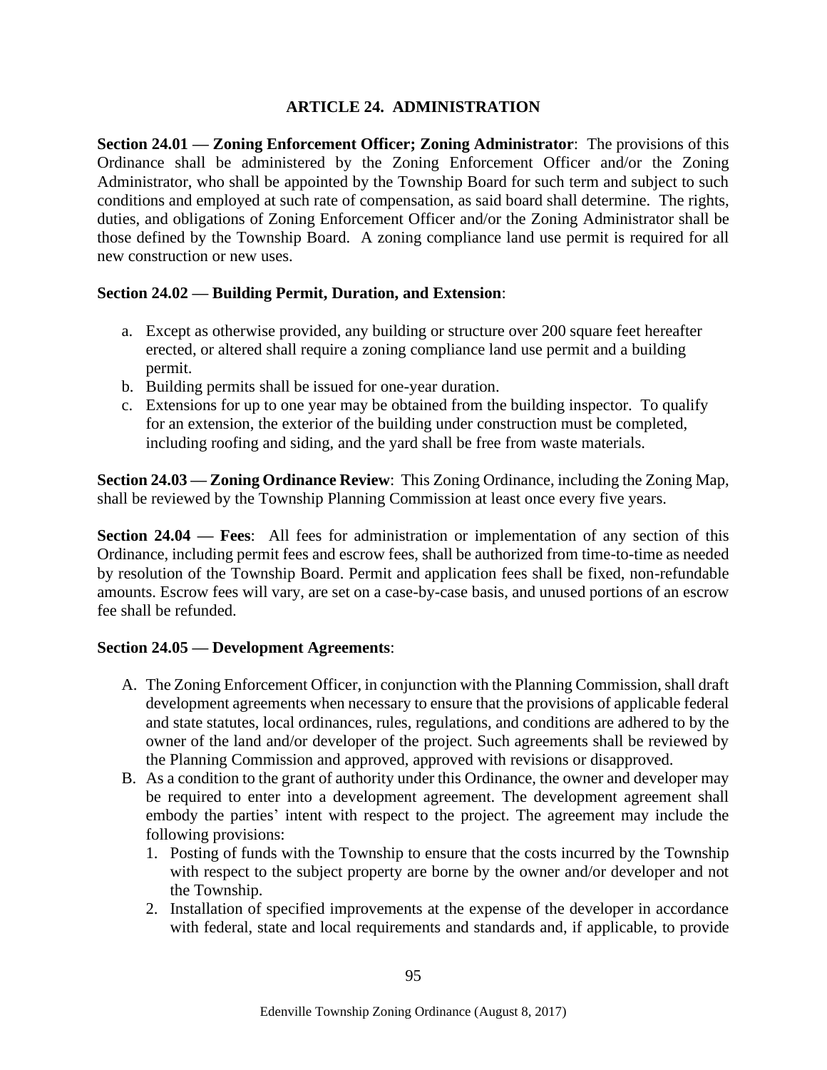# ARTICLE 24. ADMINISTRATION

**Section 24.01 — Zoning Enforcement Officer; Zoning Administrator**: The provisions of this Ordinance shall be administered by the Zoning Enforcement Officer and/or the Zoning Administrator, who shall be appointed by the Township Board for such term and subject to such conditions and employed at such rate of compensation, as said board shall determine. The rights, duties, and obligations of Zoning Enforcement Officer and/or the Zoning Administrator shall be those defined by the Township Board. A zoning compliance land use permit is required for all new construction or new uses.

**Section 24.02 — Building Permit, Duration, and Extension**:

a. Except as otherwise provided, any building or structure over 200 square feet hereafter erected, or altered shall require a zoning compliance land use permit and a building permit.
b. Building permits shall be issued for one-year duration.
c. Extensions for up to one year may be obtained from the building inspector. To qualify for an extension, the exterior of the building under construction must be completed, including roofing and siding, and the yard shall be free from waste materials.

**Section 24.03 — Zoning Ordinance Review**: This Zoning Ordinance, including the Zoning Map, shall be reviewed by the Township Planning Commission at least once every five years.

**Section 24.04 — Fees**: All fees for administration or implementation of any section of this Ordinance, including permit fees and escrow fees, shall be authorized from time-to-time as needed by resolution of the Township Board. Permit and application fees shall be fixed, non-refundable amounts. Escrow fees will vary, are set on a case-by-case basis, and unused portions of an escrow fee shall be refunded.

**Section 24.05 — Development Agreements**:

A. The Zoning Enforcement Officer, in conjunction with the Planning Commission, shall draft development agreements when necessary to ensure that the provisions of applicable federal and state statutes, local ordinances, rules, regulations, and conditions are adhered to by the owner of the land and/or developer of the project. Such agreements shall be reviewed by the Planning Commission and approved, approved with revisions or disapproved.
B. As a condition to the grant of authority under this Ordinance, the owner and developer may be required to enter into a development agreement. The development agreement shall embody the parties' intent with respect to the project. The agreement may include the following provisions:
   1. Posting of funds with the Township to ensure that the costs incurred by the Township with respect to the subject property are borne by the owner and/or developer and not the Township.
   2. Installation of specified improvements at the expense of the developer in accordance with federal, state and local requirements and standards and, if applicable, to provide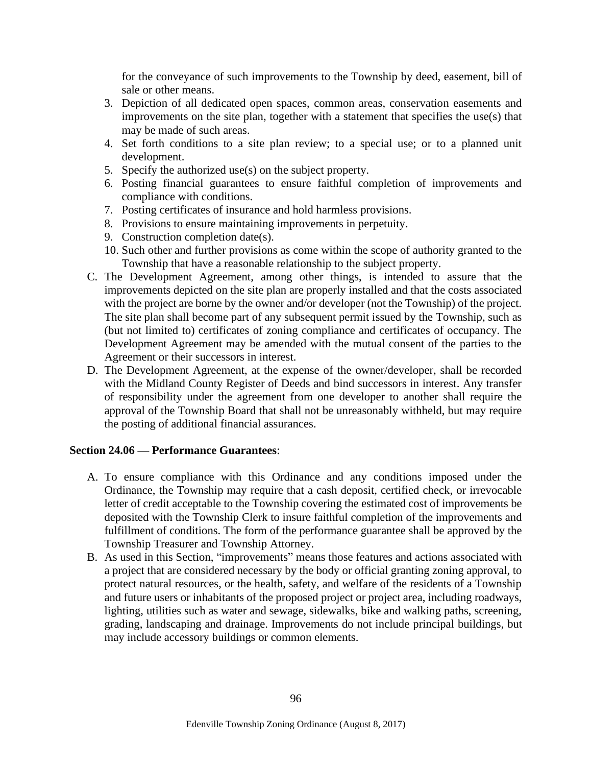for the conveyance of such improvements to the Township by deed, easement, bill of sale or other means.

3. Depiction of all dedicated open spaces, common areas, conservation easements and improvements on the site plan, together with a statement that specifies the use(s) that may be made of such areas.
4. Set forth conditions to a site plan review; to a special use; or to a planned unit development.
5. Specify the authorized use(s) on the subject property.
6. Posting financial guarantees to ensure faithful completion of improvements and compliance with conditions.
7. Posting certificates of insurance and hold harmless provisions.
8. Provisions to ensure maintaining improvements in perpetuity.
9. Construction completion date(s).
10. Such other and further provisions as come within the scope of authority granted to the Township that have a reasonable relationship to the subject property.

C. The Development Agreement, among other things, is intended to assure that the improvements depicted on the site plan are properly installed and that the costs associated with the project are borne by the owner and/or developer (not the Township) of the project. The site plan shall become part of any subsequent permit issued by the Township, such as (but not limited to) certificates of zoning compliance and certificates of occupancy. The Development Agreement may be amended with the mutual consent of the parties to the Agreement or their successors in interest.

D. The Development Agreement, at the expense of the owner/developer, shall be recorded with the Midland County Register of Deeds and bind successors in interest. Any transfer of responsibility under the agreement from one developer to another shall require the approval of the Township Board that shall not be unreasonably withheld, but may require the posting of additional financial assurances.

**Section 24.06 — Performance Guarantees**:

A. To ensure compliance with this Ordinance and any conditions imposed under the Ordinance, the Township may require that a cash deposit, certified check, or irrevocable letter of credit acceptable to the Township covering the estimated cost of improvements be deposited with the Township Clerk to insure faithful completion of the improvements and fulfillment of conditions. The form of the performance guarantee shall be approved by the Township Treasurer and Township Attorney.

B. As used in this Section, "improvements" means those features and actions associated with a project that are considered necessary by the body or official granting zoning approval, to protect natural resources, or the health, safety, and welfare of the residents of a Township and future users or inhabitants of the proposed project or project area, including roadways, lighting, utilities such as water and sewage, sidewalks, bike and walking paths, screening, grading, landscaping and drainage. Improvements do not include principal buildings, but may include accessory buildings or common elements.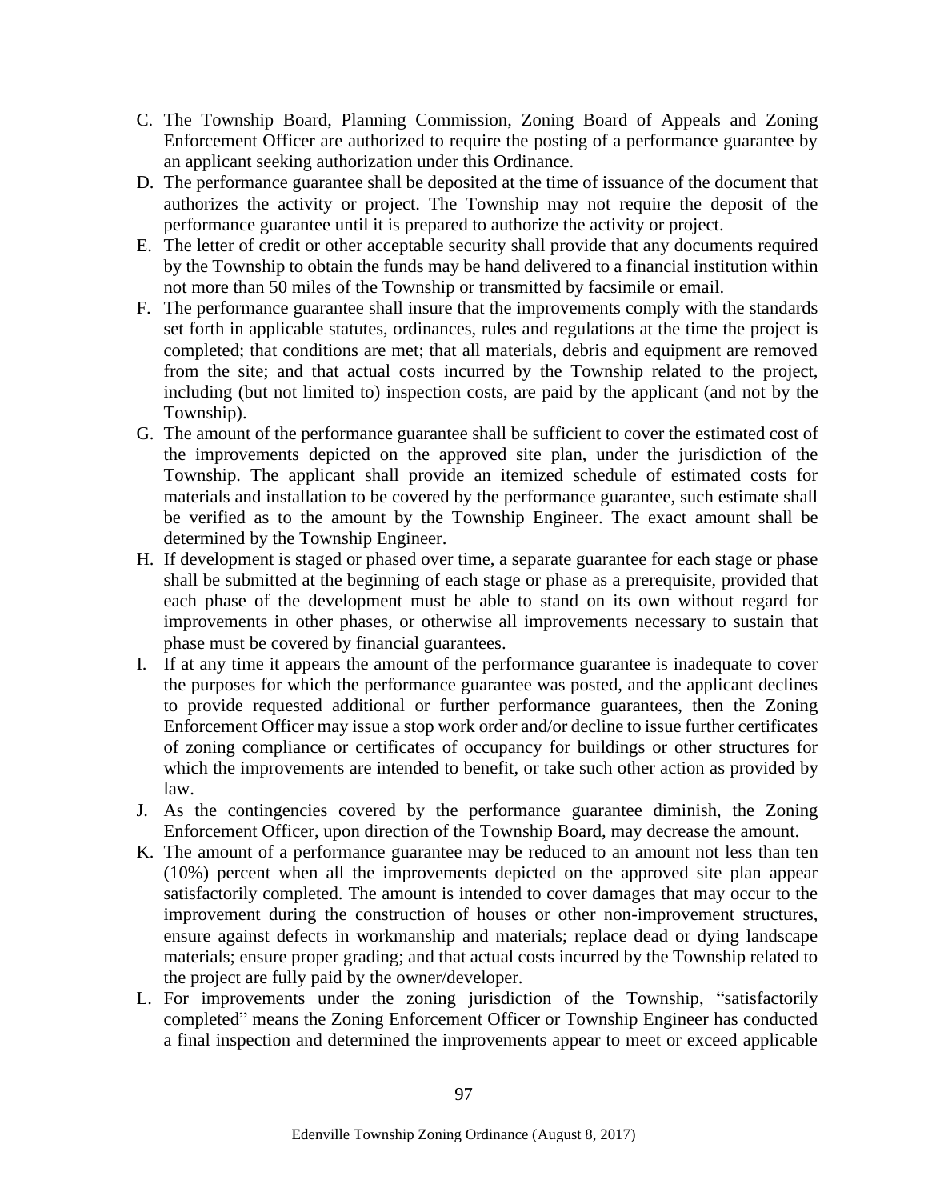C. The Township Board, Planning Commission, Zoning Board of Appeals and Zoning Enforcement Officer are authorized to require the posting of a performance guarantee by an applicant seeking authorization under this Ordinance.
D. The performance guarantee shall be deposited at the time of issuance of the document that authorizes the activity or project. The Township may not require the deposit of the performance guarantee until it is prepared to authorize the activity or project.
E. The letter of credit or other acceptable security shall provide that any documents required by the Township to obtain the funds may be hand delivered to a financial institution within not more than 50 miles of the Township or transmitted by facsimile or email.
F. The performance guarantee shall insure that the improvements comply with the standards set forth in applicable statutes, ordinances, rules and regulations at the time the project is completed; that conditions are met; that all materials, debris and equipment are removed from the site; and that actual costs incurred by the Township related to the project, including (but not limited to) inspection costs, are paid by the applicant (and not by the Township).
G. The amount of the performance guarantee shall be sufficient to cover the estimated cost of the improvements depicted on the approved site plan, under the jurisdiction of the Township. The applicant shall provide an itemized schedule of estimated costs for materials and installation to be covered by the performance guarantee, such estimate shall be verified as to the amount by the Township Engineer. The exact amount shall be determined by the Township Engineer.
H. If development is staged or phased over time, a separate guarantee for each stage or phase shall be submitted at the beginning of each stage or phase as a prerequisite, provided that each phase of the development must be able to stand on its own without regard for improvements in other phases, or otherwise all improvements necessary to sustain that phase must be covered by financial guarantees.
I. If at any time it appears the amount of the performance guarantee is inadequate to cover the purposes for which the performance guarantee was posted, and the applicant declines to provide requested additional or further performance guarantees, then the Zoning Enforcement Officer may issue a stop work order and/or decline to issue further certificates of zoning compliance or certificates of occupancy for buildings or other structures for which the improvements are intended to benefit, or take such other action as provided by law.
J. As the contingencies covered by the performance guarantee diminish, the Zoning Enforcement Officer, upon direction of the Township Board, may decrease the amount.
K. The amount of a performance guarantee may be reduced to an amount not less than ten (10%) percent when all the improvements depicted on the approved site plan appear satisfactorily completed. The amount is intended to cover damages that may occur to the improvement during the construction of houses or other non-improvement structures, ensure against defects in workmanship and materials; replace dead or dying landscape materials; ensure proper grading; and that actual costs incurred by the Township related to the project are fully paid by the owner/developer.
L. For improvements under the zoning jurisdiction of the Township, "satisfactorily completed" means the Zoning Enforcement Officer or Township Engineer has conducted a final inspection and determined the improvements appear to meet or exceed applicable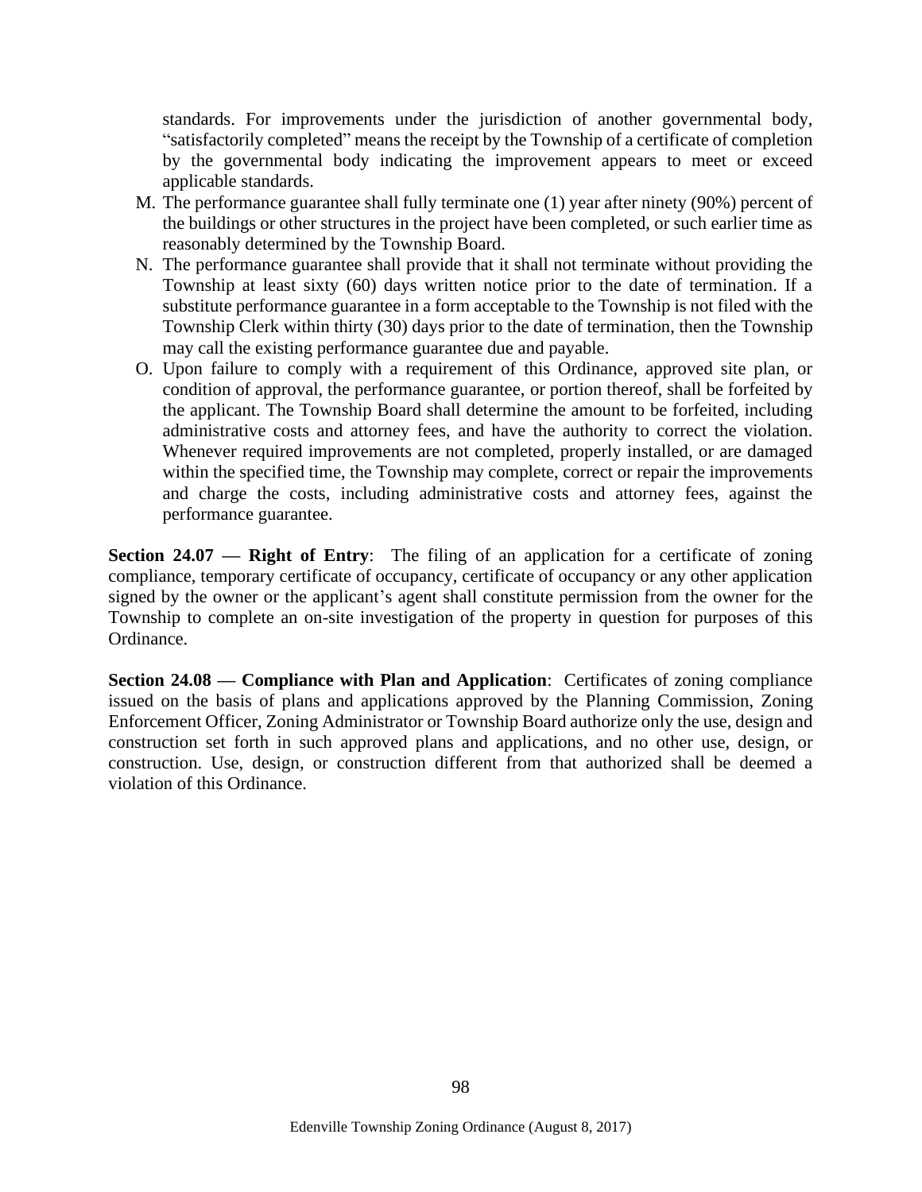standards. For improvements under the jurisdiction of another governmental body, "satisfactorily completed" means the receipt by the Township of a certificate of completion by the governmental body indicating the improvement appears to meet or exceed applicable standards.

M. The performance guarantee shall fully terminate one (1) year after ninety (90%) percent of the buildings or other structures in the project have been completed, or such earlier time as reasonably determined by the Township Board.
N. The performance guarantee shall provide that it shall not terminate without providing the Township at least sixty (60) days written notice prior to the date of termination. If a substitute performance guarantee in a form acceptable to the Township is not filed with the Township Clerk within thirty (30) days prior to the date of termination, then the Township may call the existing performance guarantee due and payable.
O. Upon failure to comply with a requirement of this Ordinance, approved site plan, or condition of approval, the performance guarantee, or portion thereof, shall be forfeited by the applicant. The Township Board shall determine the amount to be forfeited, including administrative costs and attorney fees, and have the authority to correct the violation. Whenever required improvements are not completed, properly installed, or are damaged within the specified time, the Township may complete, correct or repair the improvements and charge the costs, including administrative costs and attorney fees, against the performance guarantee.

**Section 24.07 — Right of Entry**: The filing of an application for a certificate of zoning compliance, temporary certificate of occupancy, certificate of occupancy or any other application signed by the owner or the applicant's agent shall constitute permission from the owner for the Township to complete an on-site investigation of the property in question for purposes of this Ordinance.

**Section 24.08 — Compliance with Plan and Application**: Certificates of zoning compliance issued on the basis of plans and applications approved by the Planning Commission, Zoning Enforcement Officer, Zoning Administrator or Township Board authorize only the use, design and construction set forth in such approved plans and applications, and no other use, design, or construction. Use, design, or construction different from that authorized shall be deemed a violation of this Ordinance.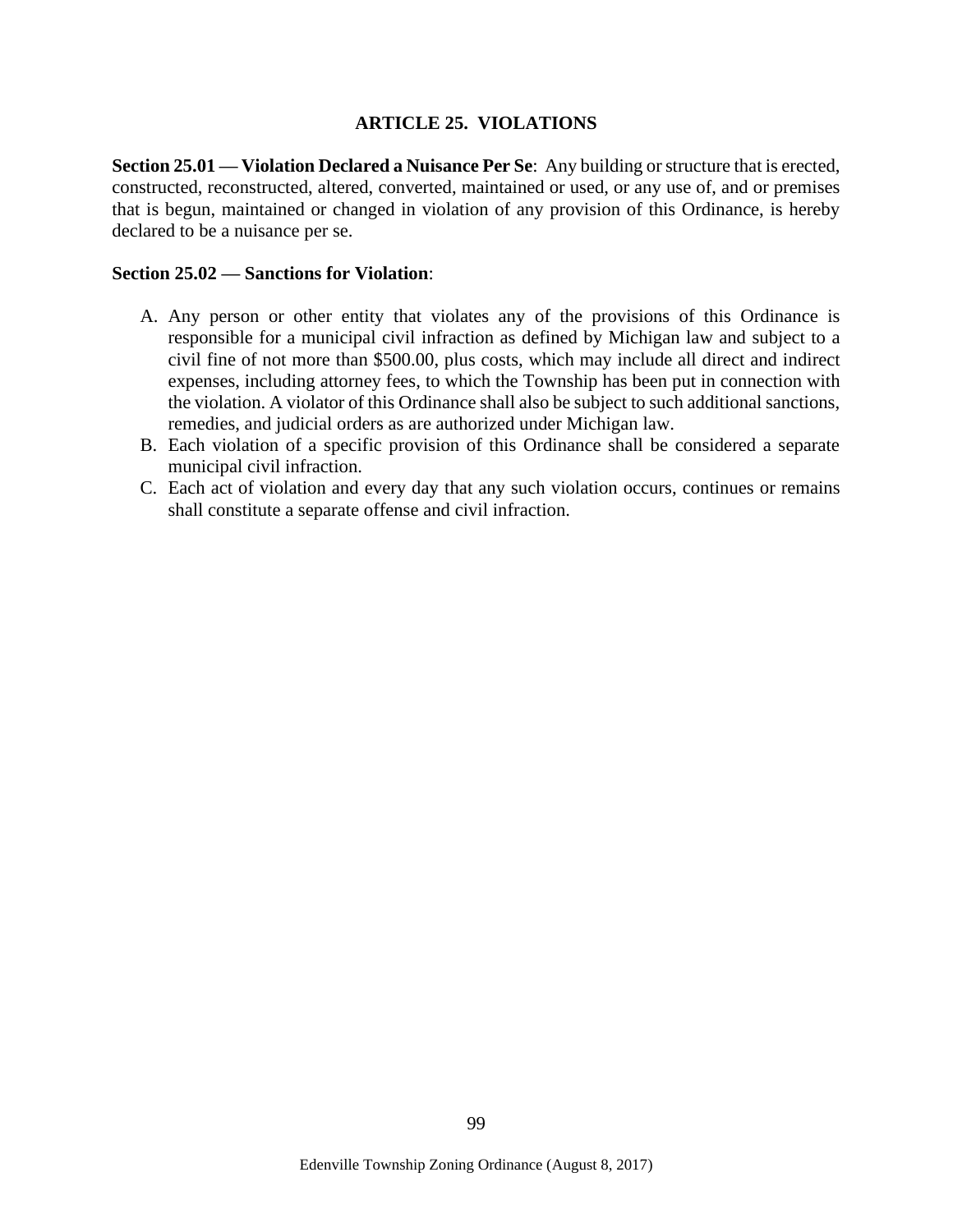# ARTICLE 25. VIOLATIONS

**Section 25.01 — Violation Declared a Nuisance Per Se**: Any building or structure that is erected, constructed, reconstructed, altered, converted, maintained or used, or any use of, and or premises that is begun, maintained or changed in violation of any provision of this Ordinance, is hereby declared to be a nuisance per se.

**Section 25.02 — Sanctions for Violation**:

A. Any person or other entity that violates any of the provisions of this Ordinance is responsible for a municipal civil infraction as defined by Michigan law and subject to a civil fine of not more than $500.00, plus costs, which may include all direct and indirect expenses, including attorney fees, to which the Township has been put in connection with the violation. A violator of this Ordinance shall also be subject to such additional sanctions, remedies, and judicial orders as are authorized under Michigan law.
B. Each violation of a specific provision of this Ordinance shall be considered a separate municipal civil infraction.
C. Each act of violation and every day that any such violation occurs, continues or remains shall constitute a separate offense and civil infraction.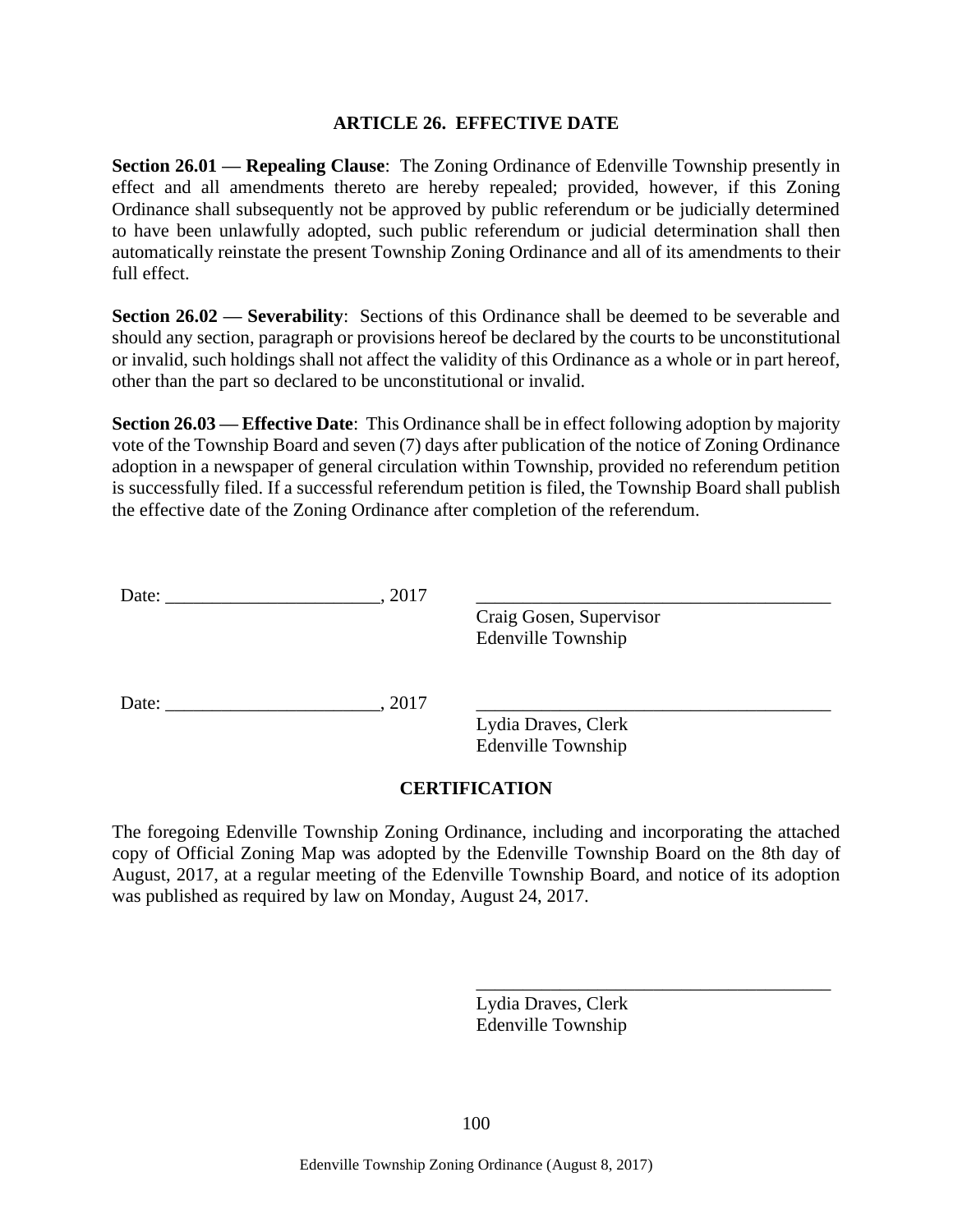## ARTICLE 26. EFFECTIVE DATE

**Section 26.01 — Repealing Clause**: The Zoning Ordinance of Edenville Township presently in effect and all amendments thereto are hereby repealed; provided, however, if this Zoning Ordinance shall subsequently not be approved by public referendum or be judicially determined to have been unlawfully adopted, such public referendum or judicial determination shall then automatically reinstate the present Township Zoning Ordinance and all of its amendments to their full effect.

**Section 26.02 — Severability**: Sections of this Ordinance shall be deemed to be severable and should any section, paragraph or provisions hereof be declared by the courts to be unconstitutional or invalid, such holdings shall not affect the validity of this Ordinance as a whole or in part hereof, other than the part so declared to be unconstitutional or invalid.

**Section 26.03 — Effective Date**: This Ordinance shall be in effect following adoption by majority vote of the Township Board and seven (7) days after publication of the notice of Zoning Ordinance adoption in a newspaper of general circulation within Township, provided no referendum petition is successfully filed. If a successful referendum petition is filed, the Township Board shall publish the effective date of the Zoning Ordinance after completion of the referendum.

Date: _______________________, 2017 _______________________________________

Craig Gosen, Supervisor
Edenville Township

Date: _______________________, 2017 _______________________________________

Lydia Draves, Clerk
Edenville Township

## CERTIFICATION

The foregoing Edenville Township Zoning Ordinance, including and incorporating the attached copy of Official Zoning Map was adopted by the Edenville Township Board on the 8th day of August, 2017, at a regular meeting of the Edenville Township Board, and notice of its adoption was published as required by law on Monday, August 24, 2017.

_______________________________________

Lydia Draves, Clerk
Edenville Township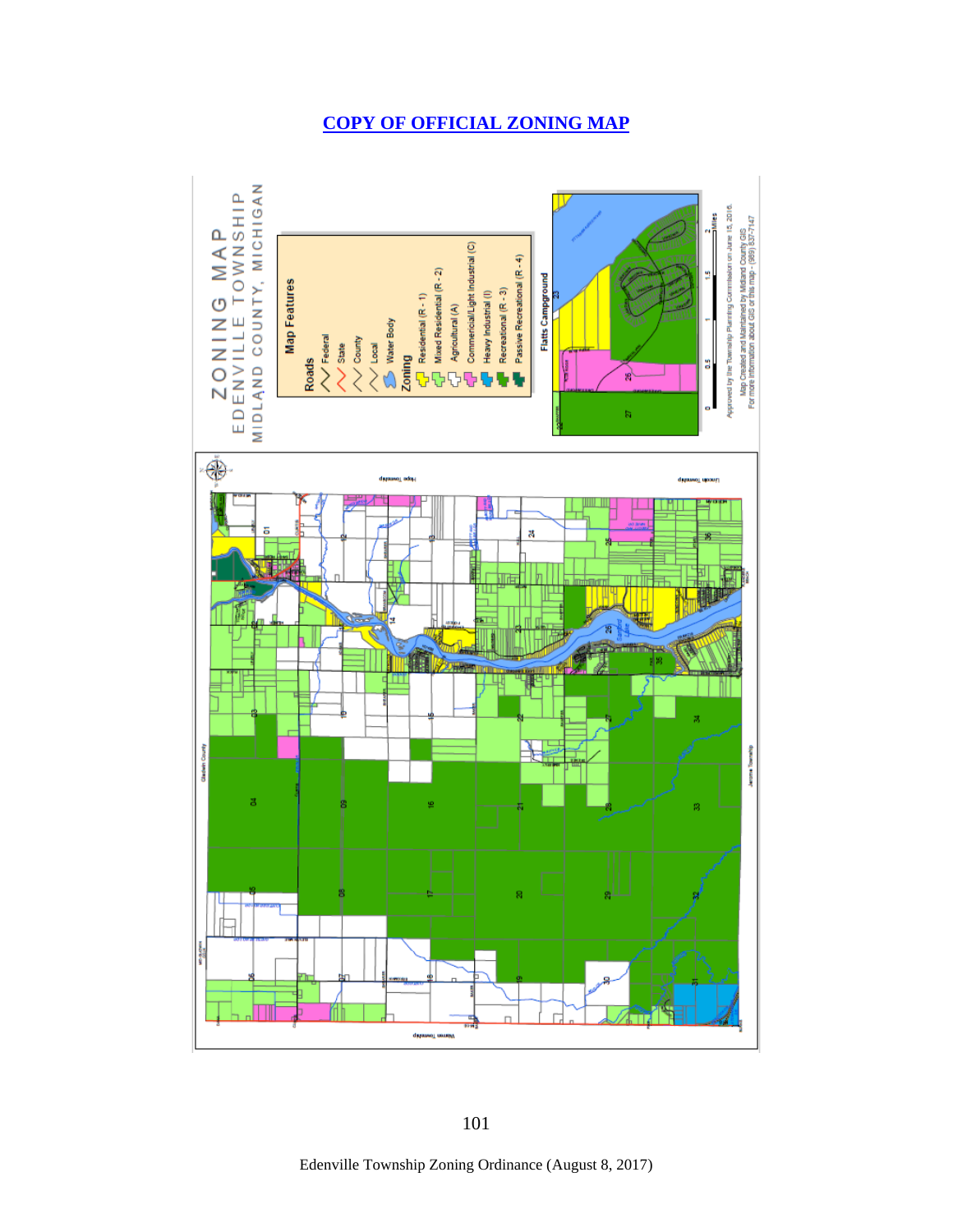## COPY OF OFFICIAL ZONING MAP

ZONING MAP
EDENVILLE TOWNSHIP
MIDLAND COUNTY, MICHIGAN

**Map Features**

**Roads**
- Federal
- State
- County
- Local
- Water Body

**Zoning**
- Residential (R - 1)
- Mixed Residential (R - 2)
- Agricultural (A)
- Commercial/Light Industrial (C)
- Heavy Industrial (I)
- Recreational (R - 3)
- Passive Recreational (R - 4)

**Flatts Campground**

0 0.5 1 1.5 2 Miles

Approved by the Township Planning Commission on June 15, 2016.
Map Created and Maintained by Midland County GIS
For more information about GIS or this map - (989) 837-7147

Edenville Township Zoning Ordinance (August 8, 2017)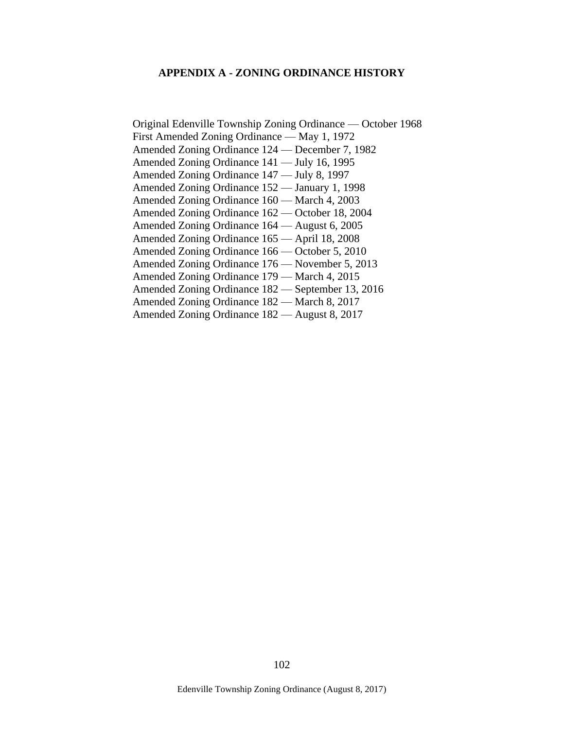# APPENDIX A - ZONING ORDINANCE HISTORY

Original Edenville Township Zoning Ordinance — October 1968
First Amended Zoning Ordinance — May 1, 1972
Amended Zoning Ordinance 124 — December 7, 1982
Amended Zoning Ordinance 141 — July 16, 1995
Amended Zoning Ordinance 147 — July 8, 1997
Amended Zoning Ordinance 152 — January 1, 1998
Amended Zoning Ordinance 160 — March 4, 2003
Amended Zoning Ordinance 162 — October 18, 2004
Amended Zoning Ordinance 164 — August 6, 2005
Amended Zoning Ordinance 165 — April 18, 2008
Amended Zoning Ordinance 166 — October 5, 2010
Amended Zoning Ordinance 176 — November 5, 2013
Amended Zoning Ordinance 179 — March 4, 2015
Amended Zoning Ordinance 182 — September 13, 2016
Amended Zoning Ordinance 182 — March 8, 2017
Amended Zoning Ordinance 182 — August 8, 2017